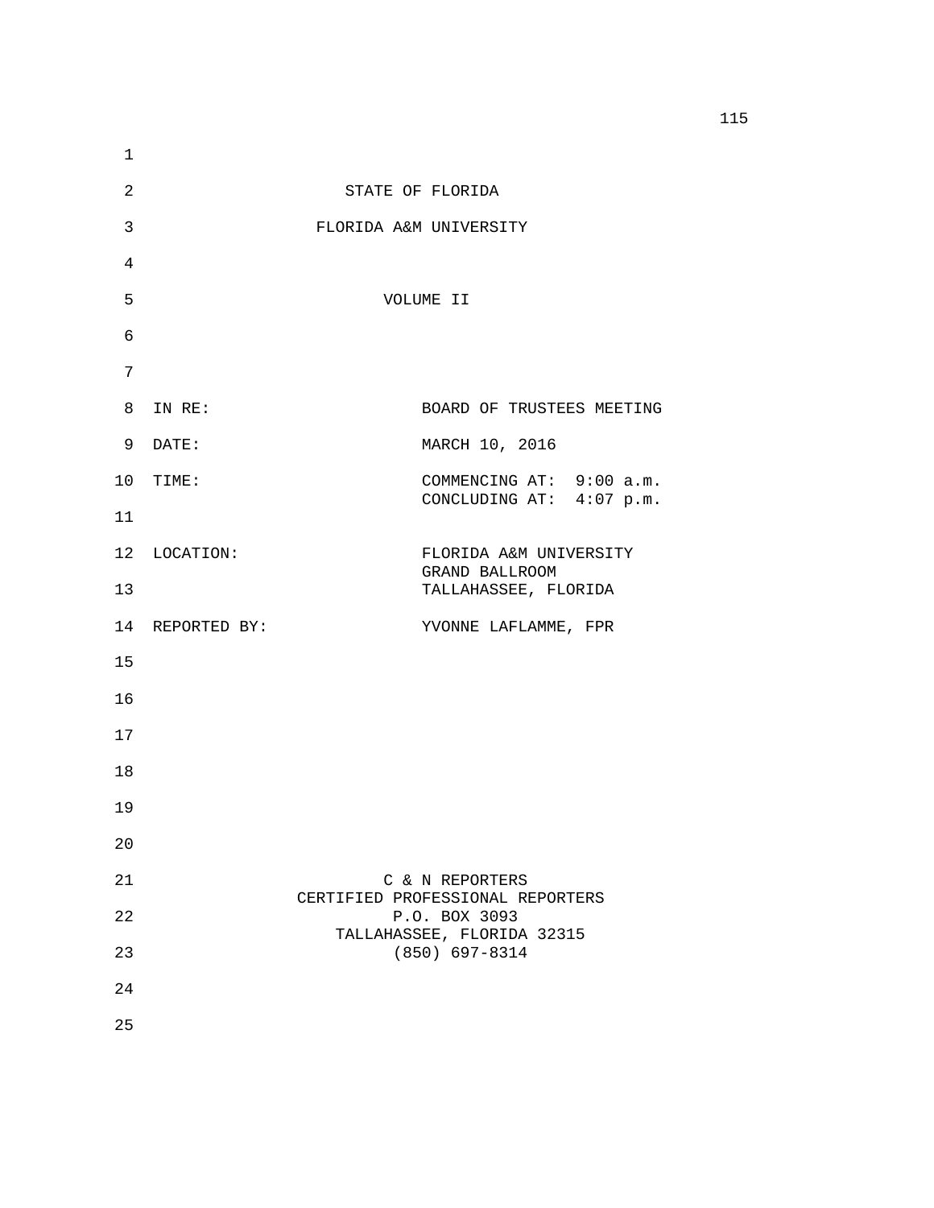STATE OF FLORIDA

FLORIDA A&M UNIVERSITY

VOLUME II

| | |
|---|---|
| IN RE: | BOARD OF TRUSTEES MEETING |
| DATE: | MARCH 10, 2016 |
| TIME: | COMMENCING AT: 9:00 a.m.<br>CONCLUDING AT: 4:07 p.m. |
| LOCATION: | FLORIDA A&M UNIVERSITY<br>GRAND BALLROOM<br>TALLAHASSEE, FLORIDA |
| REPORTED BY: | YVONNE LAFLAMME, FPR |

C & N REPORTERS
CERTIFIED PROFESSIONAL REPORTERS
P.O. BOX 3093
TALLAHASSEE, FLORIDA 32315
(850) 697-8314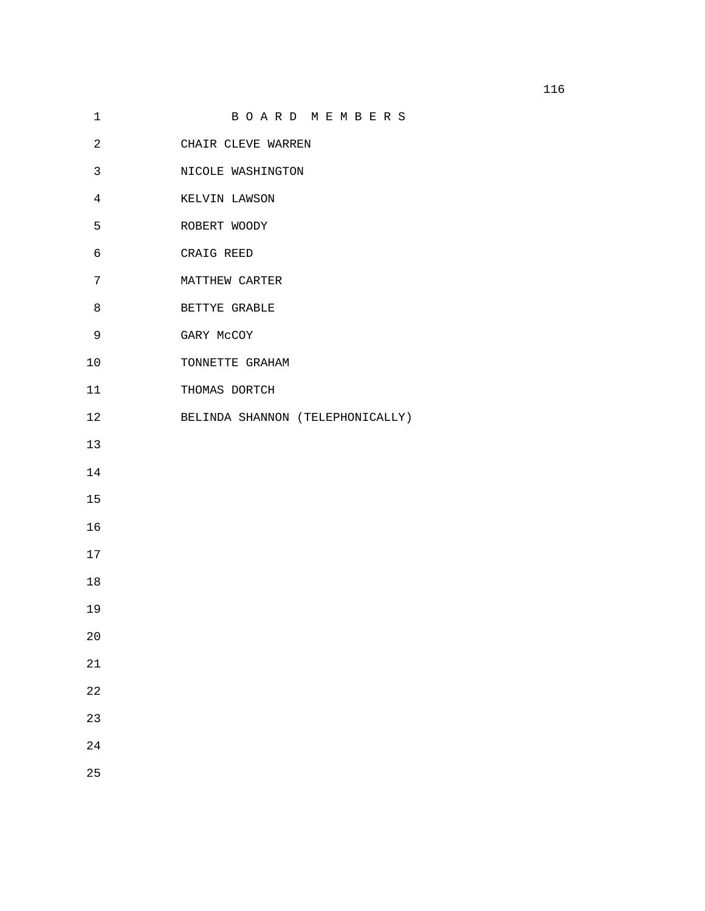# B O A R D   M E M B E R S

CHAIR CLEVE WARREN

NICOLE WASHINGTON

KELVIN LAWSON

ROBERT WOODY

CRAIG REED

MATTHEW CARTER

BETTYE GRABLE

GARY McCOY

TONNETTE GRAHAM

THOMAS DORTCH

BELINDA SHANNON (TELEPHONICALLY)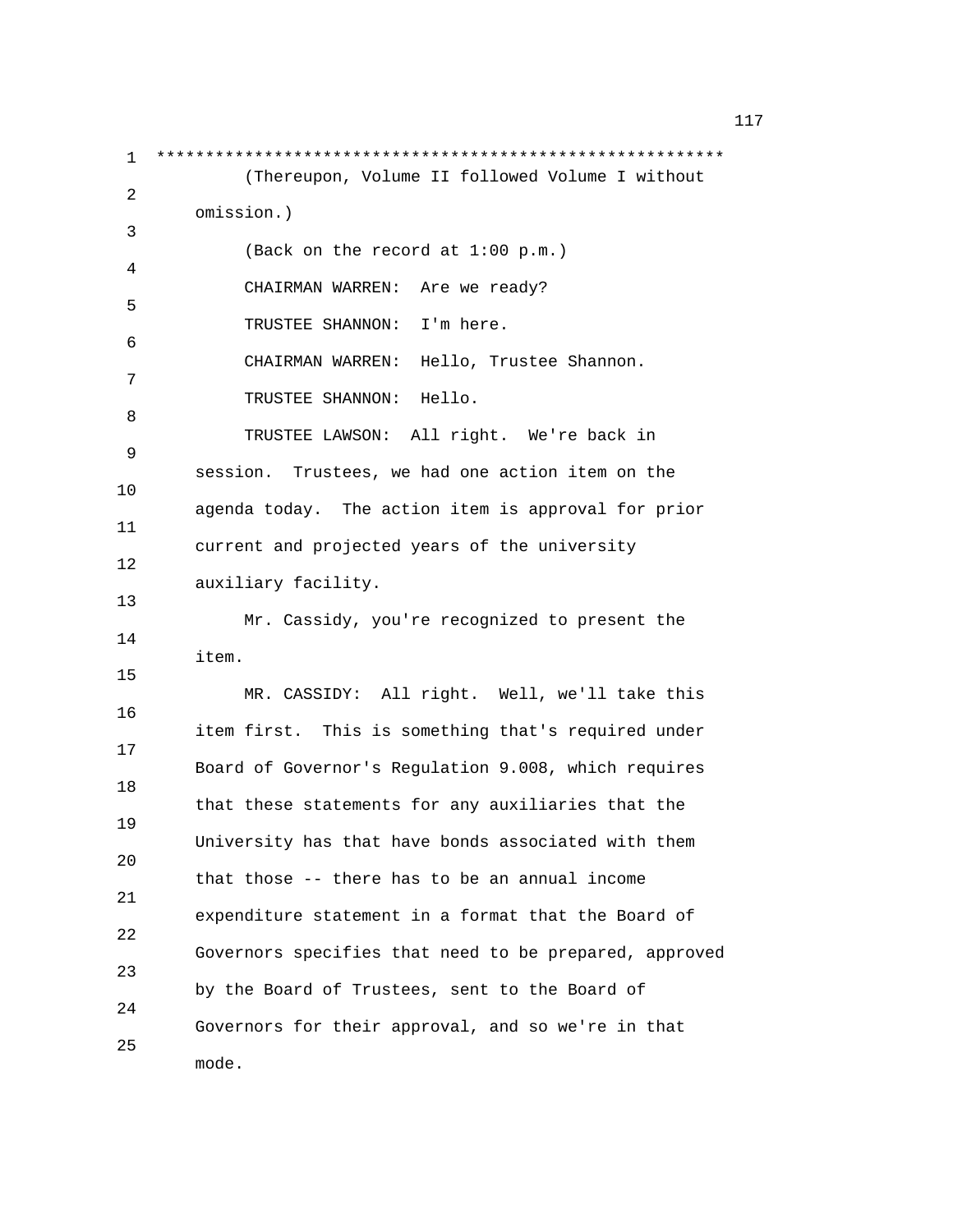*********************************************************

(Thereupon, Volume II followed Volume I without omission.)

(Back on the record at 1:00 p.m.)

CHAIRMAN WARREN: Are we ready?

TRUSTEE SHANNON: I'm here.

CHAIRMAN WARREN: Hello, Trustee Shannon.

TRUSTEE SHANNON: Hello.

TRUSTEE LAWSON: All right. We're back in session. Trustees, we had one action item on the agenda today. The action item is approval for prior current and projected years of the university auxiliary facility.

Mr. Cassidy, you're recognized to present the item.

MR. CASSIDY: All right. Well, we'll take this item first. This is something that's required under Board of Governor's Regulation 9.008, which requires that these statements for any auxiliaries that the University has that have bonds associated with them that those -- there has to be an annual income expenditure statement in a format that the Board of Governors specifies that need to be prepared, approved by the Board of Trustees, sent to the Board of Governors for their approval, and so we're in that mode.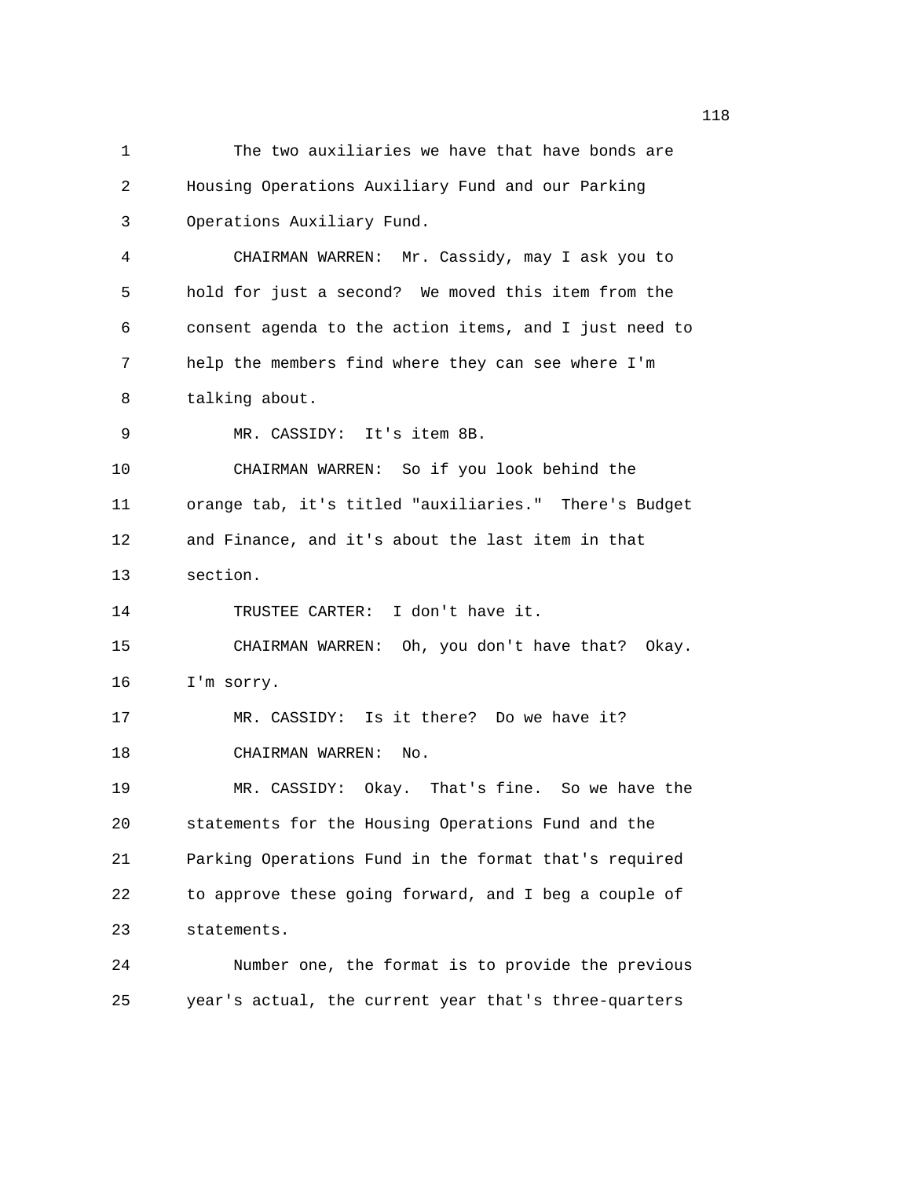The two auxiliaries we have that have bonds are Housing Operations Auxiliary Fund and our Parking Operations Auxiliary Fund.

CHAIRMAN WARREN: Mr. Cassidy, may I ask you to hold for just a second? We moved this item from the consent agenda to the action items, and I just need to help the members find where they can see where I'm talking about.

MR. CASSIDY: It's item 8B.

CHAIRMAN WARREN: So if you look behind the orange tab, it's titled "auxiliaries." There's Budget and Finance, and it's about the last item in that section.

TRUSTEE CARTER: I don't have it.

CHAIRMAN WARREN: Oh, you don't have that? Okay. I'm sorry.

MR. CASSIDY: Is it there? Do we have it?

CHAIRMAN WARREN: No.

MR. CASSIDY: Okay. That's fine. So we have the statements for the Housing Operations Fund and the Parking Operations Fund in the format that's required to approve these going forward, and I beg a couple of statements.

Number one, the format is to provide the previous year's actual, the current year that's three-quarters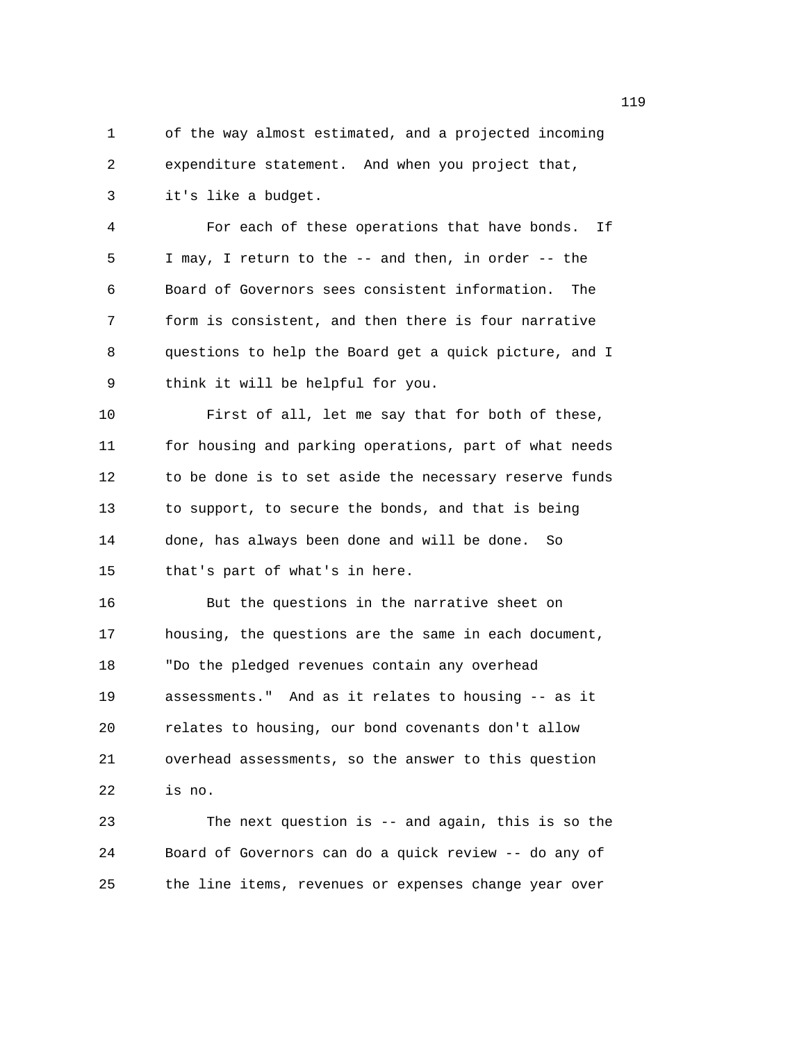of the way almost estimated, and a projected incoming expenditure statement. And when you project that, it's like a budget.

For each of these operations that have bonds. If I may, I return to the -- and then, in order -- the Board of Governors sees consistent information. The form is consistent, and then there is four narrative questions to help the Board get a quick picture, and I think it will be helpful for you.

First of all, let me say that for both of these, for housing and parking operations, part of what needs to be done is to set aside the necessary reserve funds to support, to secure the bonds, and that is being done, has always been done and will be done. So that's part of what's in here.

But the questions in the narrative sheet on housing, the questions are the same in each document, "Do the pledged revenues contain any overhead assessments." And as it relates to housing -- as it relates to housing, our bond covenants don't allow overhead assessments, so the answer to this question is no.

The next question is -- and again, this is so the Board of Governors can do a quick review -- do any of the line items, revenues or expenses change year over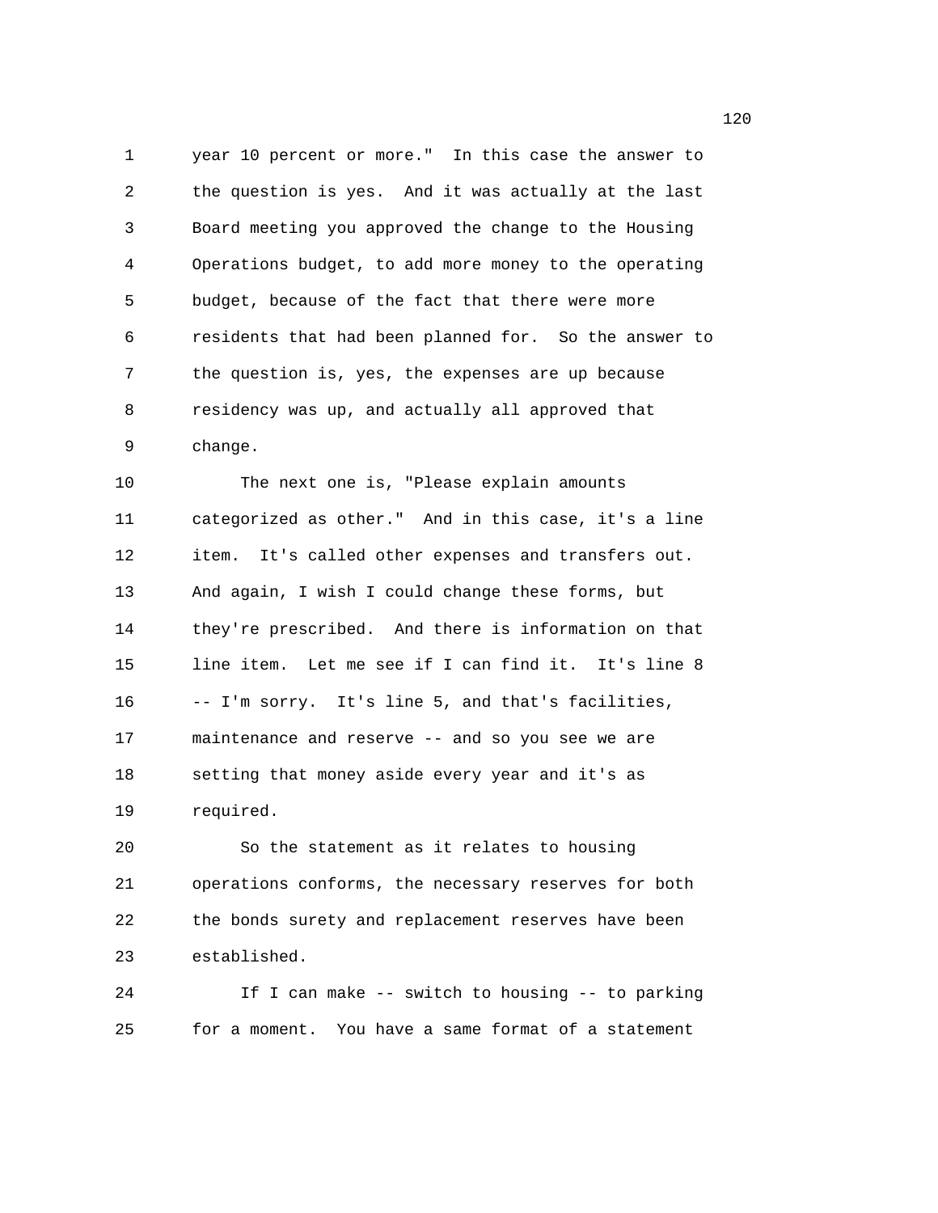year 10 percent or more." In this case the answer to the question is yes. And it was actually at the last Board meeting you approved the change to the Housing Operations budget, to add more money to the operating budget, because of the fact that there were more residents that had been planned for. So the answer to the question is, yes, the expenses are up because residency was up, and actually all approved that change.

The next one is, "Please explain amounts categorized as other." And in this case, it's a line item. It's called other expenses and transfers out. And again, I wish I could change these forms, but they're prescribed. And there is information on that line item. Let me see if I can find it. It's line 8 -- I'm sorry. It's line 5, and that's facilities, maintenance and reserve -- and so you see we are setting that money aside every year and it's as required.

So the statement as it relates to housing operations conforms, the necessary reserves for both the bonds surety and replacement reserves have been established.

If I can make -- switch to housing -- to parking for a moment. You have a same format of a statement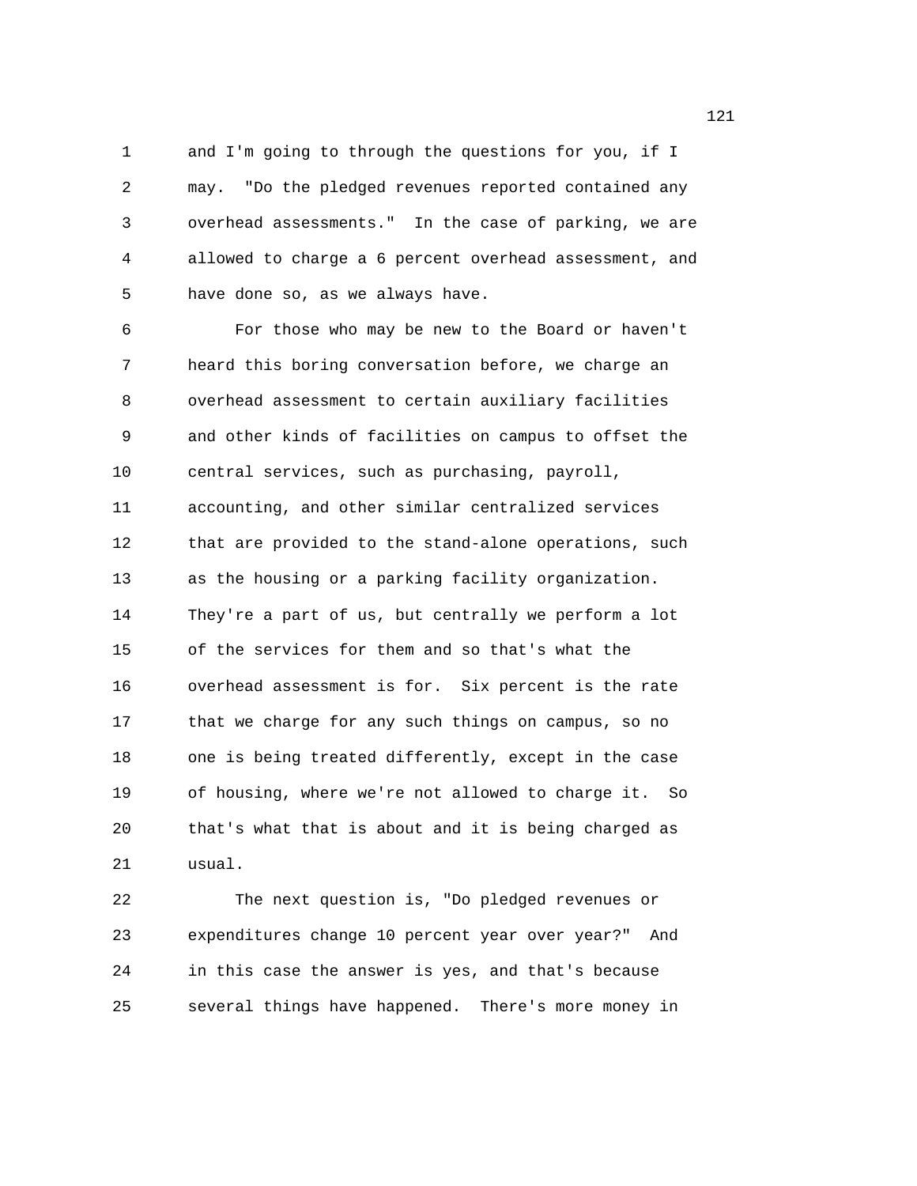and I'm going to through the questions for you, if I may. "Do the pledged revenues reported contained any overhead assessments." In the case of parking, we are allowed to charge a 6 percent overhead assessment, and have done so, as we always have.

For those who may be new to the Board or haven't heard this boring conversation before, we charge an overhead assessment to certain auxiliary facilities and other kinds of facilities on campus to offset the central services, such as purchasing, payroll, accounting, and other similar centralized services that are provided to the stand-alone operations, such as the housing or a parking facility organization. They're a part of us, but centrally we perform a lot of the services for them and so that's what the overhead assessment is for. Six percent is the rate that we charge for any such things on campus, so no one is being treated differently, except in the case of housing, where we're not allowed to charge it. So that's what that is about and it is being charged as usual.

The next question is, "Do pledged revenues or expenditures change 10 percent year over year?" And in this case the answer is yes, and that's because several things have happened. There's more money in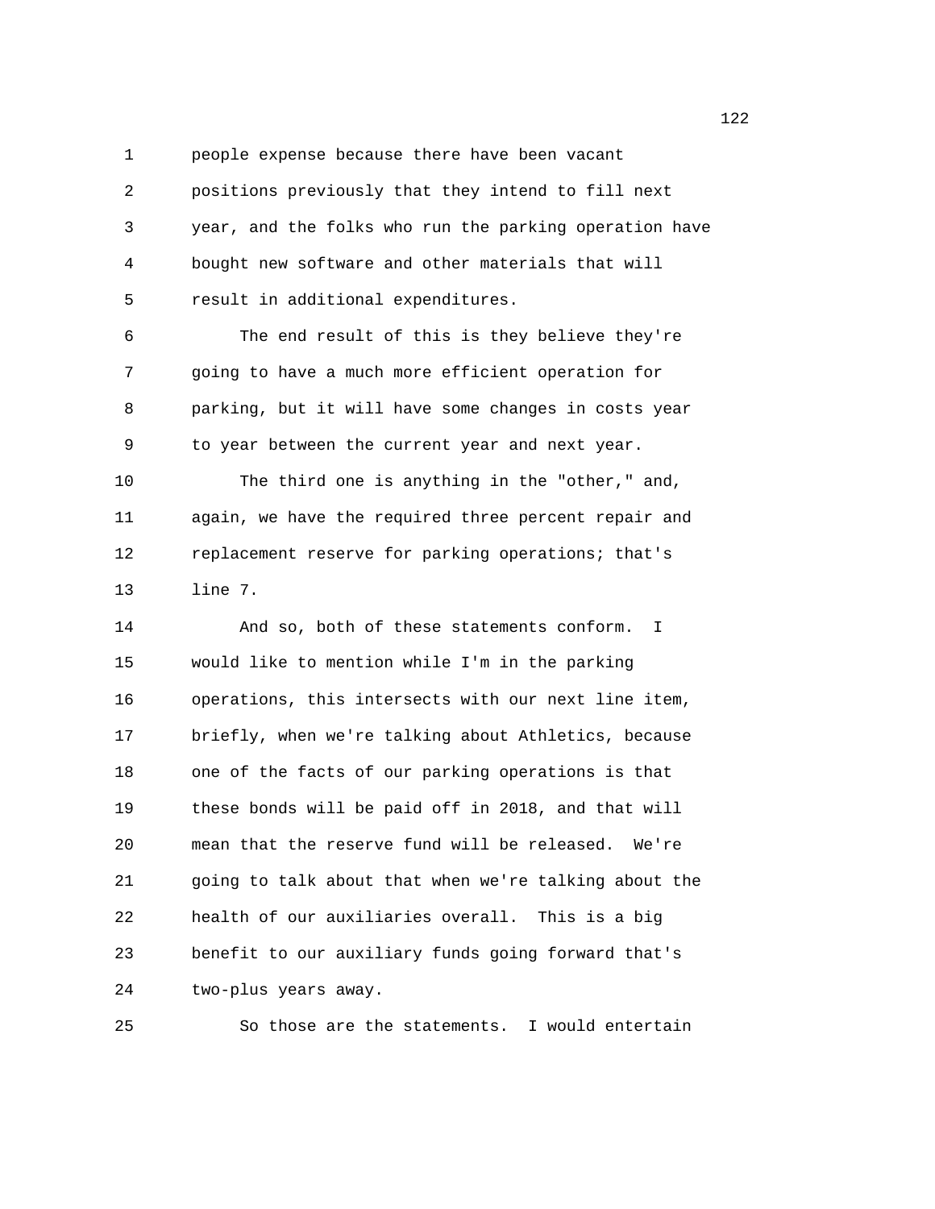people expense because there have been vacant positions previously that they intend to fill next year, and the folks who run the parking operation have bought new software and other materials that will result in additional expenditures.

The end result of this is they believe they're going to have a much more efficient operation for parking, but it will have some changes in costs year to year between the current year and next year.

The third one is anything in the "other," and, again, we have the required three percent repair and replacement reserve for parking operations; that's line 7.

And so, both of these statements conform. I would like to mention while I'm in the parking operations, this intersects with our next line item, briefly, when we're talking about Athletics, because one of the facts of our parking operations is that these bonds will be paid off in 2018, and that will mean that the reserve fund will be released. We're going to talk about that when we're talking about the health of our auxiliaries overall. This is a big benefit to our auxiliary funds going forward that's two-plus years away.

So those are the statements. I would entertain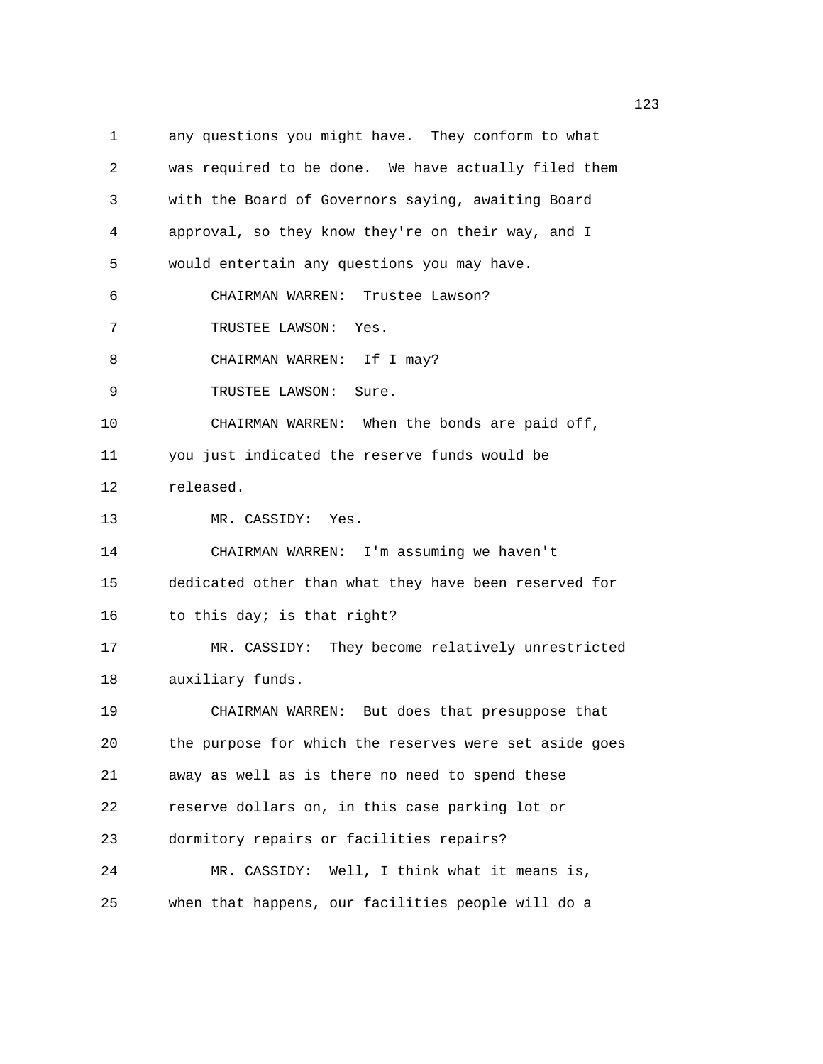any questions you might have. They conform to what was required to be done. We have actually filed them with the Board of Governors saying, awaiting Board approval, so they know they're on their way, and I would entertain any questions you may have.

CHAIRMAN WARREN: Trustee Lawson?

TRUSTEE LAWSON: Yes.

CHAIRMAN WARREN: If I may?

TRUSTEE LAWSON: Sure.

CHAIRMAN WARREN: When the bonds are paid off, you just indicated the reserve funds would be released.

MR. CASSIDY: Yes.

CHAIRMAN WARREN: I'm assuming we haven't dedicated other than what they have been reserved for to this day; is that right?

MR. CASSIDY: They become relatively unrestricted auxiliary funds.

CHAIRMAN WARREN: But does that presuppose that the purpose for which the reserves were set aside goes away as well as is there no need to spend these reserve dollars on, in this case parking lot or dormitory repairs or facilities repairs?

MR. CASSIDY: Well, I think what it means is, when that happens, our facilities people will do a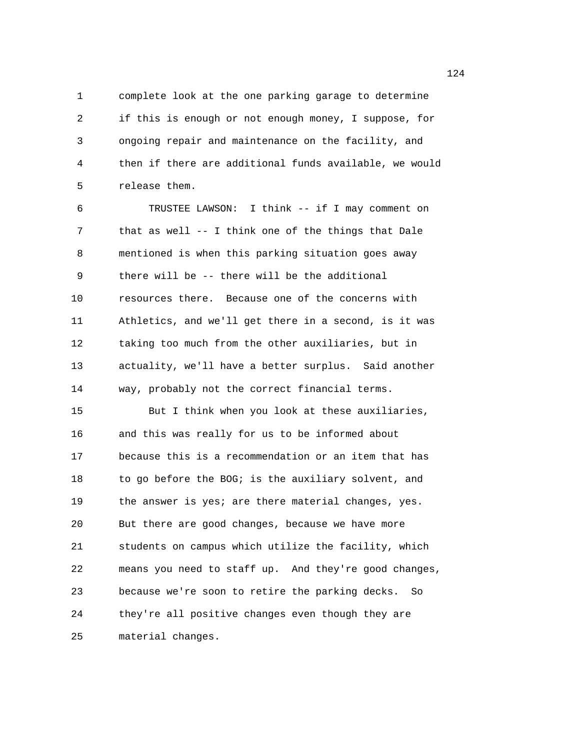complete look at the one parking garage to determine if this is enough or not enough money, I suppose, for ongoing repair and maintenance on the facility, and then if there are additional funds available, we would release them.

TRUSTEE LAWSON: I think -- if I may comment on that as well -- I think one of the things that Dale mentioned is when this parking situation goes away there will be -- there will be the additional resources there. Because one of the concerns with Athletics, and we'll get there in a second, is it was taking too much from the other auxiliaries, but in actuality, we'll have a better surplus. Said another way, probably not the correct financial terms.

But I think when you look at these auxiliaries, and this was really for us to be informed about because this is a recommendation or an item that has to go before the BOG; is the auxiliary solvent, and the answer is yes; are there material changes, yes. But there are good changes, because we have more students on campus which utilize the facility, which means you need to staff up. And they're good changes, because we're soon to retire the parking decks. So they're all positive changes even though they are material changes.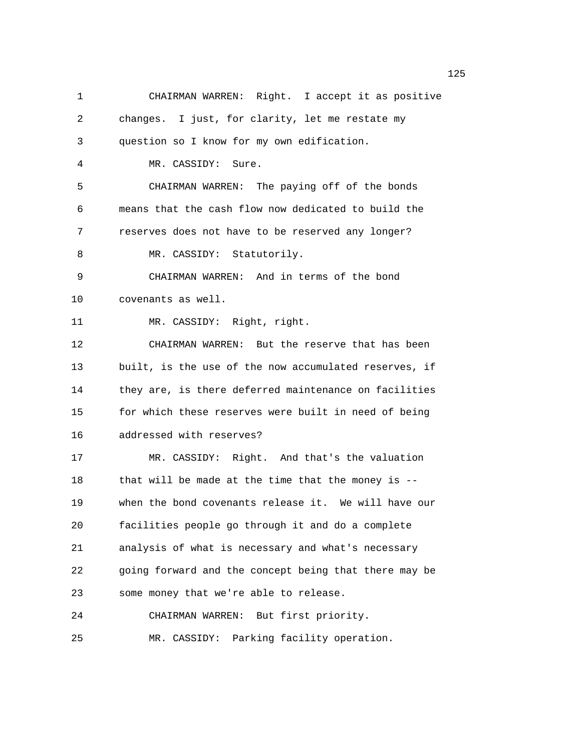CHAIRMAN WARREN: Right. I accept it as positive changes. I just, for clarity, let me restate my question so I know for my own edification.

MR. CASSIDY: Sure.

CHAIRMAN WARREN: The paying off of the bonds means that the cash flow now dedicated to build the reserves does not have to be reserved any longer?

MR. CASSIDY: Statutorily.

CHAIRMAN WARREN: And in terms of the bond covenants as well.

MR. CASSIDY: Right, right.

CHAIRMAN WARREN: But the reserve that has been built, is the use of the now accumulated reserves, if they are, is there deferred maintenance on facilities for which these reserves were built in need of being addressed with reserves?

MR. CASSIDY: Right. And that's the valuation that will be made at the time that the money is -- when the bond covenants release it. We will have our facilities people go through it and do a complete analysis of what is necessary and what's necessary going forward and the concept being that there may be some money that we're able to release.

CHAIRMAN WARREN: But first priority.

MR. CASSIDY: Parking facility operation.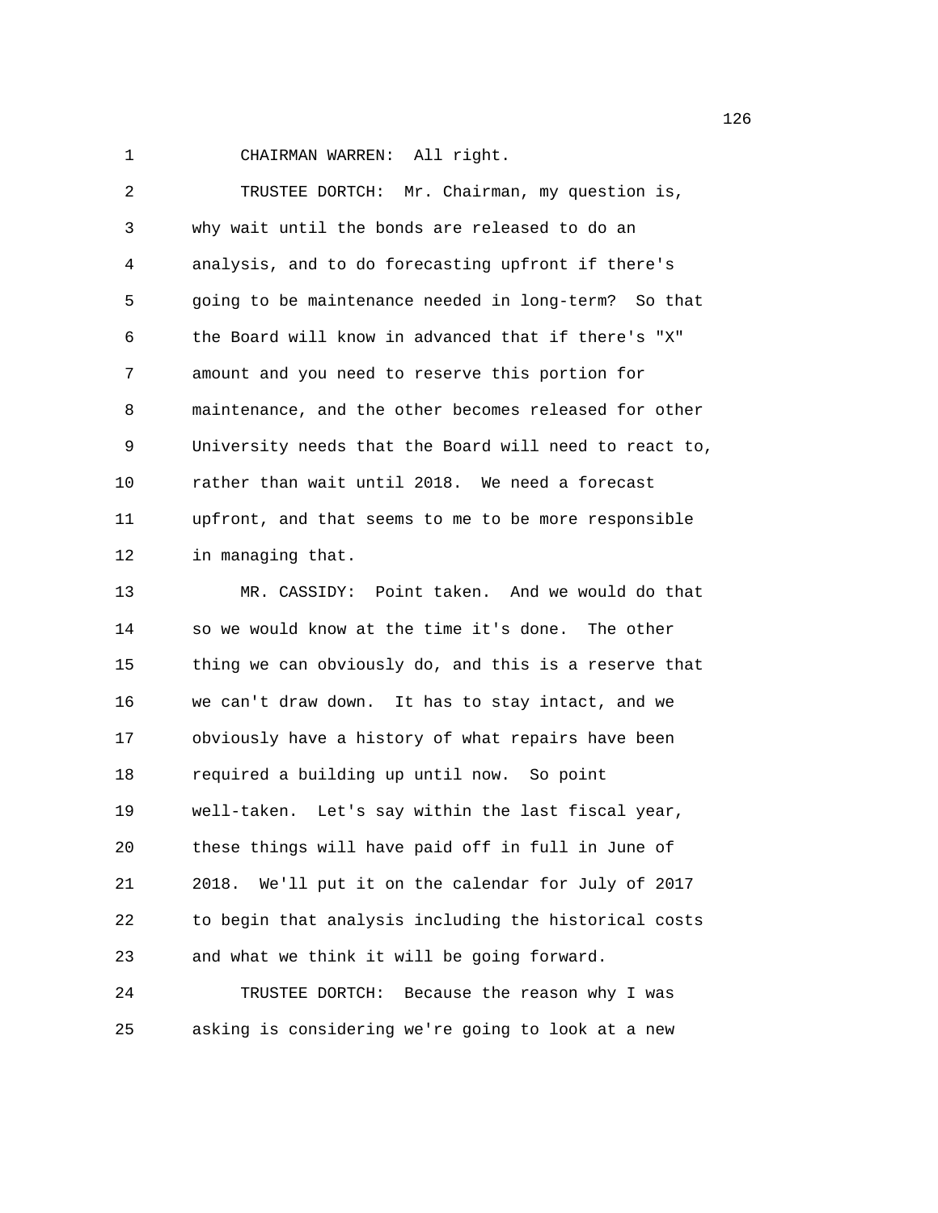CHAIRMAN WARREN: All right.

TRUSTEE DORTCH: Mr. Chairman, my question is, why wait until the bonds are released to do an analysis, and to do forecasting upfront if there's going to be maintenance needed in long-term? So that the Board will know in advanced that if there's "X" amount and you need to reserve this portion for maintenance, and the other becomes released for other University needs that the Board will need to react to, rather than wait until 2018. We need a forecast upfront, and that seems to me to be more responsible in managing that.

MR. CASSIDY: Point taken. And we would do that so we would know at the time it's done. The other thing we can obviously do, and this is a reserve that we can't draw down. It has to stay intact, and we obviously have a history of what repairs have been required a building up until now. So point well-taken. Let's say within the last fiscal year, these things will have paid off in full in June of 2018. We'll put it on the calendar for July of 2017 to begin that analysis including the historical costs and what we think it will be going forward.

TRUSTEE DORTCH: Because the reason why I was asking is considering we're going to look at a new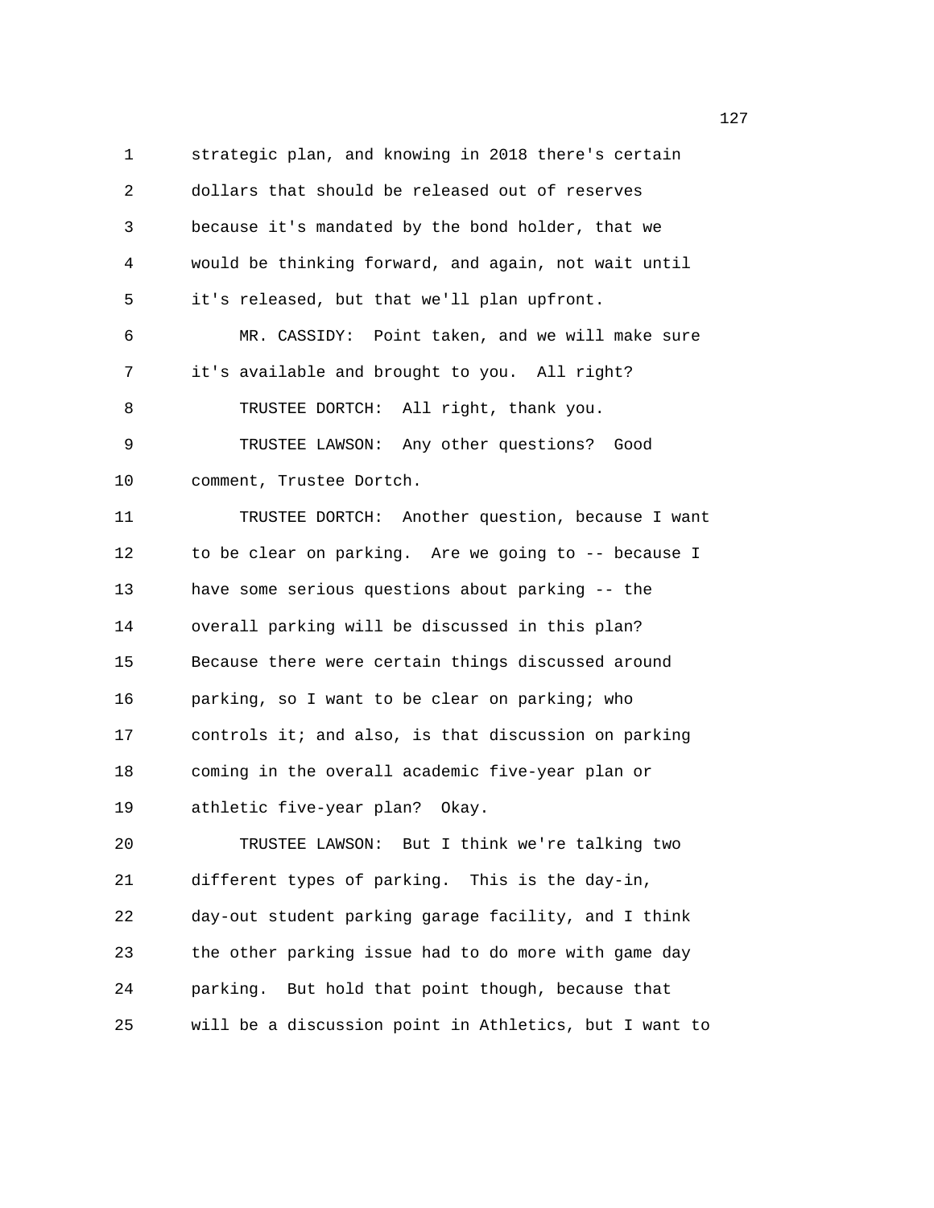strategic plan, and knowing in 2018 there's certain dollars that should be released out of reserves because it's mandated by the bond holder, that we would be thinking forward, and again, not wait until it's released, but that we'll plan upfront.

MR. CASSIDY: Point taken, and we will make sure it's available and brought to you. All right?

TRUSTEE DORTCH: All right, thank you.

TRUSTEE LAWSON: Any other questions? Good comment, Trustee Dortch.

TRUSTEE DORTCH: Another question, because I want to be clear on parking. Are we going to -- because I have some serious questions about parking -- the overall parking will be discussed in this plan? Because there were certain things discussed around parking, so I want to be clear on parking; who controls it; and also, is that discussion on parking coming in the overall academic five-year plan or athletic five-year plan? Okay.

TRUSTEE LAWSON: But I think we're talking two different types of parking. This is the day-in, day-out student parking garage facility, and I think the other parking issue had to do more with game day parking. But hold that point though, because that will be a discussion point in Athletics, but I want to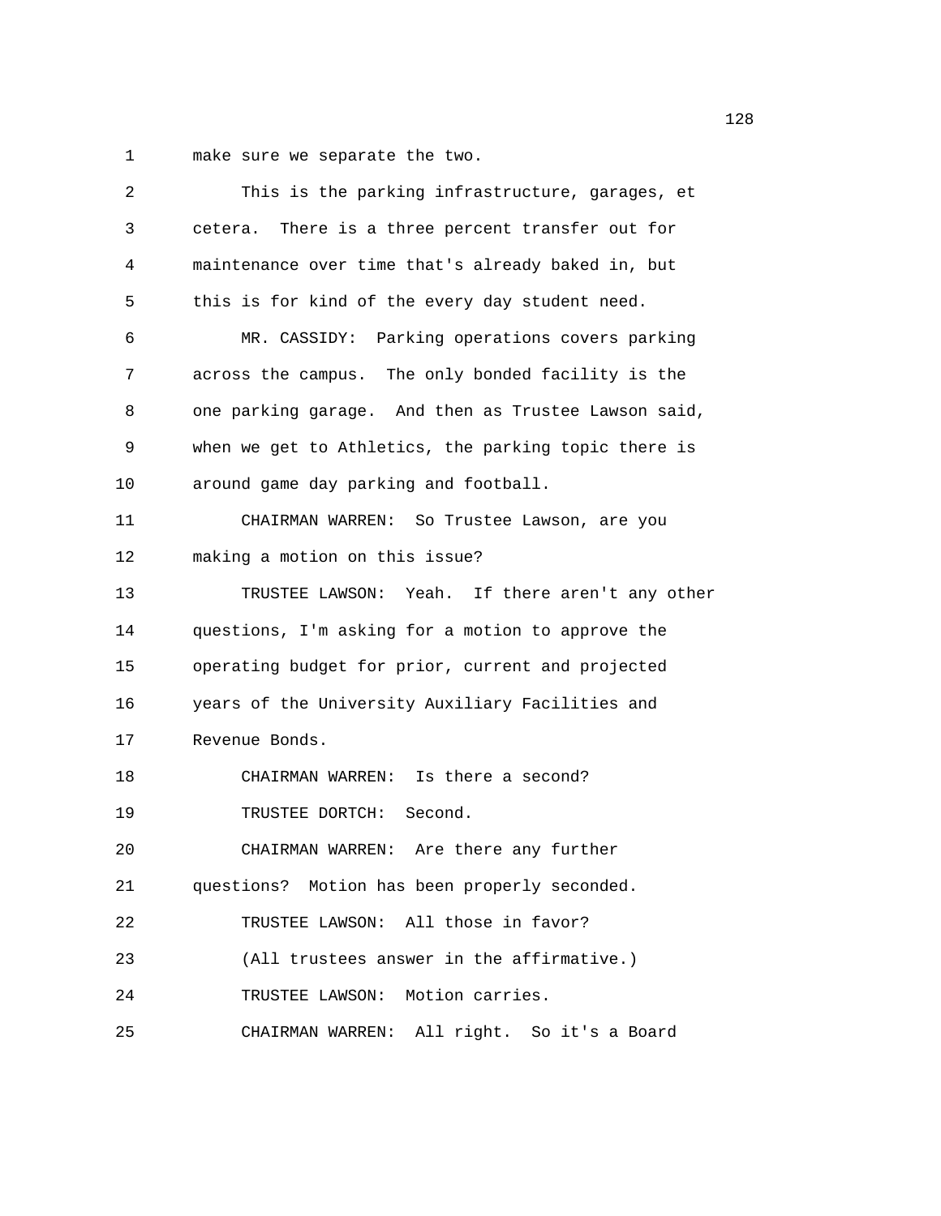make sure we separate the two.

This is the parking infrastructure, garages, et cetera. There is a three percent transfer out for maintenance over time that's already baked in, but this is for kind of the every day student need.

MR. CASSIDY: Parking operations covers parking across the campus. The only bonded facility is the one parking garage. And then as Trustee Lawson said, when we get to Athletics, the parking topic there is around game day parking and football.

CHAIRMAN WARREN: So Trustee Lawson, are you making a motion on this issue?

TRUSTEE LAWSON: Yeah. If there aren't any other questions, I'm asking for a motion to approve the operating budget for prior, current and projected years of the University Auxiliary Facilities and Revenue Bonds.

CHAIRMAN WARREN: Is there a second?

TRUSTEE DORTCH: Second.

CHAIRMAN WARREN: Are there any further questions? Motion has been properly seconded.

TRUSTEE LAWSON: All those in favor?

(All trustees answer in the affirmative.)

TRUSTEE LAWSON: Motion carries.

CHAIRMAN WARREN: All right. So it's a Board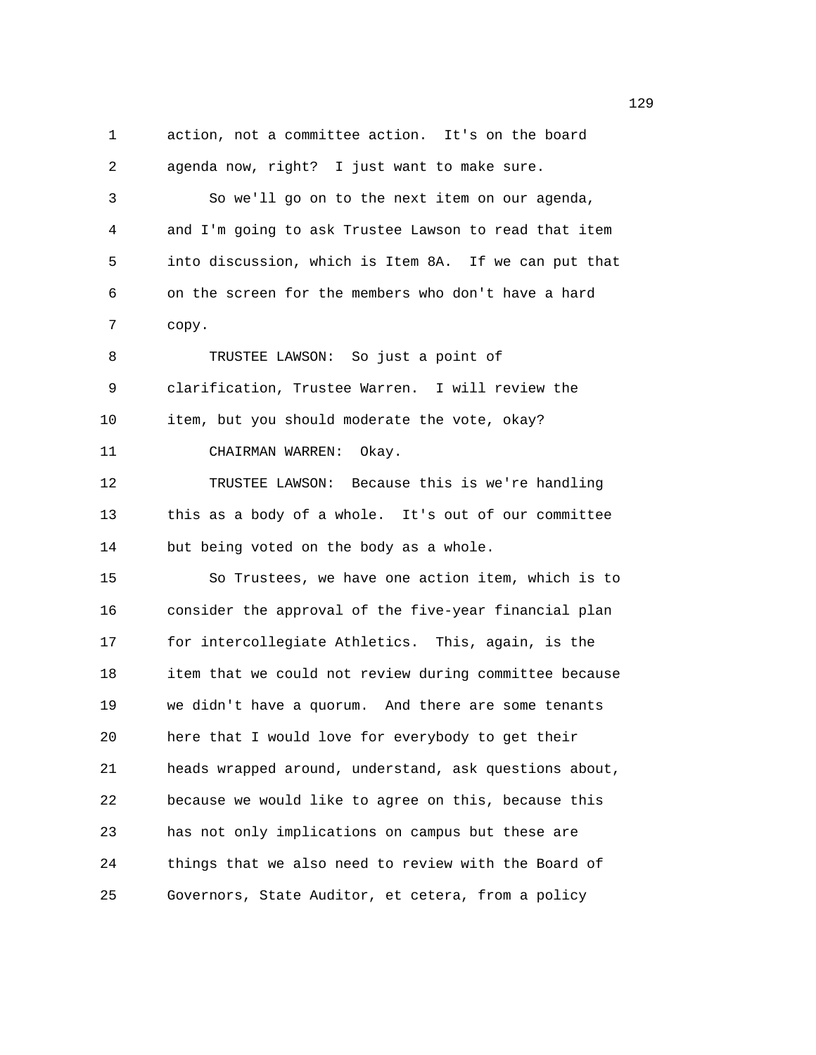action, not a committee action. It's on the board agenda now, right? I just want to make sure.

So we'll go on to the next item on our agenda, and I'm going to ask Trustee Lawson to read that item into discussion, which is Item 8A. If we can put that on the screen for the members who don't have a hard copy.

TRUSTEE LAWSON: So just a point of clarification, Trustee Warren. I will review the item, but you should moderate the vote, okay?

CHAIRMAN WARREN: Okay.

TRUSTEE LAWSON: Because this is we're handling this as a body of a whole. It's out of our committee but being voted on the body as a whole.

So Trustees, we have one action item, which is to consider the approval of the five-year financial plan for intercollegiate Athletics. This, again, is the item that we could not review during committee because we didn't have a quorum. And there are some tenants here that I would love for everybody to get their heads wrapped around, understand, ask questions about, because we would like to agree on this, because this has not only implications on campus but these are things that we also need to review with the Board of Governors, State Auditor, et cetera, from a policy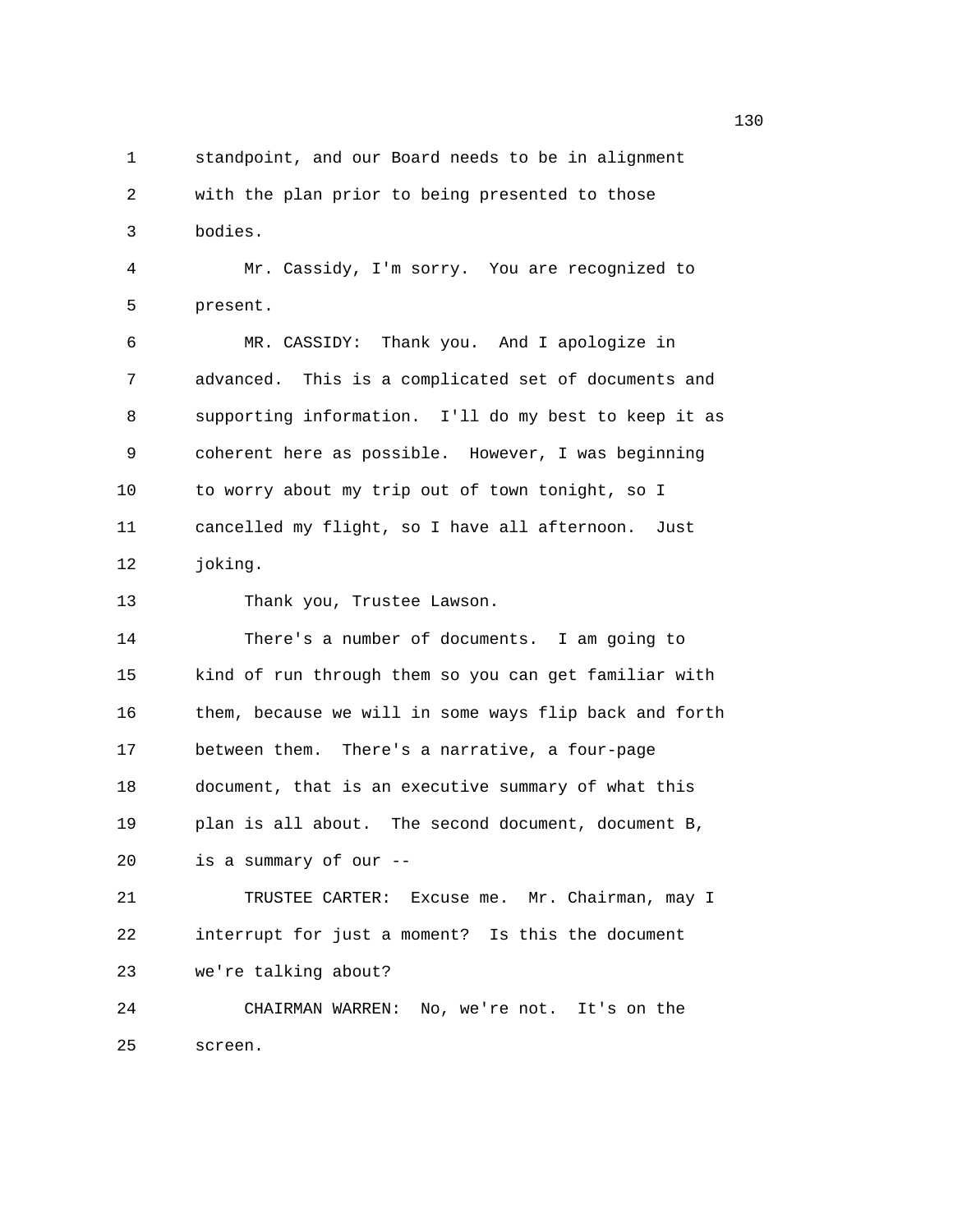standpoint, and our Board needs to be in alignment with the plan prior to being presented to those bodies.

Mr. Cassidy, I'm sorry. You are recognized to present.

MR. CASSIDY: Thank you. And I apologize in advanced. This is a complicated set of documents and supporting information. I'll do my best to keep it as coherent here as possible. However, I was beginning to worry about my trip out of town tonight, so I cancelled my flight, so I have all afternoon. Just joking.

Thank you, Trustee Lawson.

There's a number of documents. I am going to kind of run through them so you can get familiar with them, because we will in some ways flip back and forth between them. There's a narrative, a four-page document, that is an executive summary of what this plan is all about. The second document, document B, is a summary of our --

TRUSTEE CARTER: Excuse me. Mr. Chairman, may I interrupt for just a moment? Is this the document we're talking about?

CHAIRMAN WARREN: No, we're not. It's on the screen.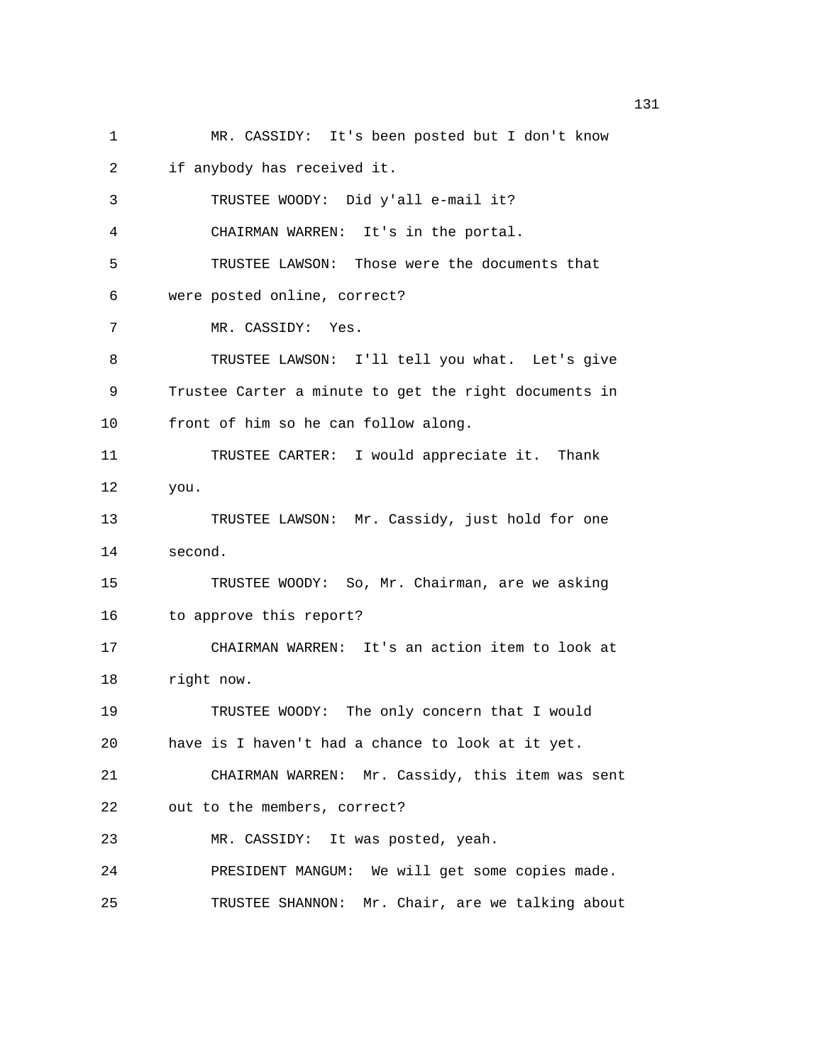MR. CASSIDY: It's been posted but I don't know if anybody has received it.

TRUSTEE WOODY: Did y'all e-mail it?

CHAIRMAN WARREN: It's in the portal.

TRUSTEE LAWSON: Those were the documents that were posted online, correct?

MR. CASSIDY: Yes.

TRUSTEE LAWSON: I'll tell you what. Let's give Trustee Carter a minute to get the right documents in front of him so he can follow along.

TRUSTEE CARTER: I would appreciate it. Thank you.

TRUSTEE LAWSON: Mr. Cassidy, just hold for one second.

TRUSTEE WOODY: So, Mr. Chairman, are we asking to approve this report?

CHAIRMAN WARREN: It's an action item to look at right now.

TRUSTEE WOODY: The only concern that I would have is I haven't had a chance to look at it yet.

CHAIRMAN WARREN: Mr. Cassidy, this item was sent out to the members, correct?

MR. CASSIDY: It was posted, yeah.

PRESIDENT MANGUM: We will get some copies made.

TRUSTEE SHANNON: Mr. Chair, are we talking about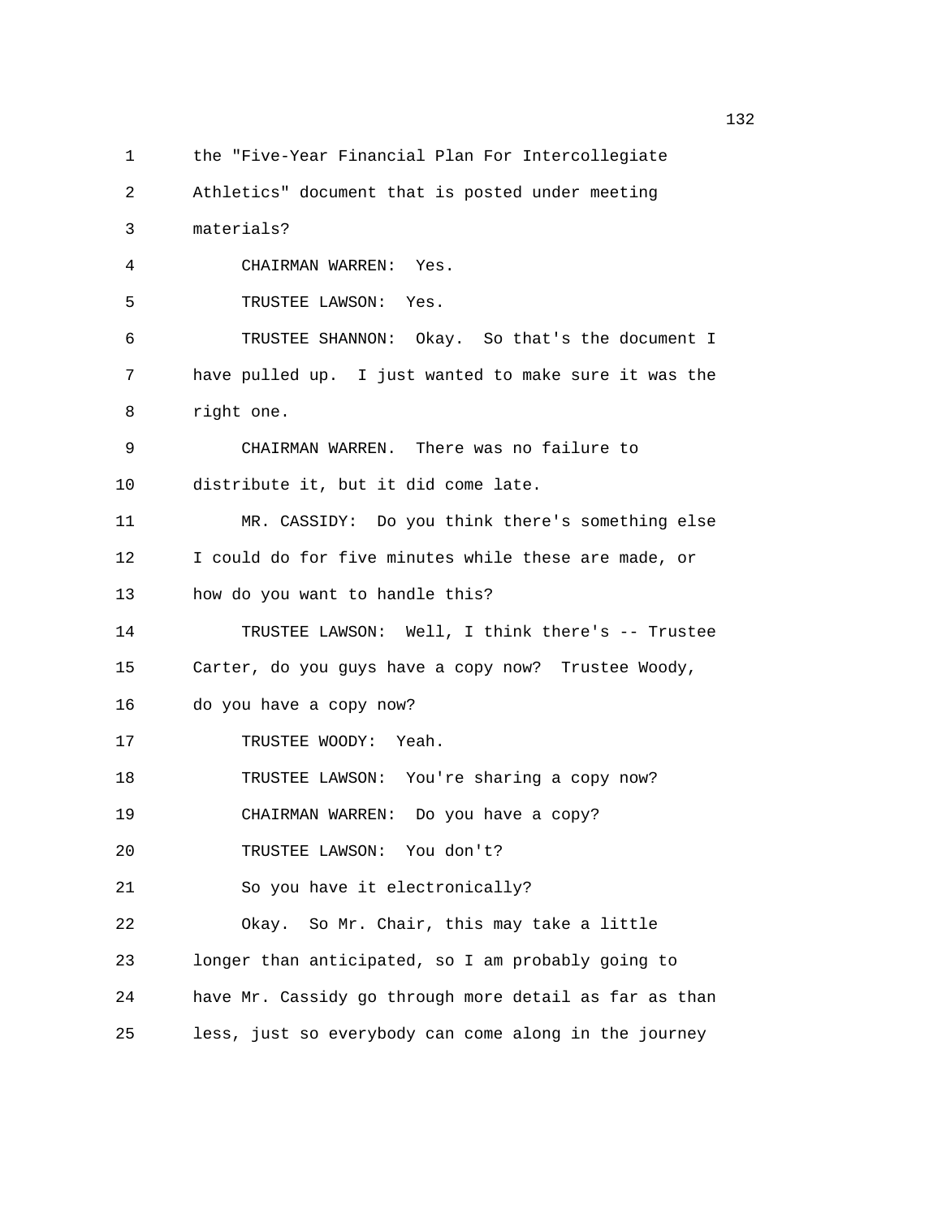1 the "Five-Year Financial Plan For Intercollegiate
2 Athletics" document that is posted under meeting
3 materials?
4 CHAIRMAN WARREN: Yes.
5 TRUSTEE LAWSON: Yes.
6 TRUSTEE SHANNON: Okay. So that's the document I
7 have pulled up. I just wanted to make sure it was the
8 right one.
9 CHAIRMAN WARREN. There was no failure to
10 distribute it, but it did come late.
11 MR. CASSIDY: Do you think there's something else
12 I could do for five minutes while these are made, or
13 how do you want to handle this?
14 TRUSTEE LAWSON: Well, I think there's -- Trustee
15 Carter, do you guys have a copy now? Trustee Woody,
16 do you have a copy now?
17 TRUSTEE WOODY: Yeah.
18 TRUSTEE LAWSON: You're sharing a copy now?
19 CHAIRMAN WARREN: Do you have a copy?
20 TRUSTEE LAWSON: You don't?
21 So you have it electronically?
22 Okay. So Mr. Chair, this may take a little
23 longer than anticipated, so I am probably going to
24 have Mr. Cassidy go through more detail as far as than
25 less, just so everybody can come along in the journey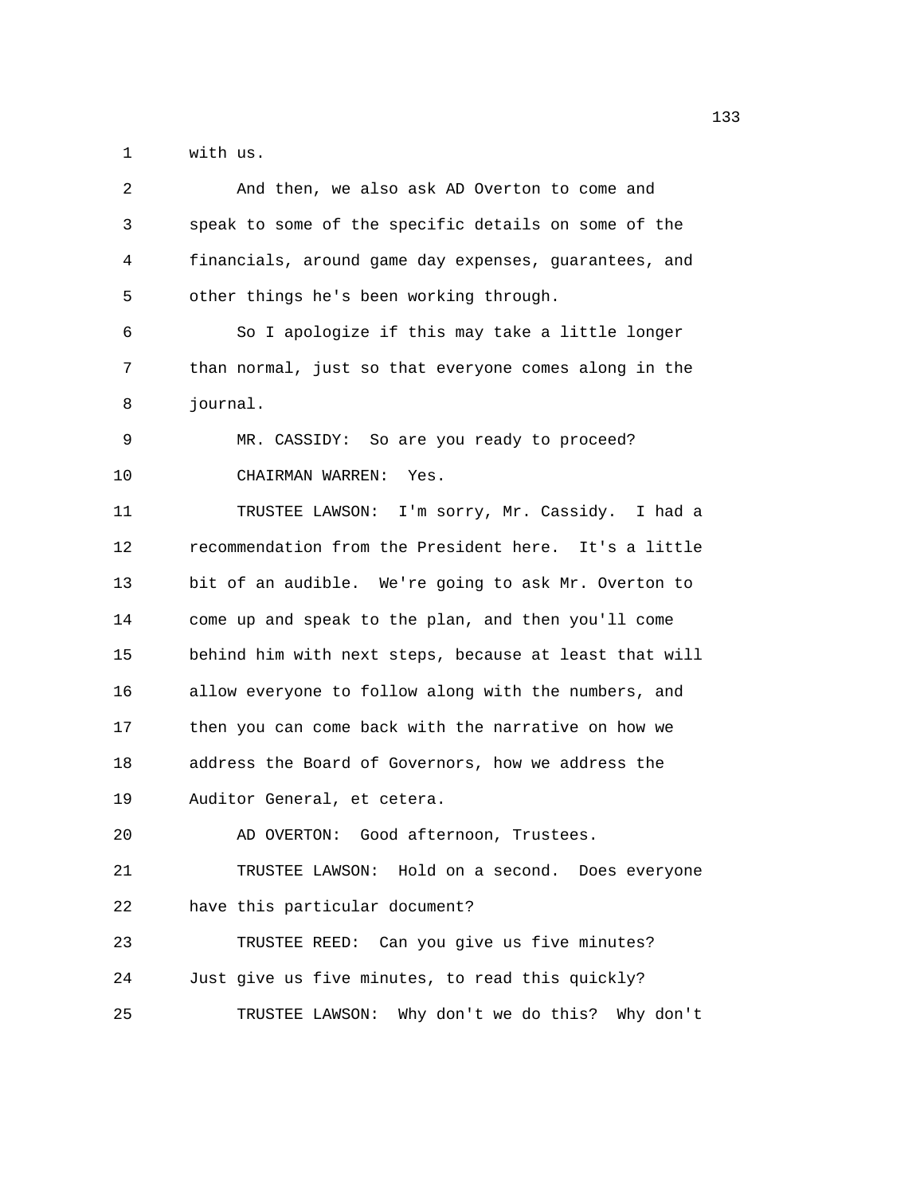with us.

And then, we also ask AD Overton to come and speak to some of the specific details on some of the financials, around game day expenses, guarantees, and other things he's been working through.

So I apologize if this may take a little longer than normal, just so that everyone comes along in the journal.

MR. CASSIDY: So are you ready to proceed?

CHAIRMAN WARREN: Yes.

TRUSTEE LAWSON: I'm sorry, Mr. Cassidy. I had a recommendation from the President here. It's a little bit of an audible. We're going to ask Mr. Overton to come up and speak to the plan, and then you'll come behind him with next steps, because at least that will allow everyone to follow along with the numbers, and then you can come back with the narrative on how we address the Board of Governors, how we address the Auditor General, et cetera.

AD OVERTON: Good afternoon, Trustees.

TRUSTEE LAWSON: Hold on a second. Does everyone have this particular document?

TRUSTEE REED: Can you give us five minutes? Just give us five minutes, to read this quickly?

TRUSTEE LAWSON: Why don't we do this? Why don't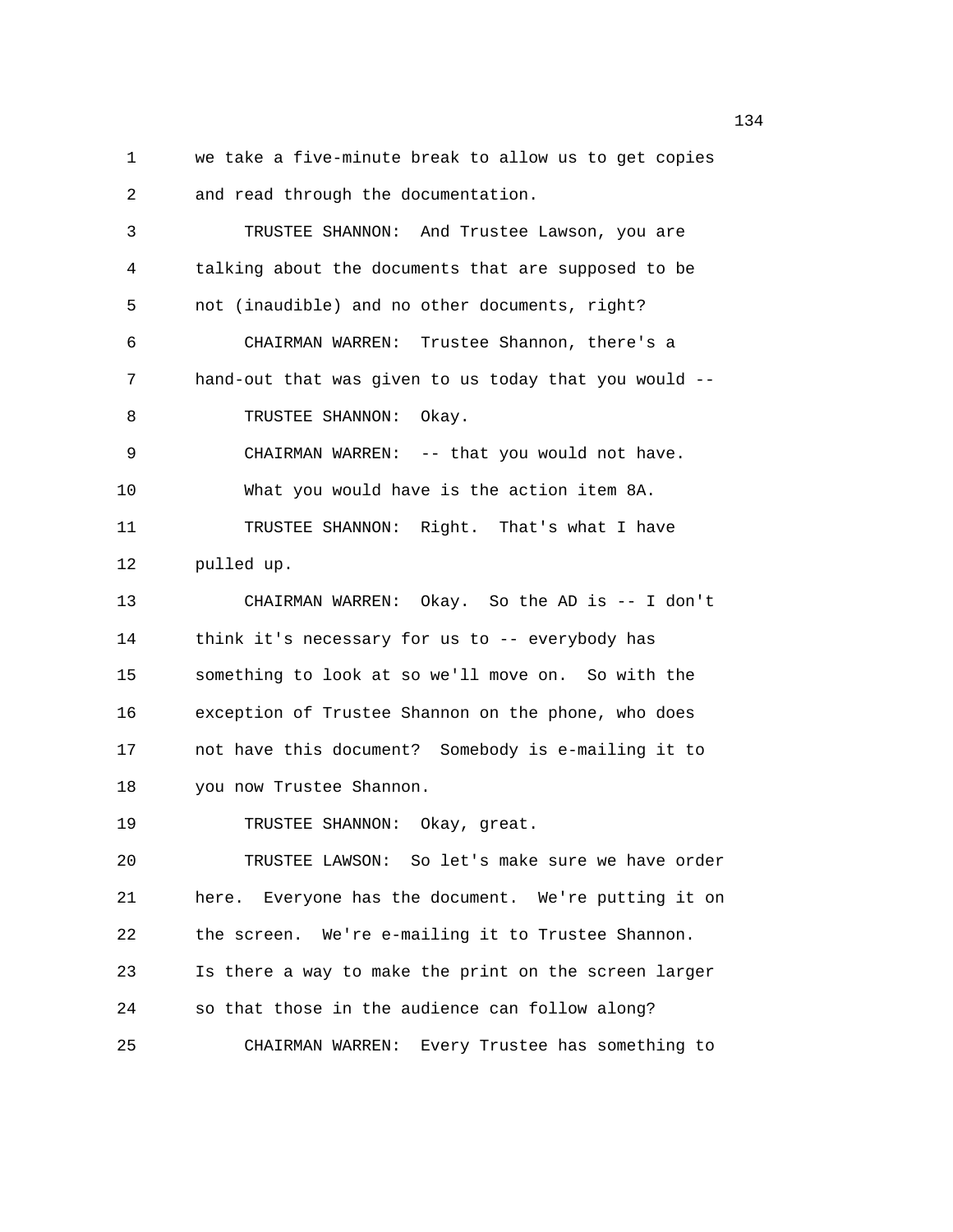1 we take a five-minute break to allow us to get copies
2 and read through the documentation.
3 TRUSTEE SHANNON: And Trustee Lawson, you are
4 talking about the documents that are supposed to be
5 not (inaudible) and no other documents, right?
6 CHAIRMAN WARREN: Trustee Shannon, there's a
7 hand-out that was given to us today that you would --
8 TRUSTEE SHANNON: Okay.
9 CHAIRMAN WARREN: -- that you would not have.
10 What you would have is the action item 8A.
11 TRUSTEE SHANNON: Right. That's what I have
12 pulled up.
13 CHAIRMAN WARREN: Okay. So the AD is -- I don't
14 think it's necessary for us to -- everybody has
15 something to look at so we'll move on. So with the
16 exception of Trustee Shannon on the phone, who does
17 not have this document? Somebody is e-mailing it to
18 you now Trustee Shannon.
19 TRUSTEE SHANNON: Okay, great.
20 TRUSTEE LAWSON: So let's make sure we have order
21 here. Everyone has the document. We're putting it on
22 the screen. We're e-mailing it to Trustee Shannon.
23 Is there a way to make the print on the screen larger
24 so that those in the audience can follow along?
25 CHAIRMAN WARREN: Every Trustee has something to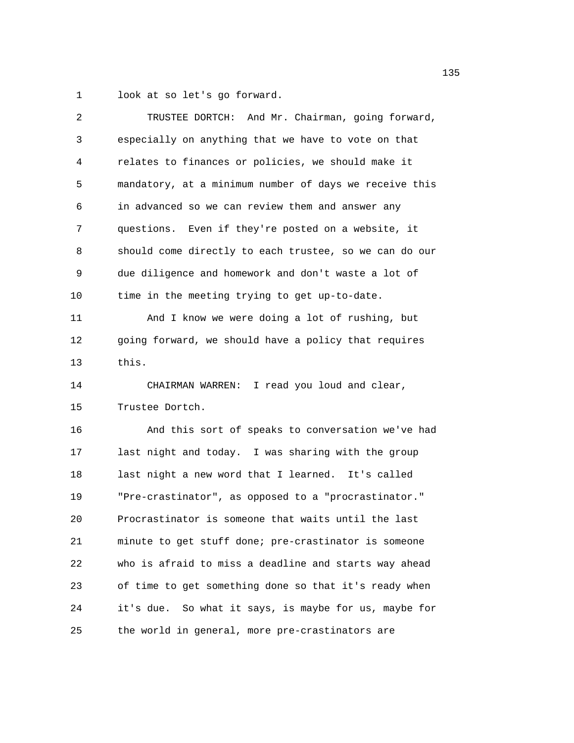look at so let's go forward.

TRUSTEE DORTCH: And Mr. Chairman, going forward, especially on anything that we have to vote on that relates to finances or policies, we should make it mandatory, at a minimum number of days we receive this in advanced so we can review them and answer any questions. Even if they're posted on a website, it should come directly to each trustee, so we can do our due diligence and homework and don't waste a lot of time in the meeting trying to get up-to-date.

And I know we were doing a lot of rushing, but going forward, we should have a policy that requires this.

CHAIRMAN WARREN: I read you loud and clear, Trustee Dortch.

And this sort of speaks to conversation we've had last night and today. I was sharing with the group last night a new word that I learned. It's called "Pre-crastinator", as opposed to a "procrastinator." Procrastinator is someone that waits until the last minute to get stuff done; pre-crastinator is someone who is afraid to miss a deadline and starts way ahead of time to get something done so that it's ready when it's due. So what it says, is maybe for us, maybe for the world in general, more pre-crastinators are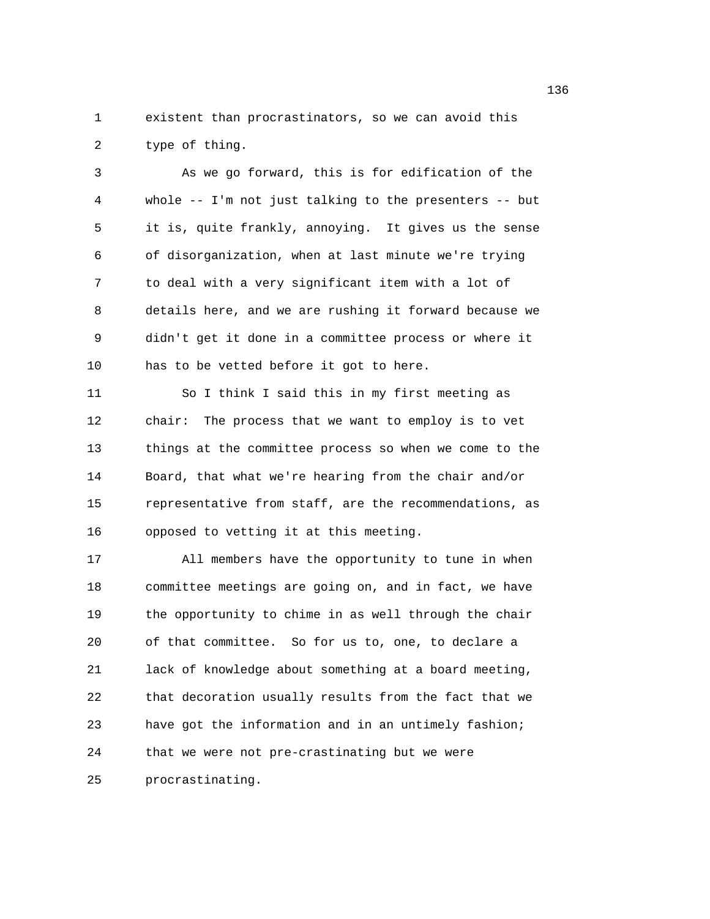existent than procrastinators, so we can avoid this type of thing.

As we go forward, this is for edification of the whole -- I'm not just talking to the presenters -- but it is, quite frankly, annoying. It gives us the sense of disorganization, when at last minute we're trying to deal with a very significant item with a lot of details here, and we are rushing it forward because we didn't get it done in a committee process or where it has to be vetted before it got to here.

So I think I said this in my first meeting as chair: The process that we want to employ is to vet things at the committee process so when we come to the Board, that what we're hearing from the chair and/or representative from staff, are the recommendations, as opposed to vetting it at this meeting.

All members have the opportunity to tune in when committee meetings are going on, and in fact, we have the opportunity to chime in as well through the chair of that committee. So for us to, one, to declare a lack of knowledge about something at a board meeting, that decoration usually results from the fact that we have got the information and in an untimely fashion; that we were not pre-crastinating but we were procrastinating.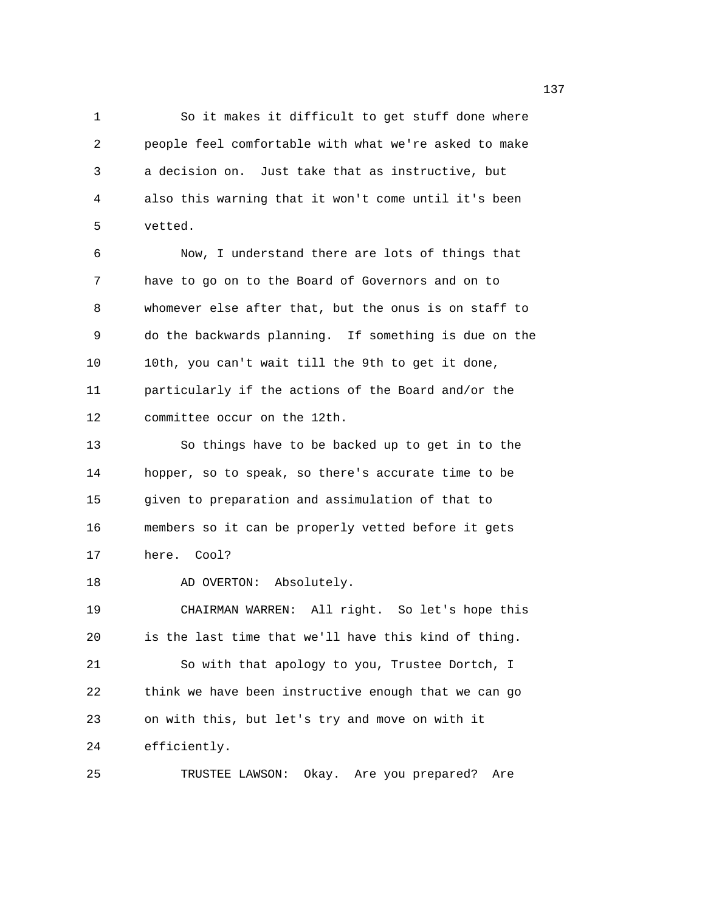So it makes it difficult to get stuff done where people feel comfortable with what we're asked to make a decision on. Just take that as instructive, but also this warning that it won't come until it's been vetted.

Now, I understand there are lots of things that have to go on to the Board of Governors and on to whomever else after that, but the onus is on staff to do the backwards planning. If something is due on the 10th, you can't wait till the 9th to get it done, particularly if the actions of the Board and/or the committee occur on the 12th.

So things have to be backed up to get in to the hopper, so to speak, so there's accurate time to be given to preparation and assimulation of that to members so it can be properly vetted before it gets here. Cool?

AD OVERTON: Absolutely.

CHAIRMAN WARREN: All right. So let's hope this is the last time that we'll have this kind of thing.

So with that apology to you, Trustee Dortch, I think we have been instructive enough that we can go on with this, but let's try and move on with it efficiently.

TRUSTEE LAWSON: Okay. Are you prepared? Are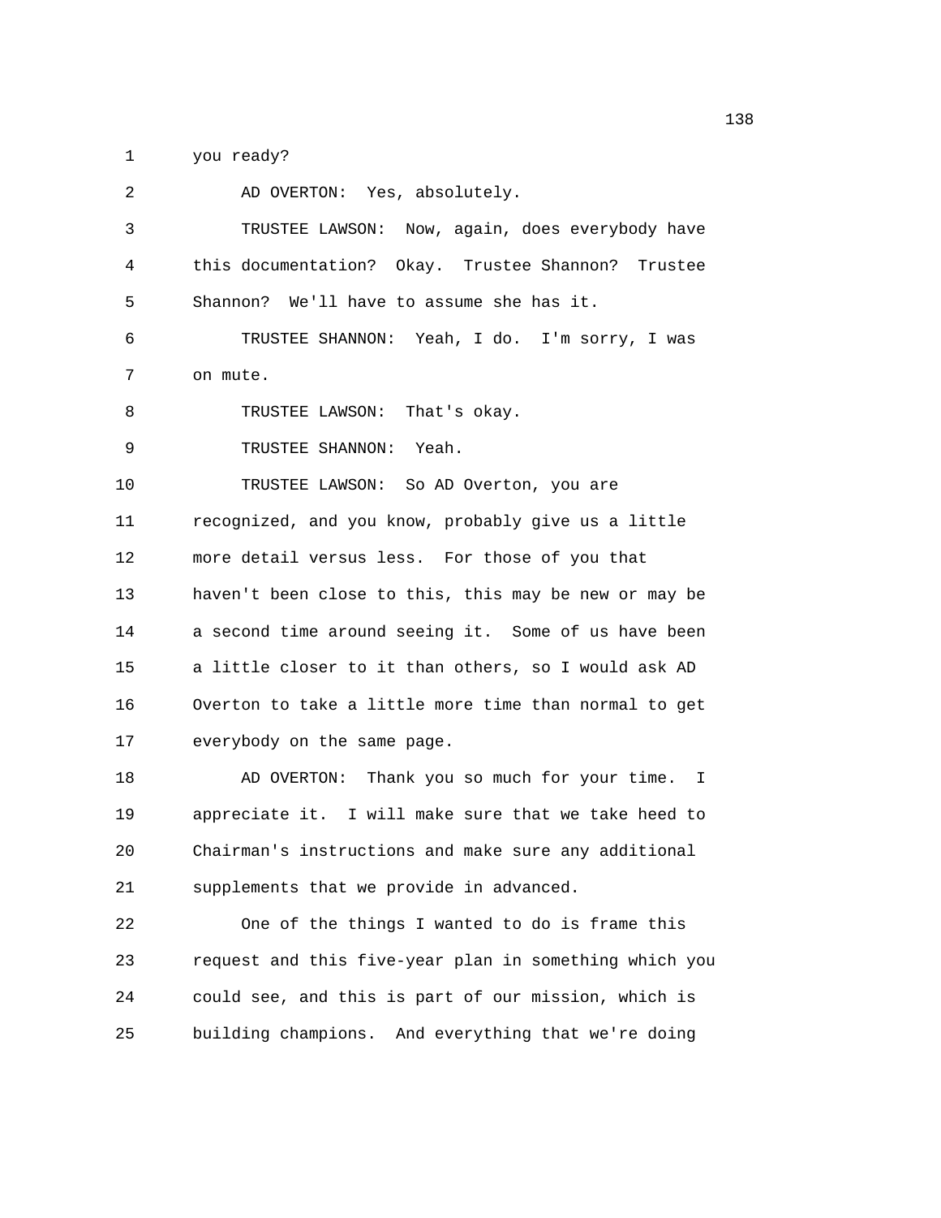you ready?

AD OVERTON: Yes, absolutely.

TRUSTEE LAWSON: Now, again, does everybody have this documentation? Okay. Trustee Shannon? Trustee Shannon? We'll have to assume she has it.

TRUSTEE SHANNON: Yeah, I do. I'm sorry, I was on mute.

TRUSTEE LAWSON: That's okay.

TRUSTEE SHANNON: Yeah.

TRUSTEE LAWSON: So AD Overton, you are recognized, and you know, probably give us a little more detail versus less. For those of you that haven't been close to this, this may be new or may be a second time around seeing it. Some of us have been a little closer to it than others, so I would ask AD Overton to take a little more time than normal to get everybody on the same page.

AD OVERTON: Thank you so much for your time. I appreciate it. I will make sure that we take heed to Chairman's instructions and make sure any additional supplements that we provide in advanced.

One of the things I wanted to do is frame this request and this five-year plan in something which you could see, and this is part of our mission, which is building champions. And everything that we're doing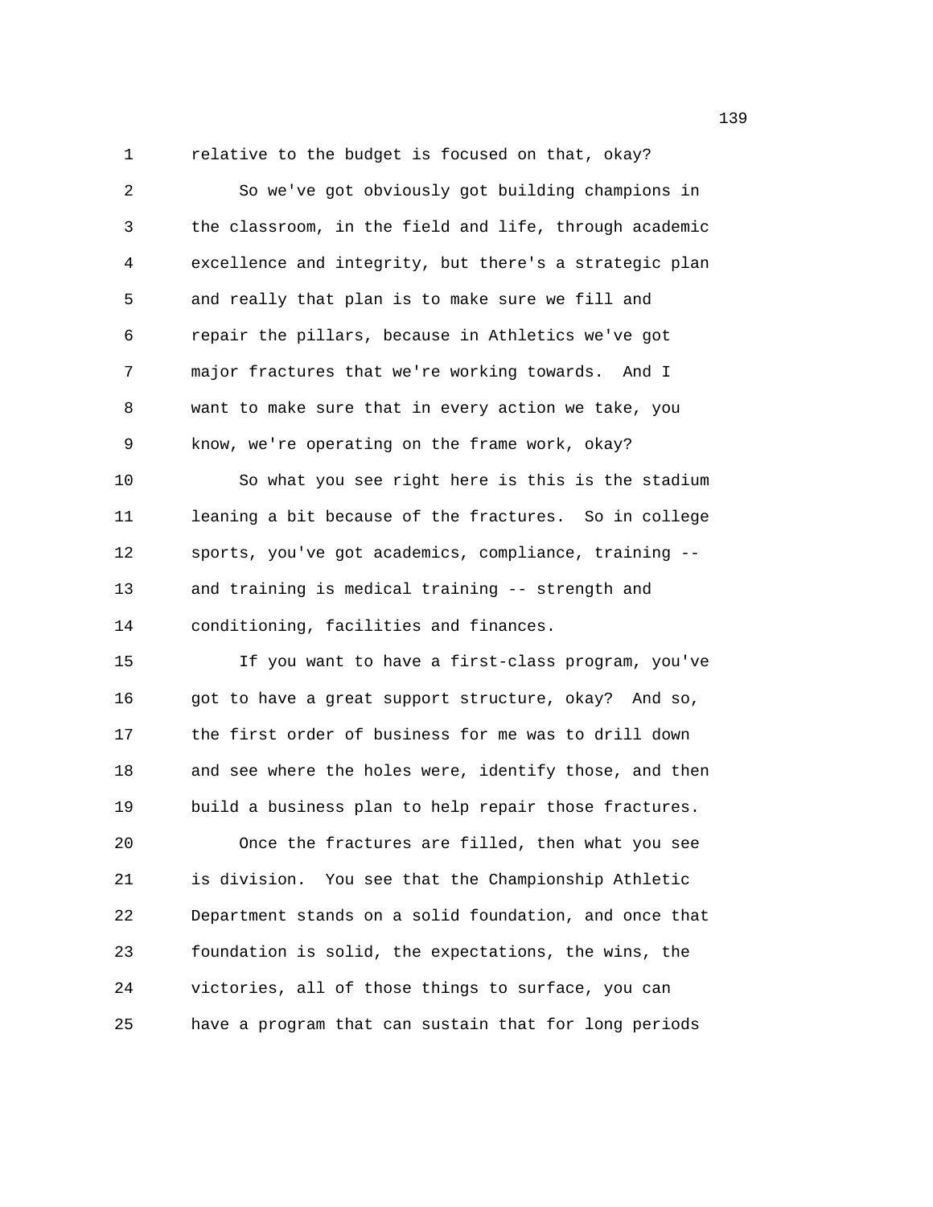relative to the budget is focused on that, okay?

So we've got obviously got building champions in the classroom, in the field and life, through academic excellence and integrity, but there's a strategic plan and really that plan is to make sure we fill and repair the pillars, because in Athletics we've got major fractures that we're working towards. And I want to make sure that in every action we take, you know, we're operating on the frame work, okay?

So what you see right here is this is the stadium leaning a bit because of the fractures. So in college sports, you've got academics, compliance, training -- and training is medical training -- strength and conditioning, facilities and finances.

If you want to have a first-class program, you've got to have a great support structure, okay? And so, the first order of business for me was to drill down and see where the holes were, identify those, and then build a business plan to help repair those fractures.

Once the fractures are filled, then what you see is division. You see that the Championship Athletic Department stands on a solid foundation, and once that foundation is solid, the expectations, the wins, the victories, all of those things to surface, you can have a program that can sustain that for long periods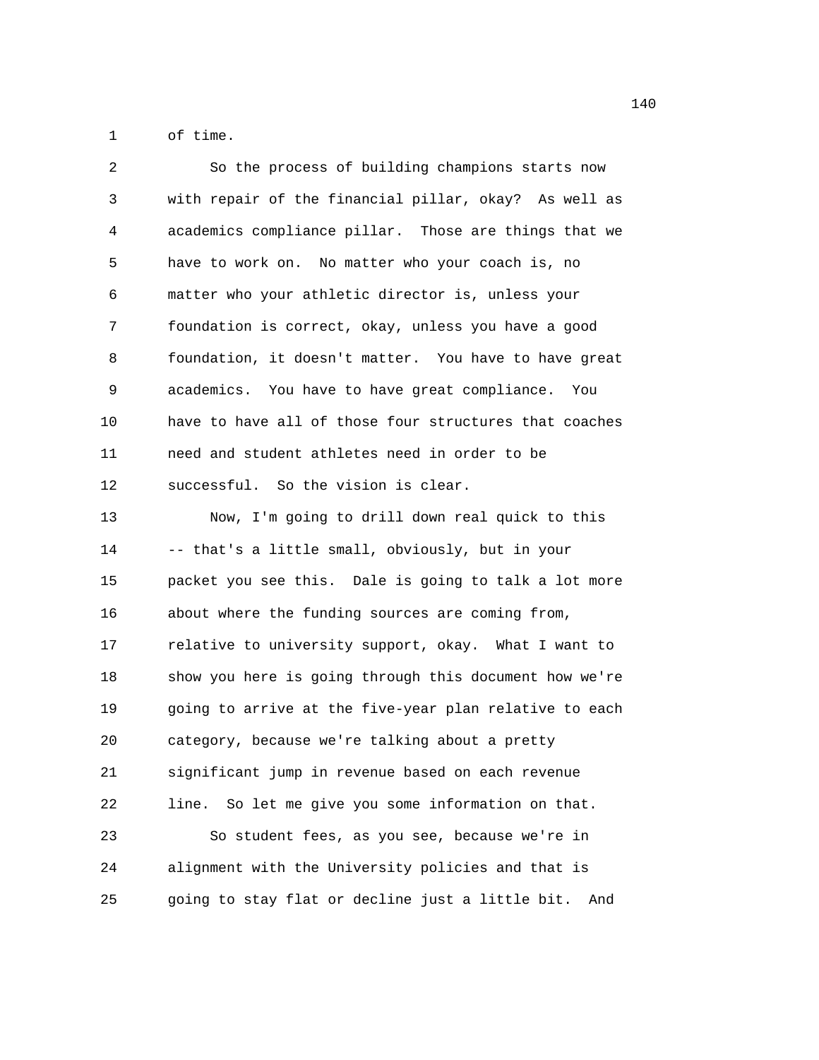of time.

So the process of building champions starts now with repair of the financial pillar, okay? As well as academics compliance pillar. Those are things that we have to work on. No matter who your coach is, no matter who your athletic director is, unless your foundation is correct, okay, unless you have a good foundation, it doesn't matter. You have to have great academics. You have to have great compliance. You have to have all of those four structures that coaches need and student athletes need in order to be successful. So the vision is clear.

Now, I'm going to drill down real quick to this -- that's a little small, obviously, but in your packet you see this. Dale is going to talk a lot more about where the funding sources are coming from, relative to university support, okay. What I want to show you here is going through this document how we're going to arrive at the five-year plan relative to each category, because we're talking about a pretty significant jump in revenue based on each revenue line. So let me give you some information on that.

So student fees, as you see, because we're in alignment with the University policies and that is going to stay flat or decline just a little bit. And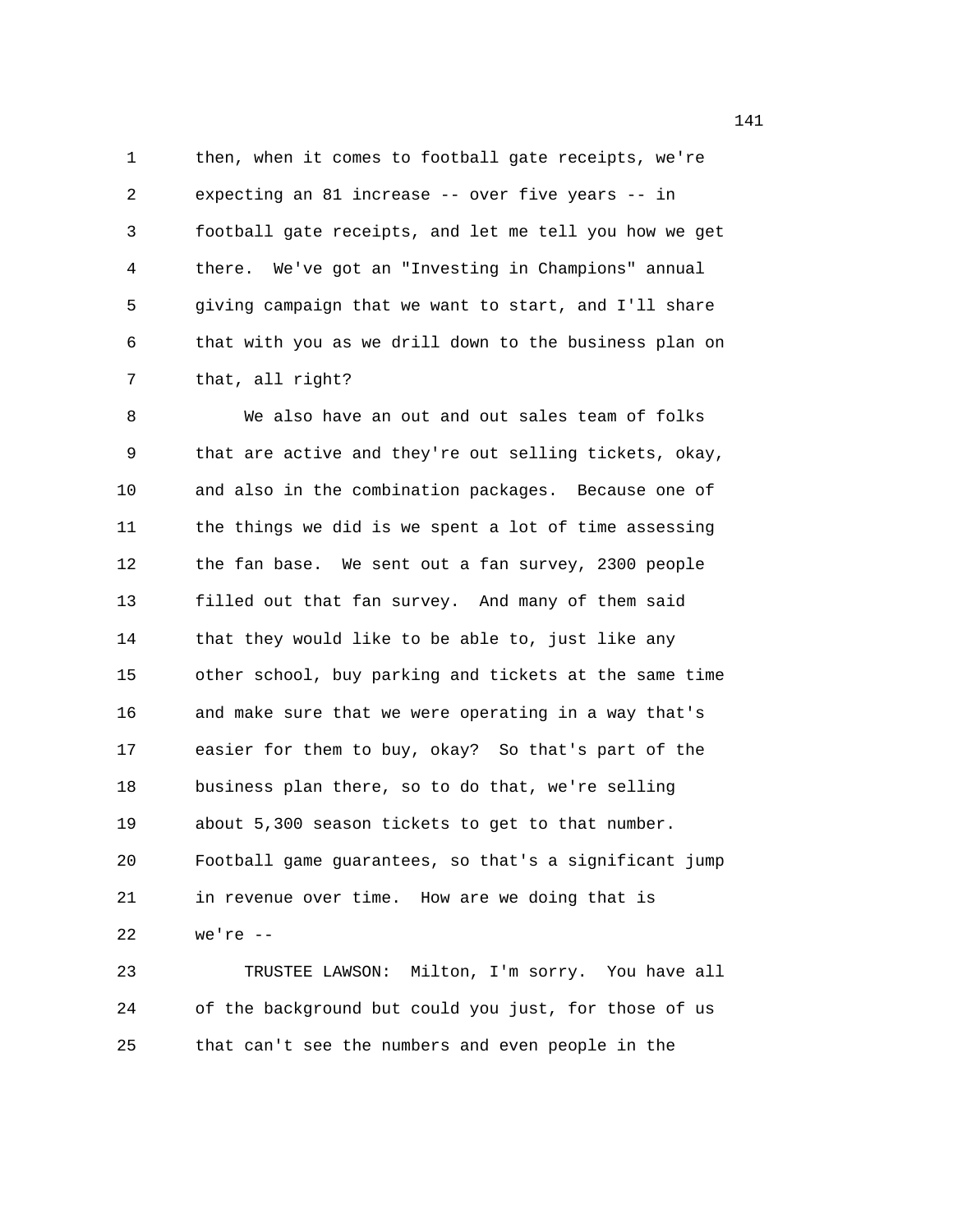then, when it comes to football gate receipts, we're expecting an 81 increase -- over five years -- in football gate receipts, and let me tell you how we get there. We've got an "Investing in Champions" annual giving campaign that we want to start, and I'll share that with you as we drill down to the business plan on that, all right?

We also have an out and out sales team of folks that are active and they're out selling tickets, okay, and also in the combination packages. Because one of the things we did is we spent a lot of time assessing the fan base. We sent out a fan survey, 2300 people filled out that fan survey. And many of them said that they would like to be able to, just like any other school, buy parking and tickets at the same time and make sure that we were operating in a way that's easier for them to buy, okay? So that's part of the business plan there, so to do that, we're selling about 5,300 season tickets to get to that number. Football game guarantees, so that's a significant jump in revenue over time. How are we doing that is we're --

TRUSTEE LAWSON: Milton, I'm sorry. You have all of the background but could you just, for those of us that can't see the numbers and even people in the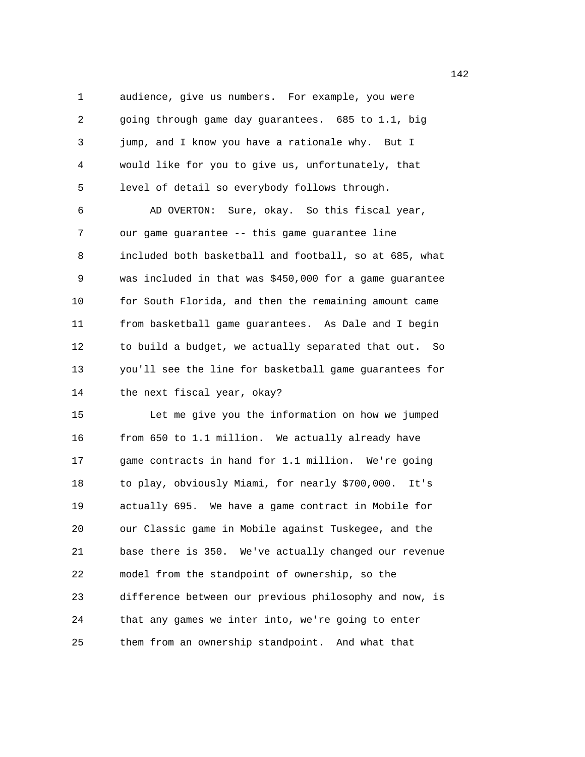audience, give us numbers. For example, you were going through game day guarantees. 685 to 1.1, big jump, and I know you have a rationale why. But I would like for you to give us, unfortunately, that level of detail so everybody follows through.

AD OVERTON: Sure, okay. So this fiscal year, our game guarantee -- this game guarantee line included both basketball and football, so at 685, what was included in that was $450,000 for a game guarantee for South Florida, and then the remaining amount came from basketball game guarantees. As Dale and I begin to build a budget, we actually separated that out. So you'll see the line for basketball game guarantees for the next fiscal year, okay?

Let me give you the information on how we jumped from 650 to 1.1 million. We actually already have game contracts in hand for 1.1 million. We're going to play, obviously Miami, for nearly $700,000. It's actually 695. We have a game contract in Mobile for our Classic game in Mobile against Tuskegee, and the base there is 350. We've actually changed our revenue model from the standpoint of ownership, so the difference between our previous philosophy and now, is that any games we inter into, we're going to enter them from an ownership standpoint. And what that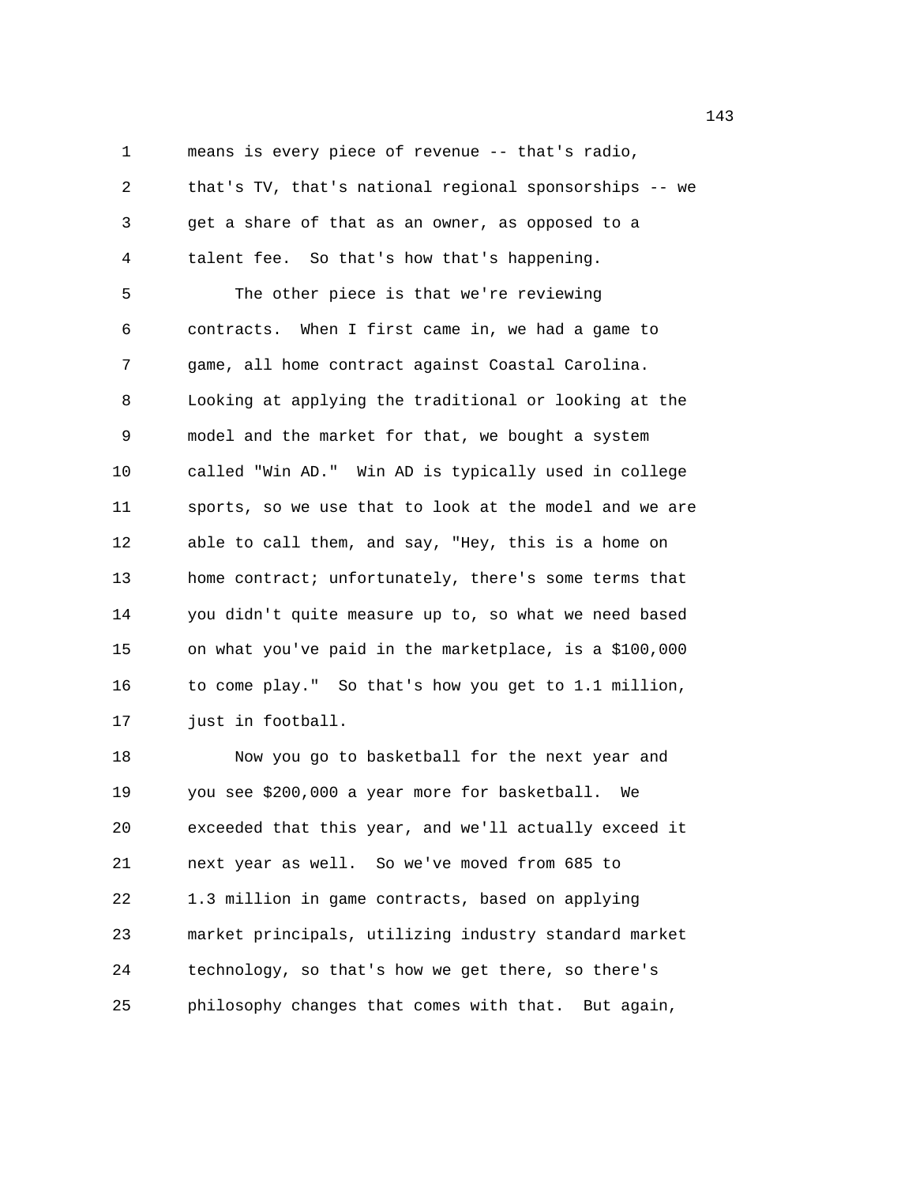means is every piece of revenue -- that's radio, that's TV, that's national regional sponsorships -- we get a share of that as an owner, as opposed to a talent fee. So that's how that's happening.

The other piece is that we're reviewing contracts. When I first came in, we had a game to game, all home contract against Coastal Carolina. Looking at applying the traditional or looking at the model and the market for that, we bought a system called "Win AD." Win AD is typically used in college sports, so we use that to look at the model and we are able to call them, and say, "Hey, this is a home on home contract; unfortunately, there's some terms that you didn't quite measure up to, so what we need based on what you've paid in the marketplace, is a $100,000 to come play." So that's how you get to 1.1 million, just in football.

Now you go to basketball for the next year and you see $200,000 a year more for basketball. We exceeded that this year, and we'll actually exceed it next year as well. So we've moved from 685 to 1.3 million in game contracts, based on applying market principals, utilizing industry standard market technology, so that's how we get there, so there's philosophy changes that comes with that. But again,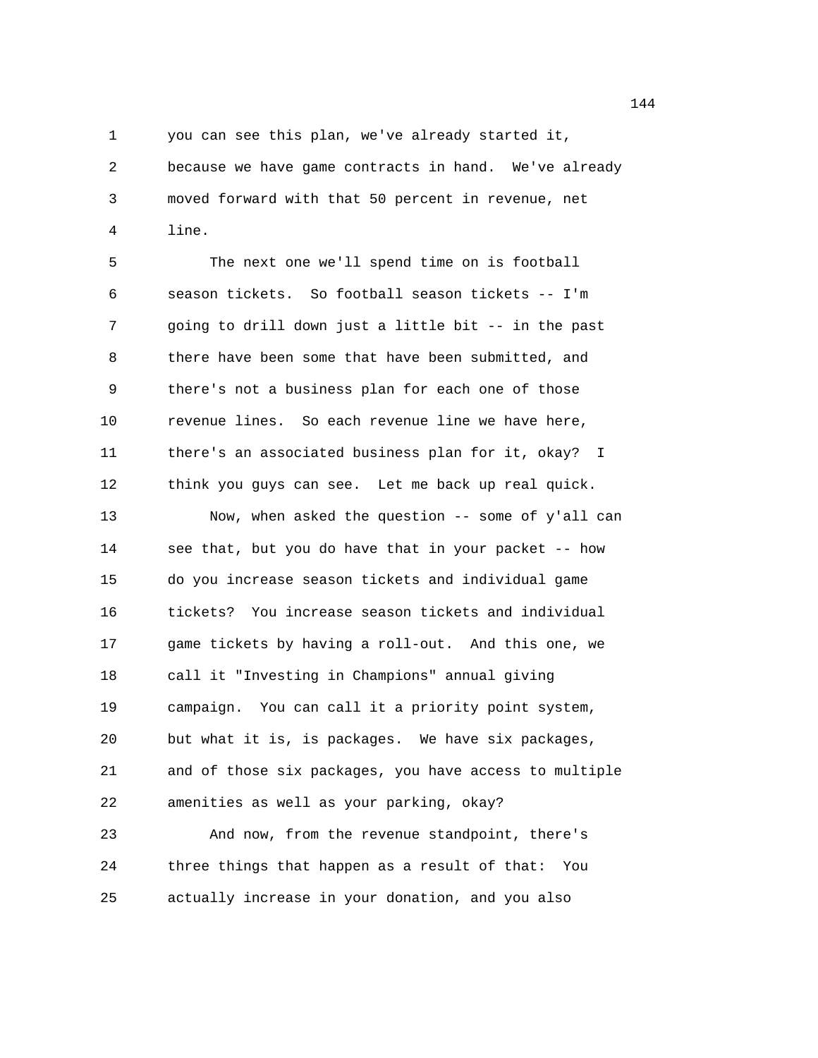you can see this plan, we've already started it, because we have game contracts in hand. We've already moved forward with that 50 percent in revenue, net line.

The next one we'll spend time on is football season tickets. So football season tickets -- I'm going to drill down just a little bit -- in the past there have been some that have been submitted, and there's not a business plan for each one of those revenue lines. So each revenue line we have here, there's an associated business plan for it, okay? I think you guys can see. Let me back up real quick.

Now, when asked the question -- some of y'all can see that, but you do have that in your packet -- how do you increase season tickets and individual game tickets? You increase season tickets and individual game tickets by having a roll-out. And this one, we call it "Investing in Champions" annual giving campaign. You can call it a priority point system, but what it is, is packages. We have six packages, and of those six packages, you have access to multiple amenities as well as your parking, okay?

And now, from the revenue standpoint, there's three things that happen as a result of that: You actually increase in your donation, and you also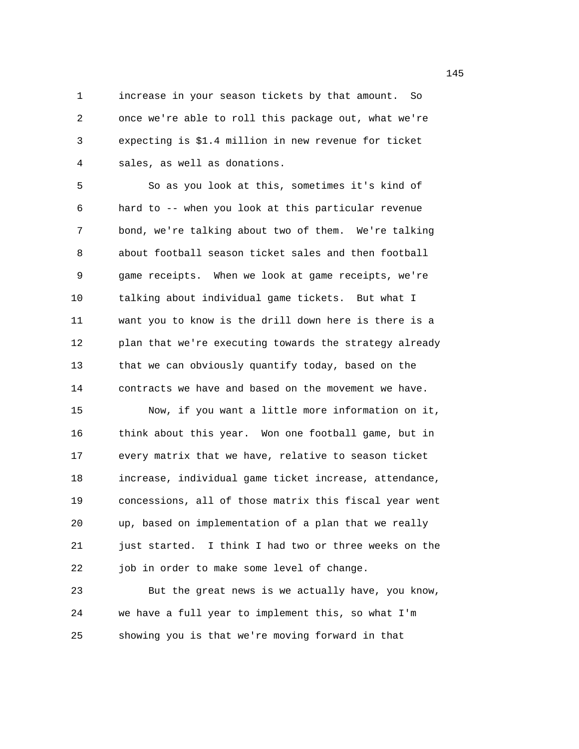increase in your season tickets by that amount. So once we're able to roll this package out, what we're expecting is $1.4 million in new revenue for ticket sales, as well as donations.

So as you look at this, sometimes it's kind of hard to -- when you look at this particular revenue bond, we're talking about two of them. We're talking about football season ticket sales and then football game receipts. When we look at game receipts, we're talking about individual game tickets. But what I want you to know is the drill down here is there is a plan that we're executing towards the strategy already that we can obviously quantify today, based on the contracts we have and based on the movement we have.

Now, if you want a little more information on it, think about this year. Won one football game, but in every matrix that we have, relative to season ticket increase, individual game ticket increase, attendance, concessions, all of those matrix this fiscal year went up, based on implementation of a plan that we really just started. I think I had two or three weeks on the job in order to make some level of change.

But the great news is we actually have, you know, we have a full year to implement this, so what I'm showing you is that we're moving forward in that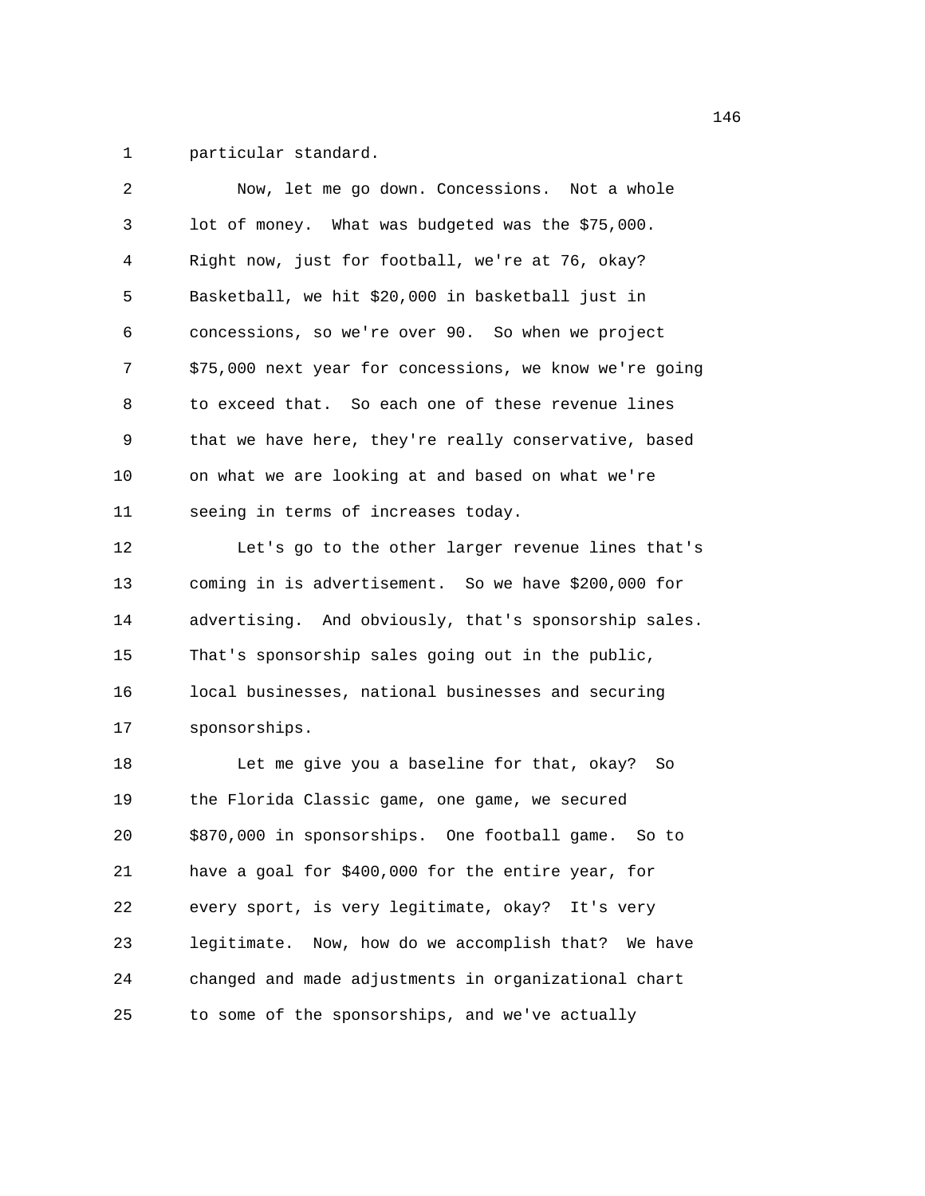particular standard.

Now, let me go down. Concessions. Not a whole lot of money. What was budgeted was the $75,000. Right now, just for football, we're at 76, okay? Basketball, we hit $20,000 in basketball just in concessions, so we're over 90. So when we project $75,000 next year for concessions, we know we're going to exceed that. So each one of these revenue lines that we have here, they're really conservative, based on what we are looking at and based on what we're seeing in terms of increases today.

Let's go to the other larger revenue lines that's coming in is advertisement. So we have $200,000 for advertising. And obviously, that's sponsorship sales. That's sponsorship sales going out in the public, local businesses, national businesses and securing sponsorships.

Let me give you a baseline for that, okay? So the Florida Classic game, one game, we secured $870,000 in sponsorships. One football game. So to have a goal for $400,000 for the entire year, for every sport, is very legitimate, okay? It's very legitimate. Now, how do we accomplish that? We have changed and made adjustments in organizational chart to some of the sponsorships, and we've actually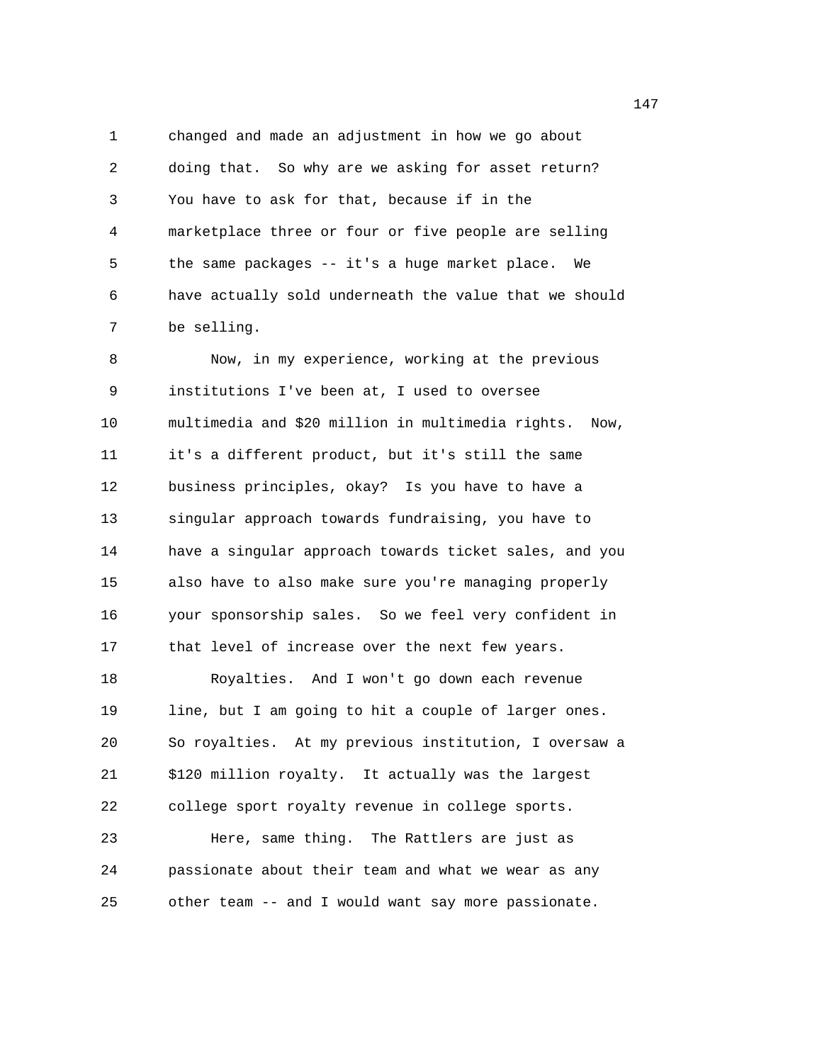changed and made an adjustment in how we go about doing that. So why are we asking for asset return? You have to ask for that, because if in the marketplace three or four or five people are selling the same packages -- it's a huge market place. We have actually sold underneath the value that we should be selling.

Now, in my experience, working at the previous institutions I've been at, I used to oversee multimedia and $20 million in multimedia rights. Now, it's a different product, but it's still the same business principles, okay? Is you have to have a singular approach towards fundraising, you have to have a singular approach towards ticket sales, and you also have to also make sure you're managing properly your sponsorship sales. So we feel very confident in that level of increase over the next few years.

Royalties. And I won't go down each revenue line, but I am going to hit a couple of larger ones. So royalties. At my previous institution, I oversaw a $120 million royalty. It actually was the largest college sport royalty revenue in college sports.

Here, same thing. The Rattlers are just as passionate about their team and what we wear as any other team -- and I would want say more passionate.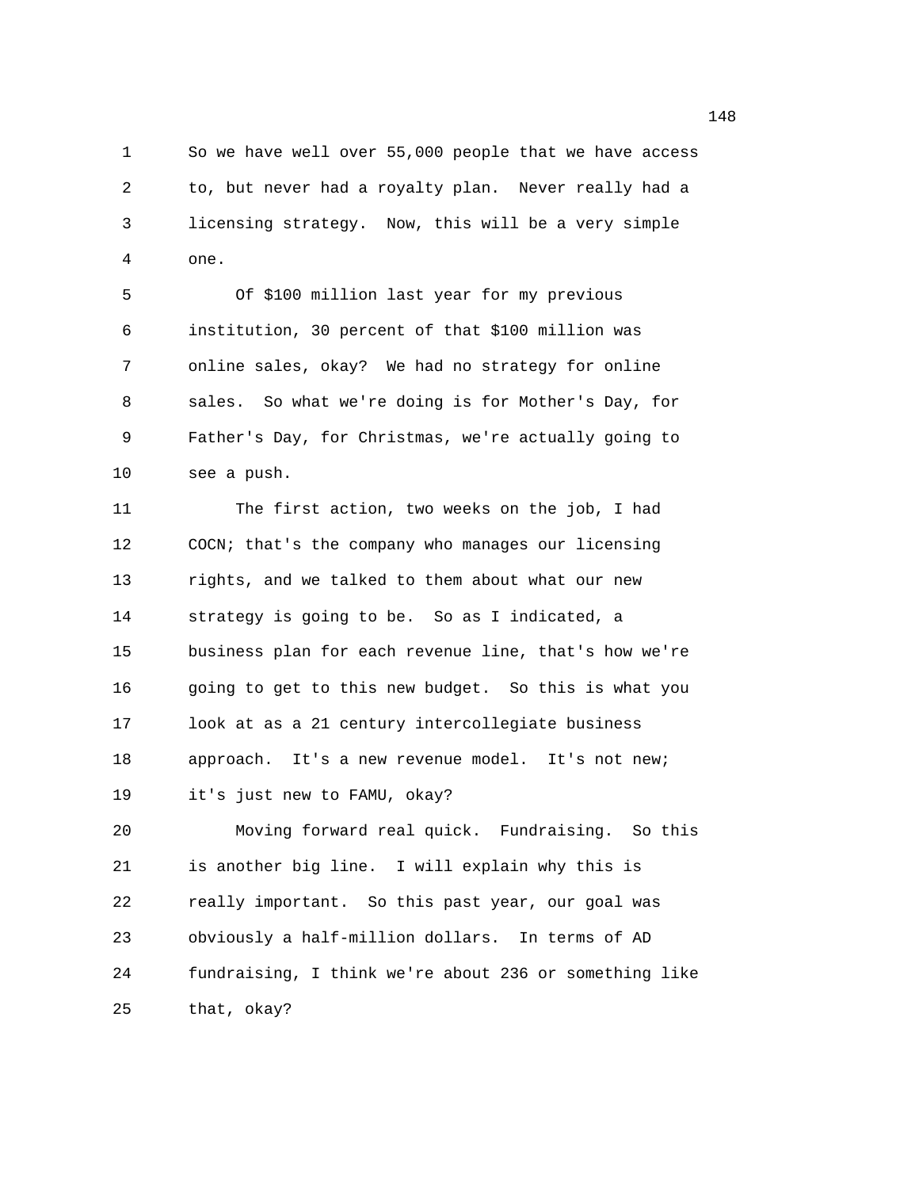So we have well over 55,000 people that we have access to, but never had a royalty plan. Never really had a licensing strategy. Now, this will be a very simple one.

Of $100 million last year for my previous institution, 30 percent of that $100 million was online sales, okay? We had no strategy for online sales. So what we're doing is for Mother's Day, for Father's Day, for Christmas, we're actually going to see a push.

The first action, two weeks on the job, I had COCN; that's the company who manages our licensing rights, and we talked to them about what our new strategy is going to be. So as I indicated, a business plan for each revenue line, that's how we're going to get to this new budget. So this is what you look at as a 21 century intercollegiate business approach. It's a new revenue model. It's not new; it's just new to FAMU, okay?

Moving forward real quick. Fundraising. So this is another big line. I will explain why this is really important. So this past year, our goal was obviously a half-million dollars. In terms of AD fundraising, I think we're about 236 or something like that, okay?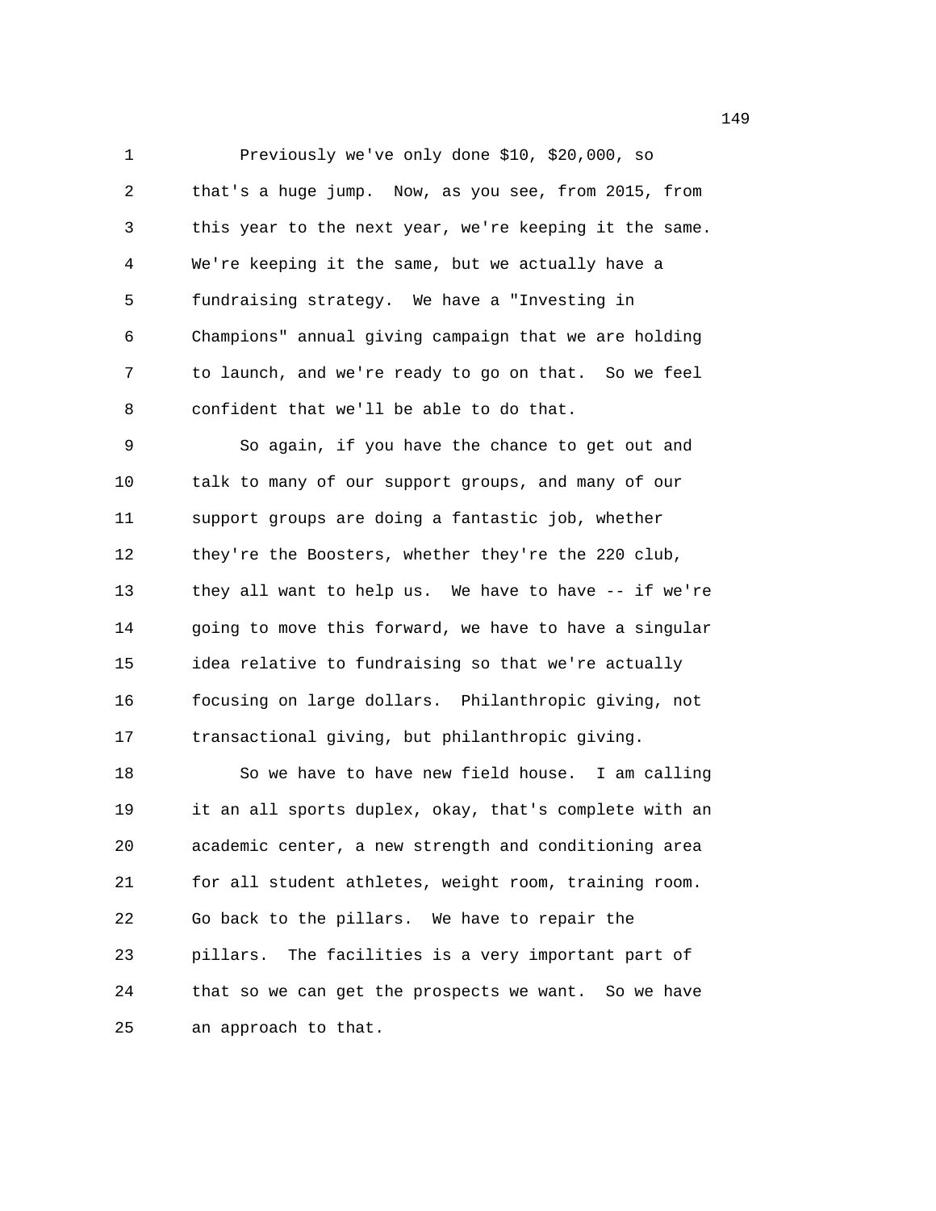Previously we've only done $10, $20,000, so that's a huge jump. Now, as you see, from 2015, from this year to the next year, we're keeping it the same. We're keeping it the same, but we actually have a fundraising strategy. We have a "Investing in Champions" annual giving campaign that we are holding to launch, and we're ready to go on that. So we feel confident that we'll be able to do that.

So again, if you have the chance to get out and talk to many of our support groups, and many of our support groups are doing a fantastic job, whether they're the Boosters, whether they're the 220 club, they all want to help us. We have to have -- if we're going to move this forward, we have to have a singular idea relative to fundraising so that we're actually focusing on large dollars. Philanthropic giving, not transactional giving, but philanthropic giving.

So we have to have new field house. I am calling it an all sports duplex, okay, that's complete with an academic center, a new strength and conditioning area for all student athletes, weight room, training room. Go back to the pillars. We have to repair the pillars. The facilities is a very important part of that so we can get the prospects we want. So we have an approach to that.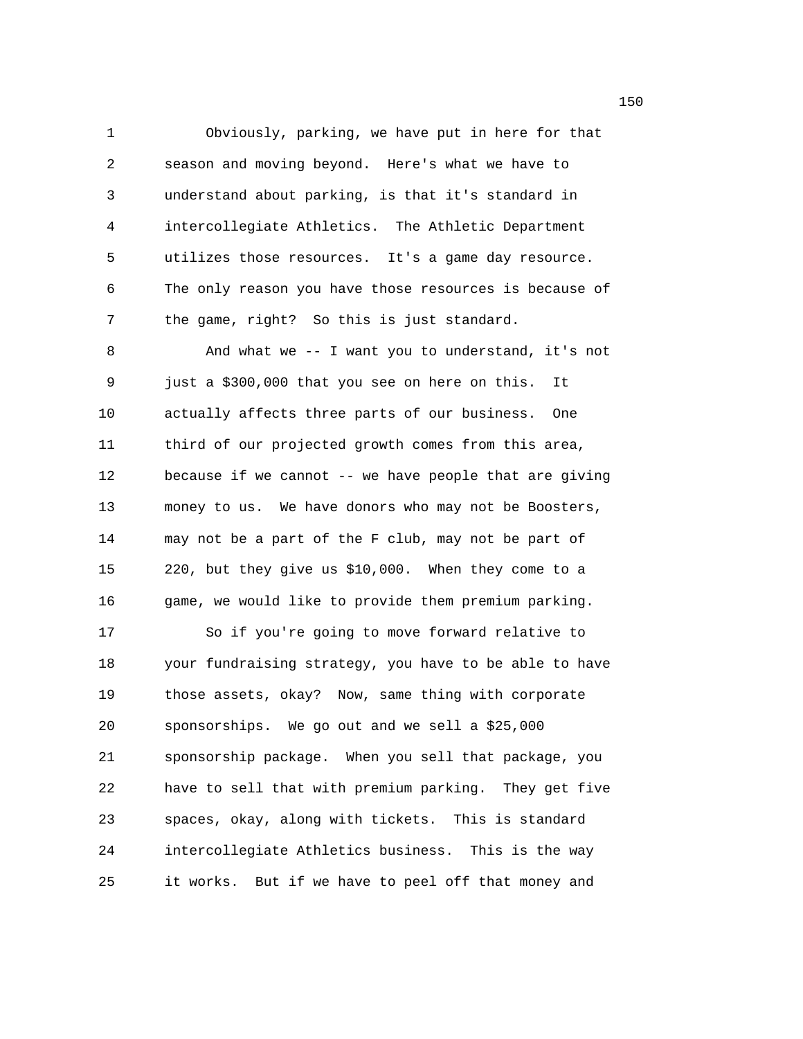Obviously, parking, we have put in here for that season and moving beyond. Here's what we have to understand about parking, is that it's standard in intercollegiate Athletics. The Athletic Department utilizes those resources. It's a game day resource. The only reason you have those resources is because of the game, right? So this is just standard.

And what we -- I want you to understand, it's not just a $300,000 that you see on here on this. It actually affects three parts of our business. One third of our projected growth comes from this area, because if we cannot -- we have people that are giving money to us. We have donors who may not be Boosters, may not be a part of the F club, may not be part of 220, but they give us $10,000. When they come to a game, we would like to provide them premium parking.

So if you're going to move forward relative to your fundraising strategy, you have to be able to have those assets, okay? Now, same thing with corporate sponsorships. We go out and we sell a $25,000 sponsorship package. When you sell that package, you have to sell that with premium parking. They get five spaces, okay, along with tickets. This is standard intercollegiate Athletics business. This is the way it works. But if we have to peel off that money and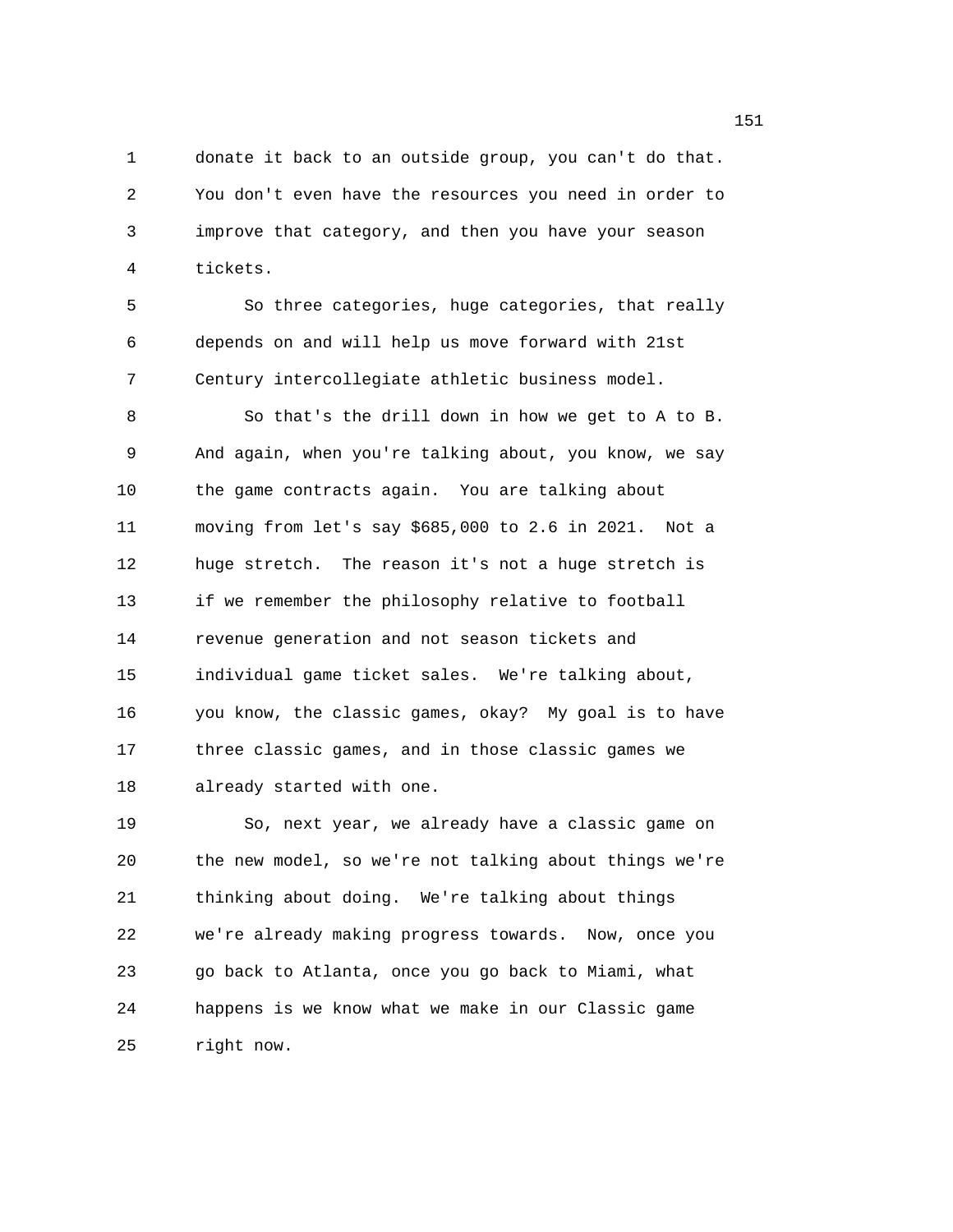donate it back to an outside group, you can't do that. You don't even have the resources you need in order to improve that category, and then you have your season tickets.

So three categories, huge categories, that really depends on and will help us move forward with 21st Century intercollegiate athletic business model.

So that's the drill down in how we get to A to B. And again, when you're talking about, you know, we say the game contracts again. You are talking about moving from let's say $685,000 to 2.6 in 2021. Not a huge stretch. The reason it's not a huge stretch is if we remember the philosophy relative to football revenue generation and not season tickets and individual game ticket sales. We're talking about, you know, the classic games, okay? My goal is to have three classic games, and in those classic games we already started with one.

So, next year, we already have a classic game on the new model, so we're not talking about things we're thinking about doing. We're talking about things we're already making progress towards. Now, once you go back to Atlanta, once you go back to Miami, what happens is we know what we make in our Classic game right now.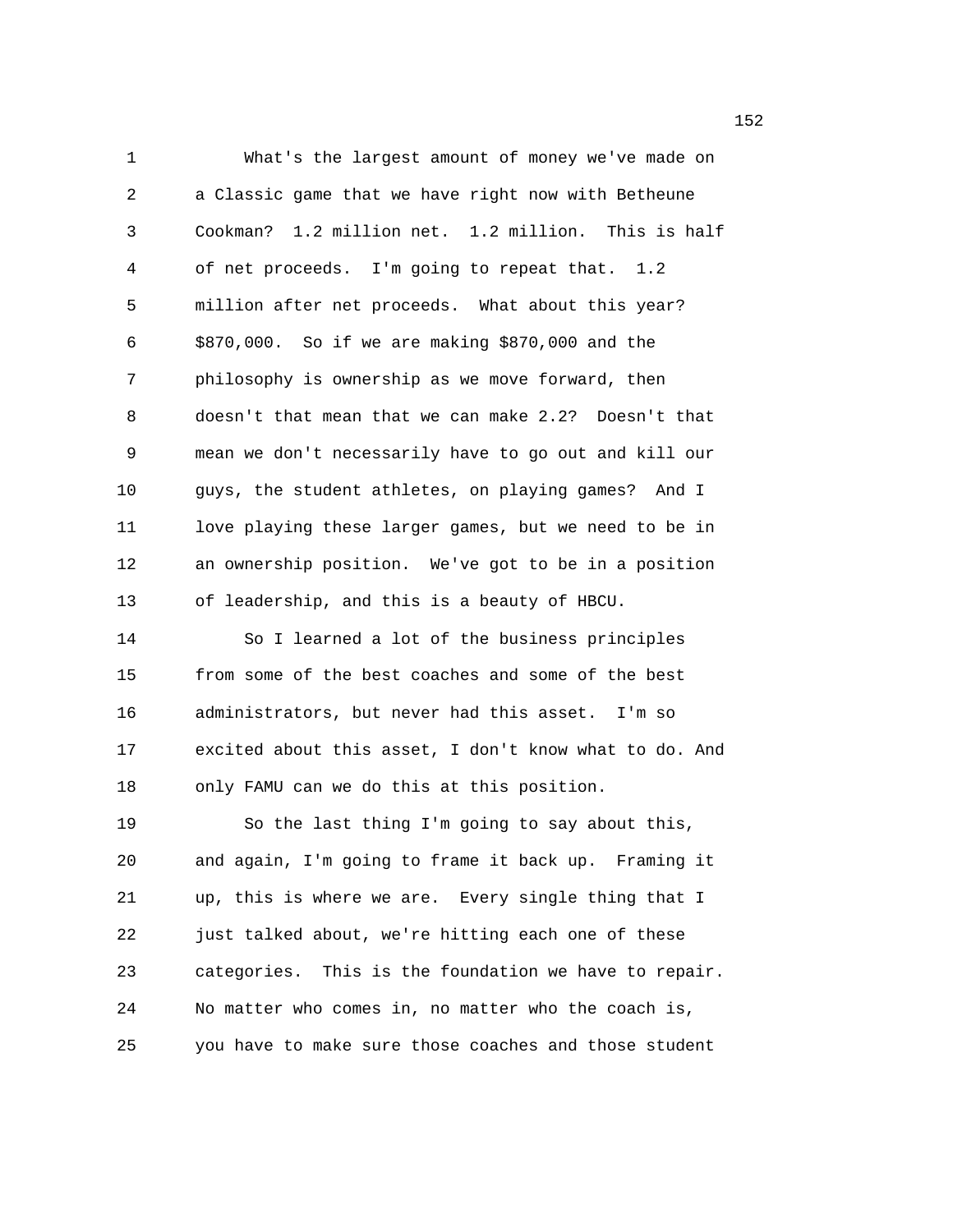What's the largest amount of money we've made on a Classic game that we have right now with Betheune Cookman? 1.2 million net. 1.2 million. This is half of net proceeds. I'm going to repeat that. 1.2 million after net proceeds. What about this year? $870,000. So if we are making $870,000 and the philosophy is ownership as we move forward, then doesn't that mean that we can make 2.2? Doesn't that mean we don't necessarily have to go out and kill our guys, the student athletes, on playing games? And I love playing these larger games, but we need to be in an ownership position. We've got to be in a position of leadership, and this is a beauty of HBCU.

So I learned a lot of the business principles from some of the best coaches and some of the best administrators, but never had this asset. I'm so excited about this asset, I don't know what to do. And only FAMU can we do this at this position.

So the last thing I'm going to say about this, and again, I'm going to frame it back up. Framing it up, this is where we are. Every single thing that I just talked about, we're hitting each one of these categories. This is the foundation we have to repair. No matter who comes in, no matter who the coach is, you have to make sure those coaches and those student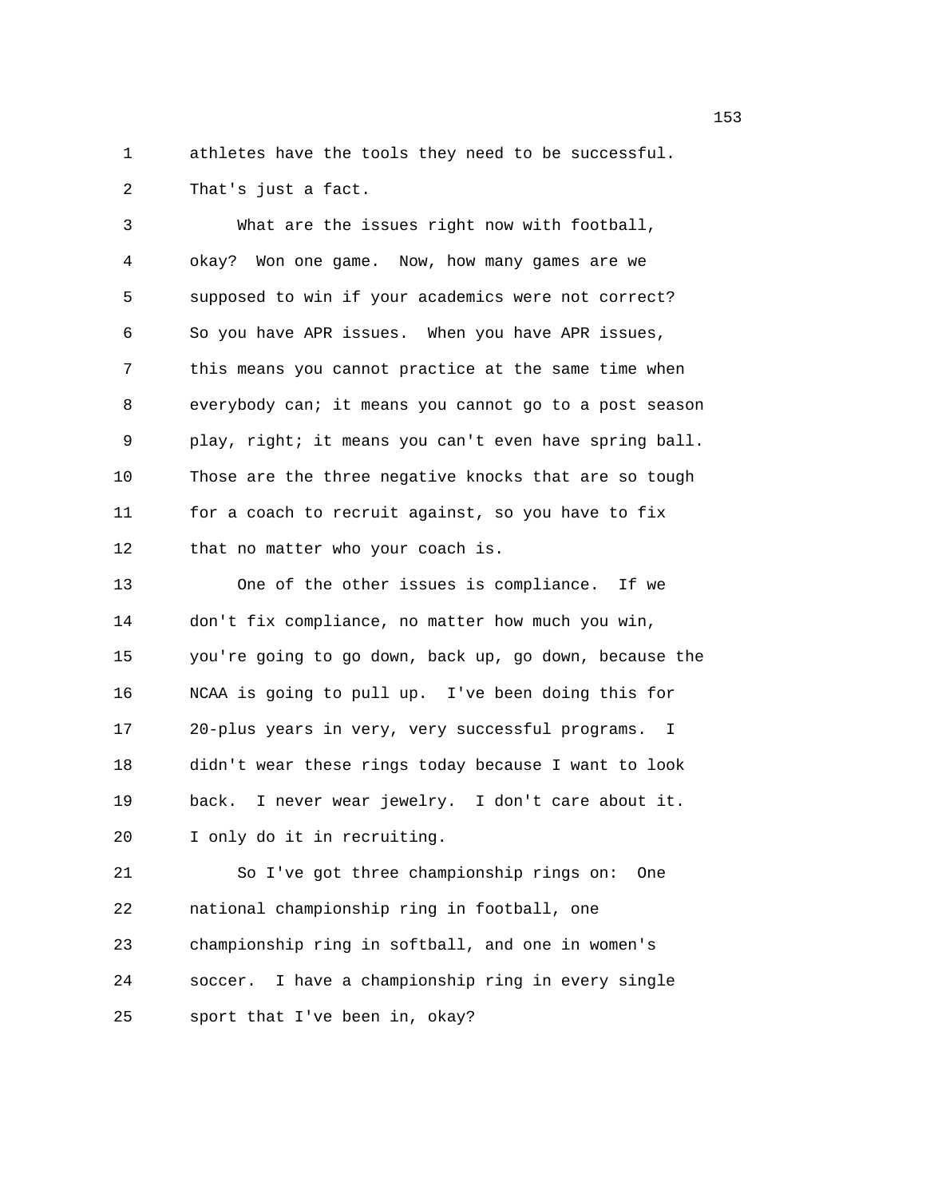athletes have the tools they need to be successful. That's just a fact.

What are the issues right now with football, okay? Won one game. Now, how many games are we supposed to win if your academics were not correct? So you have APR issues. When you have APR issues, this means you cannot practice at the same time when everybody can; it means you cannot go to a post season play, right; it means you can't even have spring ball. Those are the three negative knocks that are so tough for a coach to recruit against, so you have to fix that no matter who your coach is.

One of the other issues is compliance. If we don't fix compliance, no matter how much you win, you're going to go down, back up, go down, because the NCAA is going to pull up. I've been doing this for 20-plus years in very, very successful programs. I didn't wear these rings today because I want to look back. I never wear jewelry. I don't care about it. I only do it in recruiting.

So I've got three championship rings on: One national championship ring in football, one championship ring in softball, and one in women's soccer. I have a championship ring in every single sport that I've been in, okay?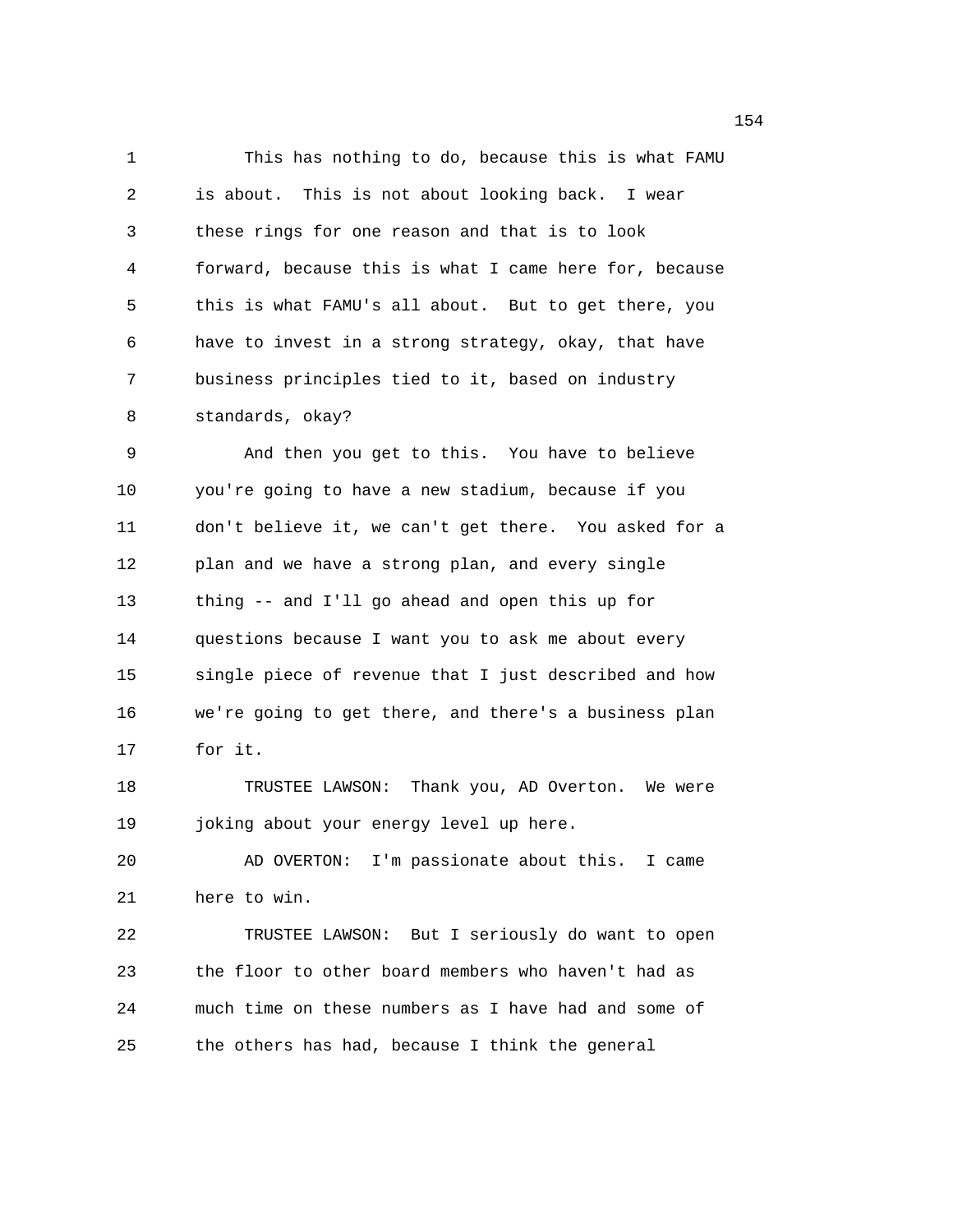This has nothing to do, because this is what FAMU is about. This is not about looking back. I wear these rings for one reason and that is to look forward, because this is what I came here for, because this is what FAMU's all about. But to get there, you have to invest in a strong strategy, okay, that have business principles tied to it, based on industry standards, okay?

And then you get to this. You have to believe you're going to have a new stadium, because if you don't believe it, we can't get there. You asked for a plan and we have a strong plan, and every single thing -- and I'll go ahead and open this up for questions because I want you to ask me about every single piece of revenue that I just described and how we're going to get there, and there's a business plan for it.

TRUSTEE LAWSON: Thank you, AD Overton. We were joking about your energy level up here.

AD OVERTON: I'm passionate about this. I came here to win.

TRUSTEE LAWSON: But I seriously do want to open the floor to other board members who haven't had as much time on these numbers as I have had and some of the others has had, because I think the general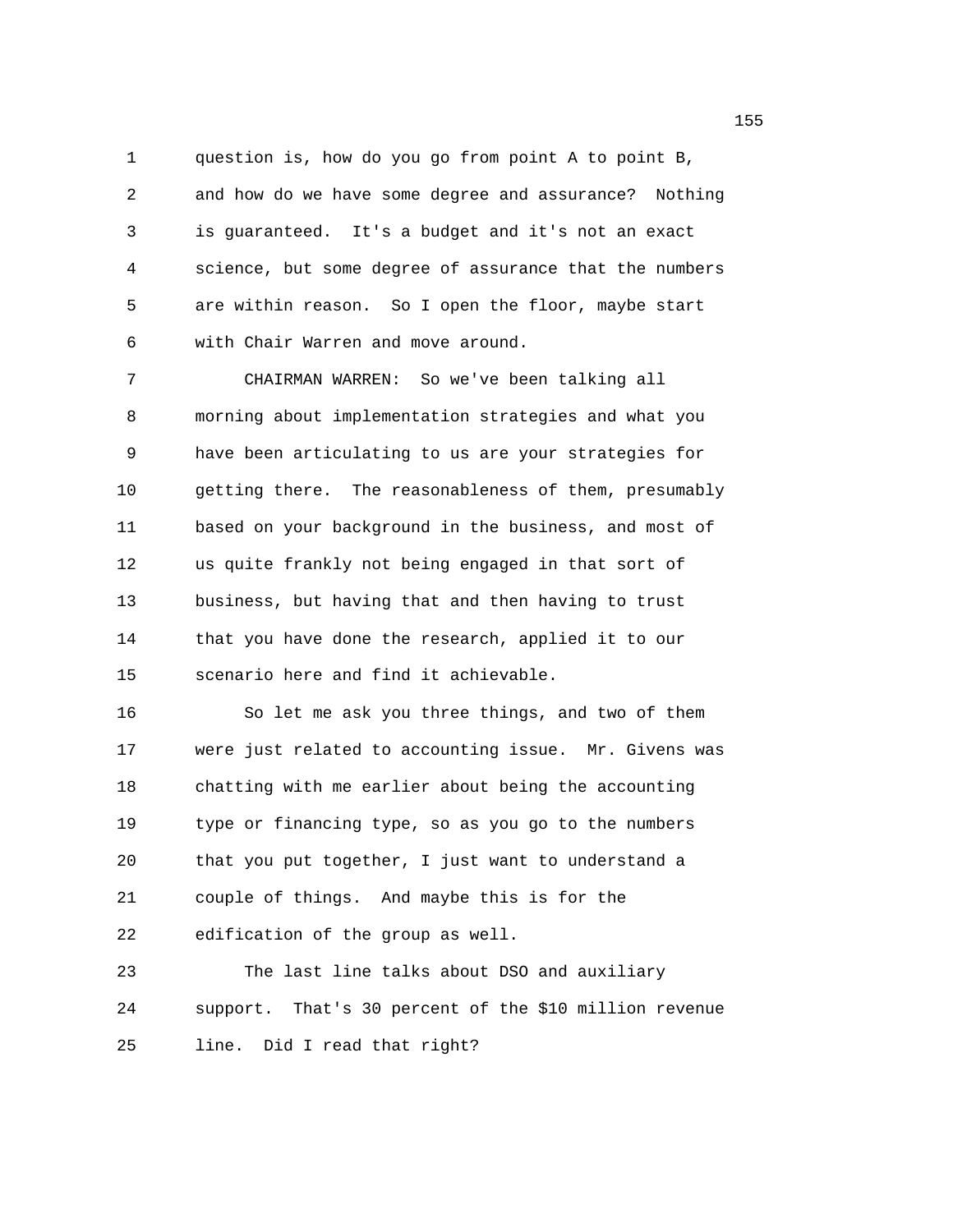question is, how do you go from point A to point B, and how do we have some degree and assurance? Nothing is guaranteed. It's a budget and it's not an exact science, but some degree of assurance that the numbers are within reason. So I open the floor, maybe start with Chair Warren and move around.

CHAIRMAN WARREN: So we've been talking all morning about implementation strategies and what you have been articulating to us are your strategies for getting there. The reasonableness of them, presumably based on your background in the business, and most of us quite frankly not being engaged in that sort of business, but having that and then having to trust that you have done the research, applied it to our scenario here and find it achievable.

So let me ask you three things, and two of them were just related to accounting issue. Mr. Givens was chatting with me earlier about being the accounting type or financing type, so as you go to the numbers that you put together, I just want to understand a couple of things. And maybe this is for the edification of the group as well.

The last line talks about DSO and auxiliary support. That's 30 percent of the $10 million revenue line. Did I read that right?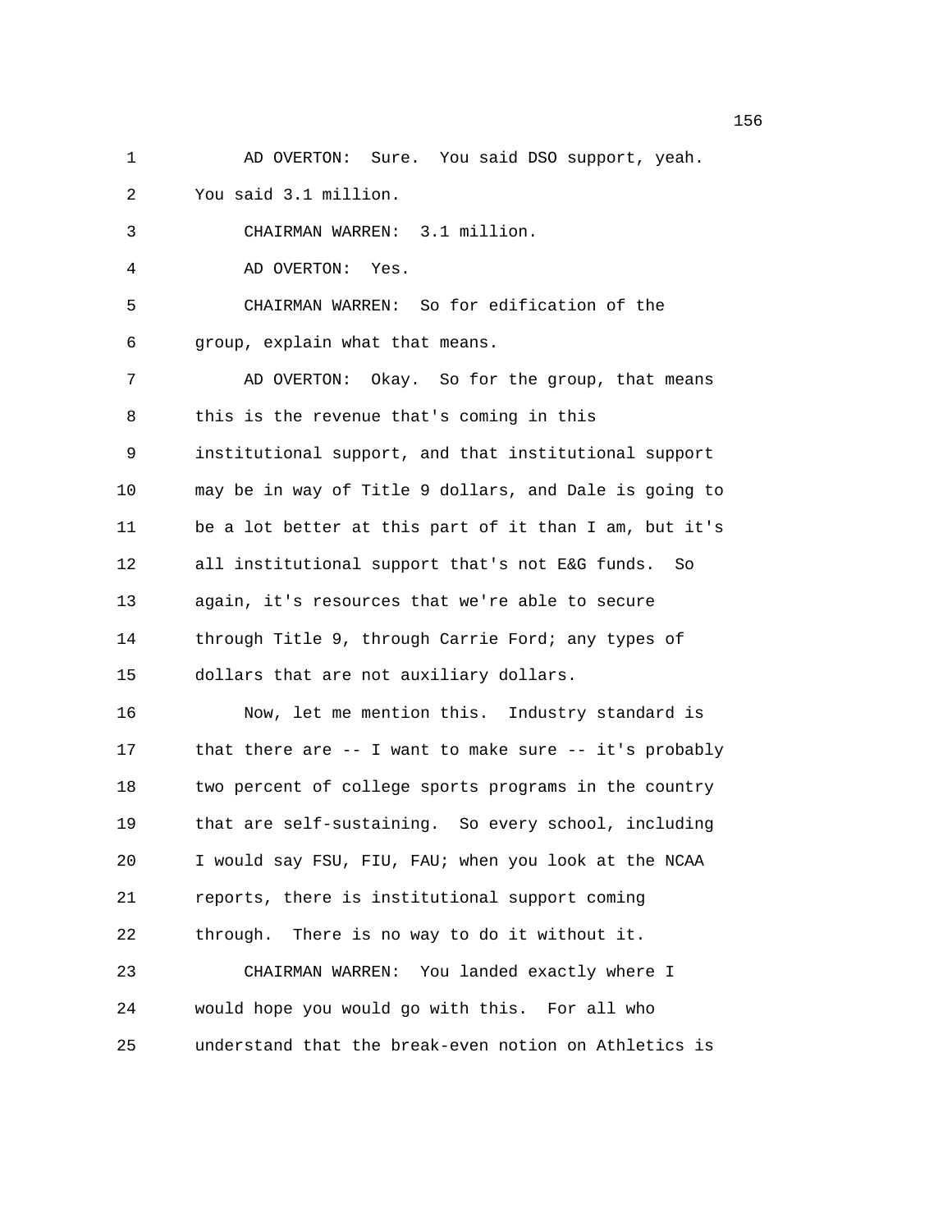AD OVERTON: Sure. You said DSO support, yeah. You said 3.1 million.

CHAIRMAN WARREN: 3.1 million.

AD OVERTON: Yes.

CHAIRMAN WARREN: So for edification of the group, explain what that means.

AD OVERTON: Okay. So for the group, that means this is the revenue that's coming in this institutional support, and that institutional support may be in way of Title 9 dollars, and Dale is going to be a lot better at this part of it than I am, but it's all institutional support that's not E&G funds. So again, it's resources that we're able to secure through Title 9, through Carrie Ford; any types of dollars that are not auxiliary dollars.

Now, let me mention this. Industry standard is that there are -- I want to make sure -- it's probably two percent of college sports programs in the country that are self-sustaining. So every school, including I would say FSU, FIU, FAU; when you look at the NCAA reports, there is institutional support coming through. There is no way to do it without it.

CHAIRMAN WARREN: You landed exactly where I would hope you would go with this. For all who understand that the break-even notion on Athletics is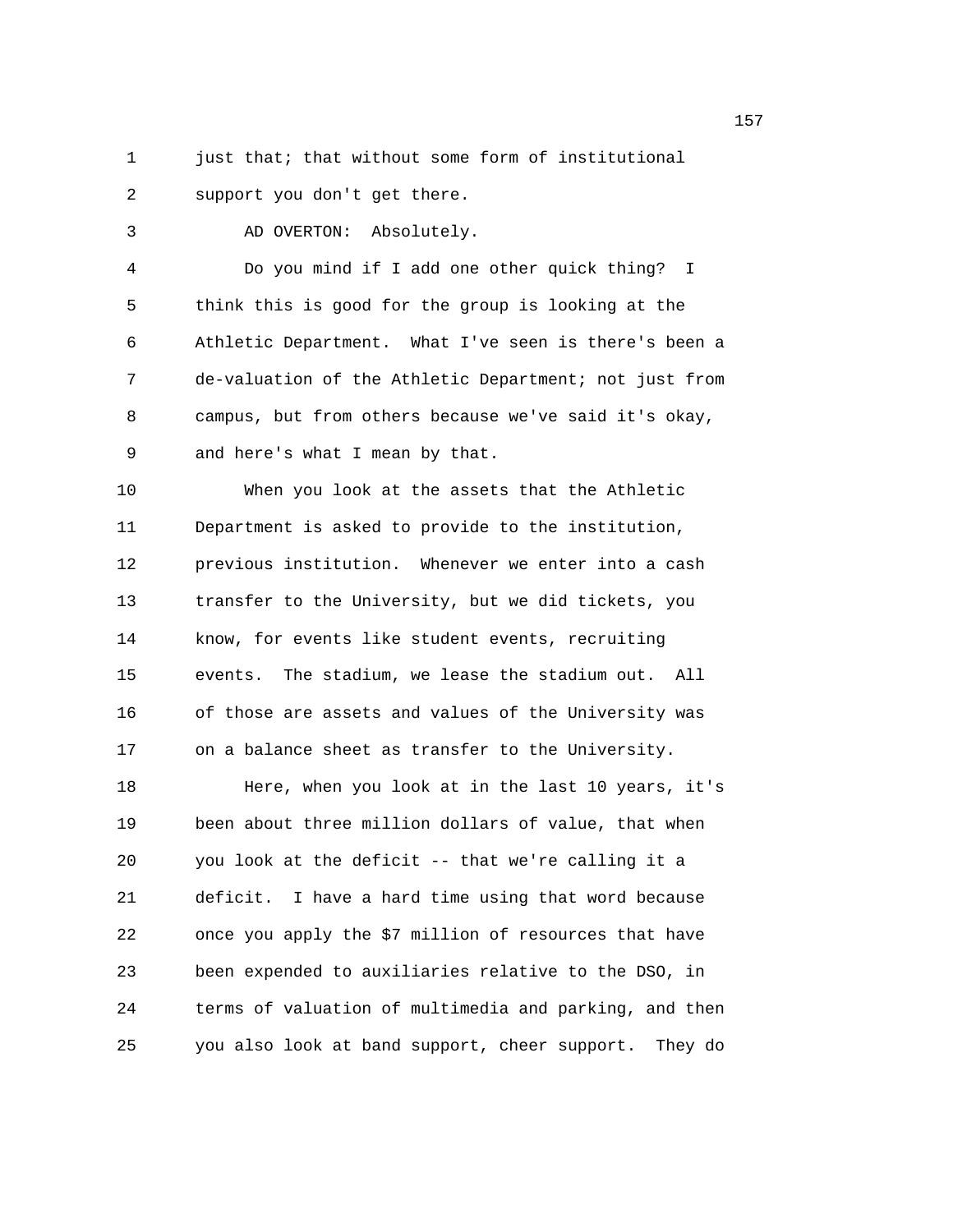just that; that without some form of institutional support you don't get there.

AD OVERTON: Absolutely.

Do you mind if I add one other quick thing? I think this is good for the group is looking at the Athletic Department. What I've seen is there's been a de-valuation of the Athletic Department; not just from campus, but from others because we've said it's okay, and here's what I mean by that.

When you look at the assets that the Athletic Department is asked to provide to the institution, previous institution. Whenever we enter into a cash transfer to the University, but we did tickets, you know, for events like student events, recruiting events. The stadium, we lease the stadium out. All of those are assets and values of the University was on a balance sheet as transfer to the University.

Here, when you look at in the last 10 years, it's been about three million dollars of value, that when you look at the deficit -- that we're calling it a deficit. I have a hard time using that word because once you apply the $7 million of resources that have been expended to auxiliaries relative to the DSO, in terms of valuation of multimedia and parking, and then you also look at band support, cheer support. They do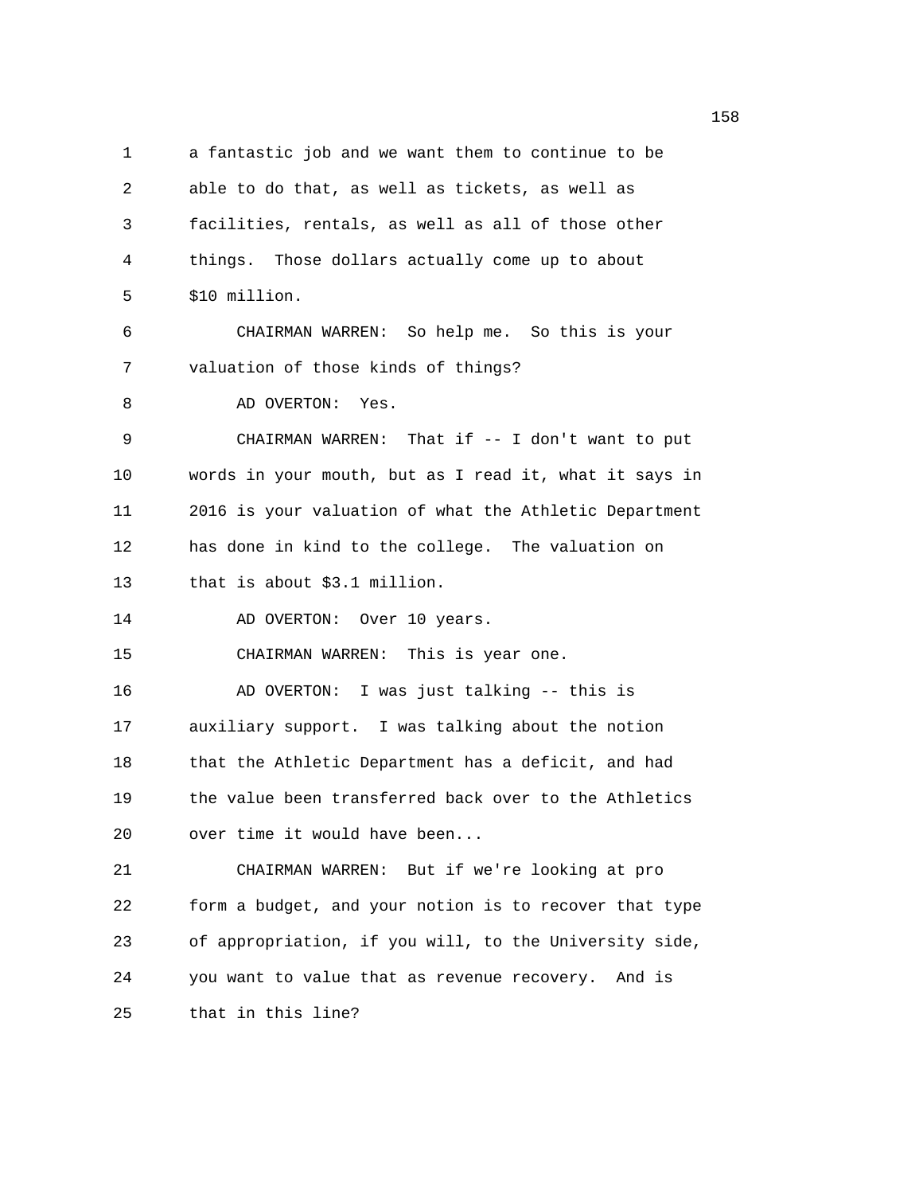a fantastic job and we want them to continue to be able to do that, as well as tickets, as well as facilities, rentals, as well as all of those other things. Those dollars actually come up to about $10 million.

CHAIRMAN WARREN: So help me. So this is your valuation of those kinds of things?

AD OVERTON: Yes.

CHAIRMAN WARREN: That if -- I don't want to put words in your mouth, but as I read it, what it says in 2016 is your valuation of what the Athletic Department has done in kind to the college. The valuation on that is about $3.1 million.

AD OVERTON: Over 10 years.

CHAIRMAN WARREN: This is year one.

AD OVERTON: I was just talking -- this is auxiliary support. I was talking about the notion that the Athletic Department has a deficit, and had the value been transferred back over to the Athletics over time it would have been...

CHAIRMAN WARREN: But if we're looking at pro form a budget, and your notion is to recover that type of appropriation, if you will, to the University side, you want to value that as revenue recovery. And is that in this line?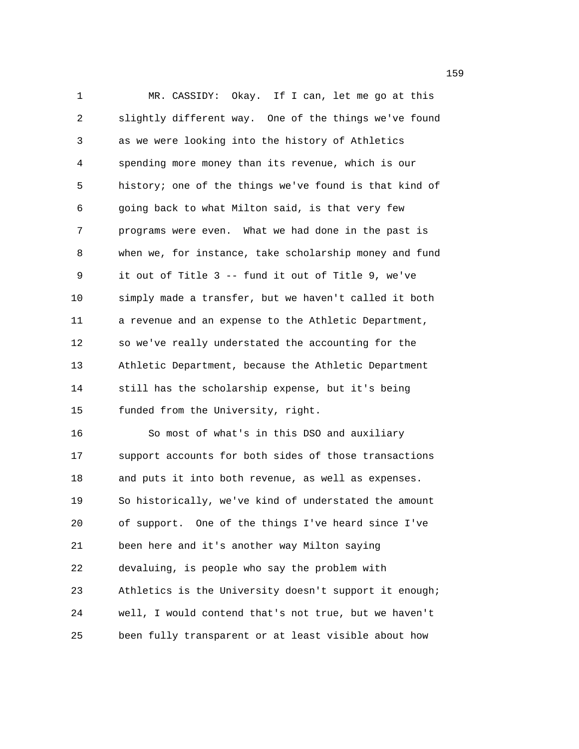MR. CASSIDY: Okay. If I can, let me go at this slightly different way. One of the things we've found as we were looking into the history of Athletics spending more money than its revenue, which is our history; one of the things we've found is that kind of going back to what Milton said, is that very few programs were even. What we had done in the past is when we, for instance, take scholarship money and fund it out of Title 3 -- fund it out of Title 9, we've simply made a transfer, but we haven't called it both a revenue and an expense to the Athletic Department, so we've really understated the accounting for the Athletic Department, because the Athletic Department still has the scholarship expense, but it's being funded from the University, right.

So most of what's in this DSO and auxiliary support accounts for both sides of those transactions and puts it into both revenue, as well as expenses. So historically, we've kind of understated the amount of support. One of the things I've heard since I've been here and it's another way Milton saying devaluing, is people who say the problem with Athletics is the University doesn't support it enough; well, I would contend that's not true, but we haven't been fully transparent or at least visible about how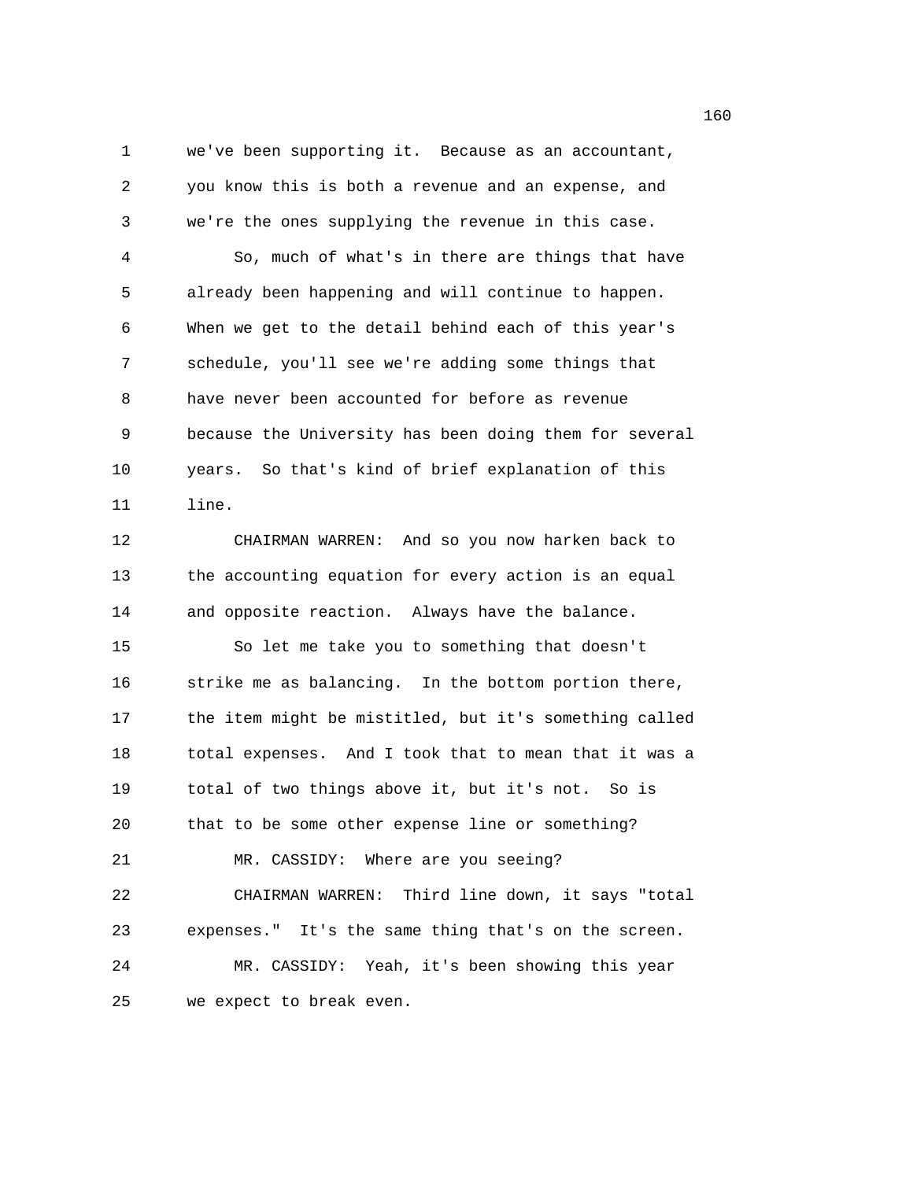we've been supporting it. Because as an accountant, you know this is both a revenue and an expense, and we're the ones supplying the revenue in this case.

So, much of what's in there are things that have already been happening and will continue to happen. When we get to the detail behind each of this year's schedule, you'll see we're adding some things that have never been accounted for before as revenue because the University has been doing them for several years. So that's kind of brief explanation of this line.

CHAIRMAN WARREN: And so you now harken back to the accounting equation for every action is an equal and opposite reaction. Always have the balance.

So let me take you to something that doesn't strike me as balancing. In the bottom portion there, the item might be mistitled, but it's something called total expenses. And I took that to mean that it was a total of two things above it, but it's not. So is that to be some other expense line or something?

MR. CASSIDY: Where are you seeing?

CHAIRMAN WARREN: Third line down, it says "total expenses." It's the same thing that's on the screen.

MR. CASSIDY: Yeah, it's been showing this year we expect to break even.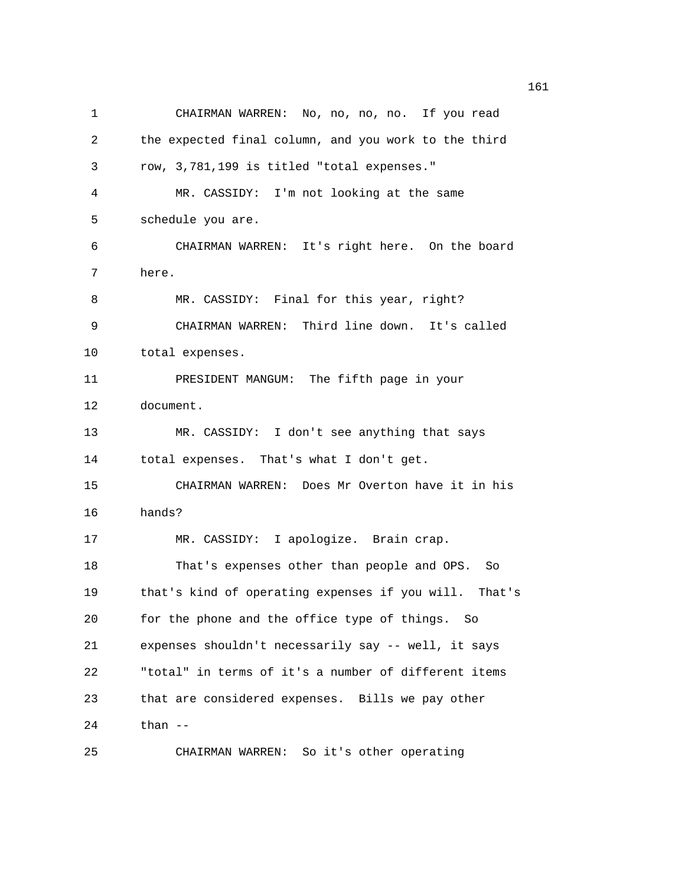CHAIRMAN WARREN: No, no, no, no. If you read the expected final column, and you work to the third row, 3,781,199 is titled "total expenses."

MR. CASSIDY: I'm not looking at the same schedule you are.

CHAIRMAN WARREN: It's right here. On the board here.

MR. CASSIDY: Final for this year, right?

CHAIRMAN WARREN: Third line down. It's called total expenses.

PRESIDENT MANGUM: The fifth page in your document.

MR. CASSIDY: I don't see anything that says total expenses. That's what I don't get.

CHAIRMAN WARREN: Does Mr Overton have it in his hands?

MR. CASSIDY: I apologize. Brain crap.

That's expenses other than people and OPS. So that's kind of operating expenses if you will. That's for the phone and the office type of things. So expenses shouldn't necessarily say -- well, it says "total" in terms of it's a number of different items that are considered expenses. Bills we pay other than --

CHAIRMAN WARREN: So it's other operating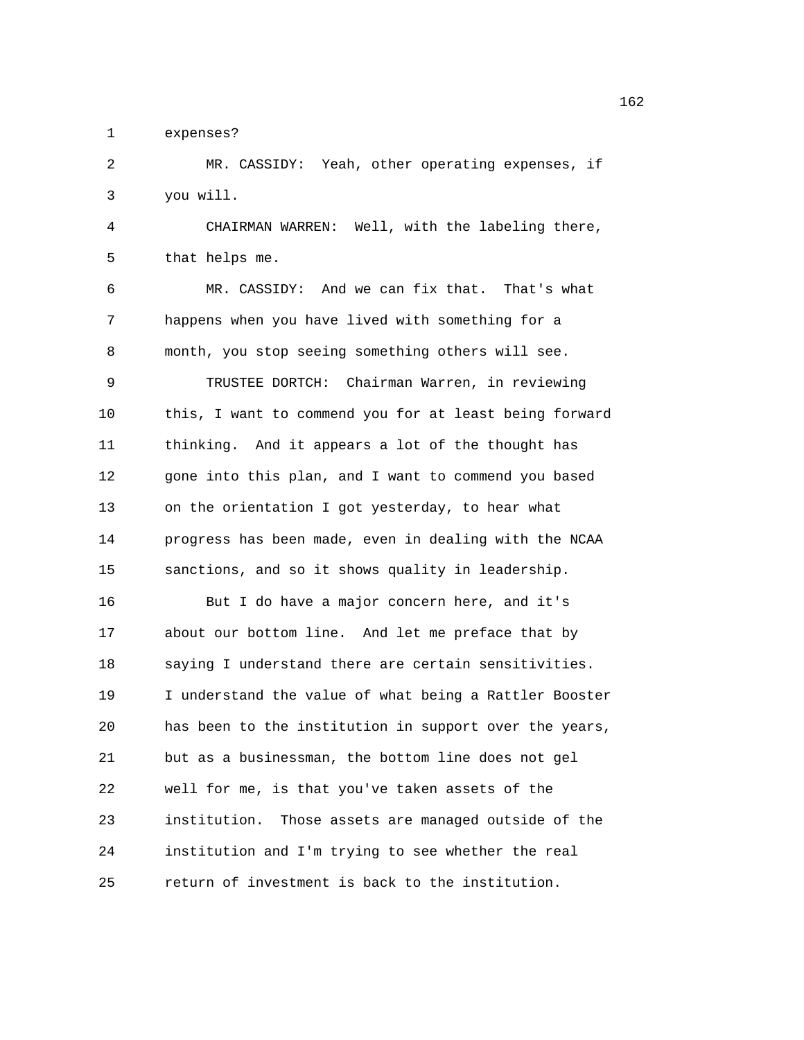expenses?

MR. CASSIDY: Yeah, other operating expenses, if you will.

CHAIRMAN WARREN: Well, with the labeling there, that helps me.

MR. CASSIDY: And we can fix that. That's what happens when you have lived with something for a month, you stop seeing something others will see.

TRUSTEE DORTCH: Chairman Warren, in reviewing this, I want to commend you for at least being forward thinking. And it appears a lot of the thought has gone into this plan, and I want to commend you based on the orientation I got yesterday, to hear what progress has been made, even in dealing with the NCAA sanctions, and so it shows quality in leadership.

But I do have a major concern here, and it's about our bottom line. And let me preface that by saying I understand there are certain sensitivities. I understand the value of what being a Rattler Booster has been to the institution in support over the years, but as a businessman, the bottom line does not gel well for me, is that you've taken assets of the institution. Those assets are managed outside of the institution and I'm trying to see whether the real return of investment is back to the institution.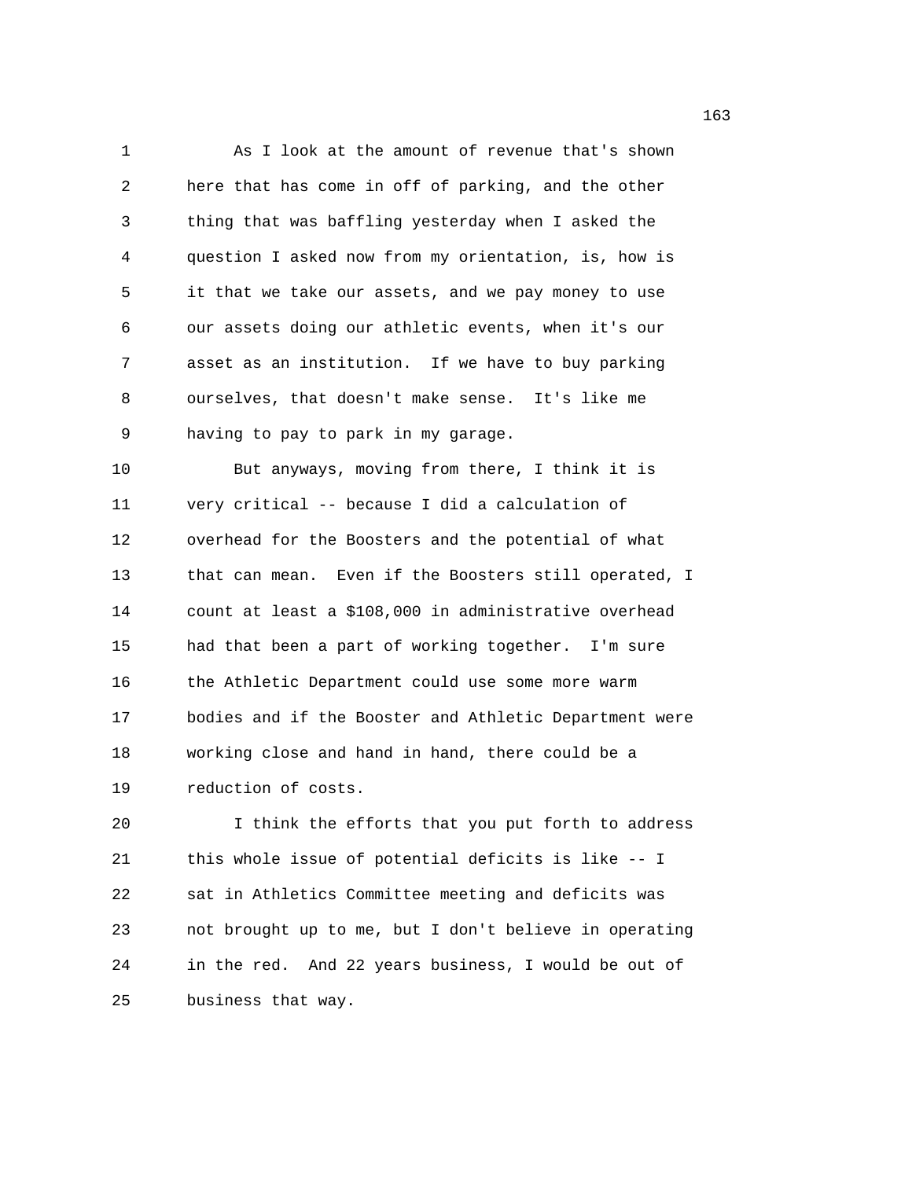As I look at the amount of revenue that's shown here that has come in off of parking, and the other thing that was baffling yesterday when I asked the question I asked now from my orientation, is, how is it that we take our assets, and we pay money to use our assets doing our athletic events, when it's our asset as an institution. If we have to buy parking ourselves, that doesn't make sense. It's like me having to pay to park in my garage.

But anyways, moving from there, I think it is very critical -- because I did a calculation of overhead for the Boosters and the potential of what that can mean. Even if the Boosters still operated, I count at least a $108,000 in administrative overhead had that been a part of working together. I'm sure the Athletic Department could use some more warm bodies and if the Booster and Athletic Department were working close and hand in hand, there could be a reduction of costs.

I think the efforts that you put forth to address this whole issue of potential deficits is like -- I sat in Athletics Committee meeting and deficits was not brought up to me, but I don't believe in operating in the red. And 22 years business, I would be out of business that way.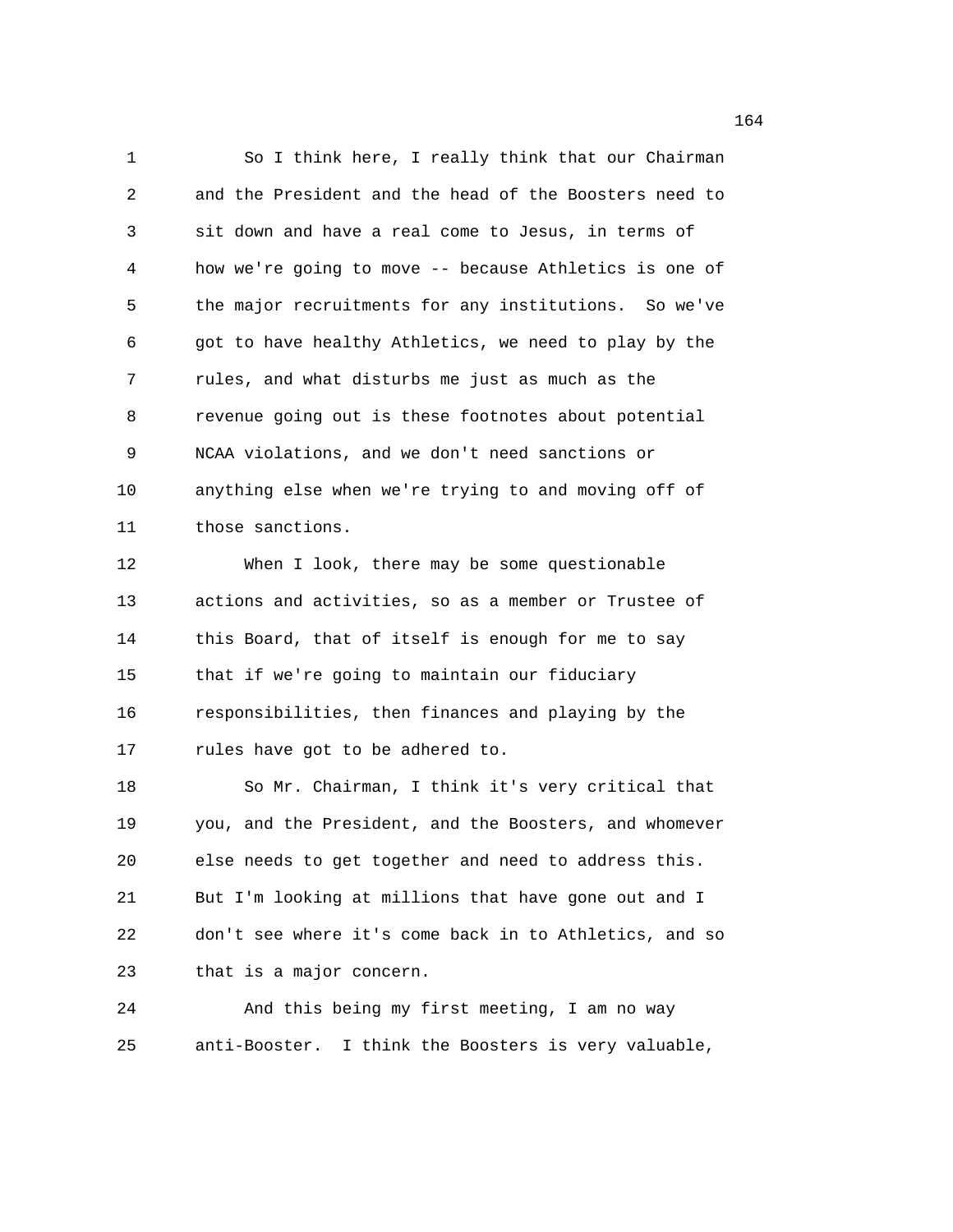So I think here, I really think that our Chairman and the President and the head of the Boosters need to sit down and have a real come to Jesus, in terms of how we're going to move -- because Athletics is one of the major recruitments for any institutions. So we've got to have healthy Athletics, we need to play by the rules, and what disturbs me just as much as the revenue going out is these footnotes about potential NCAA violations, and we don't need sanctions or anything else when we're trying to and moving off of those sanctions.

When I look, there may be some questionable actions and activities, so as a member or Trustee of this Board, that of itself is enough for me to say that if we're going to maintain our fiduciary responsibilities, then finances and playing by the rules have got to be adhered to.

So Mr. Chairman, I think it's very critical that you, and the President, and the Boosters, and whomever else needs to get together and need to address this. But I'm looking at millions that have gone out and I don't see where it's come back in to Athletics, and so that is a major concern.

And this being my first meeting, I am no way anti-Booster. I think the Boosters is very valuable,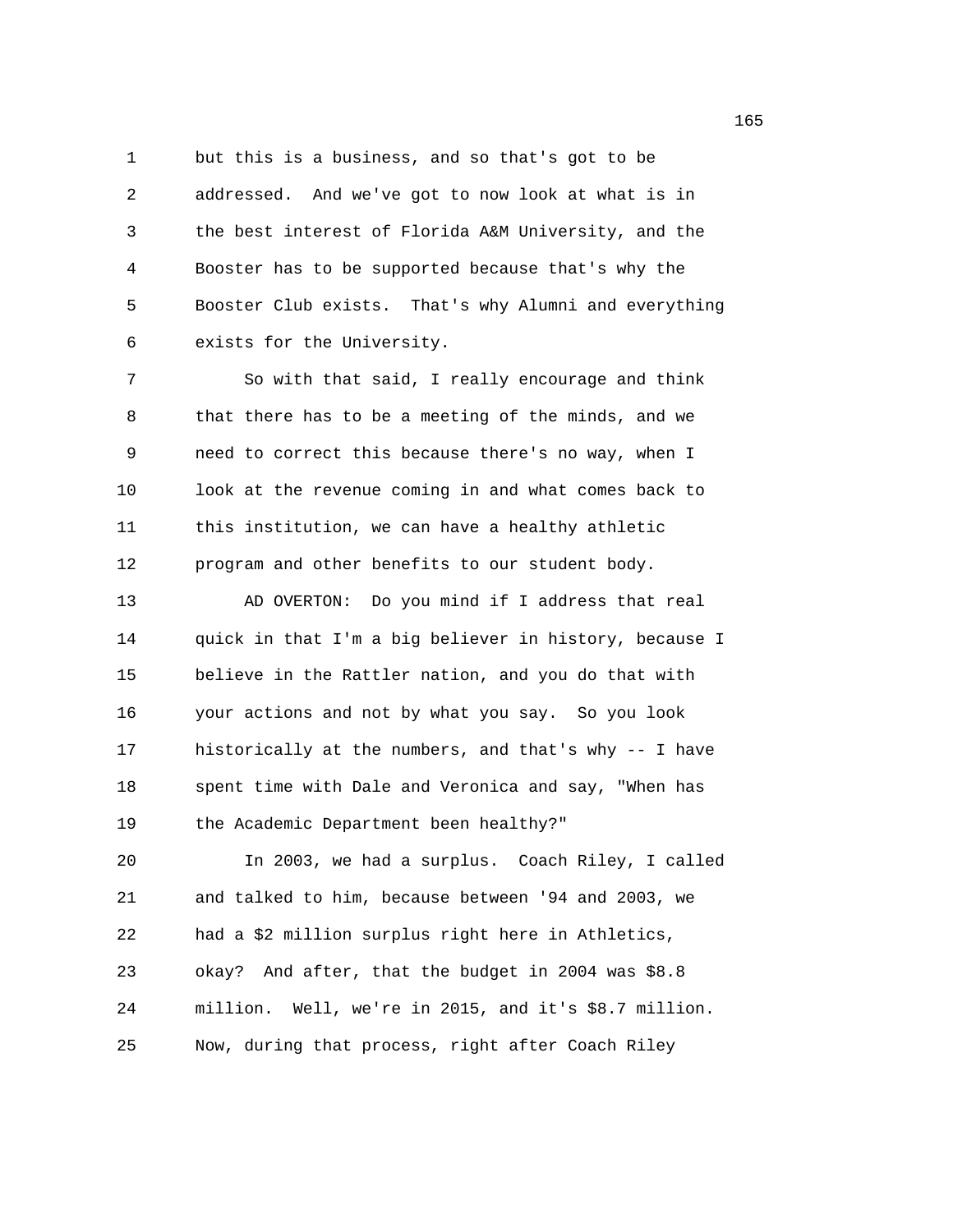but this is a business, and so that's got to be addressed. And we've got to now look at what is in the best interest of Florida A&M University, and the Booster has to be supported because that's why the Booster Club exists. That's why Alumni and everything exists for the University.

So with that said, I really encourage and think that there has to be a meeting of the minds, and we need to correct this because there's no way, when I look at the revenue coming in and what comes back to this institution, we can have a healthy athletic program and other benefits to our student body.

AD OVERTON: Do you mind if I address that real quick in that I'm a big believer in history, because I believe in the Rattler nation, and you do that with your actions and not by what you say. So you look historically at the numbers, and that's why -- I have spent time with Dale and Veronica and say, "When has the Academic Department been healthy?"

In 2003, we had a surplus. Coach Riley, I called and talked to him, because between '94 and 2003, we had a $2 million surplus right here in Athletics, okay? And after, that the budget in 2004 was $8.8 million. Well, we're in 2015, and it's $8.7 million. Now, during that process, right after Coach Riley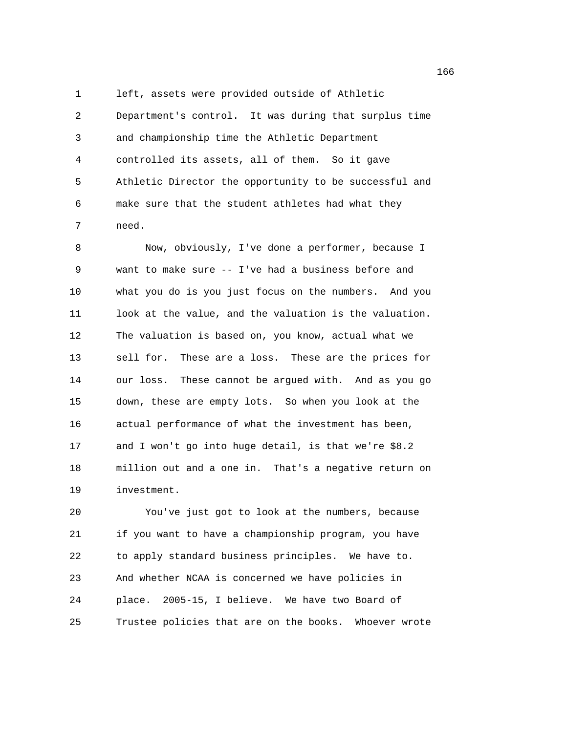left, assets were provided outside of Athletic Department's control. It was during that surplus time and championship time the Athletic Department controlled its assets, all of them. So it gave Athletic Director the opportunity to be successful and make sure that the student athletes had what they need.

Now, obviously, I've done a performer, because I want to make sure -- I've had a business before and what you do is you just focus on the numbers. And you look at the value, and the valuation is the valuation. The valuation is based on, you know, actual what we sell for. These are a loss. These are the prices for our loss. These cannot be argued with. And as you go down, these are empty lots. So when you look at the actual performance of what the investment has been, and I won't go into huge detail, is that we're $8.2 million out and a one in. That's a negative return on investment.

You've just got to look at the numbers, because if you want to have a championship program, you have to apply standard business principles. We have to. And whether NCAA is concerned we have policies in place. 2005-15, I believe. We have two Board of Trustee policies that are on the books. Whoever wrote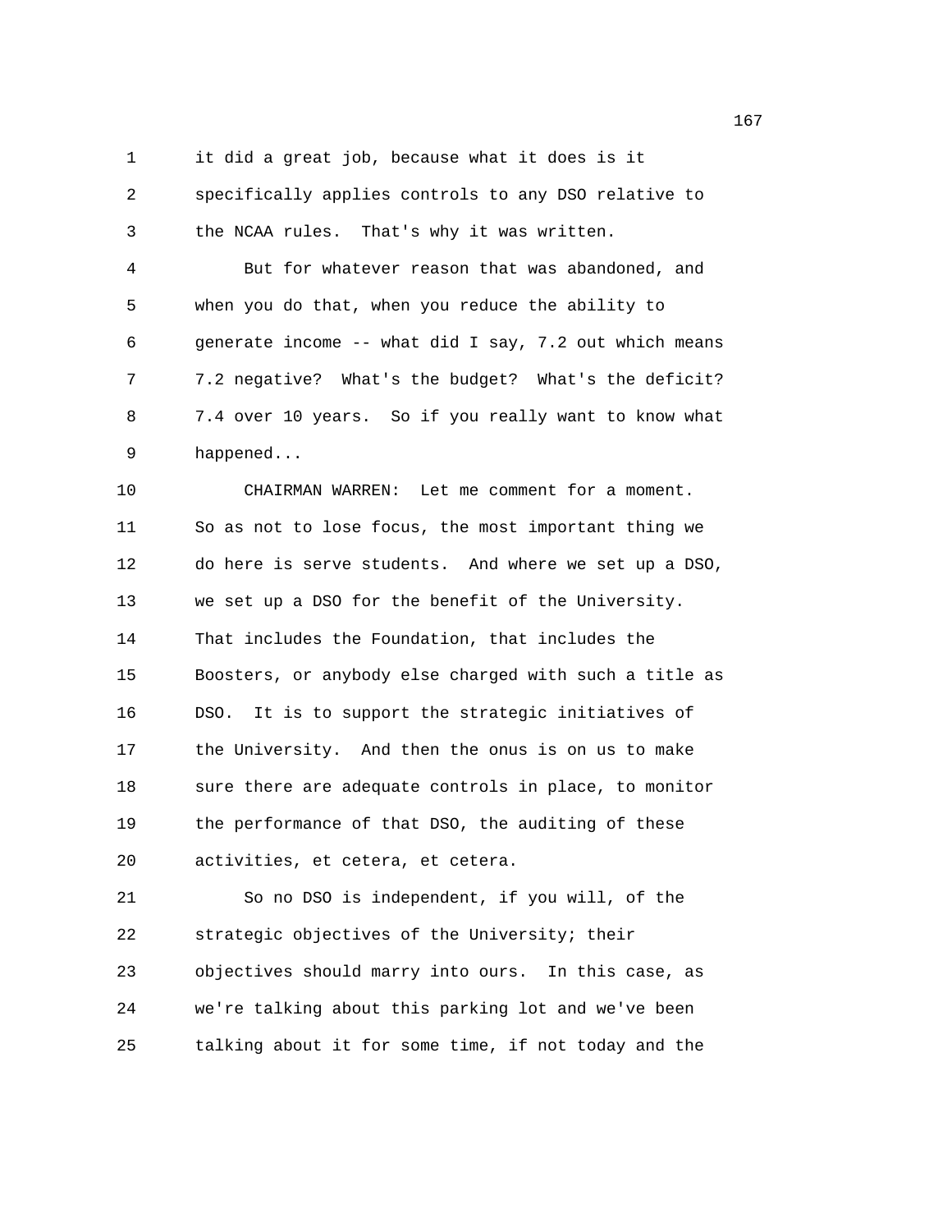it did a great job, because what it does is it specifically applies controls to any DSO relative to the NCAA rules. That's why it was written.

But for whatever reason that was abandoned, and when you do that, when you reduce the ability to generate income -- what did I say, 7.2 out which means 7.2 negative? What's the budget? What's the deficit? 7.4 over 10 years. So if you really want to know what happened...

CHAIRMAN WARREN: Let me comment for a moment. So as not to lose focus, the most important thing we do here is serve students. And where we set up a DSO, we set up a DSO for the benefit of the University. That includes the Foundation, that includes the Boosters, or anybody else charged with such a title as DSO. It is to support the strategic initiatives of the University. And then the onus is on us to make sure there are adequate controls in place, to monitor the performance of that DSO, the auditing of these activities, et cetera, et cetera.

So no DSO is independent, if you will, of the strategic objectives of the University; their objectives should marry into ours. In this case, as we're talking about this parking lot and we've been talking about it for some time, if not today and the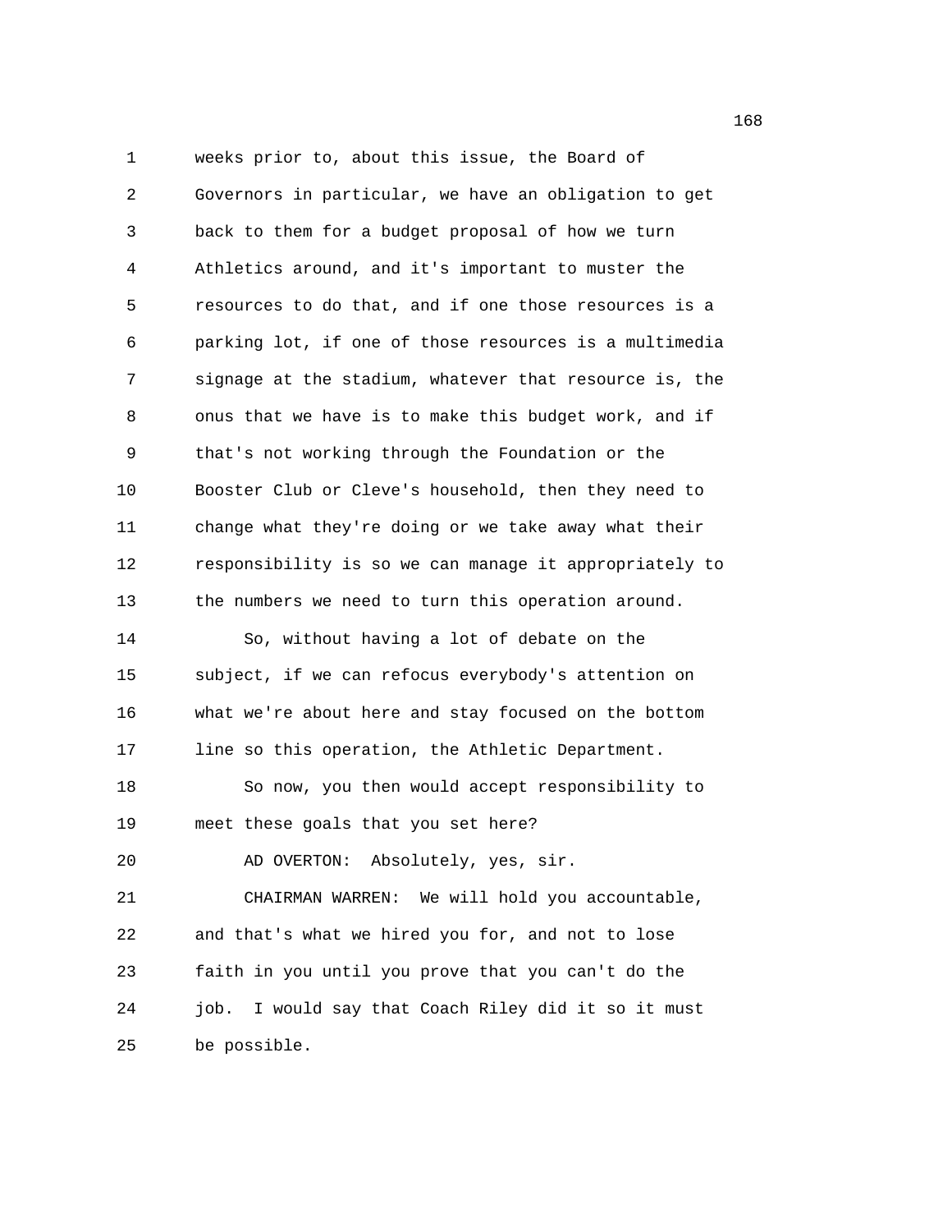weeks prior to, about this issue, the Board of Governors in particular, we have an obligation to get back to them for a budget proposal of how we turn Athletics around, and it's important to muster the resources to do that, and if one those resources is a parking lot, if one of those resources is a multimedia signage at the stadium, whatever that resource is, the onus that we have is to make this budget work, and if that's not working through the Foundation or the Booster Club or Cleve's household, then they need to change what they're doing or we take away what their responsibility is so we can manage it appropriately to the numbers we need to turn this operation around.

So, without having a lot of debate on the subject, if we can refocus everybody's attention on what we're about here and stay focused on the bottom line so this operation, the Athletic Department.

So now, you then would accept responsibility to meet these goals that you set here?

AD OVERTON: Absolutely, yes, sir.

CHAIRMAN WARREN: We will hold you accountable, and that's what we hired you for, and not to lose faith in you until you prove that you can't do the job. I would say that Coach Riley did it so it must be possible.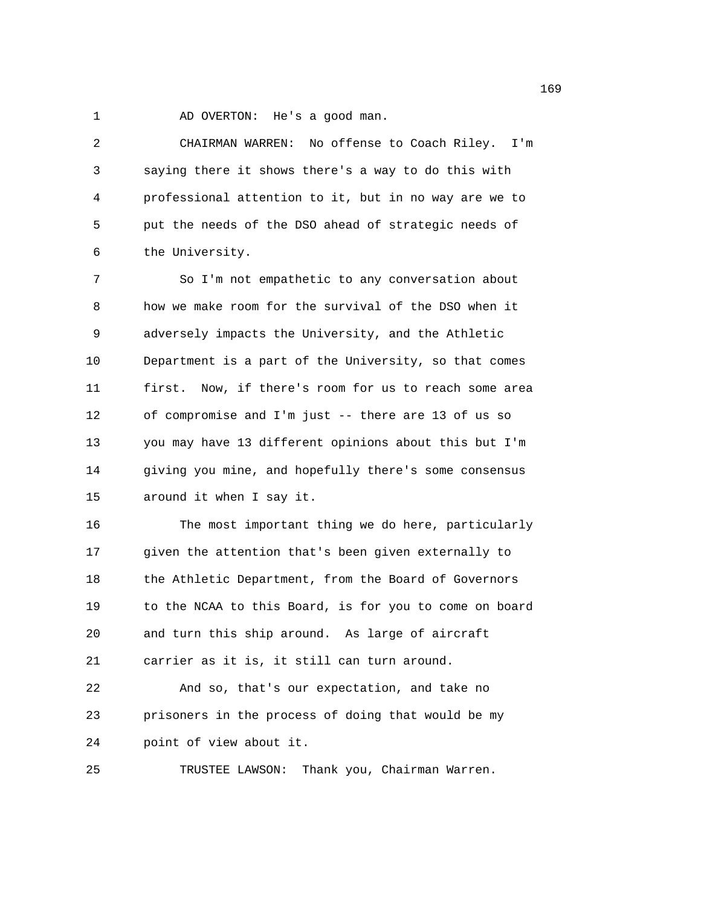AD OVERTON: He's a good man.

CHAIRMAN WARREN: No offense to Coach Riley. I'm saying there it shows there's a way to do this with professional attention to it, but in no way are we to put the needs of the DSO ahead of strategic needs of the University.

So I'm not empathetic to any conversation about how we make room for the survival of the DSO when it adversely impacts the University, and the Athletic Department is a part of the University, so that comes first. Now, if there's room for us to reach some area of compromise and I'm just -- there are 13 of us so you may have 13 different opinions about this but I'm giving you mine, and hopefully there's some consensus around it when I say it.

The most important thing we do here, particularly given the attention that's been given externally to the Athletic Department, from the Board of Governors to the NCAA to this Board, is for you to come on board and turn this ship around. As large of aircraft carrier as it is, it still can turn around.

And so, that's our expectation, and take no prisoners in the process of doing that would be my point of view about it.

TRUSTEE LAWSON: Thank you, Chairman Warren.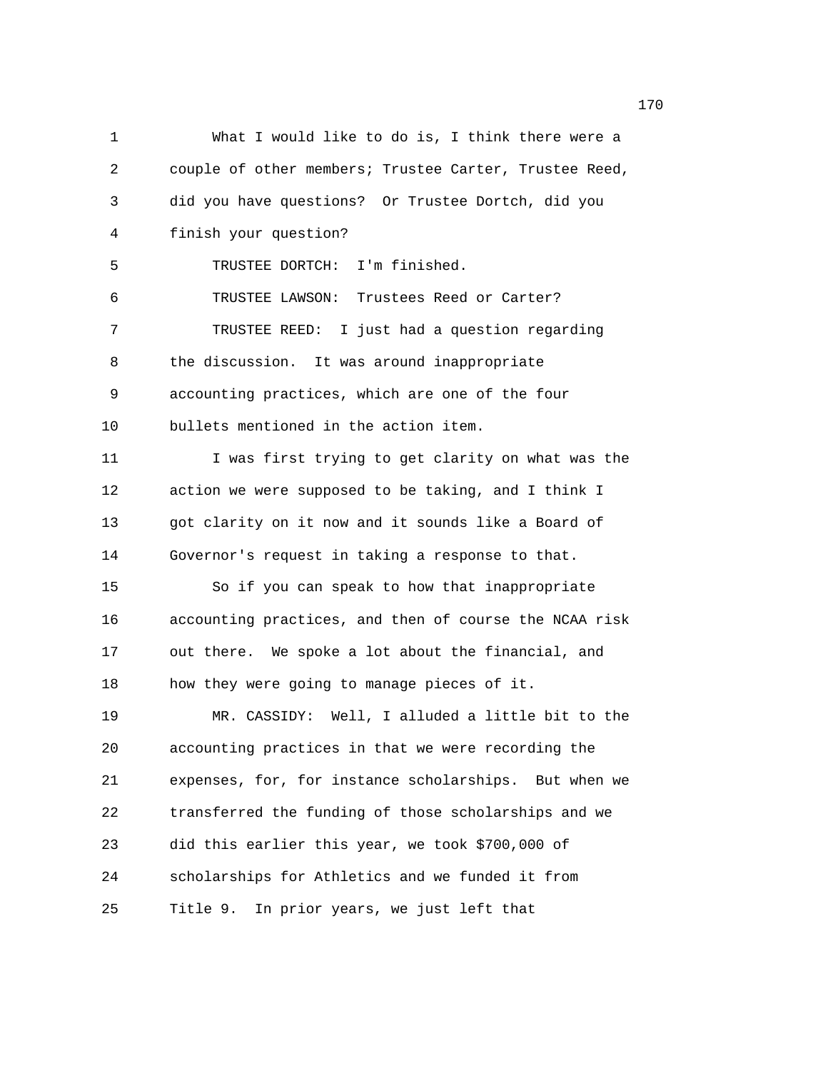What I would like to do is, I think there were a couple of other members; Trustee Carter, Trustee Reed, did you have questions? Or Trustee Dortch, did you finish your question?

TRUSTEE DORTCH: I'm finished.

TRUSTEE LAWSON: Trustees Reed or Carter?

TRUSTEE REED: I just had a question regarding the discussion. It was around inappropriate accounting practices, which are one of the four bullets mentioned in the action item.

I was first trying to get clarity on what was the action we were supposed to be taking, and I think I got clarity on it now and it sounds like a Board of Governor's request in taking a response to that.

So if you can speak to how that inappropriate accounting practices, and then of course the NCAA risk out there. We spoke a lot about the financial, and how they were going to manage pieces of it.

MR. CASSIDY: Well, I alluded a little bit to the accounting practices in that we were recording the expenses, for, for instance scholarships. But when we transferred the funding of those scholarships and we did this earlier this year, we took $700,000 of scholarships for Athletics and we funded it from Title 9. In prior years, we just left that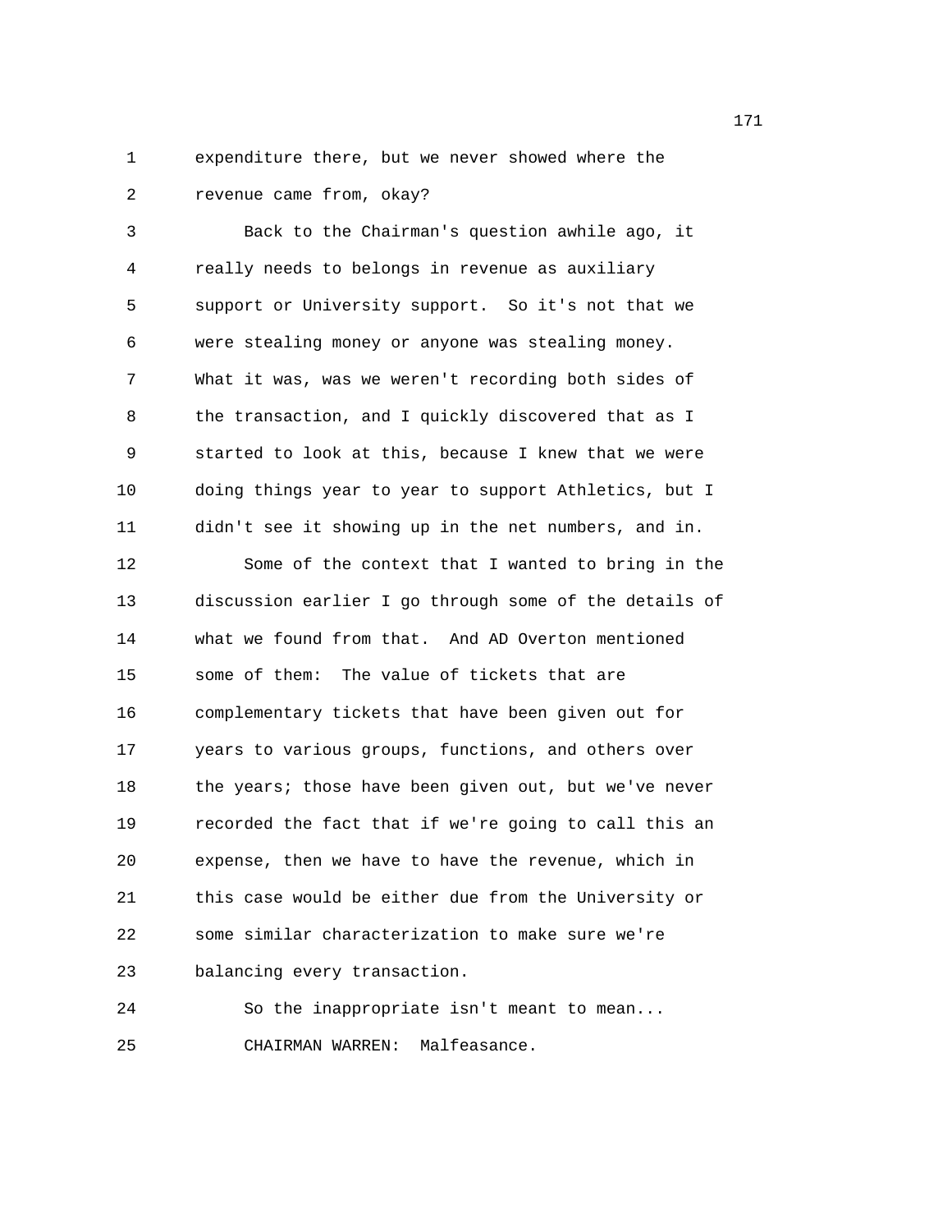expenditure there, but we never showed where the revenue came from, okay?

Back to the Chairman's question awhile ago, it really needs to belongs in revenue as auxiliary support or University support. So it's not that we were stealing money or anyone was stealing money. What it was, was we weren't recording both sides of the transaction, and I quickly discovered that as I started to look at this, because I knew that we were doing things year to year to support Athletics, but I didn't see it showing up in the net numbers, and in.

Some of the context that I wanted to bring in the discussion earlier I go through some of the details of what we found from that. And AD Overton mentioned some of them: The value of tickets that are complementary tickets that have been given out for years to various groups, functions, and others over the years; those have been given out, but we've never recorded the fact that if we're going to call this an expense, then we have to have the revenue, which in this case would be either due from the University or some similar characterization to make sure we're balancing every transaction.

So the inappropriate isn't meant to mean...

CHAIRMAN WARREN: Malfeasance.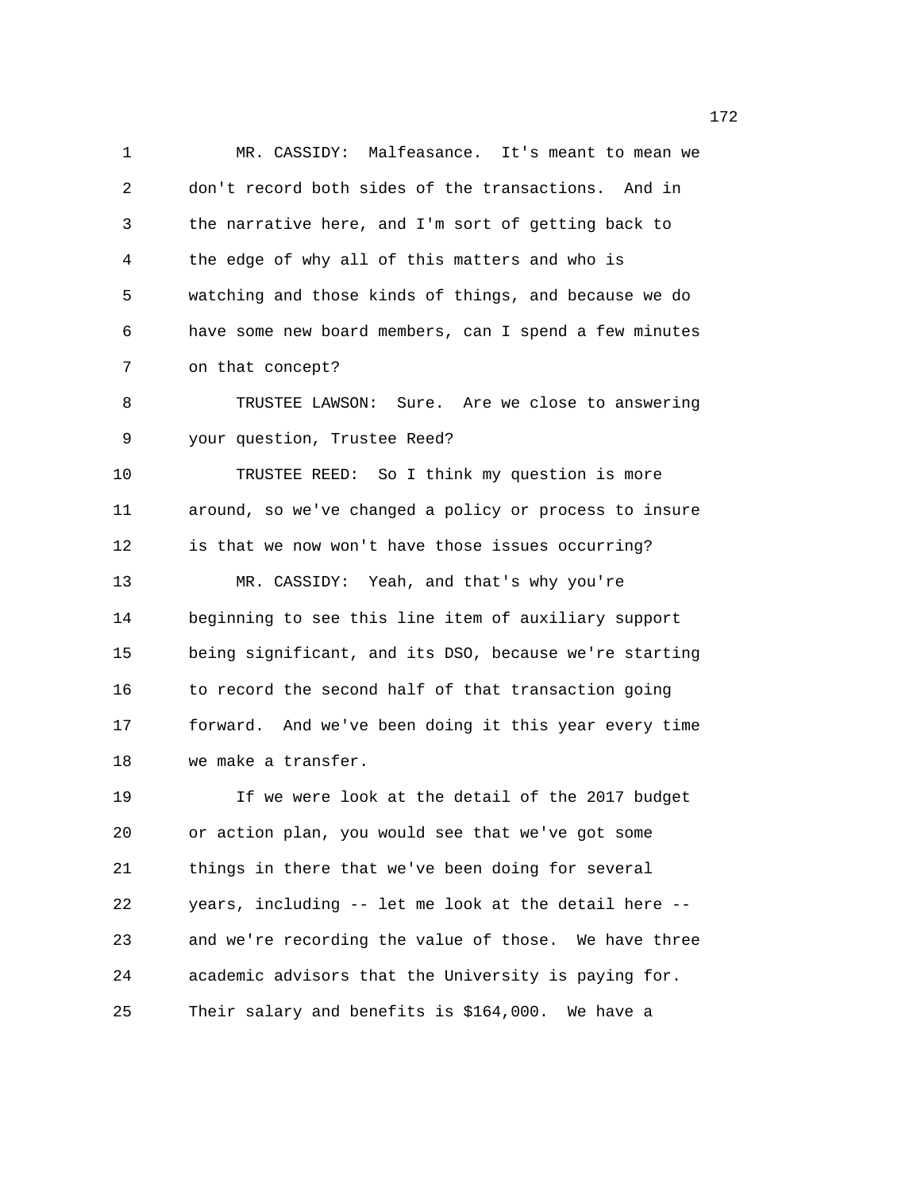MR. CASSIDY: Malfeasance. It's meant to mean we don't record both sides of the transactions. And in the narrative here, and I'm sort of getting back to the edge of why all of this matters and who is watching and those kinds of things, and because we do have some new board members, can I spend a few minutes on that concept?

TRUSTEE LAWSON: Sure. Are we close to answering your question, Trustee Reed?

TRUSTEE REED: So I think my question is more around, so we've changed a policy or process to insure is that we now won't have those issues occurring?

MR. CASSIDY: Yeah, and that's why you're beginning to see this line item of auxiliary support being significant, and its DSO, because we're starting to record the second half of that transaction going forward. And we've been doing it this year every time we make a transfer.

If we were look at the detail of the 2017 budget or action plan, you would see that we've got some things in there that we've been doing for several years, including -- let me look at the detail here -- and we're recording the value of those. We have three academic advisors that the University is paying for. Their salary and benefits is $164,000. We have a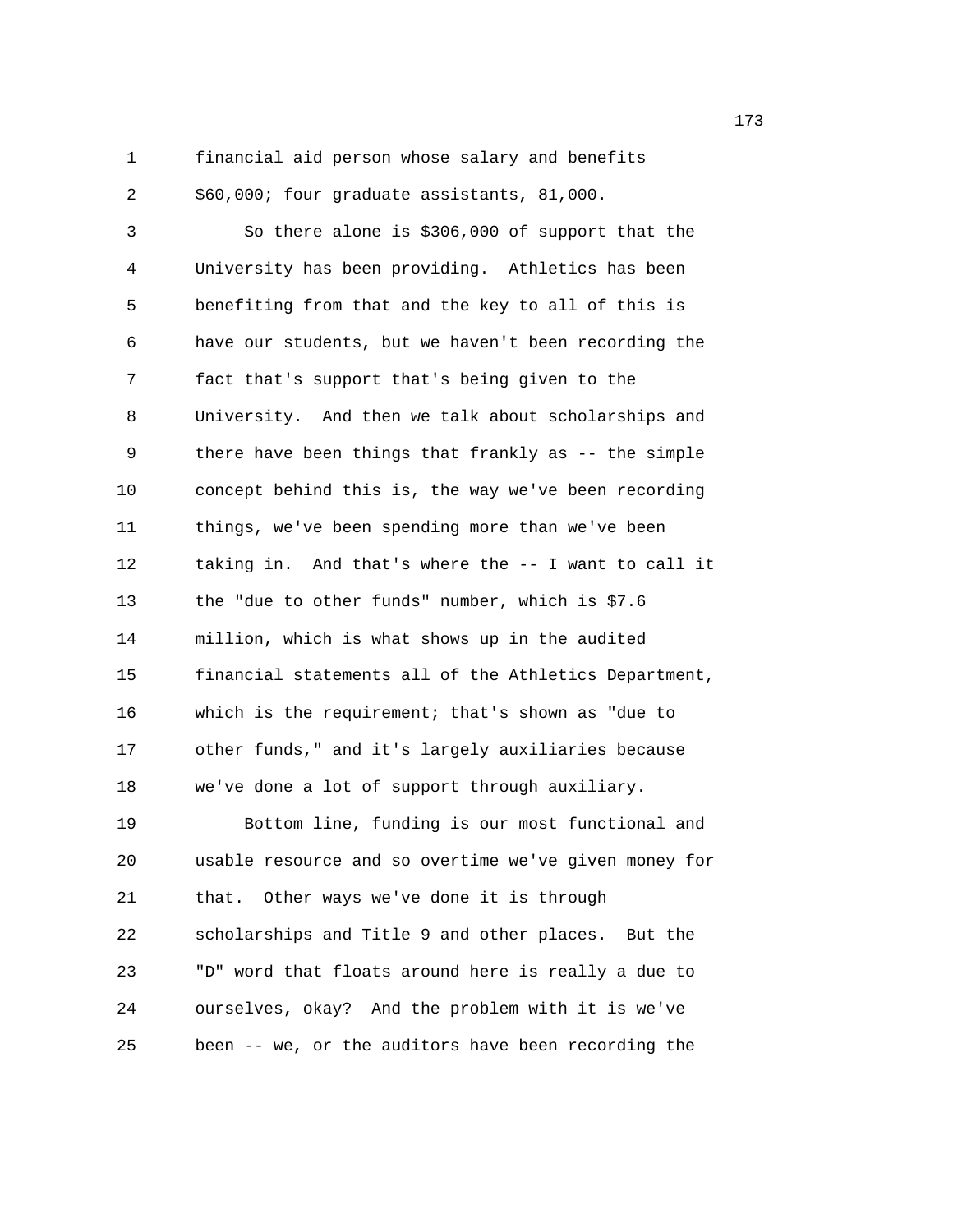financial aid person whose salary and benefits $60,000; four graduate assistants, 81,000.

So there alone is $306,000 of support that the University has been providing. Athletics has been benefiting from that and the key to all of this is have our students, but we haven't been recording the fact that's support that's being given to the University. And then we talk about scholarships and there have been things that frankly as -- the simple concept behind this is, the way we've been recording things, we've been spending more than we've been taking in. And that's where the -- I want to call it the "due to other funds" number, which is $7.6 million, which is what shows up in the audited financial statements all of the Athletics Department, which is the requirement; that's shown as "due to other funds," and it's largely auxiliaries because we've done a lot of support through auxiliary.

Bottom line, funding is our most functional and usable resource and so overtime we've given money for that. Other ways we've done it is through scholarships and Title 9 and other places. But the "D" word that floats around here is really a due to ourselves, okay? And the problem with it is we've been -- we, or the auditors have been recording the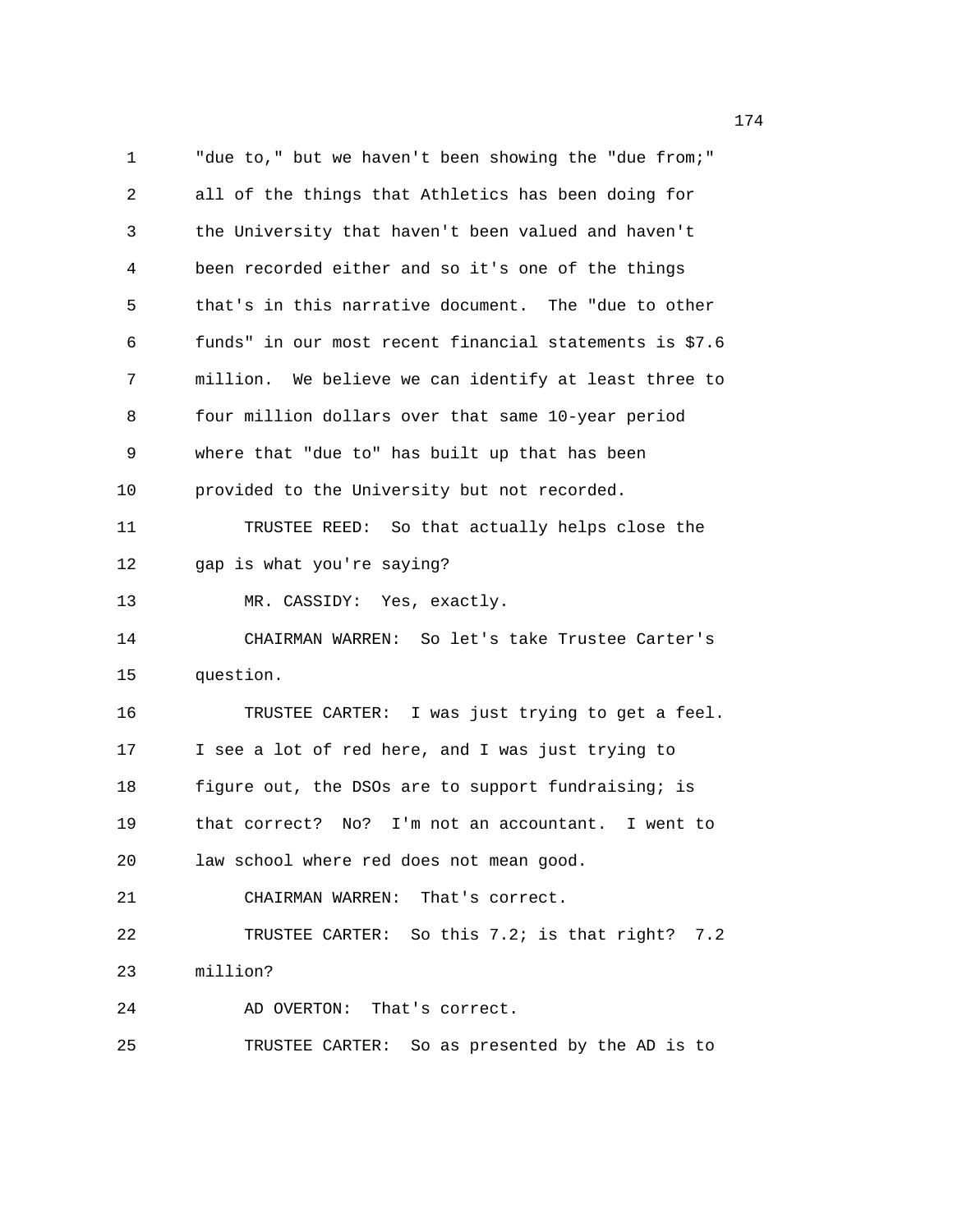"due to," but we haven't been showing the "due from;" all of the things that Athletics has been doing for the University that haven't been valued and haven't been recorded either and so it's one of the things that's in this narrative document. The "due to other funds" in our most recent financial statements is $7.6 million. We believe we can identify at least three to four million dollars over that same 10-year period where that "due to" has built up that has been provided to the University but not recorded.

TRUSTEE REED: So that actually helps close the gap is what you're saying?

MR. CASSIDY: Yes, exactly.

CHAIRMAN WARREN: So let's take Trustee Carter's question.

TRUSTEE CARTER: I was just trying to get a feel. I see a lot of red here, and I was just trying to figure out, the DSOs are to support fundraising; is that correct? No? I'm not an accountant. I went to law school where red does not mean good.

CHAIRMAN WARREN: That's correct.

TRUSTEE CARTER: So this 7.2; is that right? 7.2 million?

AD OVERTON: That's correct.

TRUSTEE CARTER: So as presented by the AD is to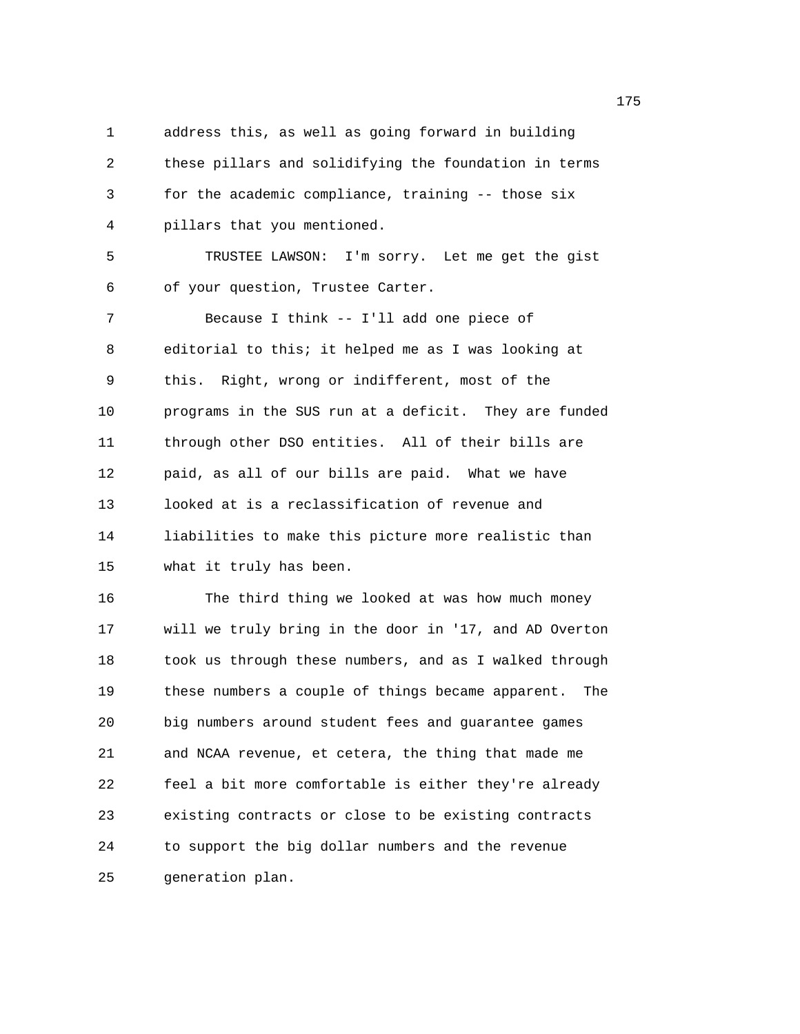address this, as well as going forward in building these pillars and solidifying the foundation in terms for the academic compliance, training -- those six pillars that you mentioned.

TRUSTEE LAWSON: I'm sorry. Let me get the gist of your question, Trustee Carter.

Because I think -- I'll add one piece of editorial to this; it helped me as I was looking at this. Right, wrong or indifferent, most of the programs in the SUS run at a deficit. They are funded through other DSO entities. All of their bills are paid, as all of our bills are paid. What we have looked at is a reclassification of revenue and liabilities to make this picture more realistic than what it truly has been.

The third thing we looked at was how much money will we truly bring in the door in '17, and AD Overton took us through these numbers, and as I walked through these numbers a couple of things became apparent. The big numbers around student fees and guarantee games and NCAA revenue, et cetera, the thing that made me feel a bit more comfortable is either they're already existing contracts or close to be existing contracts to support the big dollar numbers and the revenue generation plan.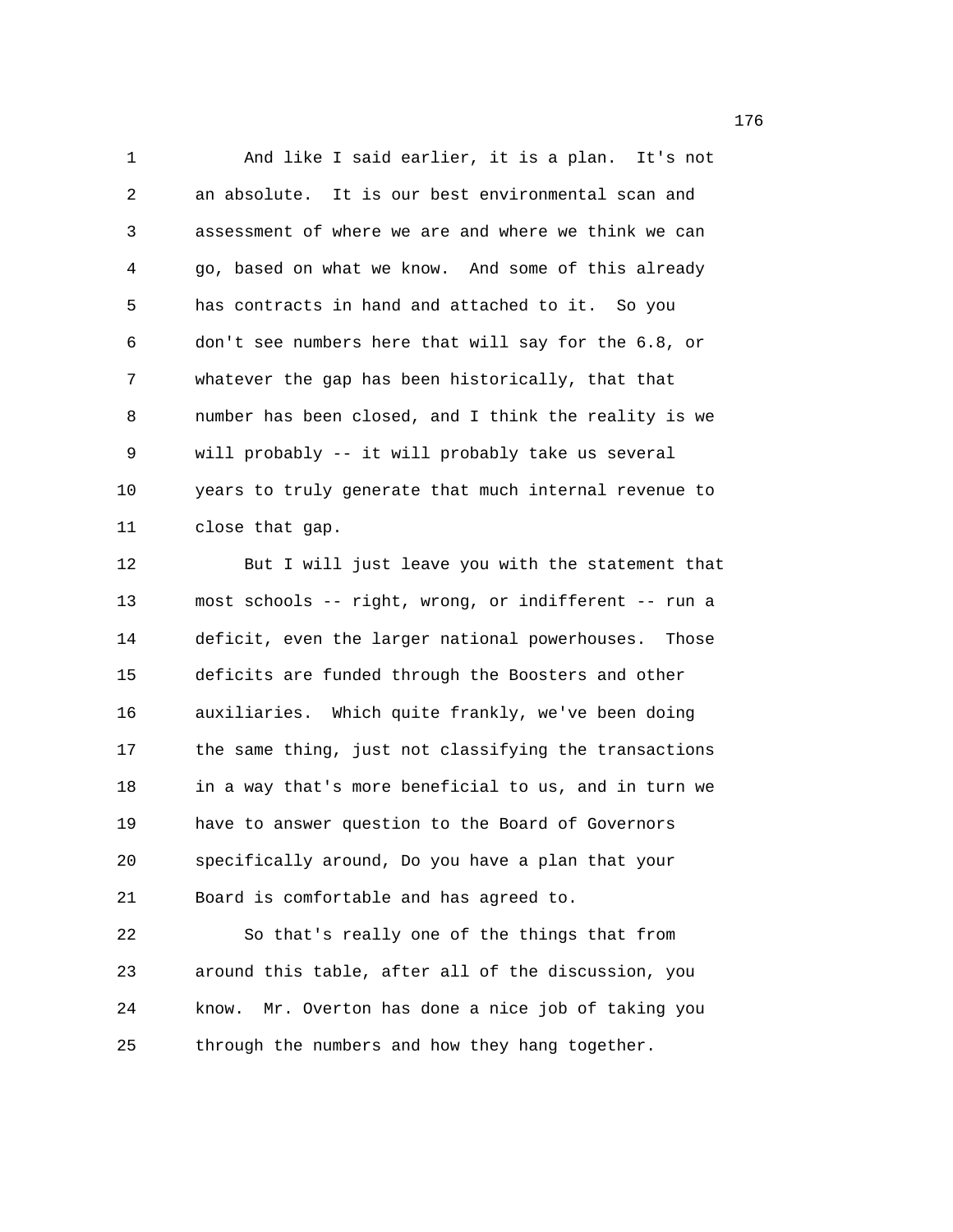And like I said earlier, it is a plan. It's not an absolute. It is our best environmental scan and assessment of where we are and where we think we can go, based on what we know. And some of this already has contracts in hand and attached to it. So you don't see numbers here that will say for the 6.8, or whatever the gap has been historically, that that number has been closed, and I think the reality is we will probably -- it will probably take us several years to truly generate that much internal revenue to close that gap.

But I will just leave you with the statement that most schools -- right, wrong, or indifferent -- run a deficit, even the larger national powerhouses. Those deficits are funded through the Boosters and other auxiliaries. Which quite frankly, we've been doing the same thing, just not classifying the transactions in a way that's more beneficial to us, and in turn we have to answer question to the Board of Governors specifically around, Do you have a plan that your Board is comfortable and has agreed to.

So that's really one of the things that from around this table, after all of the discussion, you know. Mr. Overton has done a nice job of taking you through the numbers and how they hang together.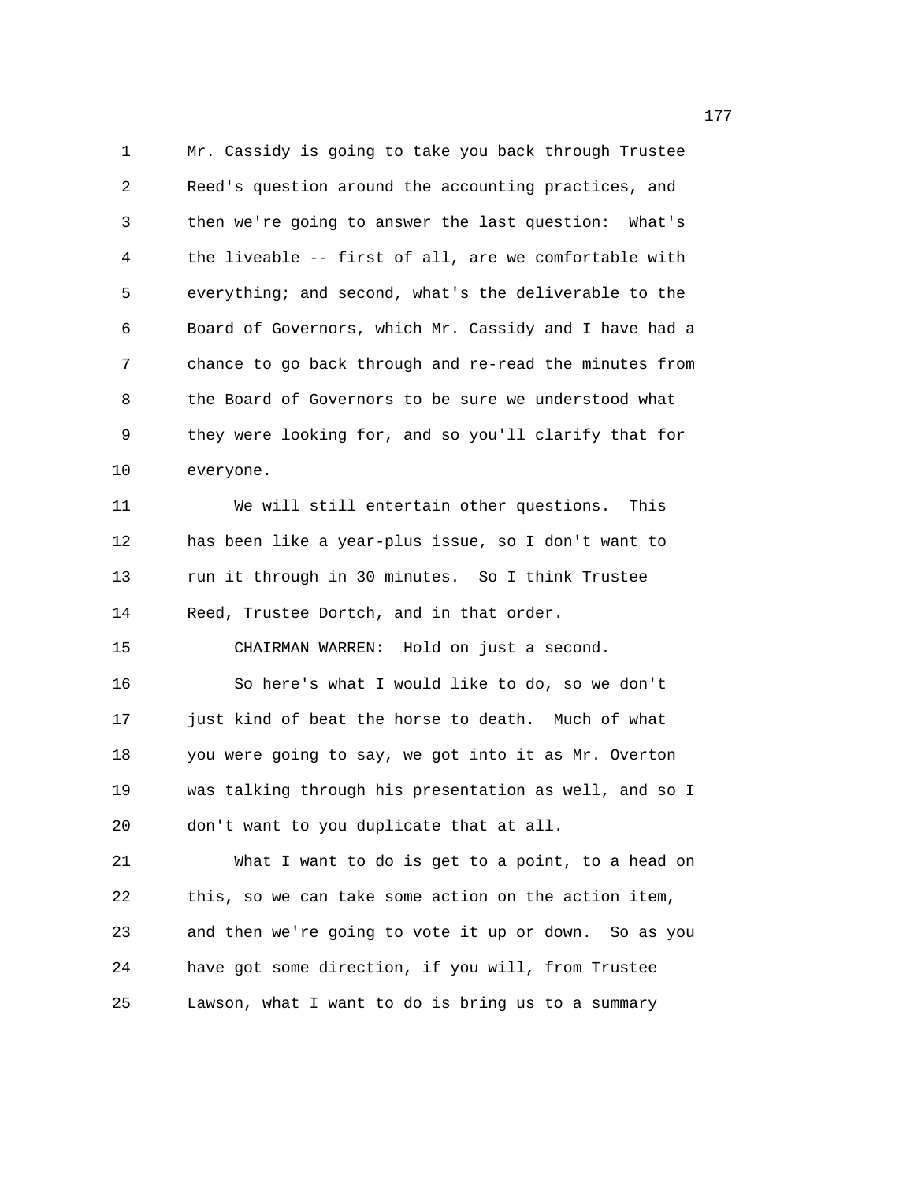Mr. Cassidy is going to take you back through Trustee Reed's question around the accounting practices, and then we're going to answer the last question: What's the liveable -- first of all, are we comfortable with everything; and second, what's the deliverable to the Board of Governors, which Mr. Cassidy and I have had a chance to go back through and re-read the minutes from the Board of Governors to be sure we understood what they were looking for, and so you'll clarify that for everyone.

We will still entertain other questions. This has been like a year-plus issue, so I don't want to run it through in 30 minutes. So I think Trustee Reed, Trustee Dortch, and in that order.

CHAIRMAN WARREN: Hold on just a second.

So here's what I would like to do, so we don't just kind of beat the horse to death. Much of what you were going to say, we got into it as Mr. Overton was talking through his presentation as well, and so I don't want to you duplicate that at all.

What I want to do is get to a point, to a head on this, so we can take some action on the action item, and then we're going to vote it up or down. So as you have got some direction, if you will, from Trustee Lawson, what I want to do is bring us to a summary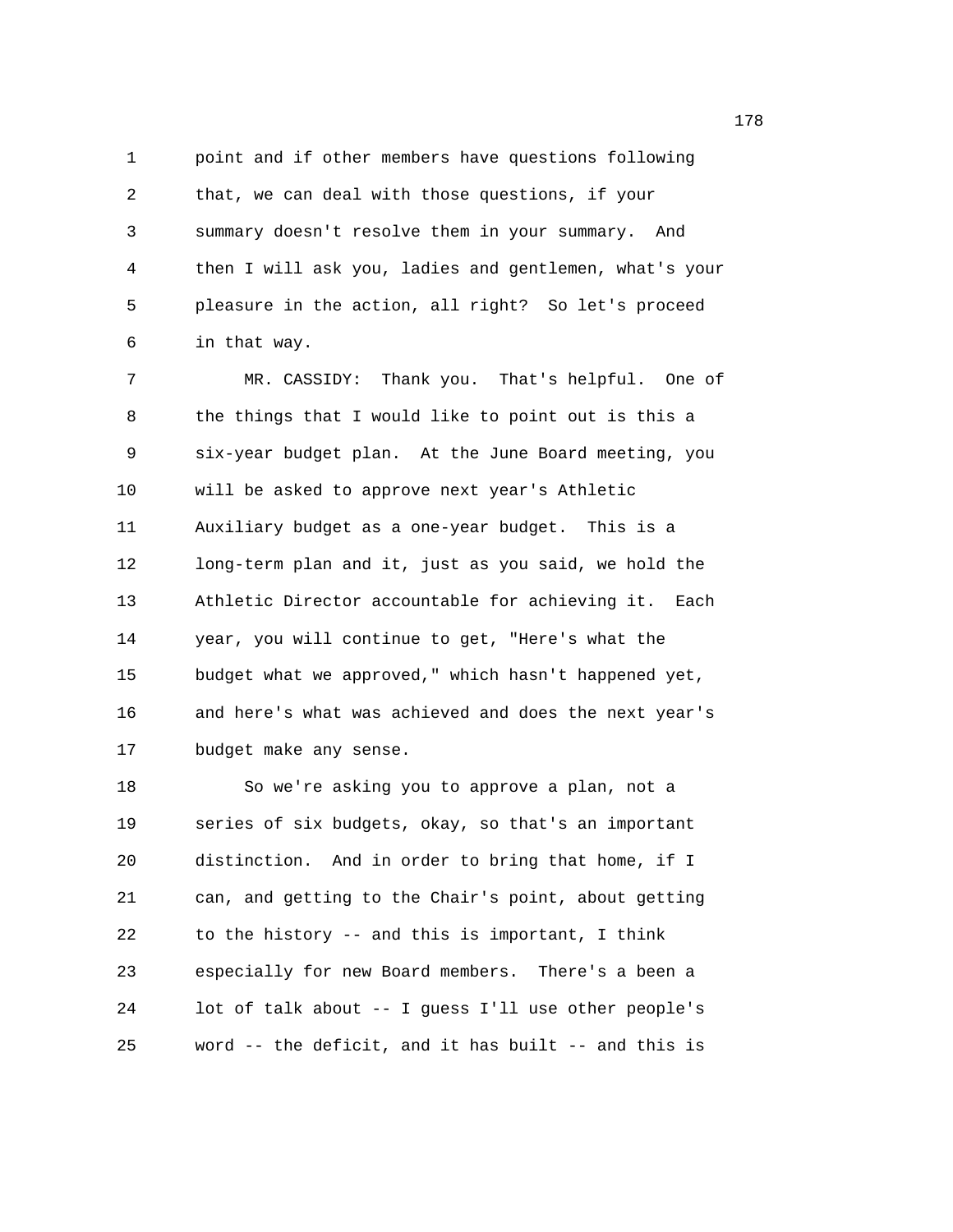point and if other members have questions following that, we can deal with those questions, if your summary doesn't resolve them in your summary. And then I will ask you, ladies and gentlemen, what's your pleasure in the action, all right? So let's proceed in that way.

MR. CASSIDY: Thank you. That's helpful. One of the things that I would like to point out is this a six-year budget plan. At the June Board meeting, you will be asked to approve next year's Athletic Auxiliary budget as a one-year budget. This is a long-term plan and it, just as you said, we hold the Athletic Director accountable for achieving it. Each year, you will continue to get, "Here's what the budget what we approved," which hasn't happened yet, and here's what was achieved and does the next year's budget make any sense.

So we're asking you to approve a plan, not a series of six budgets, okay, so that's an important distinction. And in order to bring that home, if I can, and getting to the Chair's point, about getting to the history -- and this is important, I think especially for new Board members. There's a been a lot of talk about -- I guess I'll use other people's word -- the deficit, and it has built -- and this is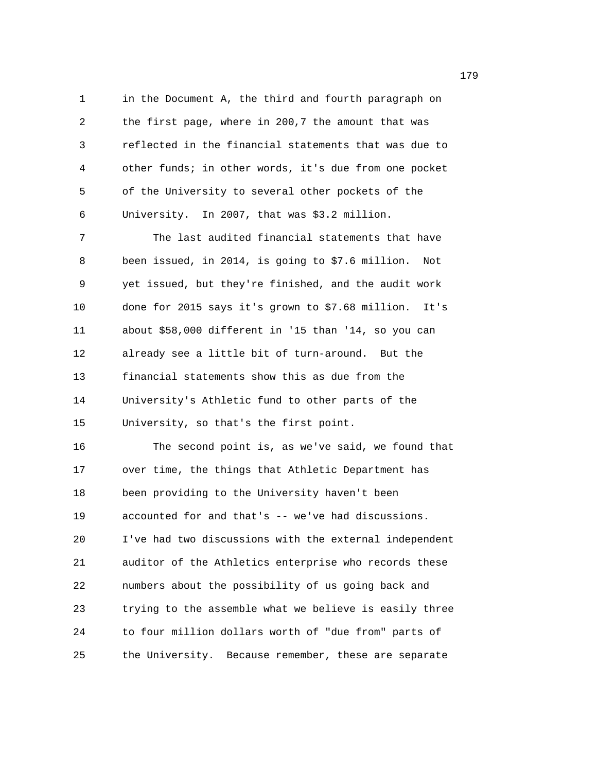in the Document A, the third and fourth paragraph on the first page, where in 200,7 the amount that was reflected in the financial statements that was due to other funds; in other words, it's due from one pocket of the University to several other pockets of the University. In 2007, that was $3.2 million.

The last audited financial statements that have been issued, in 2014, is going to $7.6 million. Not yet issued, but they're finished, and the audit work done for 2015 says it's grown to $7.68 million. It's about $58,000 different in '15 than '14, so you can already see a little bit of turn-around. But the financial statements show this as due from the University's Athletic fund to other parts of the University, so that's the first point.

The second point is, as we've said, we found that over time, the things that Athletic Department has been providing to the University haven't been accounted for and that's -- we've had discussions. I've had two discussions with the external independent auditor of the Athletics enterprise who records these numbers about the possibility of us going back and trying to the assemble what we believe is easily three to four million dollars worth of "due from" parts of the University. Because remember, these are separate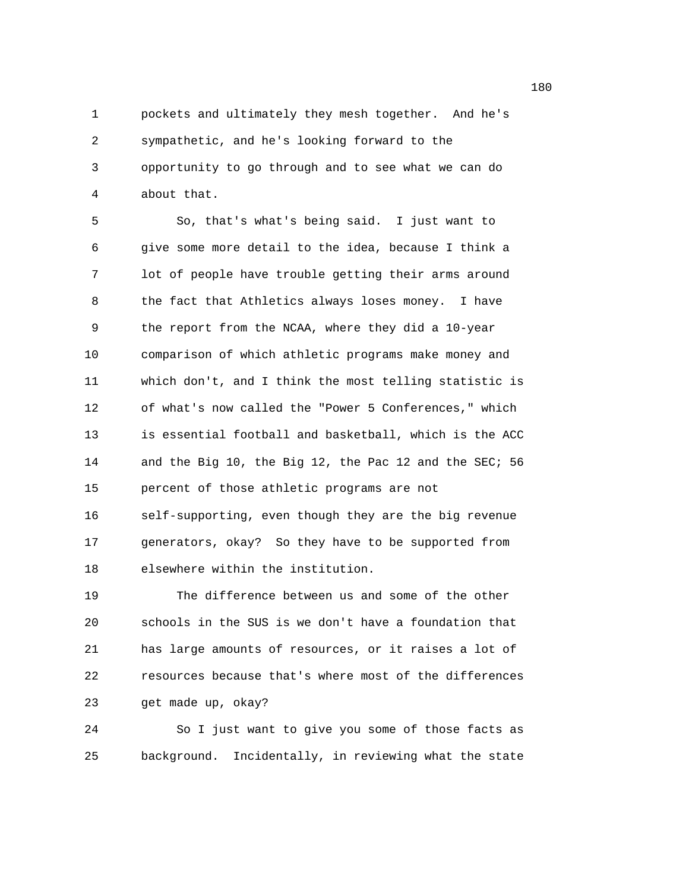pockets and ultimately they mesh together. And he's sympathetic, and he's looking forward to the opportunity to go through and to see what we can do about that.

So, that's what's being said. I just want to give some more detail to the idea, because I think a lot of people have trouble getting their arms around the fact that Athletics always loses money. I have the report from the NCAA, where they did a 10-year comparison of which athletic programs make money and which don't, and I think the most telling statistic is of what's now called the "Power 5 Conferences," which is essential football and basketball, which is the ACC and the Big 10, the Big 12, the Pac 12 and the SEC; 56 percent of those athletic programs are not self-supporting, even though they are the big revenue generators, okay? So they have to be supported from elsewhere within the institution.

The difference between us and some of the other schools in the SUS is we don't have a foundation that has large amounts of resources, or it raises a lot of resources because that's where most of the differences get made up, okay?

So I just want to give you some of those facts as background. Incidentally, in reviewing what the state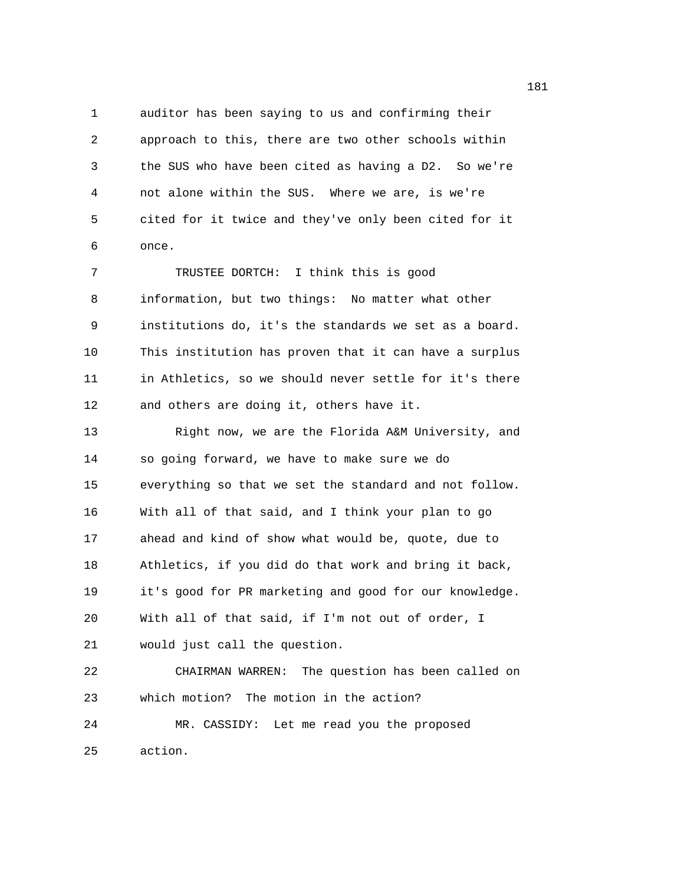auditor has been saying to us and confirming their approach to this, there are two other schools within the SUS who have been cited as having a D2. So we're not alone within the SUS. Where we are, is we're cited for it twice and they've only been cited for it once.

TRUSTEE DORTCH: I think this is good information, but two things: No matter what other institutions do, it's the standards we set as a board. This institution has proven that it can have a surplus in Athletics, so we should never settle for it's there and others are doing it, others have it.

Right now, we are the Florida A&M University, and so going forward, we have to make sure we do everything so that we set the standard and not follow. With all of that said, and I think your plan to go ahead and kind of show what would be, quote, due to Athletics, if you did do that work and bring it back, it's good for PR marketing and good for our knowledge. With all of that said, if I'm not out of order, I would just call the question.

CHAIRMAN WARREN: The question has been called on which motion? The motion in the action?

MR. CASSIDY: Let me read you the proposed action.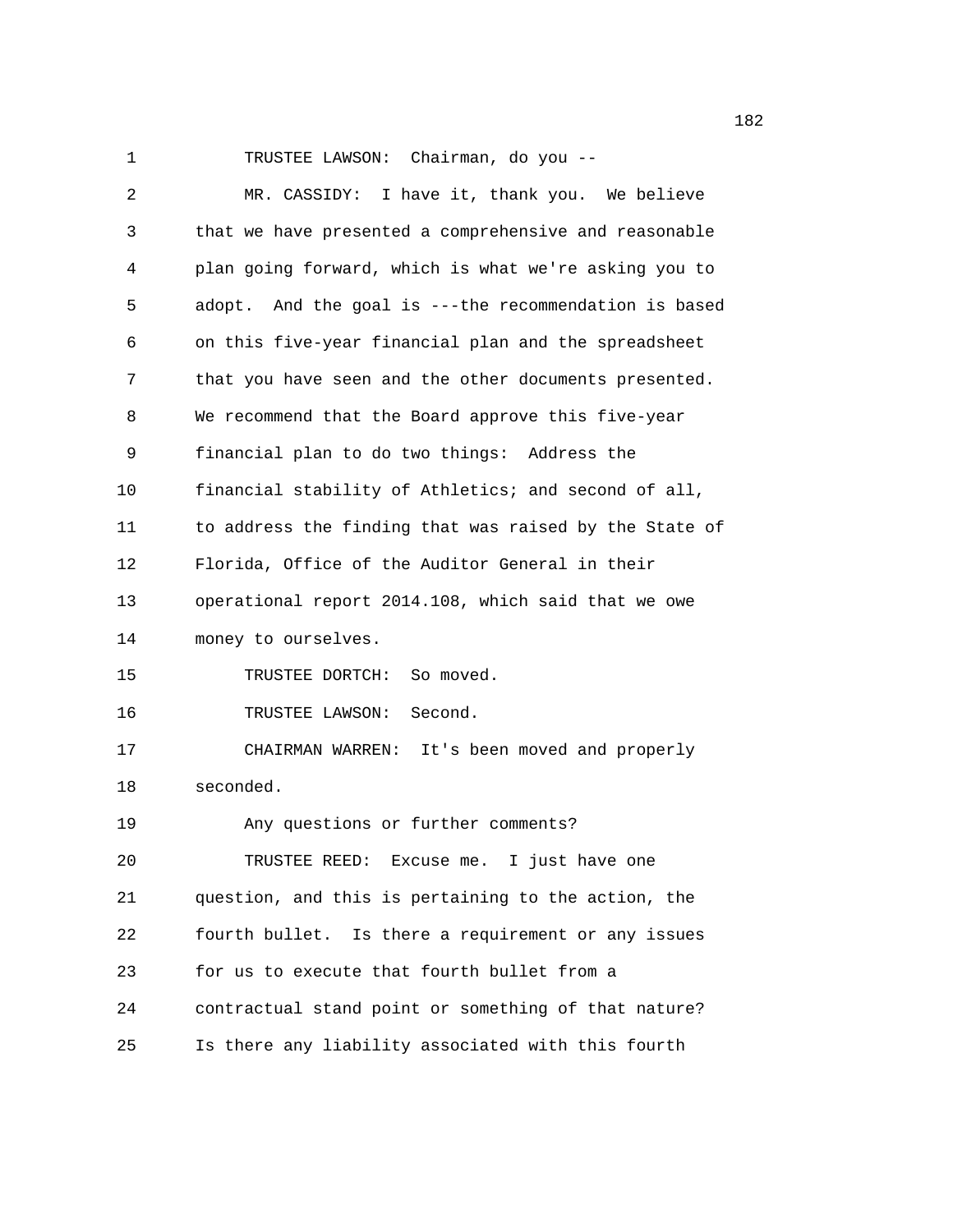TRUSTEE LAWSON: Chairman, do you --

MR. CASSIDY: I have it, thank you. We believe that we have presented a comprehensive and reasonable plan going forward, which is what we're asking you to adopt. And the goal is ---the recommendation is based on this five-year financial plan and the spreadsheet that you have seen and the other documents presented. We recommend that the Board approve this five-year financial plan to do two things: Address the financial stability of Athletics; and second of all, to address the finding that was raised by the State of Florida, Office of the Auditor General in their operational report 2014.108, which said that we owe money to ourselves.

TRUSTEE DORTCH: So moved.

TRUSTEE LAWSON: Second.

CHAIRMAN WARREN: It's been moved and properly seconded.

Any questions or further comments?

TRUSTEE REED: Excuse me. I just have one question, and this is pertaining to the action, the fourth bullet. Is there a requirement or any issues for us to execute that fourth bullet from a contractual stand point or something of that nature? Is there any liability associated with this fourth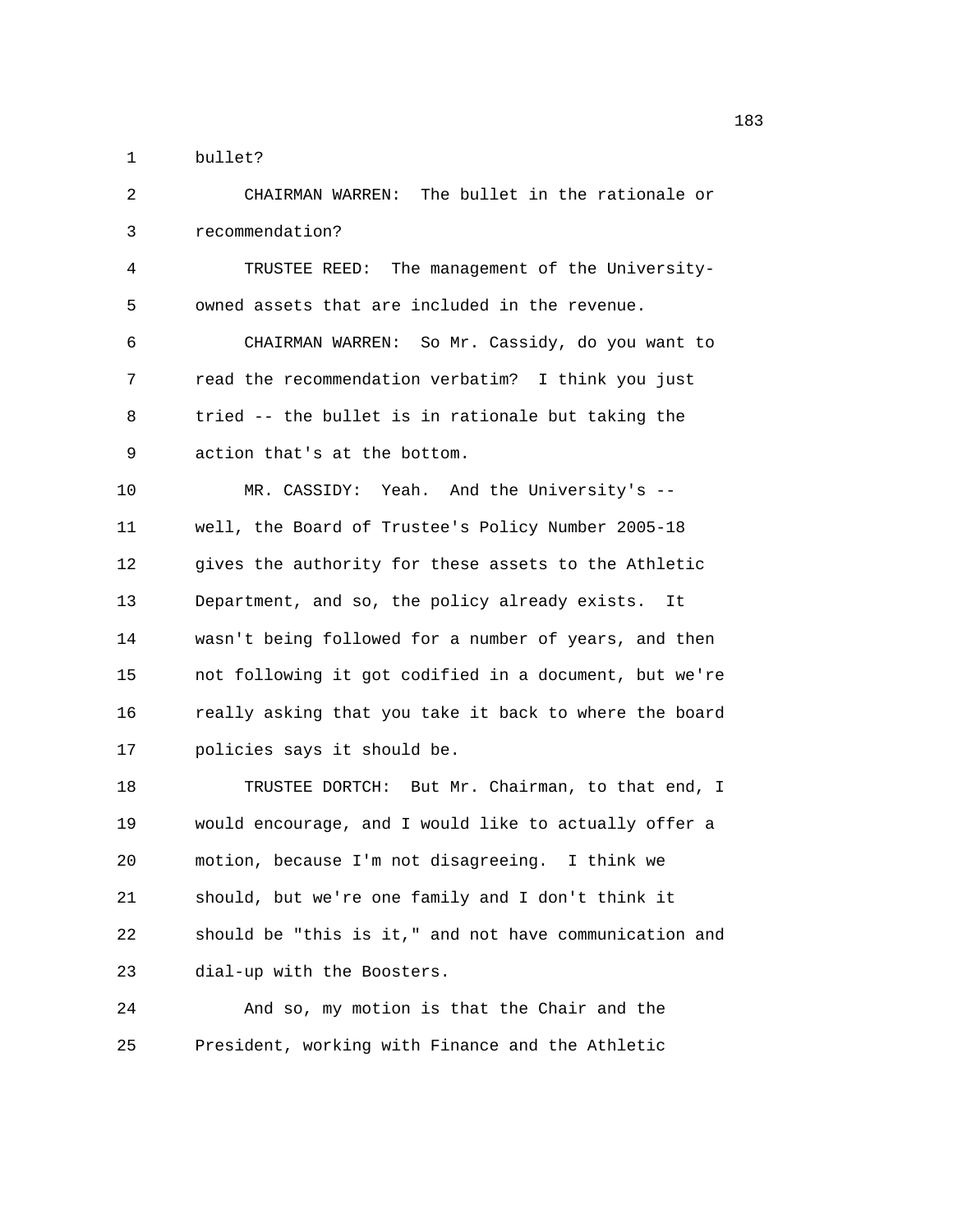bullet?

CHAIRMAN WARREN: The bullet in the rationale or recommendation?

TRUSTEE REED: The management of the University-owned assets that are included in the revenue.

CHAIRMAN WARREN: So Mr. Cassidy, do you want to read the recommendation verbatim? I think you just tried -- the bullet is in rationale but taking the action that's at the bottom.

MR. CASSIDY: Yeah. And the University's -- well, the Board of Trustee's Policy Number 2005-18 gives the authority for these assets to the Athletic Department, and so, the policy already exists. It wasn't being followed for a number of years, and then not following it got codified in a document, but we're really asking that you take it back to where the board policies says it should be.

TRUSTEE DORTCH: But Mr. Chairman, to that end, I would encourage, and I would like to actually offer a motion, because I'm not disagreeing. I think we should, but we're one family and I don't think it should be "this is it," and not have communication and dial-up with the Boosters.

And so, my motion is that the Chair and the President, working with Finance and the Athletic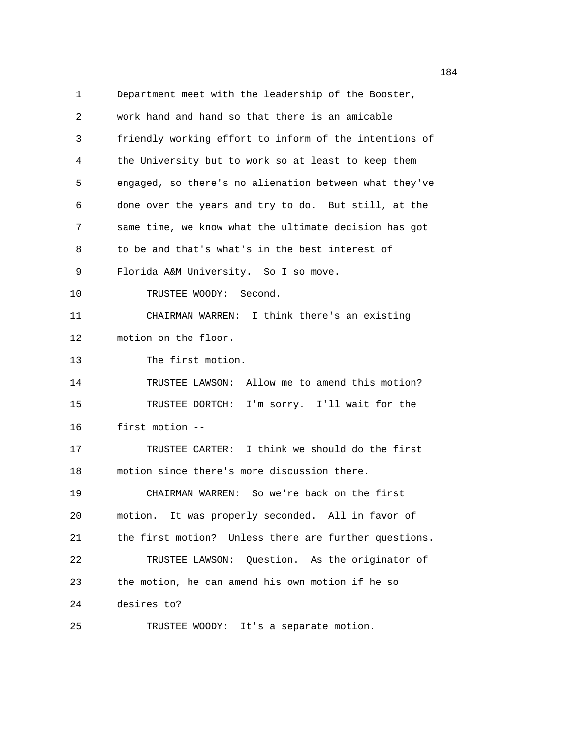Department meet with the leadership of the Booster, work hand and hand so that there is an amicable friendly working effort to inform of the intentions of the University but to work so at least to keep them engaged, so there's no alienation between what they've done over the years and try to do. But still, at the same time, we know what the ultimate decision has got to be and that's what's in the best interest of Florida A&M University. So I so move.

TRUSTEE WOODY: Second.

CHAIRMAN WARREN: I think there's an existing motion on the floor.

The first motion.

TRUSTEE LAWSON: Allow me to amend this motion?

TRUSTEE DORTCH: I'm sorry. I'll wait for the first motion --

TRUSTEE CARTER: I think we should do the first motion since there's more discussion there.

CHAIRMAN WARREN: So we're back on the first motion. It was properly seconded. All in favor of the first motion? Unless there are further questions.

TRUSTEE LAWSON: Question. As the originator of the motion, he can amend his own motion if he so desires to?

TRUSTEE WOODY: It's a separate motion.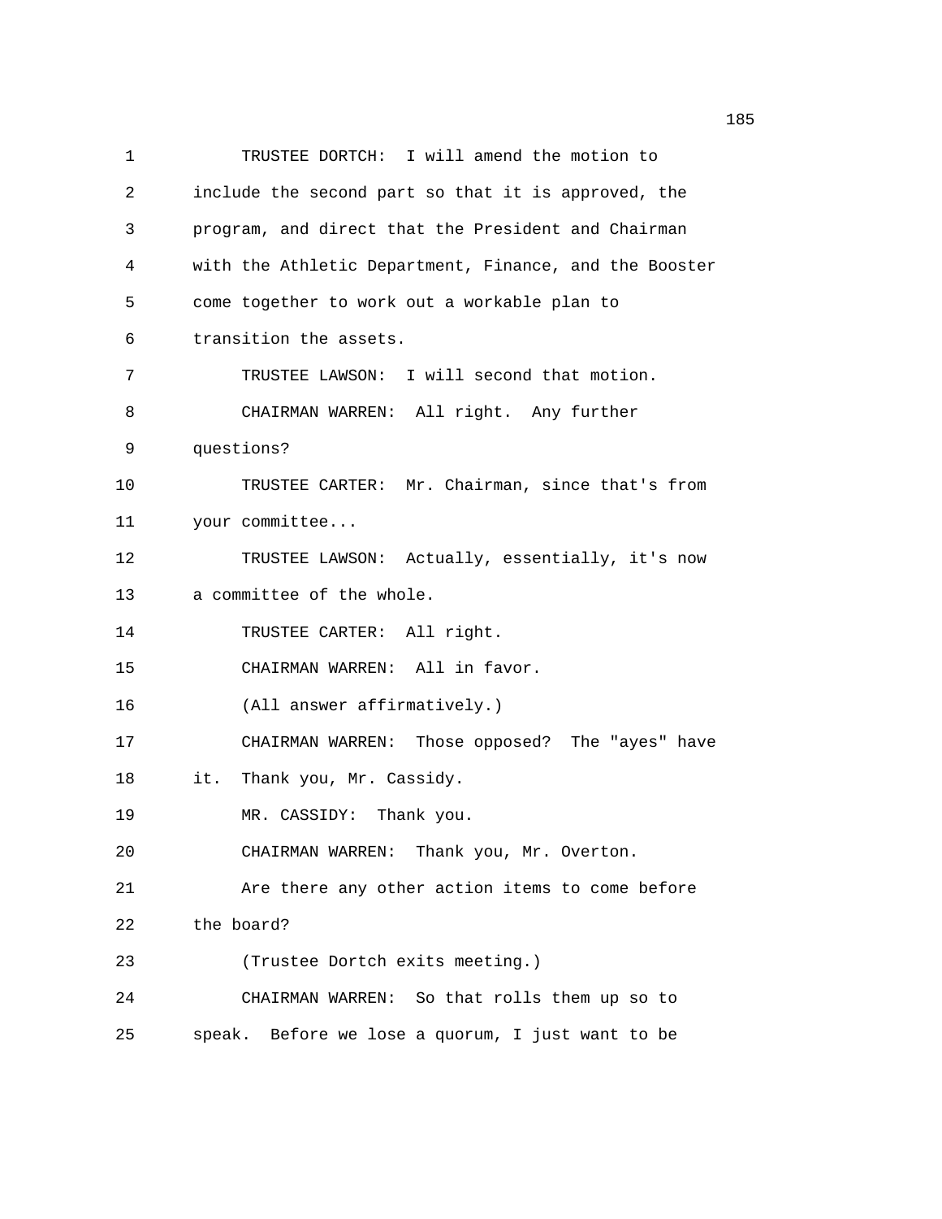TRUSTEE DORTCH: I will amend the motion to include the second part so that it is approved, the program, and direct that the President and Chairman with the Athletic Department, Finance, and the Booster come together to work out a workable plan to transition the assets.

TRUSTEE LAWSON: I will second that motion.

CHAIRMAN WARREN: All right. Any further questions?

TRUSTEE CARTER: Mr. Chairman, since that's from your committee...

TRUSTEE LAWSON: Actually, essentially, it's now a committee of the whole.

TRUSTEE CARTER: All right.

CHAIRMAN WARREN: All in favor.

(All answer affirmatively.)

CHAIRMAN WARREN: Those opposed? The "ayes" have it. Thank you, Mr. Cassidy.

MR. CASSIDY: Thank you.

CHAIRMAN WARREN: Thank you, Mr. Overton.

Are there any other action items to come before the board?

(Trustee Dortch exits meeting.)

CHAIRMAN WARREN: So that rolls them up so to speak. Before we lose a quorum, I just want to be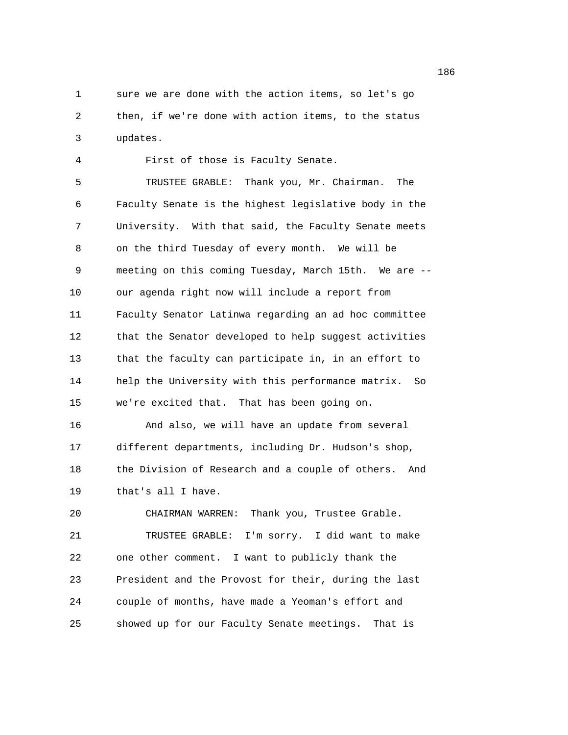sure we are done with the action items, so let's go then, if we're done with action items, to the status updates.

First of those is Faculty Senate.

TRUSTEE GRABLE: Thank you, Mr. Chairman. The Faculty Senate is the highest legislative body in the University. With that said, the Faculty Senate meets on the third Tuesday of every month. We will be meeting on this coming Tuesday, March 15th. We are -- our agenda right now will include a report from Faculty Senator Latinwa regarding an ad hoc committee that the Senator developed to help suggest activities that the faculty can participate in, in an effort to help the University with this performance matrix. So we're excited that. That has been going on.

And also, we will have an update from several different departments, including Dr. Hudson's shop, the Division of Research and a couple of others. And that's all I have.

CHAIRMAN WARREN: Thank you, Trustee Grable.

TRUSTEE GRABLE: I'm sorry. I did want to make one other comment. I want to publicly thank the President and the Provost for their, during the last couple of months, have made a Yeoman's effort and showed up for our Faculty Senate meetings. That is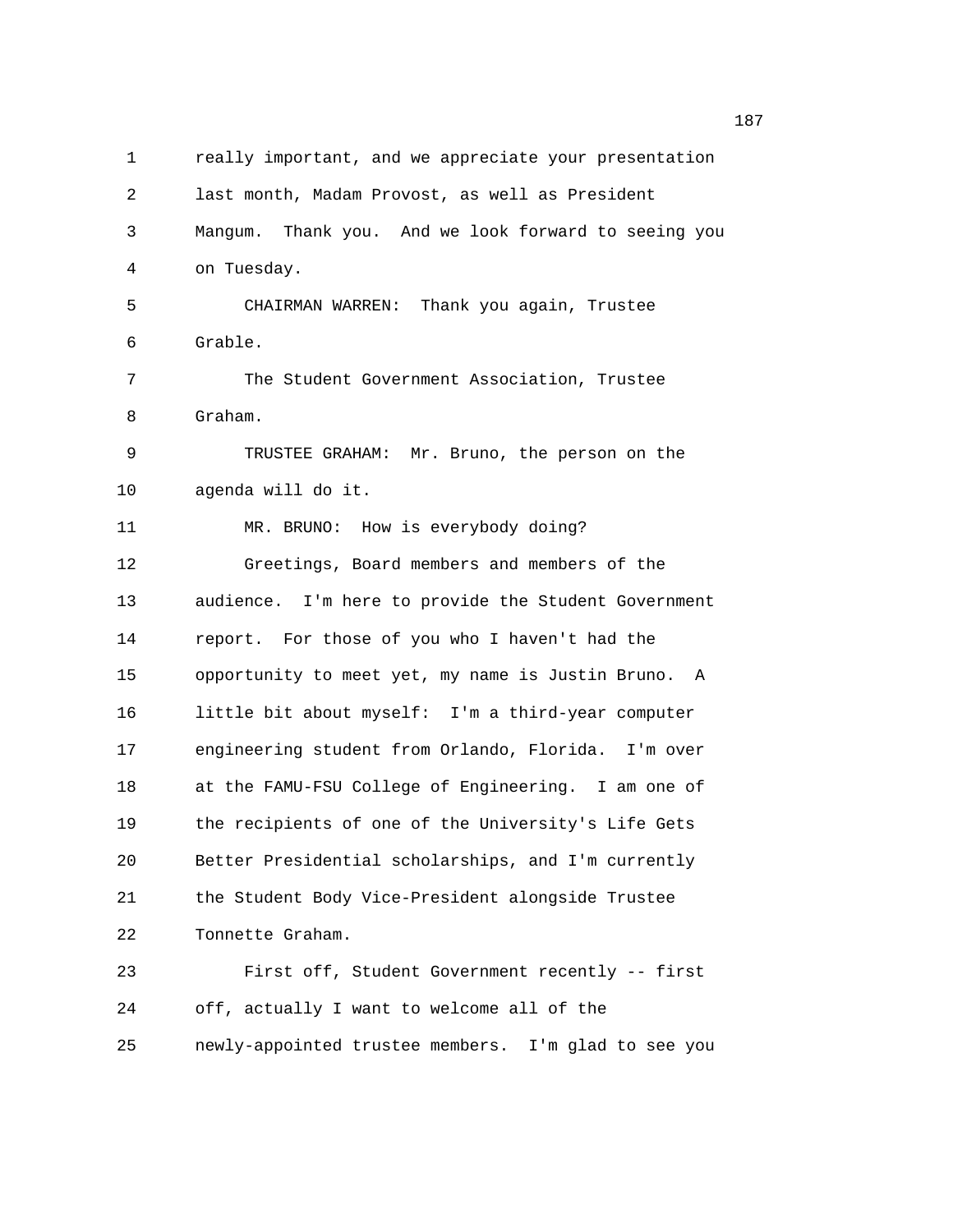really important, and we appreciate your presentation last month, Madam Provost, as well as President Mangum. Thank you. And we look forward to seeing you on Tuesday.

CHAIRMAN WARREN: Thank you again, Trustee Grable.

The Student Government Association, Trustee Graham.

TRUSTEE GRAHAM: Mr. Bruno, the person on the agenda will do it.

MR. BRUNO: How is everybody doing?

Greetings, Board members and members of the audience. I'm here to provide the Student Government report. For those of you who I haven't had the opportunity to meet yet, my name is Justin Bruno. A little bit about myself: I'm a third-year computer engineering student from Orlando, Florida. I'm over at the FAMU-FSU College of Engineering. I am one of the recipients of one of the University's Life Gets Better Presidential scholarships, and I'm currently the Student Body Vice-President alongside Trustee Tonnette Graham.

First off, Student Government recently -- first off, actually I want to welcome all of the newly-appointed trustee members. I'm glad to see you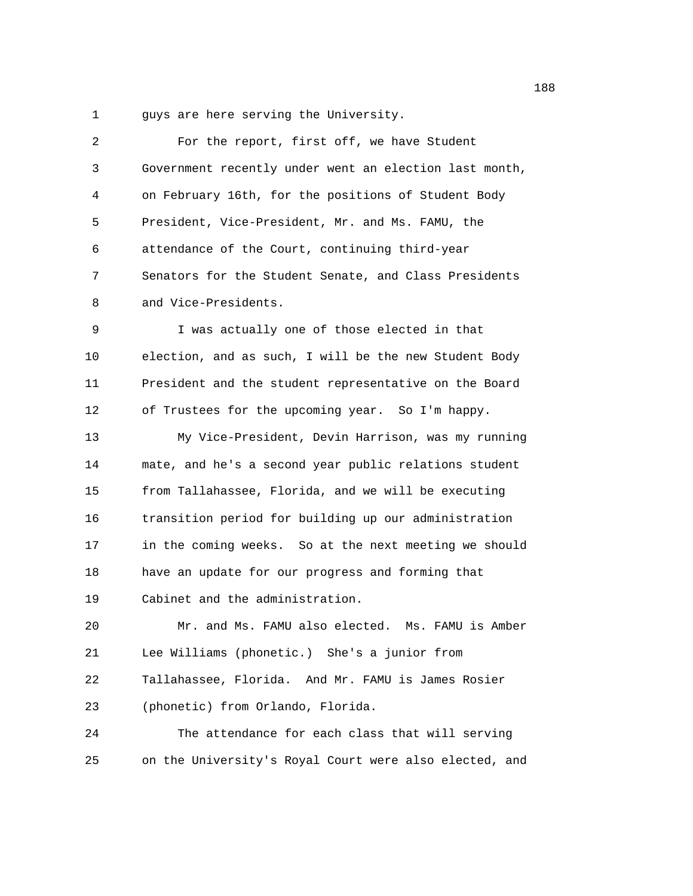guys are here serving the University.

For the report, first off, we have Student Government recently under went an election last month, on February 16th, for the positions of Student Body President, Vice-President, Mr. and Ms. FAMU, the attendance of the Court, continuing third-year Senators for the Student Senate, and Class Presidents and Vice-Presidents.

I was actually one of those elected in that election, and as such, I will be the new Student Body President and the student representative on the Board of Trustees for the upcoming year. So I'm happy.

My Vice-President, Devin Harrison, was my running mate, and he's a second year public relations student from Tallahassee, Florida, and we will be executing transition period for building up our administration in the coming weeks. So at the next meeting we should have an update for our progress and forming that Cabinet and the administration.

Mr. and Ms. FAMU also elected. Ms. FAMU is Amber Lee Williams (phonetic.) She's a junior from Tallahassee, Florida. And Mr. FAMU is James Rosier (phonetic) from Orlando, Florida.

The attendance for each class that will serving on the University's Royal Court were also elected, and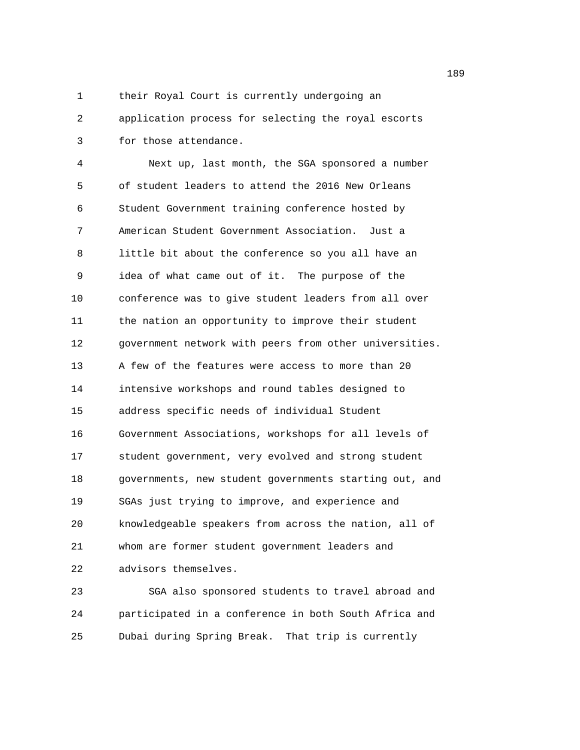their Royal Court is currently undergoing an application process for selecting the royal escorts for those attendance.

Next up, last month, the SGA sponsored a number of student leaders to attend the 2016 New Orleans Student Government training conference hosted by American Student Government Association. Just a little bit about the conference so you all have an idea of what came out of it. The purpose of the conference was to give student leaders from all over the nation an opportunity to improve their student government network with peers from other universities. A few of the features were access to more than 20 intensive workshops and round tables designed to address specific needs of individual Student Government Associations, workshops for all levels of student government, very evolved and strong student governments, new student governments starting out, and SGAs just trying to improve, and experience and knowledgeable speakers from across the nation, all of whom are former student government leaders and advisors themselves.

SGA also sponsored students to travel abroad and participated in a conference in both South Africa and Dubai during Spring Break. That trip is currently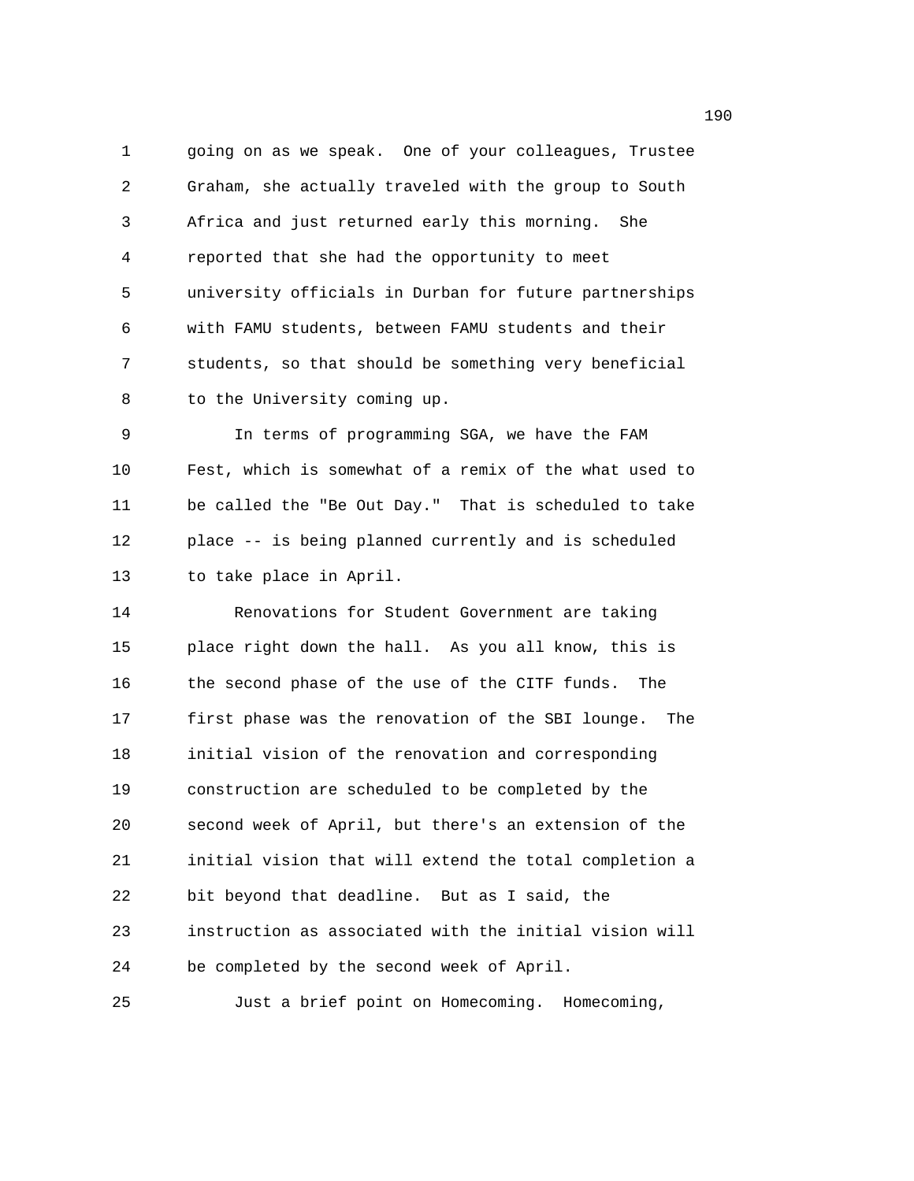going on as we speak. One of your colleagues, Trustee Graham, she actually traveled with the group to South Africa and just returned early this morning. She reported that she had the opportunity to meet university officials in Durban for future partnerships with FAMU students, between FAMU students and their students, so that should be something very beneficial to the University coming up.

In terms of programming SGA, we have the FAM Fest, which is somewhat of a remix of the what used to be called the "Be Out Day." That is scheduled to take place -- is being planned currently and is scheduled to take place in April.

Renovations for Student Government are taking place right down the hall. As you all know, this is the second phase of the use of the CITF funds. The first phase was the renovation of the SBI lounge. The initial vision of the renovation and corresponding construction are scheduled to be completed by the second week of April, but there's an extension of the initial vision that will extend the total completion a bit beyond that deadline. But as I said, the instruction as associated with the initial vision will be completed by the second week of April.

Just a brief point on Homecoming. Homecoming,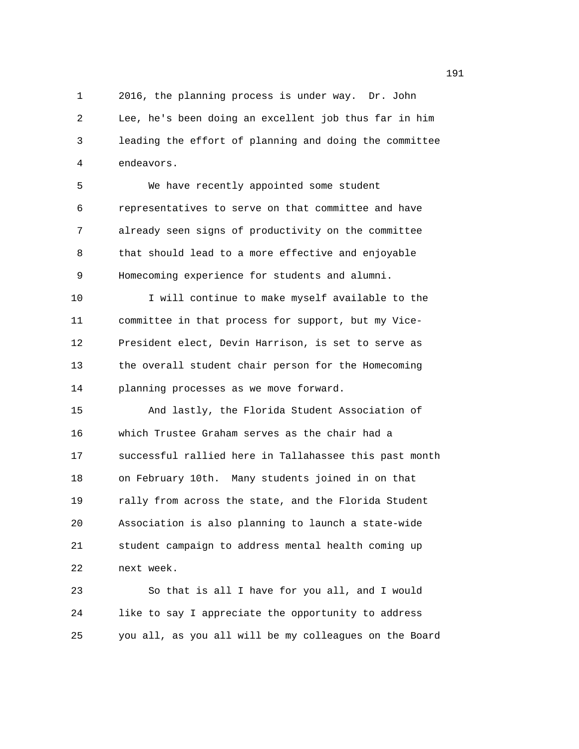2016, the planning process is under way. Dr. John Lee, he's been doing an excellent job thus far in him leading the effort of planning and doing the committee endeavors.

We have recently appointed some student representatives to serve on that committee and have already seen signs of productivity on the committee that should lead to a more effective and enjoyable Homecoming experience for students and alumni.

I will continue to make myself available to the committee in that process for support, but my Vice-President elect, Devin Harrison, is set to serve as the overall student chair person for the Homecoming planning processes as we move forward.

And lastly, the Florida Student Association of which Trustee Graham serves as the chair had a successful rallied here in Tallahassee this past month on February 10th. Many students joined in on that rally from across the state, and the Florida Student Association is also planning to launch a state-wide student campaign to address mental health coming up next week.

So that is all I have for you all, and I would like to say I appreciate the opportunity to address you all, as you all will be my colleagues on the Board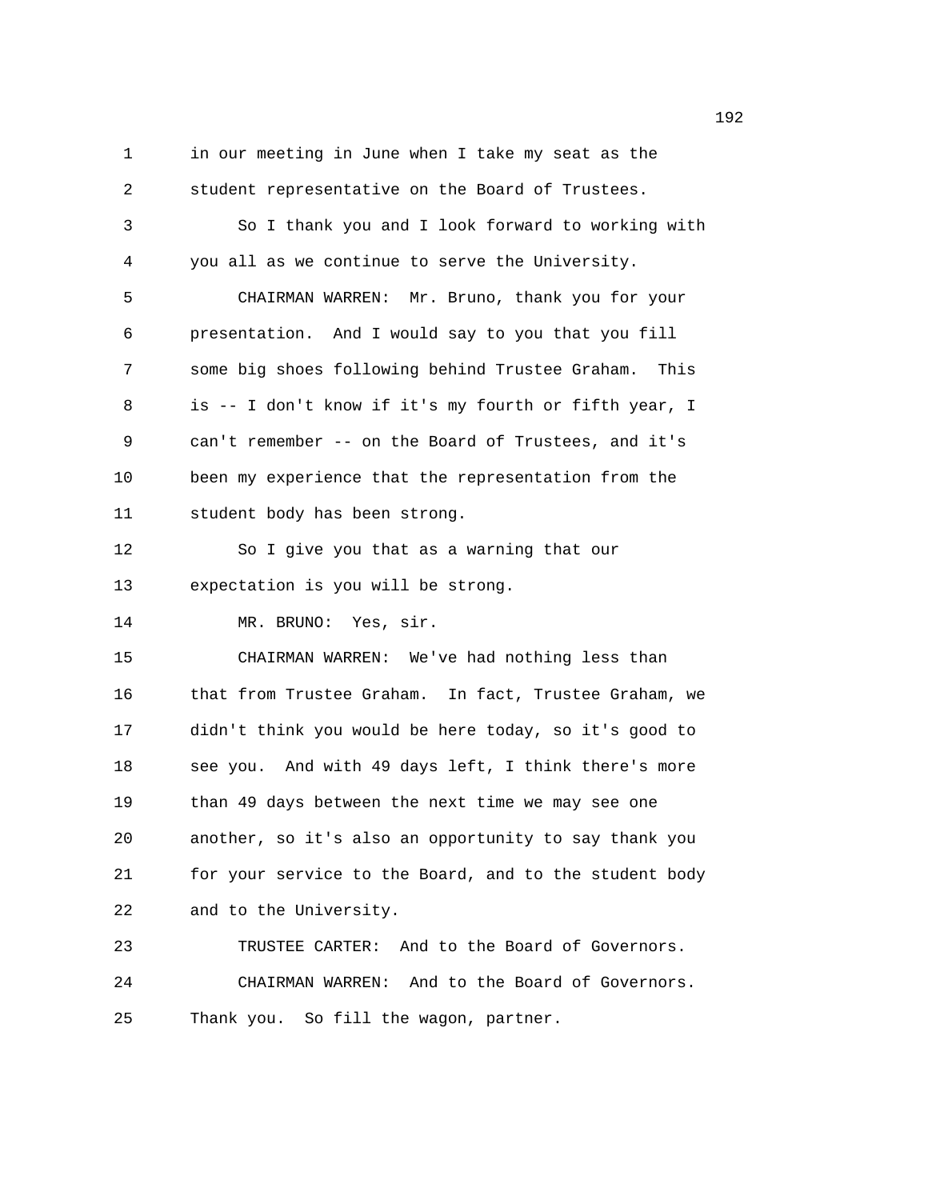in our meeting in June when I take my seat as the student representative on the Board of Trustees.

So I thank you and I look forward to working with you all as we continue to serve the University.

CHAIRMAN WARREN: Mr. Bruno, thank you for your presentation. And I would say to you that you fill some big shoes following behind Trustee Graham. This is -- I don't know if it's my fourth or fifth year, I can't remember -- on the Board of Trustees, and it's been my experience that the representation from the student body has been strong.

So I give you that as a warning that our expectation is you will be strong.

MR. BRUNO: Yes, sir.

CHAIRMAN WARREN: We've had nothing less than that from Trustee Graham. In fact, Trustee Graham, we didn't think you would be here today, so it's good to see you. And with 49 days left, I think there's more than 49 days between the next time we may see one another, so it's also an opportunity to say thank you for your service to the Board, and to the student body and to the University.

TRUSTEE CARTER: And to the Board of Governors.

CHAIRMAN WARREN: And to the Board of Governors. Thank you. So fill the wagon, partner.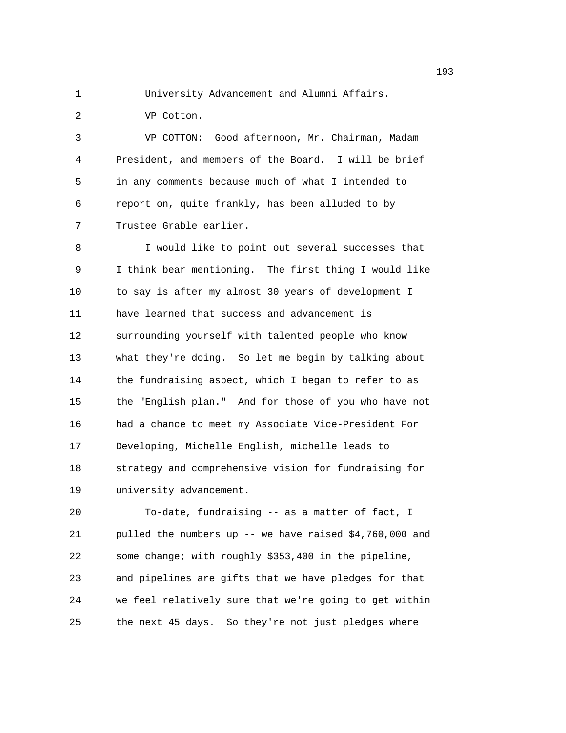University Advancement and Alumni Affairs.

VP Cotton.

VP COTTON: Good afternoon, Mr. Chairman, Madam President, and members of the Board. I will be brief in any comments because much of what I intended to report on, quite frankly, has been alluded to by Trustee Grable earlier.

I would like to point out several successes that I think bear mentioning. The first thing I would like to say is after my almost 30 years of development I have learned that success and advancement is surrounding yourself with talented people who know what they're doing. So let me begin by talking about the fundraising aspect, which I began to refer to as the "English plan." And for those of you who have not had a chance to meet my Associate Vice-President For Developing, Michelle English, michelle leads to strategy and comprehensive vision for fundraising for university advancement.

To-date, fundraising -- as a matter of fact, I pulled the numbers up -- we have raised $4,760,000 and some change; with roughly $353,400 in the pipeline, and pipelines are gifts that we have pledges for that we feel relatively sure that we're going to get within the next 45 days. So they're not just pledges where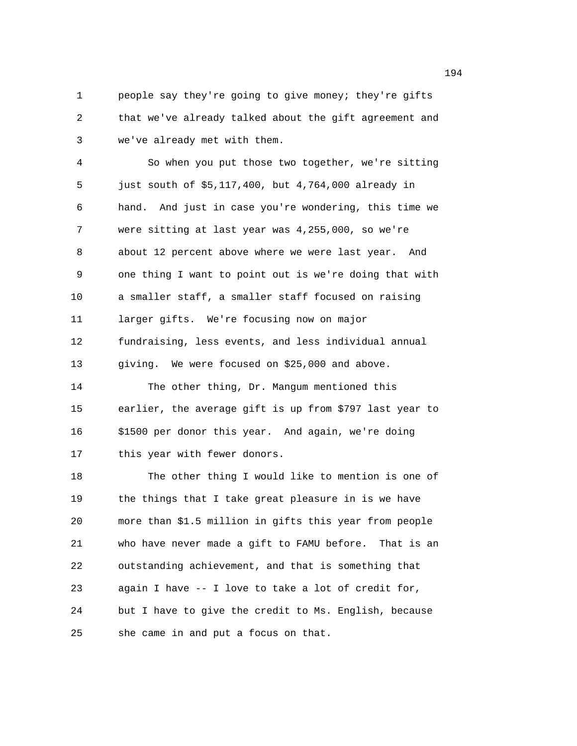people say they're going to give money; they're gifts that we've already talked about the gift agreement and we've already met with them.

So when you put those two together, we're sitting just south of $5,117,400, but 4,764,000 already in hand. And just in case you're wondering, this time we were sitting at last year was 4,255,000, so we're about 12 percent above where we were last year. And one thing I want to point out is we're doing that with a smaller staff, a smaller staff focused on raising larger gifts. We're focusing now on major fundraising, less events, and less individual annual giving. We were focused on $25,000 and above.

The other thing, Dr. Mangum mentioned this earlier, the average gift is up from $797 last year to $1500 per donor this year. And again, we're doing this year with fewer donors.

The other thing I would like to mention is one of the things that I take great pleasure in is we have more than $1.5 million in gifts this year from people who have never made a gift to FAMU before. That is an outstanding achievement, and that is something that again I have -- I love to take a lot of credit for, but I have to give the credit to Ms. English, because she came in and put a focus on that.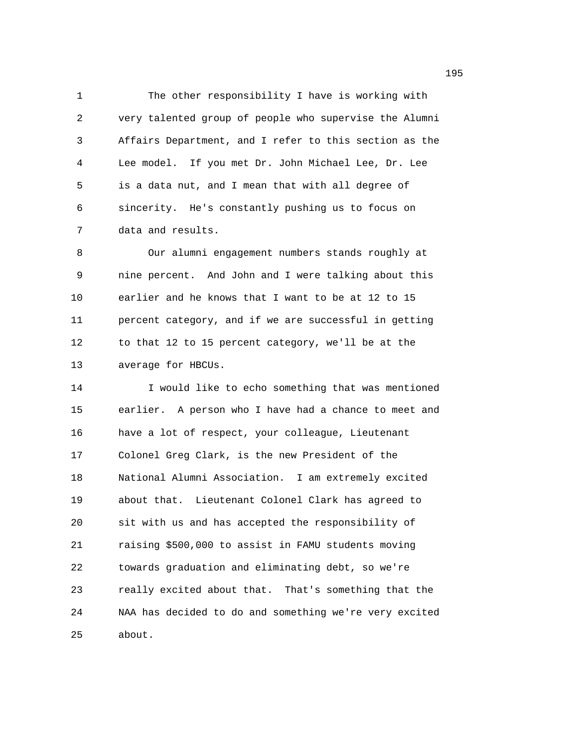The other responsibility I have is working with very talented group of people who supervise the Alumni Affairs Department, and I refer to this section as the Lee model. If you met Dr. John Michael Lee, Dr. Lee is a data nut, and I mean that with all degree of sincerity. He's constantly pushing us to focus on data and results.

Our alumni engagement numbers stands roughly at nine percent. And John and I were talking about this earlier and he knows that I want to be at 12 to 15 percent category, and if we are successful in getting to that 12 to 15 percent category, we'll be at the average for HBCUs.

I would like to echo something that was mentioned earlier. A person who I have had a chance to meet and have a lot of respect, your colleague, Lieutenant Colonel Greg Clark, is the new President of the National Alumni Association. I am extremely excited about that. Lieutenant Colonel Clark has agreed to sit with us and has accepted the responsibility of raising $500,000 to assist in FAMU students moving towards graduation and eliminating debt, so we're really excited about that. That's something that the NAA has decided to do and something we're very excited about.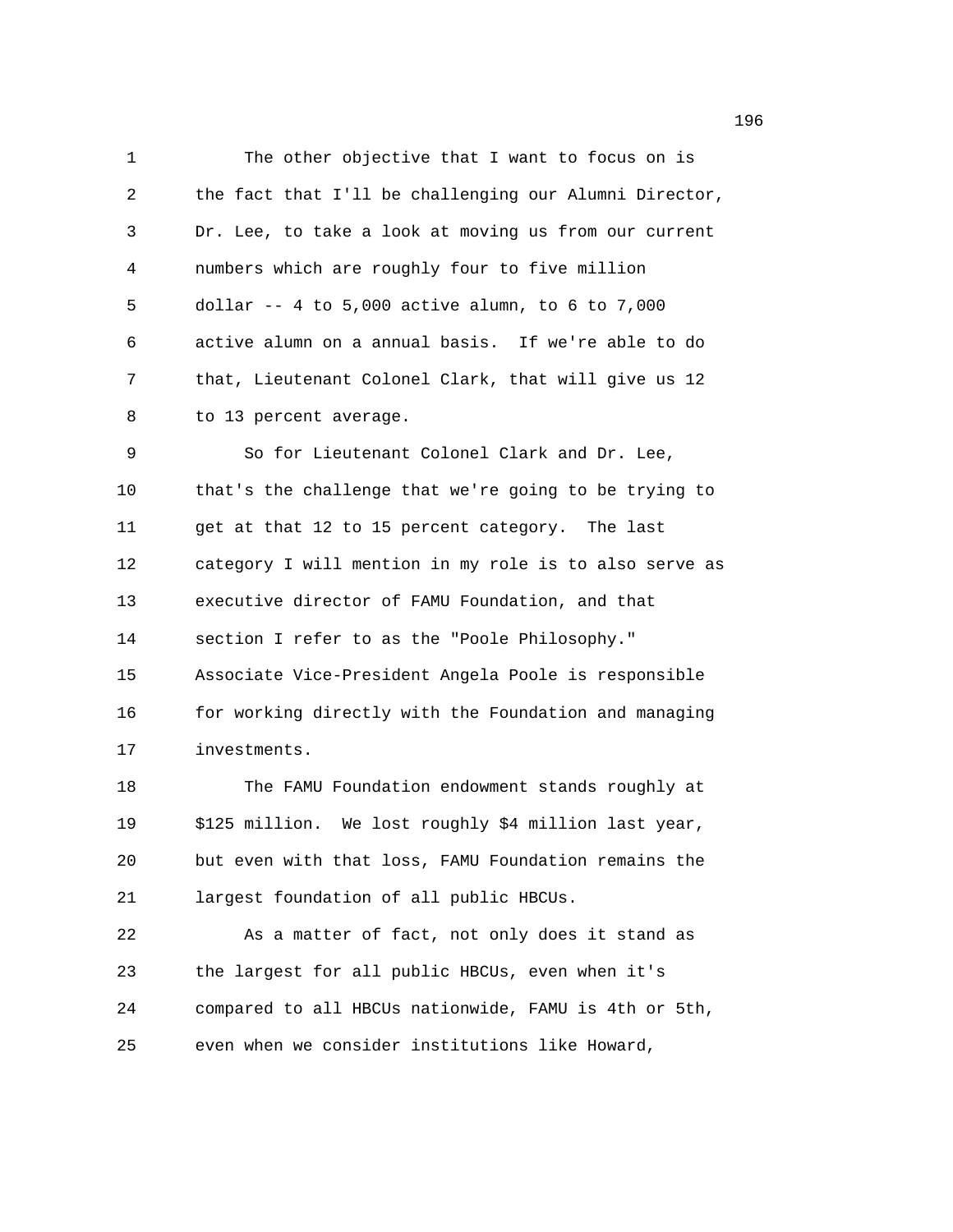The other objective that I want to focus on is the fact that I'll be challenging our Alumni Director, Dr. Lee, to take a look at moving us from our current numbers which are roughly four to five million dollar -- 4 to 5,000 active alumn, to 6 to 7,000 active alumn on a annual basis. If we're able to do that, Lieutenant Colonel Clark, that will give us 12 to 13 percent average.

So for Lieutenant Colonel Clark and Dr. Lee, that's the challenge that we're going to be trying to get at that 12 to 15 percent category. The last category I will mention in my role is to also serve as executive director of FAMU Foundation, and that section I refer to as the "Poole Philosophy." Associate Vice-President Angela Poole is responsible for working directly with the Foundation and managing investments.

The FAMU Foundation endowment stands roughly at $125 million. We lost roughly $4 million last year, but even with that loss, FAMU Foundation remains the largest foundation of all public HBCUs.

As a matter of fact, not only does it stand as the largest for all public HBCUs, even when it's compared to all HBCUs nationwide, FAMU is 4th or 5th, even when we consider institutions like Howard,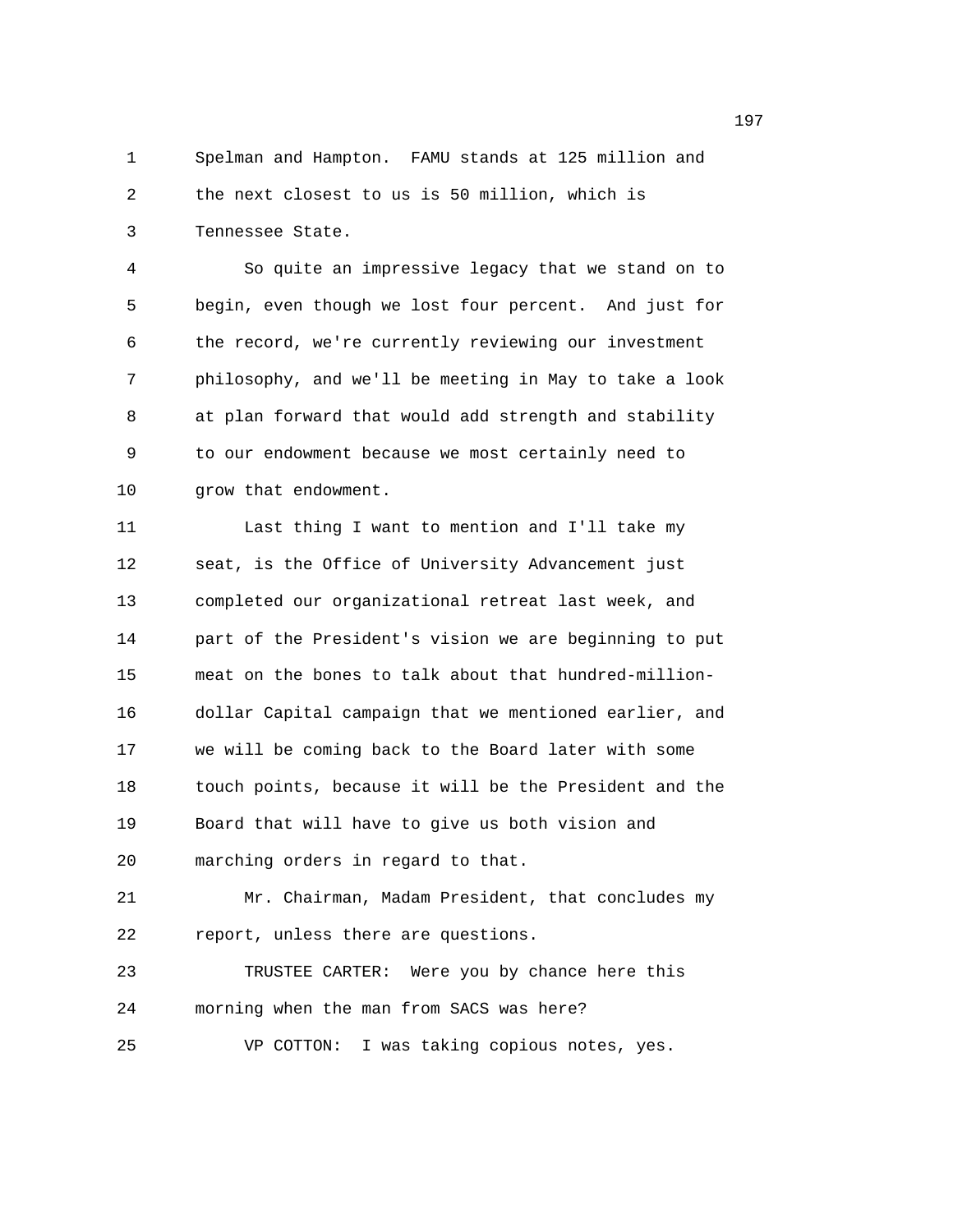Spelman and Hampton. FAMU stands at 125 million and the next closest to us is 50 million, which is Tennessee State.

So quite an impressive legacy that we stand on to begin, even though we lost four percent. And just for the record, we're currently reviewing our investment philosophy, and we'll be meeting in May to take a look at plan forward that would add strength and stability to our endowment because we most certainly need to grow that endowment.

Last thing I want to mention and I'll take my seat, is the Office of University Advancement just completed our organizational retreat last week, and part of the President's vision we are beginning to put meat on the bones to talk about that hundred-million-dollar Capital campaign that we mentioned earlier, and we will be coming back to the Board later with some touch points, because it will be the President and the Board that will have to give us both vision and marching orders in regard to that.

Mr. Chairman, Madam President, that concludes my report, unless there are questions.

TRUSTEE CARTER: Were you by chance here this morning when the man from SACS was here?

VP COTTON: I was taking copious notes, yes.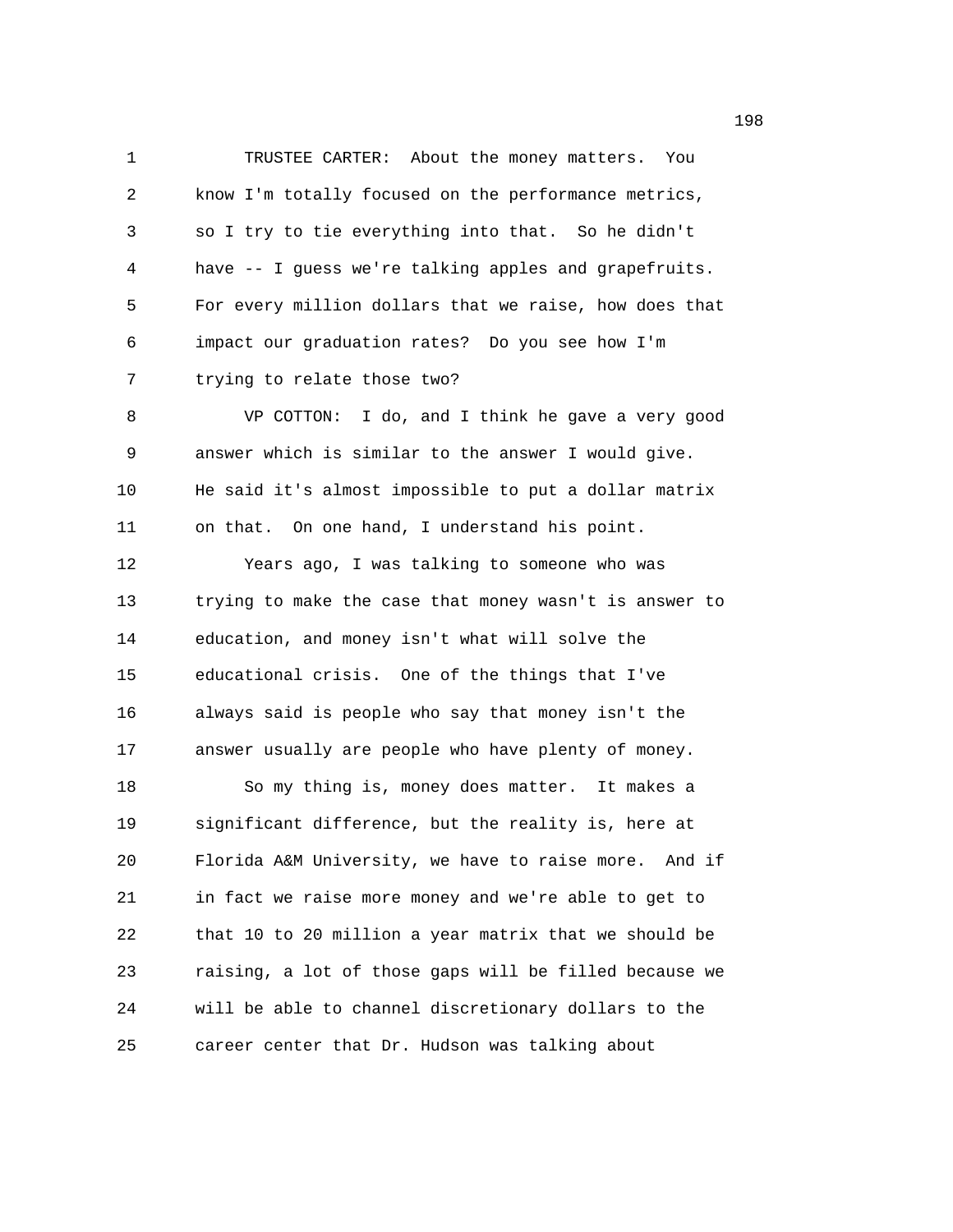TRUSTEE CARTER: About the money matters. You know I'm totally focused on the performance metrics, so I try to tie everything into that. So he didn't have -- I guess we're talking apples and grapefruits. For every million dollars that we raise, how does that impact our graduation rates? Do you see how I'm trying to relate those two?

VP COTTON: I do, and I think he gave a very good answer which is similar to the answer I would give. He said it's almost impossible to put a dollar matrix on that. On one hand, I understand his point.

Years ago, I was talking to someone who was trying to make the case that money wasn't is answer to education, and money isn't what will solve the educational crisis. One of the things that I've always said is people who say that money isn't the answer usually are people who have plenty of money.

So my thing is, money does matter. It makes a significant difference, but the reality is, here at Florida A&M University, we have to raise more. And if in fact we raise more money and we're able to get to that 10 to 20 million a year matrix that we should be raising, a lot of those gaps will be filled because we will be able to channel discretionary dollars to the career center that Dr. Hudson was talking about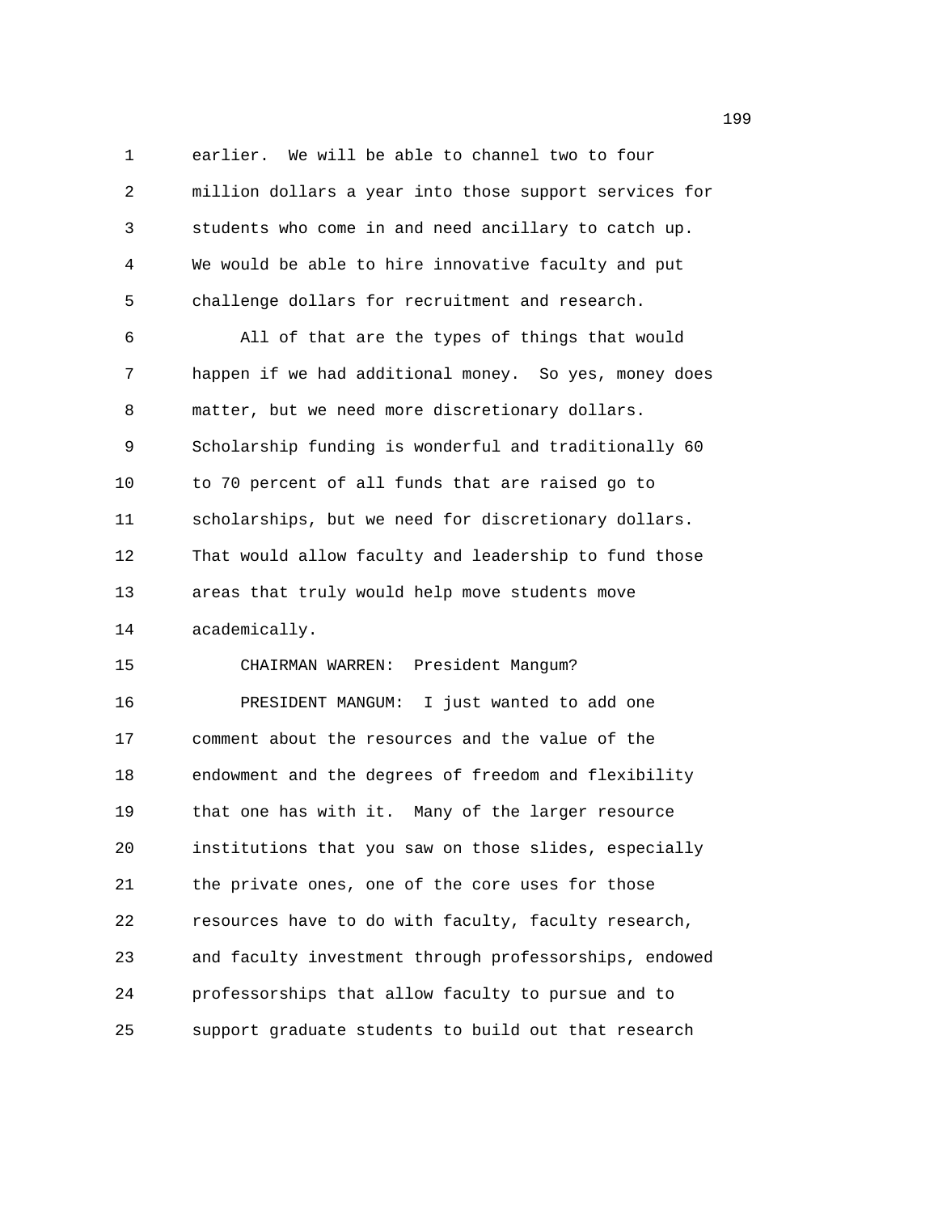earlier. We will be able to channel two to four million dollars a year into those support services for students who come in and need ancillary to catch up. We would be able to hire innovative faculty and put challenge dollars for recruitment and research.

All of that are the types of things that would happen if we had additional money. So yes, money does matter, but we need more discretionary dollars. Scholarship funding is wonderful and traditionally 60 to 70 percent of all funds that are raised go to scholarships, but we need for discretionary dollars. That would allow faculty and leadership to fund those areas that truly would help move students move academically.

CHAIRMAN WARREN: President Mangum?

PRESIDENT MANGUM: I just wanted to add one comment about the resources and the value of the endowment and the degrees of freedom and flexibility that one has with it. Many of the larger resource institutions that you saw on those slides, especially the private ones, one of the core uses for those resources have to do with faculty, faculty research, and faculty investment through professorships, endowed professorships that allow faculty to pursue and to support graduate students to build out that research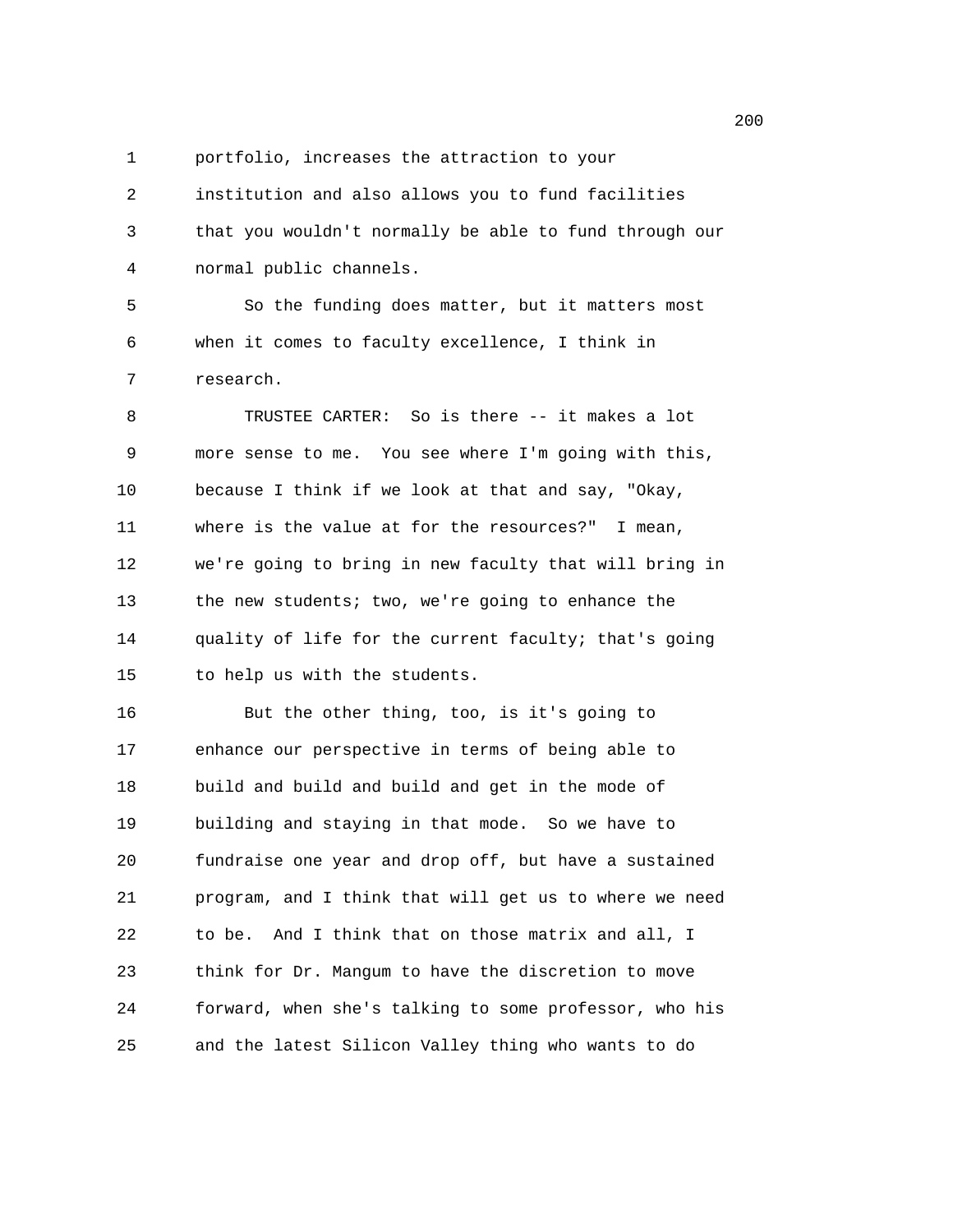portfolio, increases the attraction to your institution and also allows you to fund facilities that you wouldn't normally be able to fund through our normal public channels.

So the funding does matter, but it matters most when it comes to faculty excellence, I think in research.

TRUSTEE CARTER: So is there -- it makes a lot more sense to me. You see where I'm going with this, because I think if we look at that and say, "Okay, where is the value at for the resources?" I mean, we're going to bring in new faculty that will bring in the new students; two, we're going to enhance the quality of life for the current faculty; that's going to help us with the students.

But the other thing, too, is it's going to enhance our perspective in terms of being able to build and build and build and get in the mode of building and staying in that mode. So we have to fundraise one year and drop off, but have a sustained program, and I think that will get us to where we need to be. And I think that on those matrix and all, I think for Dr. Mangum to have the discretion to move forward, when she's talking to some professor, who his and the latest Silicon Valley thing who wants to do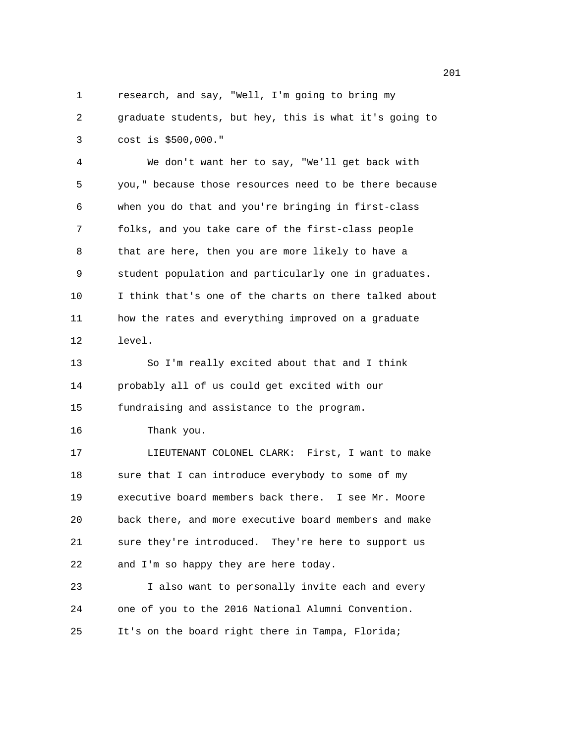research, and say, "Well, I'm going to bring my graduate students, but hey, this is what it's going to cost is $500,000."

We don't want her to say, "We'll get back with you," because those resources need to be there because when you do that and you're bringing in first-class folks, and you take care of the first-class people that are here, then you are more likely to have a student population and particularly one in graduates. I think that's one of the charts on there talked about how the rates and everything improved on a graduate level.

So I'm really excited about that and I think probably all of us could get excited with our fundraising and assistance to the program.

Thank you.

LIEUTENANT COLONEL CLARK: First, I want to make sure that I can introduce everybody to some of my executive board members back there. I see Mr. Moore back there, and more executive board members and make sure they're introduced. They're here to support us and I'm so happy they are here today.

I also want to personally invite each and every one of you to the 2016 National Alumni Convention. It's on the board right there in Tampa, Florida;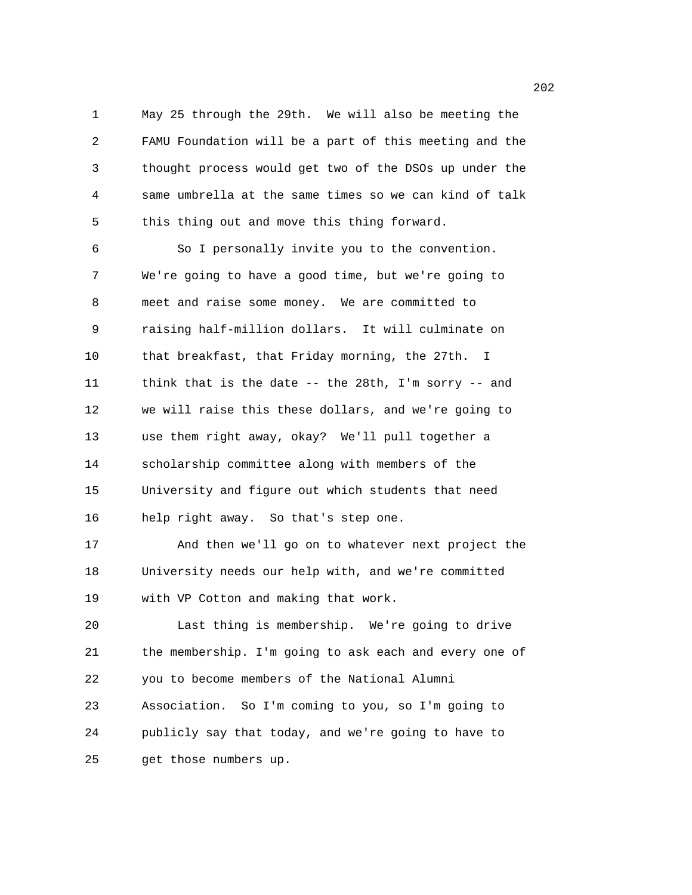May 25 through the 29th. We will also be meeting the FAMU Foundation will be a part of this meeting and the thought process would get two of the DSOs up under the same umbrella at the same times so we can kind of talk this thing out and move this thing forward.

So I personally invite you to the convention. We're going to have a good time, but we're going to meet and raise some money. We are committed to raising half-million dollars. It will culminate on that breakfast, that Friday morning, the 27th. I think that is the date -- the 28th, I'm sorry -- and we will raise this these dollars, and we're going to use them right away, okay? We'll pull together a scholarship committee along with members of the University and figure out which students that need help right away. So that's step one.

And then we'll go on to whatever next project the University needs our help with, and we're committed with VP Cotton and making that work.

Last thing is membership. We're going to drive the membership. I'm going to ask each and every one of you to become members of the National Alumni Association. So I'm coming to you, so I'm going to publicly say that today, and we're going to have to get those numbers up.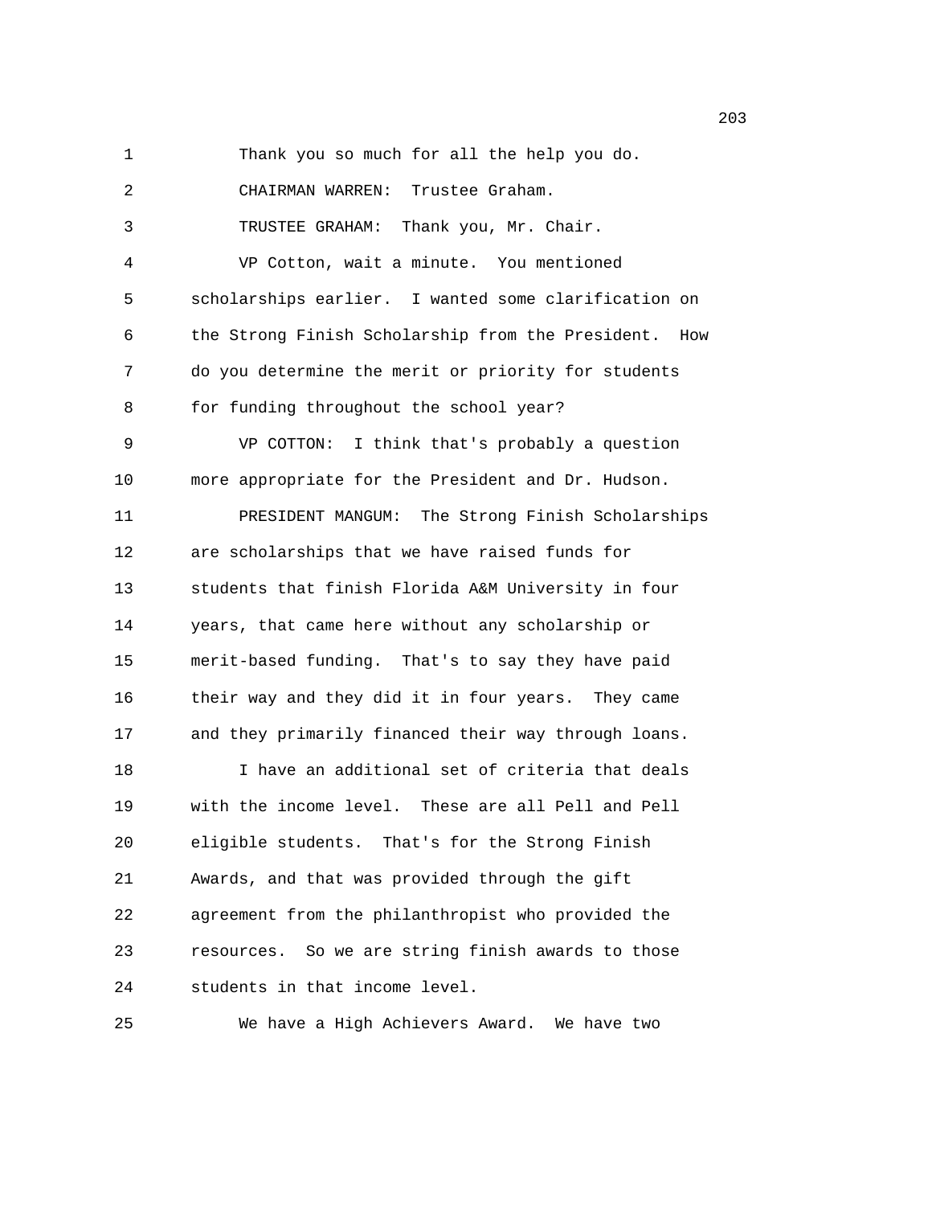Thank you so much for all the help you do.

CHAIRMAN WARREN: Trustee Graham.

TRUSTEE GRAHAM: Thank you, Mr. Chair.

VP Cotton, wait a minute. You mentioned scholarships earlier. I wanted some clarification on the Strong Finish Scholarship from the President. How do you determine the merit or priority for students for funding throughout the school year?

VP COTTON: I think that's probably a question more appropriate for the President and Dr. Hudson.

PRESIDENT MANGUM: The Strong Finish Scholarships are scholarships that we have raised funds for students that finish Florida A&M University in four years, that came here without any scholarship or merit-based funding. That's to say they have paid their way and they did it in four years. They came and they primarily financed their way through loans.

I have an additional set of criteria that deals with the income level. These are all Pell and Pell eligible students. That's for the Strong Finish Awards, and that was provided through the gift agreement from the philanthropist who provided the resources. So we are string finish awards to those students in that income level.

We have a High Achievers Award. We have two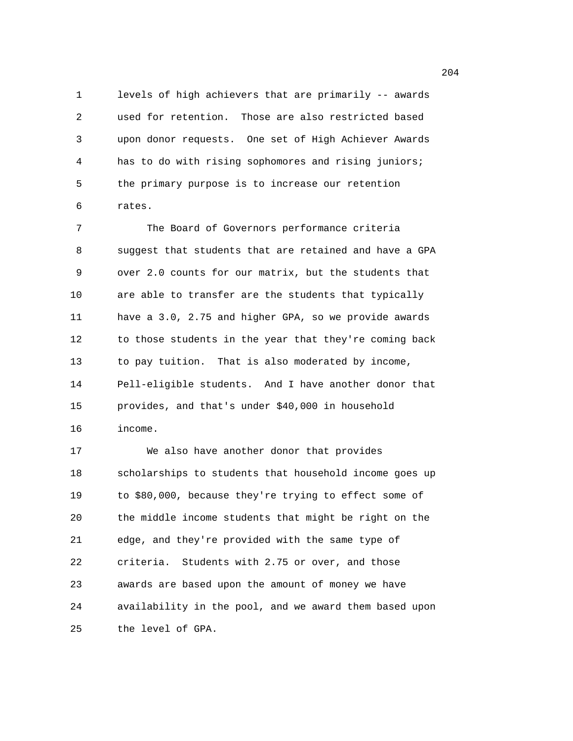levels of high achievers that are primarily -- awards used for retention. Those are also restricted based upon donor requests. One set of High Achiever Awards has to do with rising sophomores and rising juniors; the primary purpose is to increase our retention rates.

The Board of Governors performance criteria suggest that students that are retained and have a GPA over 2.0 counts for our matrix, but the students that are able to transfer are the students that typically have a 3.0, 2.75 and higher GPA, so we provide awards to those students in the year that they're coming back to pay tuition. That is also moderated by income, Pell-eligible students. And I have another donor that provides, and that's under $40,000 in household income.

We also have another donor that provides scholarships to students that household income goes up to $80,000, because they're trying to effect some of the middle income students that might be right on the edge, and they're provided with the same type of criteria. Students with 2.75 or over, and those awards are based upon the amount of money we have availability in the pool, and we award them based upon the level of GPA.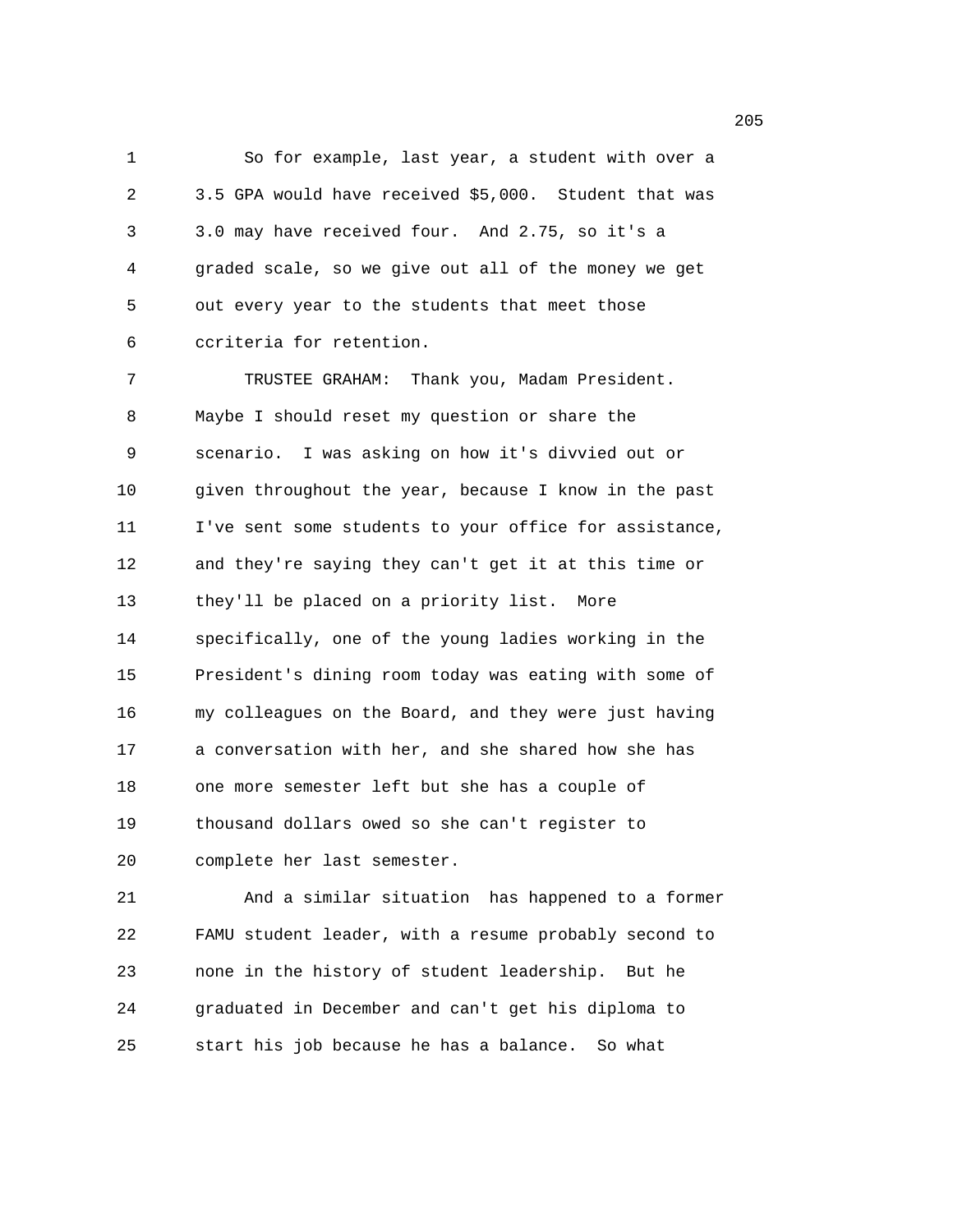So for example, last year, a student with over a 3.5 GPA would have received $5,000. Student that was 3.0 may have received four. And 2.75, so it's a graded scale, so we give out all of the money we get out every year to the students that meet those ccriteria for retention.

TRUSTEE GRAHAM: Thank you, Madam President. Maybe I should reset my question or share the scenario. I was asking on how it's divvied out or given throughout the year, because I know in the past I've sent some students to your office for assistance, and they're saying they can't get it at this time or they'll be placed on a priority list. More specifically, one of the young ladies working in the President's dining room today was eating with some of my colleagues on the Board, and they were just having a conversation with her, and she shared how she has one more semester left but she has a couple of thousand dollars owed so she can't register to complete her last semester.

And a similar situation has happened to a former FAMU student leader, with a resume probably second to none in the history of student leadership. But he graduated in December and can't get his diploma to start his job because he has a balance. So what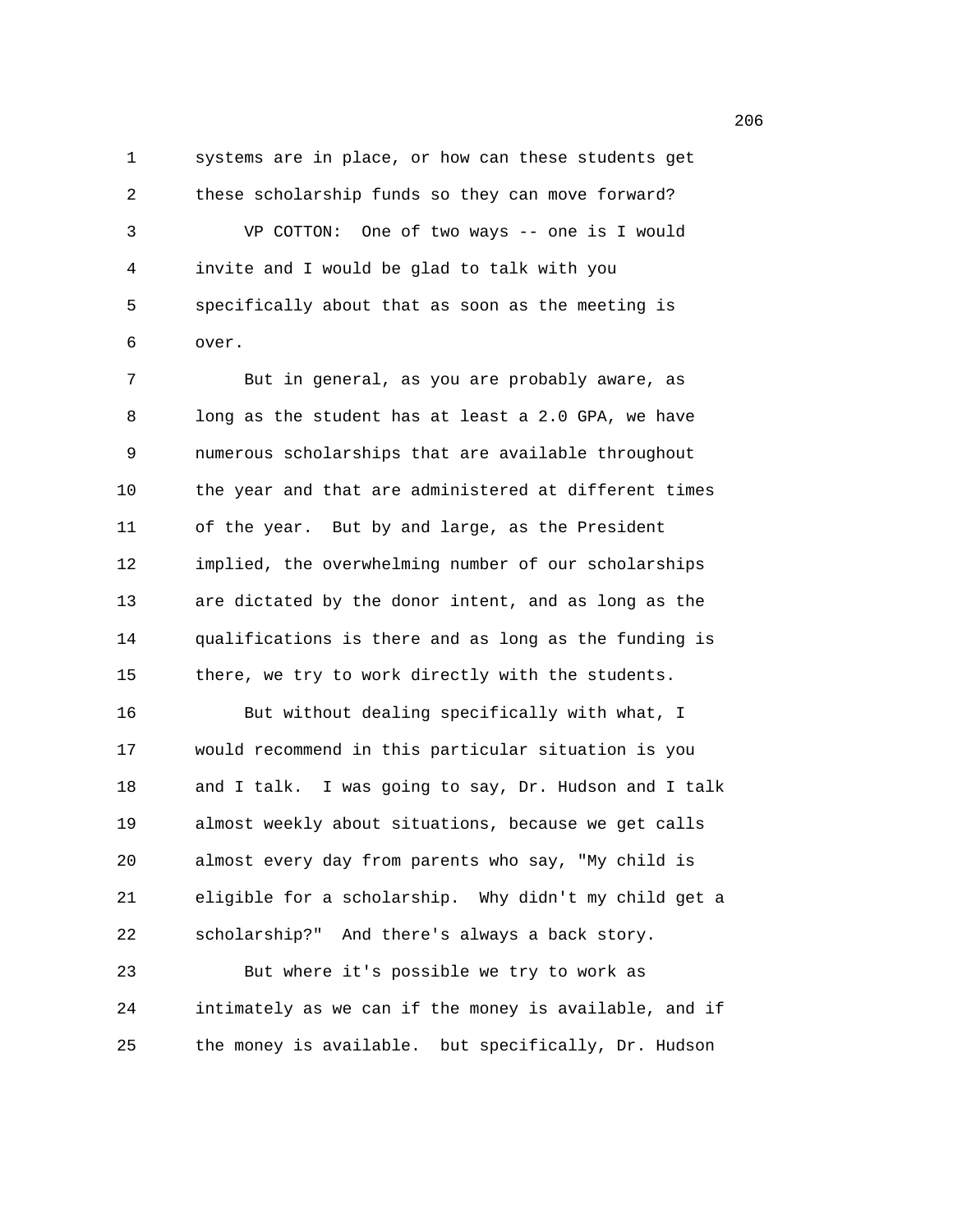systems are in place, or how can these students get these scholarship funds so they can move forward?

VP COTTON: One of two ways -- one is I would invite and I would be glad to talk with you specifically about that as soon as the meeting is over.

But in general, as you are probably aware, as long as the student has at least a 2.0 GPA, we have numerous scholarships that are available throughout the year and that are administered at different times of the year. But by and large, as the President implied, the overwhelming number of our scholarships are dictated by the donor intent, and as long as the qualifications is there and as long as the funding is there, we try to work directly with the students.

But without dealing specifically with what, I would recommend in this particular situation is you and I talk. I was going to say, Dr. Hudson and I talk almost weekly about situations, because we get calls almost every day from parents who say, "My child is eligible for a scholarship. Why didn't my child get a scholarship?" And there's always a back story.

But where it's possible we try to work as intimately as we can if the money is available, and if the money is available. but specifically, Dr. Hudson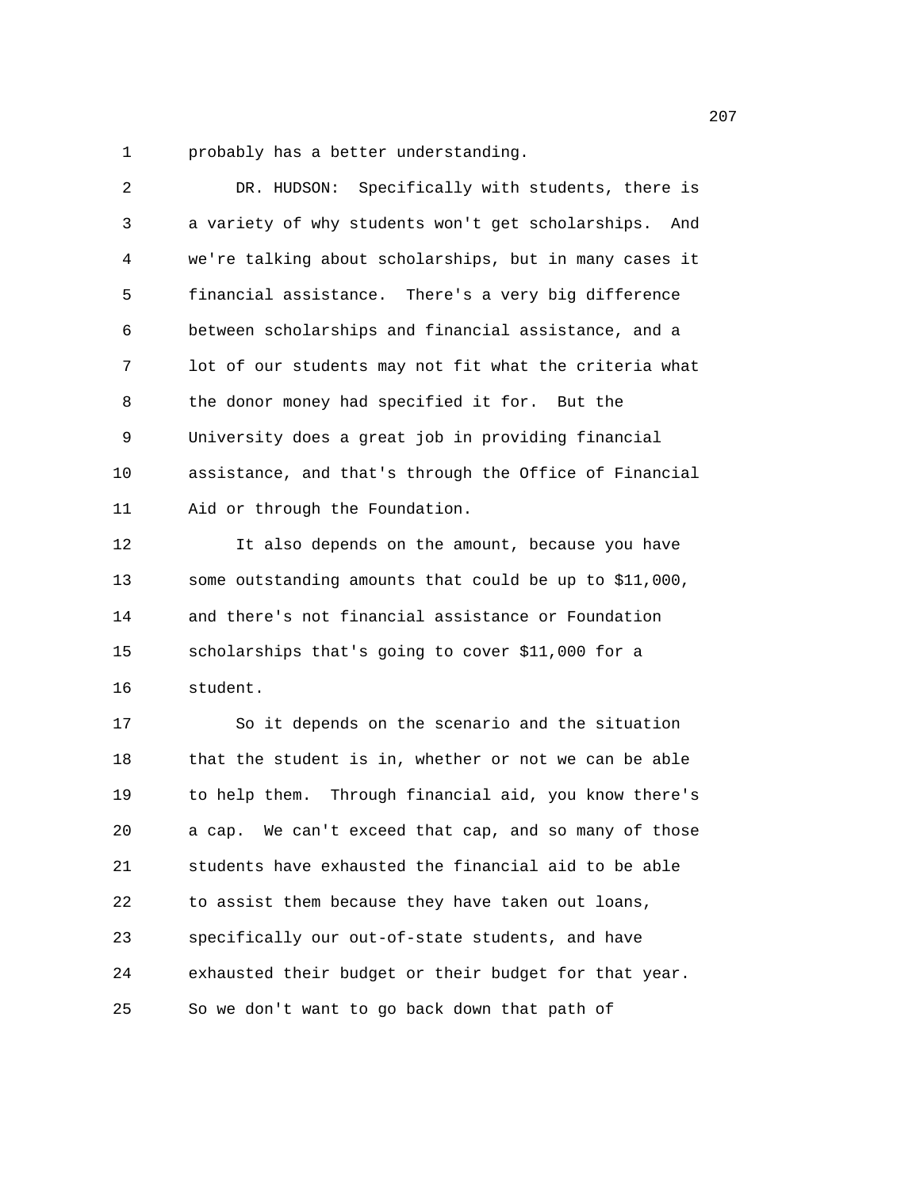probably has a better understanding.

DR. HUDSON: Specifically with students, there is a variety of why students won't get scholarships. And we're talking about scholarships, but in many cases it financial assistance. There's a very big difference between scholarships and financial assistance, and a lot of our students may not fit what the criteria what the donor money had specified it for. But the University does a great job in providing financial assistance, and that's through the Office of Financial Aid or through the Foundation.

It also depends on the amount, because you have some outstanding amounts that could be up to $11,000, and there's not financial assistance or Foundation scholarships that's going to cover $11,000 for a student.

So it depends on the scenario and the situation that the student is in, whether or not we can be able to help them. Through financial aid, you know there's a cap. We can't exceed that cap, and so many of those students have exhausted the financial aid to be able to assist them because they have taken out loans, specifically our out-of-state students, and have exhausted their budget or their budget for that year. So we don't want to go back down that path of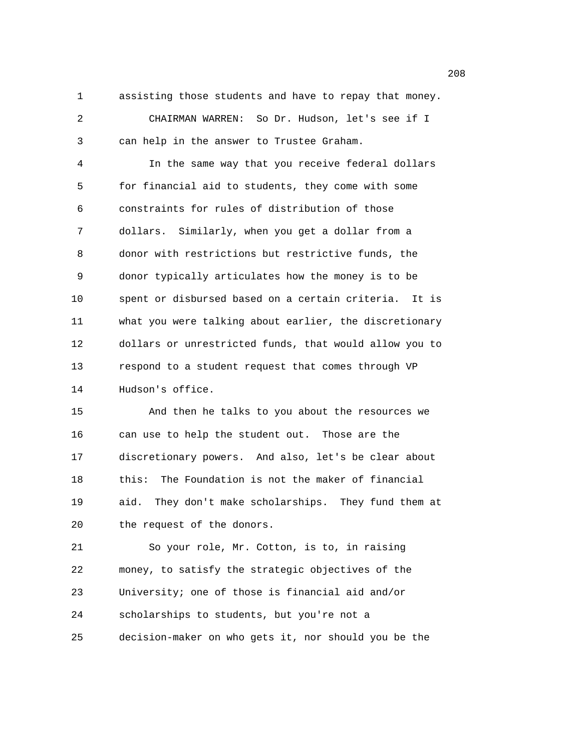1 assisting those students and have to repay that money.

2 CHAIRMAN WARREN: So Dr. Hudson, let's see if I

3 can help in the answer to Trustee Graham.

4 In the same way that you receive federal dollars

5 for financial aid to students, they come with some

6 constraints for rules of distribution of those

7 dollars. Similarly, when you get a dollar from a

8 donor with restrictions but restrictive funds, the

9 donor typically articulates how the money is to be

10 spent or disbursed based on a certain criteria. It is

11 what you were talking about earlier, the discretionary

12 dollars or unrestricted funds, that would allow you to

13 respond to a student request that comes through VP

14 Hudson's office.

15 And then he talks to you about the resources we

16 can use to help the student out. Those are the

17 discretionary powers. And also, let's be clear about

18 this: The Foundation is not the maker of financial

19 aid. They don't make scholarships. They fund them at

20 the request of the donors.

21 So your role, Mr. Cotton, is to, in raising

22 money, to satisfy the strategic objectives of the

23 University; one of those is financial aid and/or

24 scholarships to students, but you're not a

25 decision-maker on who gets it, nor should you be the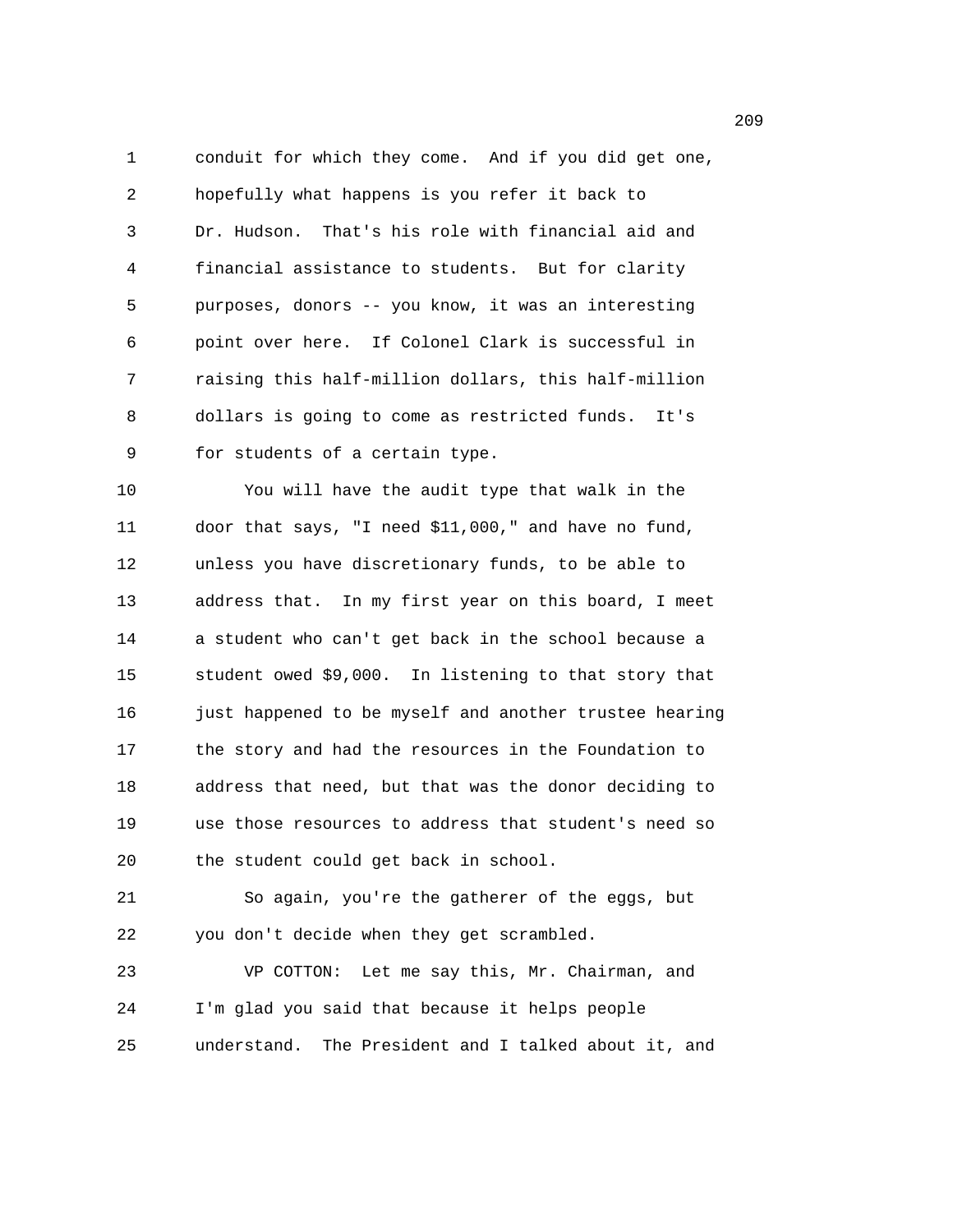conduit for which they come. And if you did get one, hopefully what happens is you refer it back to Dr. Hudson. That's his role with financial aid and financial assistance to students. But for clarity purposes, donors -- you know, it was an interesting point over here. If Colonel Clark is successful in raising this half-million dollars, this half-million dollars is going to come as restricted funds. It's for students of a certain type.

You will have the audit type that walk in the door that says, "I need $11,000," and have no fund, unless you have discretionary funds, to be able to address that. In my first year on this board, I meet a student who can't get back in the school because a student owed $9,000. In listening to that story that just happened to be myself and another trustee hearing the story and had the resources in the Foundation to address that need, but that was the donor deciding to use those resources to address that student's need so the student could get back in school.

So again, you're the gatherer of the eggs, but you don't decide when they get scrambled.

VP COTTON: Let me say this, Mr. Chairman, and I'm glad you said that because it helps people understand. The President and I talked about it, and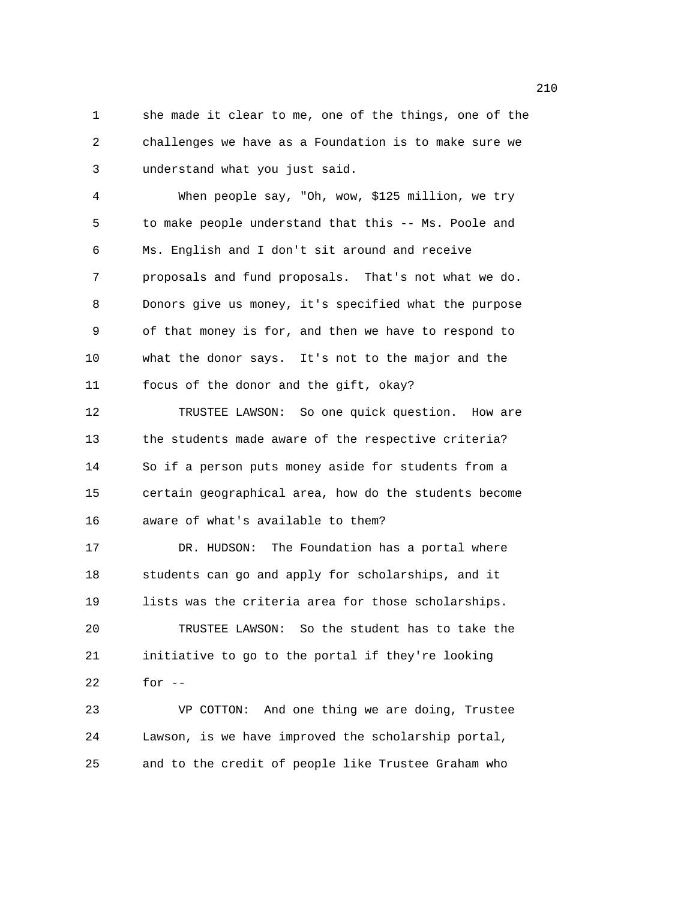she made it clear to me, one of the things, one of the challenges we have as a Foundation is to make sure we understand what you just said.

When people say, "Oh, wow, $125 million, we try to make people understand that this -- Ms. Poole and Ms. English and I don't sit around and receive proposals and fund proposals. That's not what we do. Donors give us money, it's specified what the purpose of that money is for, and then we have to respond to what the donor says. It's not to the major and the focus of the donor and the gift, okay?

TRUSTEE LAWSON: So one quick question. How are the students made aware of the respective criteria? So if a person puts money aside for students from a certain geographical area, how do the students become aware of what's available to them?

DR. HUDSON: The Foundation has a portal where students can go and apply for scholarships, and it lists was the criteria area for those scholarships.

TRUSTEE LAWSON: So the student has to take the initiative to go to the portal if they're looking for --

VP COTTON: And one thing we are doing, Trustee Lawson, is we have improved the scholarship portal, and to the credit of people like Trustee Graham who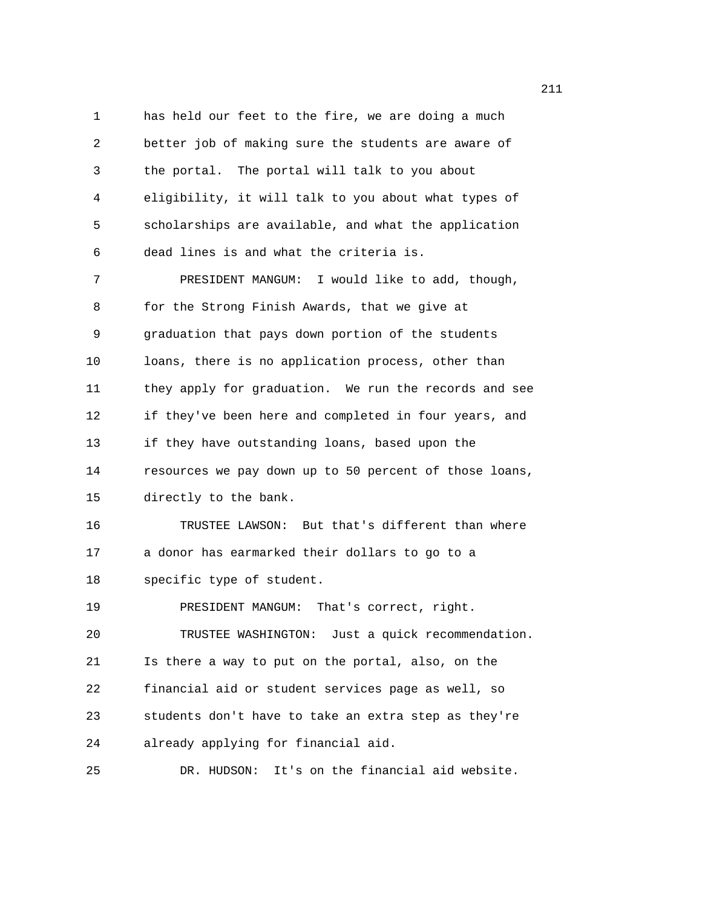has held our feet to the fire, we are doing a much better job of making sure the students are aware of the portal. The portal will talk to you about eligibility, it will talk to you about what types of scholarships are available, and what the application dead lines is and what the criteria is.

PRESIDENT MANGUM: I would like to add, though, for the Strong Finish Awards, that we give at graduation that pays down portion of the students loans, there is no application process, other than they apply for graduation. We run the records and see if they've been here and completed in four years, and if they have outstanding loans, based upon the resources we pay down up to 50 percent of those loans, directly to the bank.

TRUSTEE LAWSON: But that's different than where a donor has earmarked their dollars to go to a specific type of student.

PRESIDENT MANGUM: That's correct, right.

TRUSTEE WASHINGTON: Just a quick recommendation. Is there a way to put on the portal, also, on the financial aid or student services page as well, so students don't have to take an extra step as they're already applying for financial aid.

DR. HUDSON: It's on the financial aid website.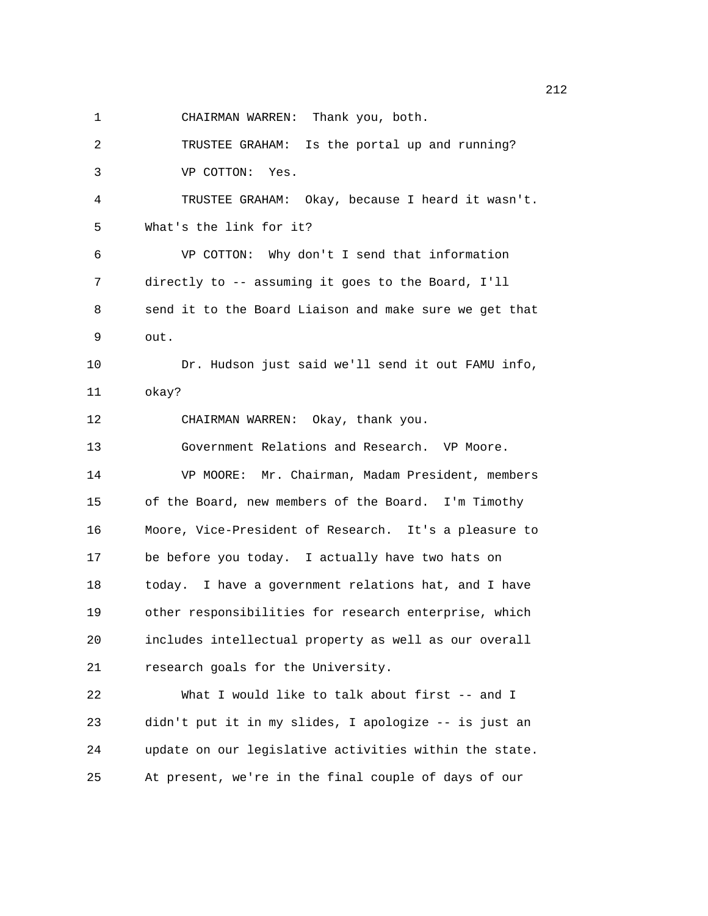CHAIRMAN WARREN: Thank you, both.

TRUSTEE GRAHAM: Is the portal up and running?

VP COTTON: Yes.

TRUSTEE GRAHAM: Okay, because I heard it wasn't. What's the link for it?

VP COTTON: Why don't I send that information directly to -- assuming it goes to the Board, I'll send it to the Board Liaison and make sure we get that out.

Dr. Hudson just said we'll send it out FAMU info, okay?

CHAIRMAN WARREN: Okay, thank you.

Government Relations and Research. VP Moore.

VP MOORE: Mr. Chairman, Madam President, members of the Board, new members of the Board. I'm Timothy Moore, Vice-President of Research. It's a pleasure to be before you today. I actually have two hats on today. I have a government relations hat, and I have other responsibilities for research enterprise, which includes intellectual property as well as our overall research goals for the University.

What I would like to talk about first -- and I didn't put it in my slides, I apologize -- is just an update on our legislative activities within the state. At present, we're in the final couple of days of our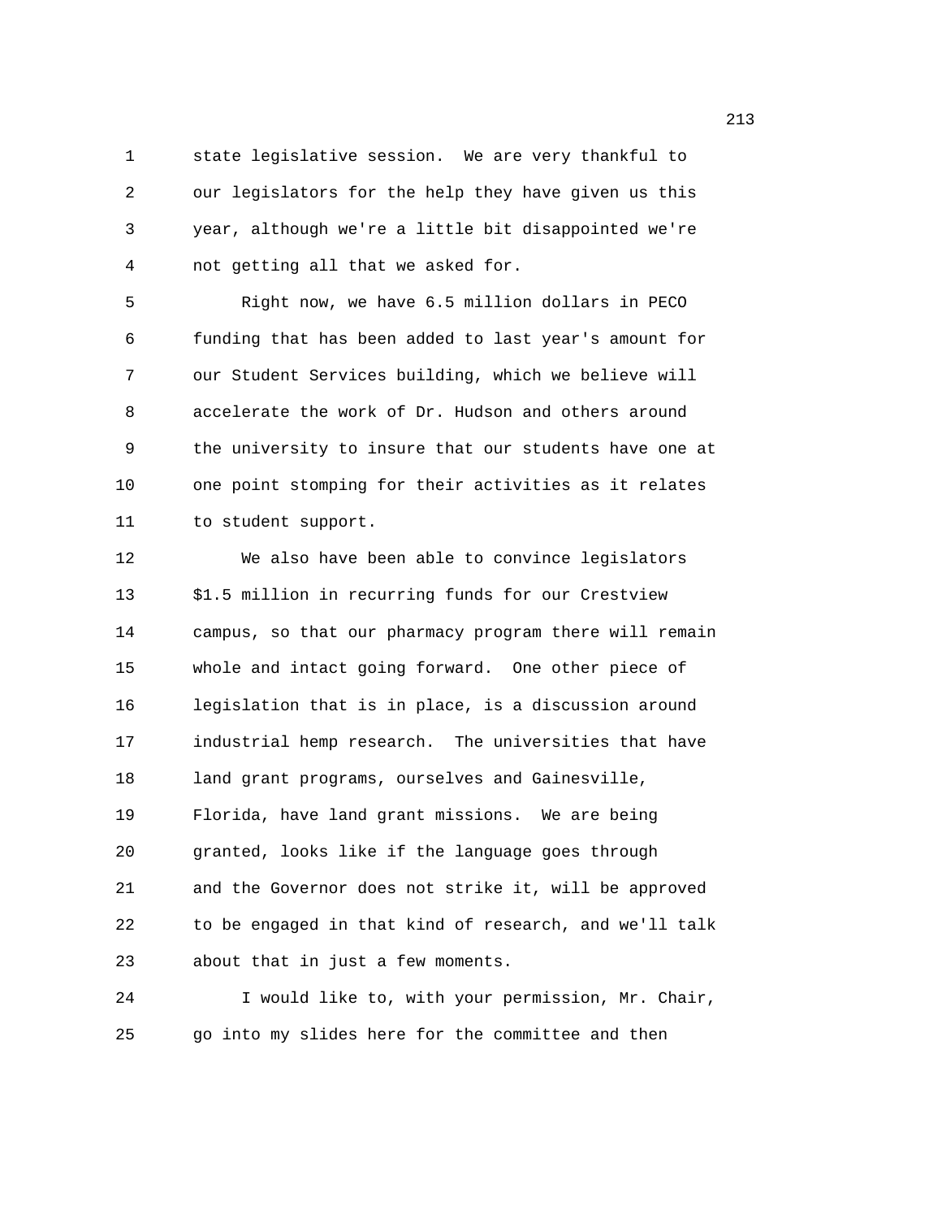state legislative session. We are very thankful to our legislators for the help they have given us this year, although we're a little bit disappointed we're not getting all that we asked for.

Right now, we have 6.5 million dollars in PECO funding that has been added to last year's amount for our Student Services building, which we believe will accelerate the work of Dr. Hudson and others around the university to insure that our students have one at one point stomping for their activities as it relates to student support.

We also have been able to convince legislators $1.5 million in recurring funds for our Crestview campus, so that our pharmacy program there will remain whole and intact going forward. One other piece of legislation that is in place, is a discussion around industrial hemp research. The universities that have land grant programs, ourselves and Gainesville, Florida, have land grant missions. We are being granted, looks like if the language goes through and the Governor does not strike it, will be approved to be engaged in that kind of research, and we'll talk about that in just a few moments.

I would like to, with your permission, Mr. Chair, go into my slides here for the committee and then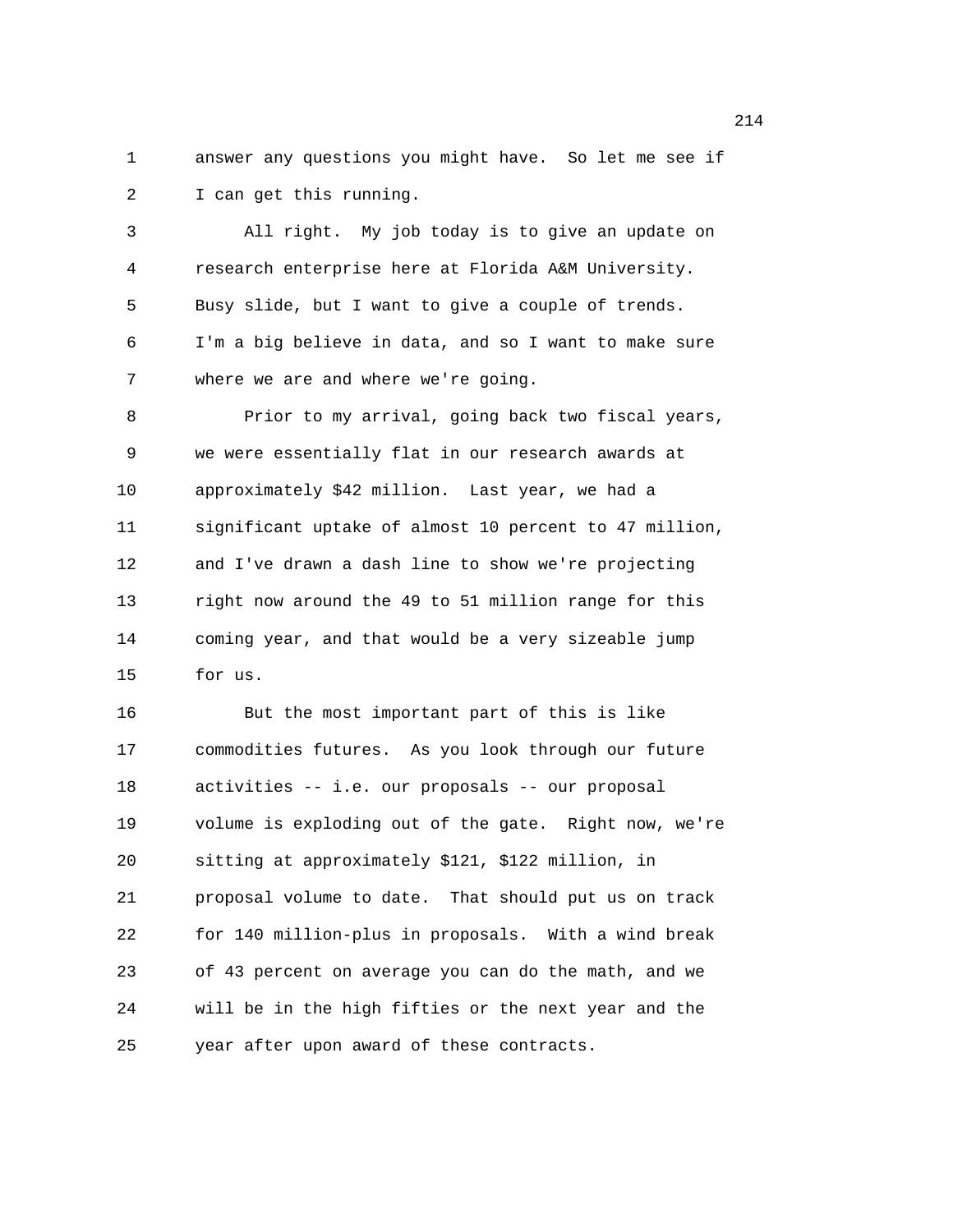answer any questions you might have. So let me see if I can get this running.

All right. My job today is to give an update on research enterprise here at Florida A&M University. Busy slide, but I want to give a couple of trends. I'm a big believe in data, and so I want to make sure where we are and where we're going.

Prior to my arrival, going back two fiscal years, we were essentially flat in our research awards at approximately $42 million. Last year, we had a significant uptake of almost 10 percent to 47 million, and I've drawn a dash line to show we're projecting right now around the 49 to 51 million range for this coming year, and that would be a very sizeable jump for us.

But the most important part of this is like commodities futures. As you look through our future activities -- i.e. our proposals -- our proposal volume is exploding out of the gate. Right now, we're sitting at approximately $121, $122 million, in proposal volume to date. That should put us on track for 140 million-plus in proposals. With a wind break of 43 percent on average you can do the math, and we will be in the high fifties or the next year and the year after upon award of these contracts.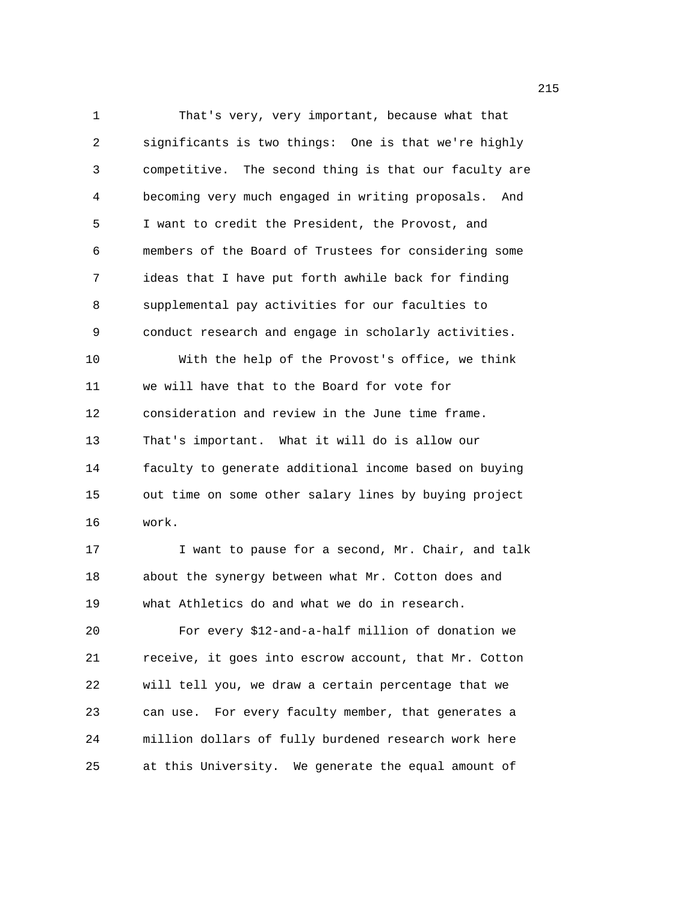That's very, very important, because what that significants is two things: One is that we're highly competitive. The second thing is that our faculty are becoming very much engaged in writing proposals. And I want to credit the President, the Provost, and members of the Board of Trustees for considering some ideas that I have put forth awhile back for finding supplemental pay activities for our faculties to conduct research and engage in scholarly activities.

With the help of the Provost's office, we think we will have that to the Board for vote for consideration and review in the June time frame. That's important. What it will do is allow our faculty to generate additional income based on buying out time on some other salary lines by buying project work.

I want to pause for a second, Mr. Chair, and talk about the synergy between what Mr. Cotton does and what Athletics do and what we do in research.

For every $12-and-a-half million of donation we receive, it goes into escrow account, that Mr. Cotton will tell you, we draw a certain percentage that we can use. For every faculty member, that generates a million dollars of fully burdened research work here at this University. We generate the equal amount of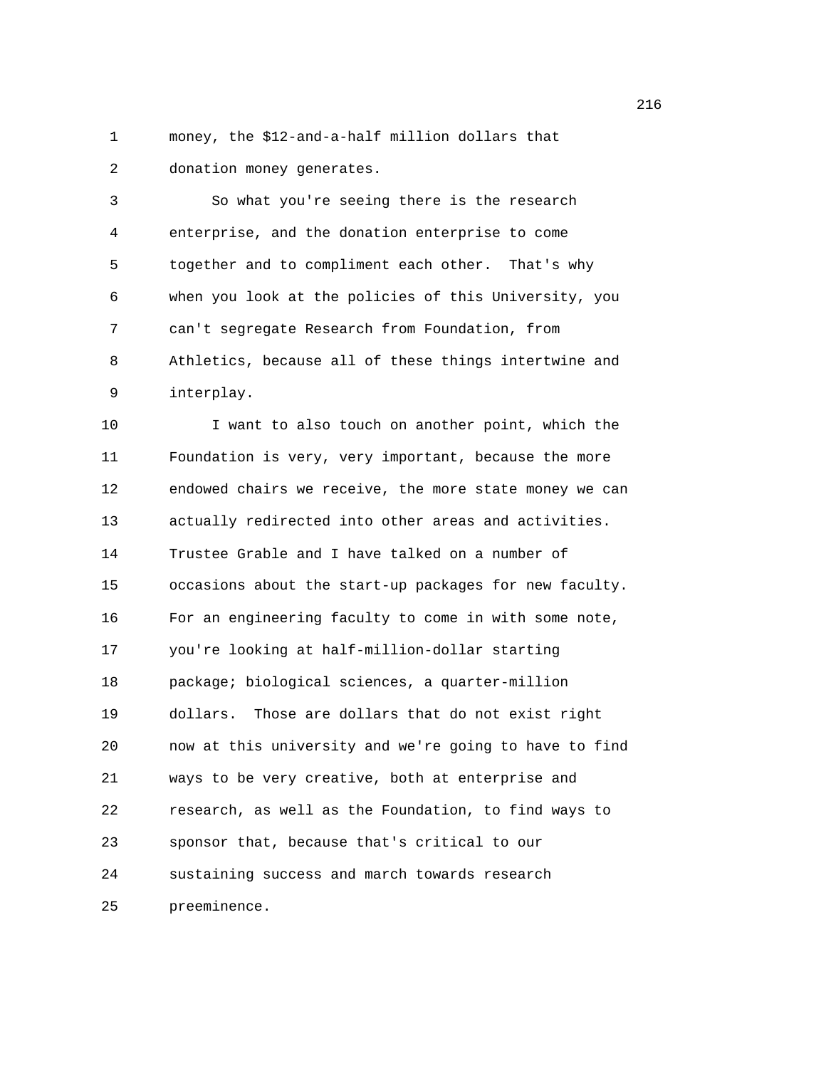money, the $12-and-a-half million dollars that donation money generates.

So what you're seeing there is the research enterprise, and the donation enterprise to come together and to compliment each other. That's why when you look at the policies of this University, you can't segregate Research from Foundation, from Athletics, because all of these things intertwine and interplay.

I want to also touch on another point, which the Foundation is very, very important, because the more endowed chairs we receive, the more state money we can actually redirected into other areas and activities. Trustee Grable and I have talked on a number of occasions about the start-up packages for new faculty. For an engineering faculty to come in with some note, you're looking at half-million-dollar starting package; biological sciences, a quarter-million dollars. Those are dollars that do not exist right now at this university and we're going to have to find ways to be very creative, both at enterprise and research, as well as the Foundation, to find ways to sponsor that, because that's critical to our sustaining success and march towards research preeminence.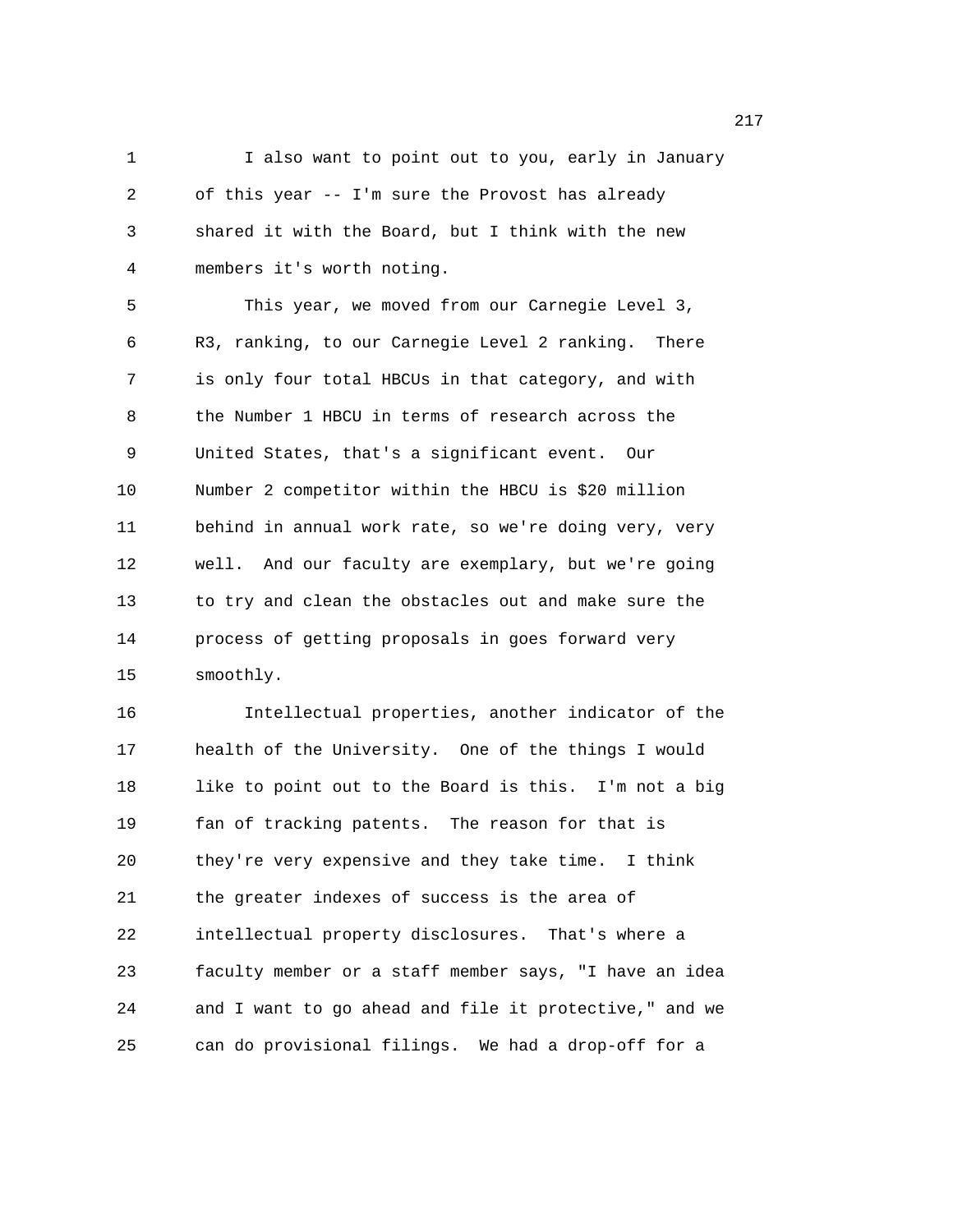I also want to point out to you, early in January of this year -- I'm sure the Provost has already shared it with the Board, but I think with the new members it's worth noting.

This year, we moved from our Carnegie Level 3, R3, ranking, to our Carnegie Level 2 ranking. There is only four total HBCUs in that category, and with the Number 1 HBCU in terms of research across the United States, that's a significant event. Our Number 2 competitor within the HBCU is $20 million behind in annual work rate, so we're doing very, very well. And our faculty are exemplary, but we're going to try and clean the obstacles out and make sure the process of getting proposals in goes forward very smoothly.

Intellectual properties, another indicator of the health of the University. One of the things I would like to point out to the Board is this. I'm not a big fan of tracking patents. The reason for that is they're very expensive and they take time. I think the greater indexes of success is the area of intellectual property disclosures. That's where a faculty member or a staff member says, "I have an idea and I want to go ahead and file it protective," and we can do provisional filings. We had a drop-off for a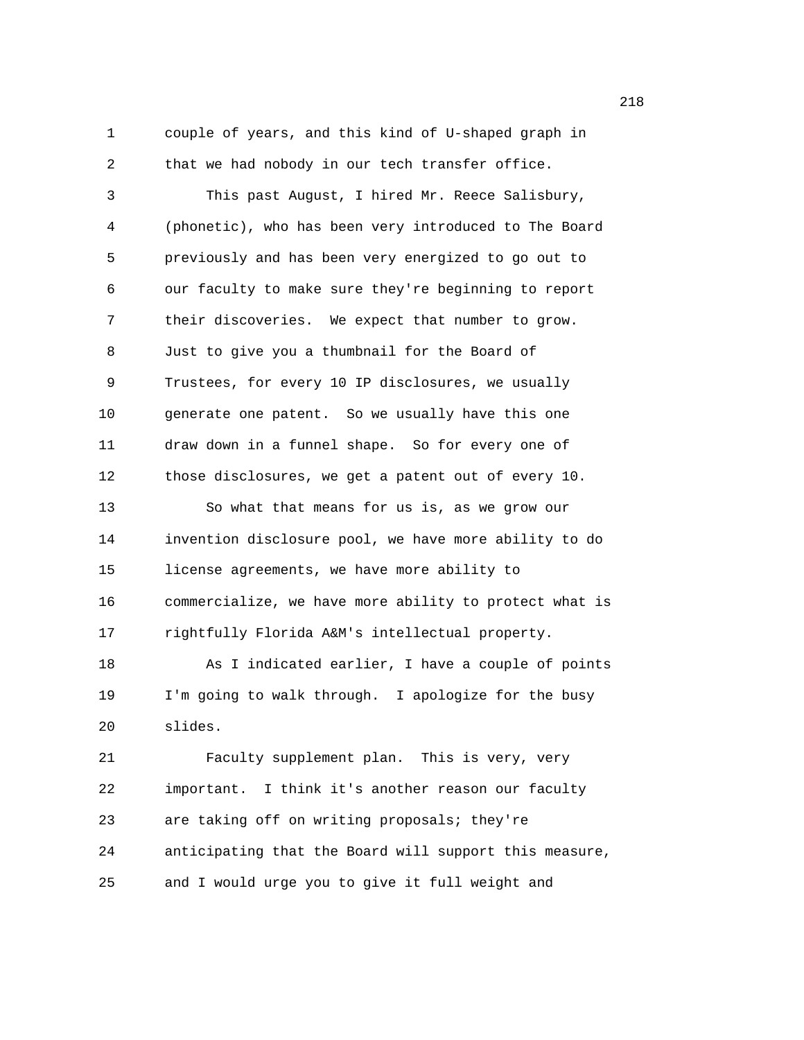couple of years, and this kind of U-shaped graph in that we had nobody in our tech transfer office.

This past August, I hired Mr. Reece Salisbury, (phonetic), who has been very introduced to The Board previously and has been very energized to go out to our faculty to make sure they're beginning to report their discoveries. We expect that number to grow. Just to give you a thumbnail for the Board of Trustees, for every 10 IP disclosures, we usually generate one patent. So we usually have this one draw down in a funnel shape. So for every one of those disclosures, we get a patent out of every 10.

So what that means for us is, as we grow our invention disclosure pool, we have more ability to do license agreements, we have more ability to commercialize, we have more ability to protect what is rightfully Florida A&M's intellectual property.

As I indicated earlier, I have a couple of points I'm going to walk through. I apologize for the busy slides.

Faculty supplement plan. This is very, very important. I think it's another reason our faculty are taking off on writing proposals; they're anticipating that the Board will support this measure, and I would urge you to give it full weight and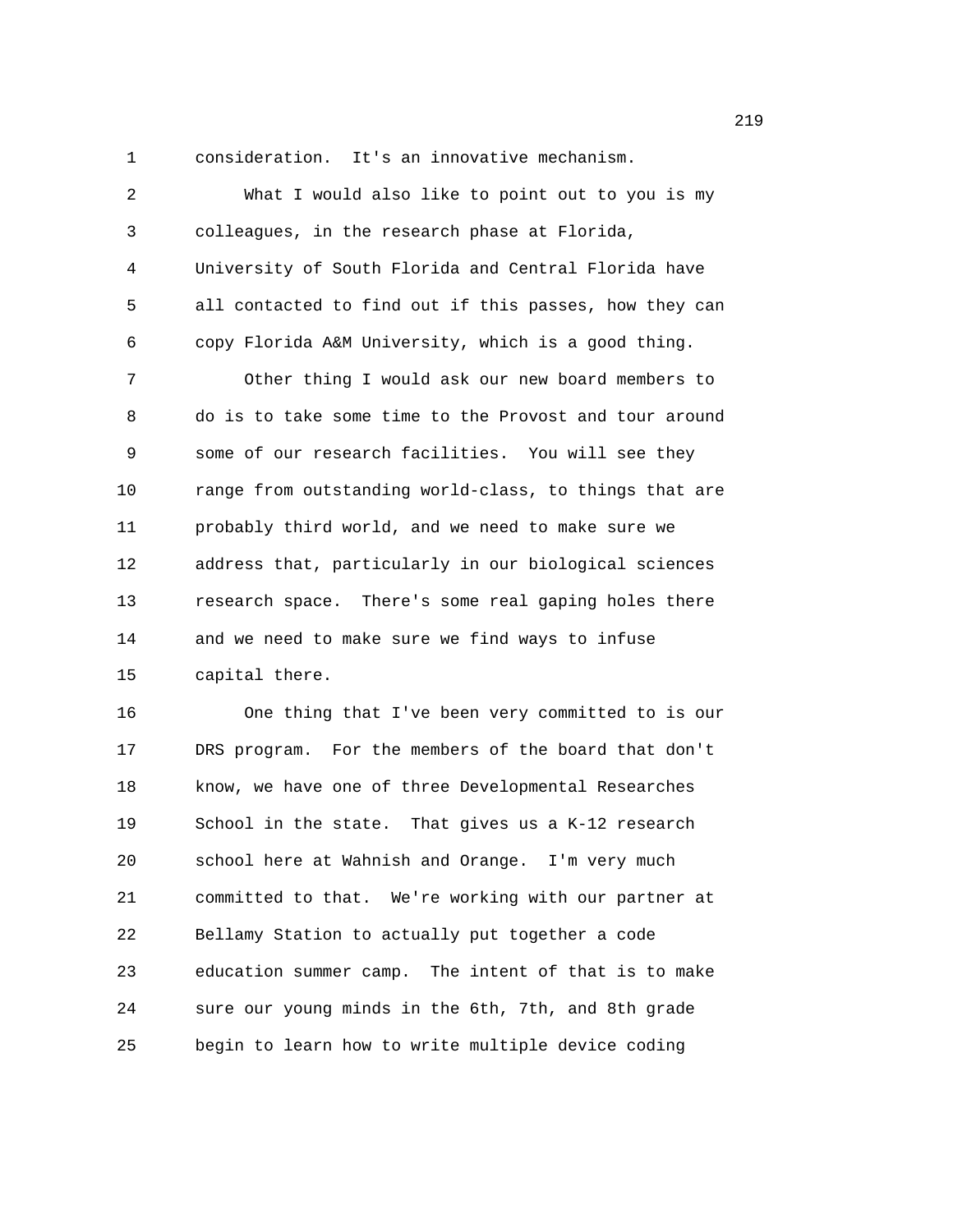consideration. It's an innovative mechanism.

What I would also like to point out to you is my colleagues, in the research phase at Florida, University of South Florida and Central Florida have all contacted to find out if this passes, how they can copy Florida A&M University, which is a good thing.

Other thing I would ask our new board members to do is to take some time to the Provost and tour around some of our research facilities. You will see they range from outstanding world-class, to things that are probably third world, and we need to make sure we address that, particularly in our biological sciences research space. There's some real gaping holes there and we need to make sure we find ways to infuse capital there.

One thing that I've been very committed to is our DRS program. For the members of the board that don't know, we have one of three Developmental Researches School in the state. That gives us a K-12 research school here at Wahnish and Orange. I'm very much committed to that. We're working with our partner at Bellamy Station to actually put together a code education summer camp. The intent of that is to make sure our young minds in the 6th, 7th, and 8th grade begin to learn how to write multiple device coding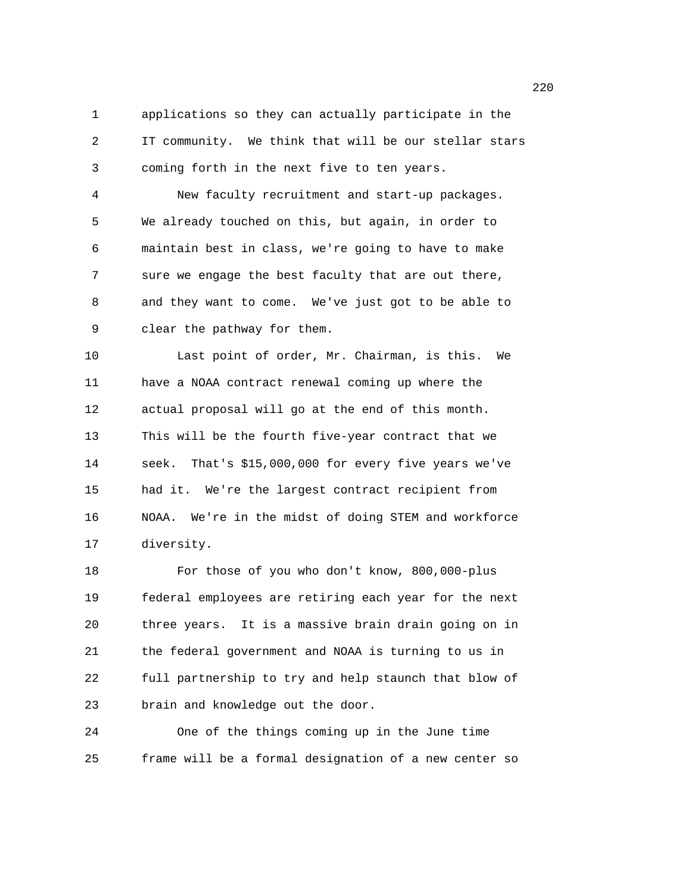applications so they can actually participate in the IT community. We think that will be our stellar stars coming forth in the next five to ten years.

New faculty recruitment and start-up packages. We already touched on this, but again, in order to maintain best in class, we're going to have to make sure we engage the best faculty that are out there, and they want to come. We've just got to be able to clear the pathway for them.

Last point of order, Mr. Chairman, is this. We have a NOAA contract renewal coming up where the actual proposal will go at the end of this month. This will be the fourth five-year contract that we seek. That's $15,000,000 for every five years we've had it. We're the largest contract recipient from NOAA. We're in the midst of doing STEM and workforce diversity.

For those of you who don't know, 800,000-plus federal employees are retiring each year for the next three years. It is a massive brain drain going on in the federal government and NOAA is turning to us in full partnership to try and help staunch that blow of brain and knowledge out the door.

One of the things coming up in the June time frame will be a formal designation of a new center so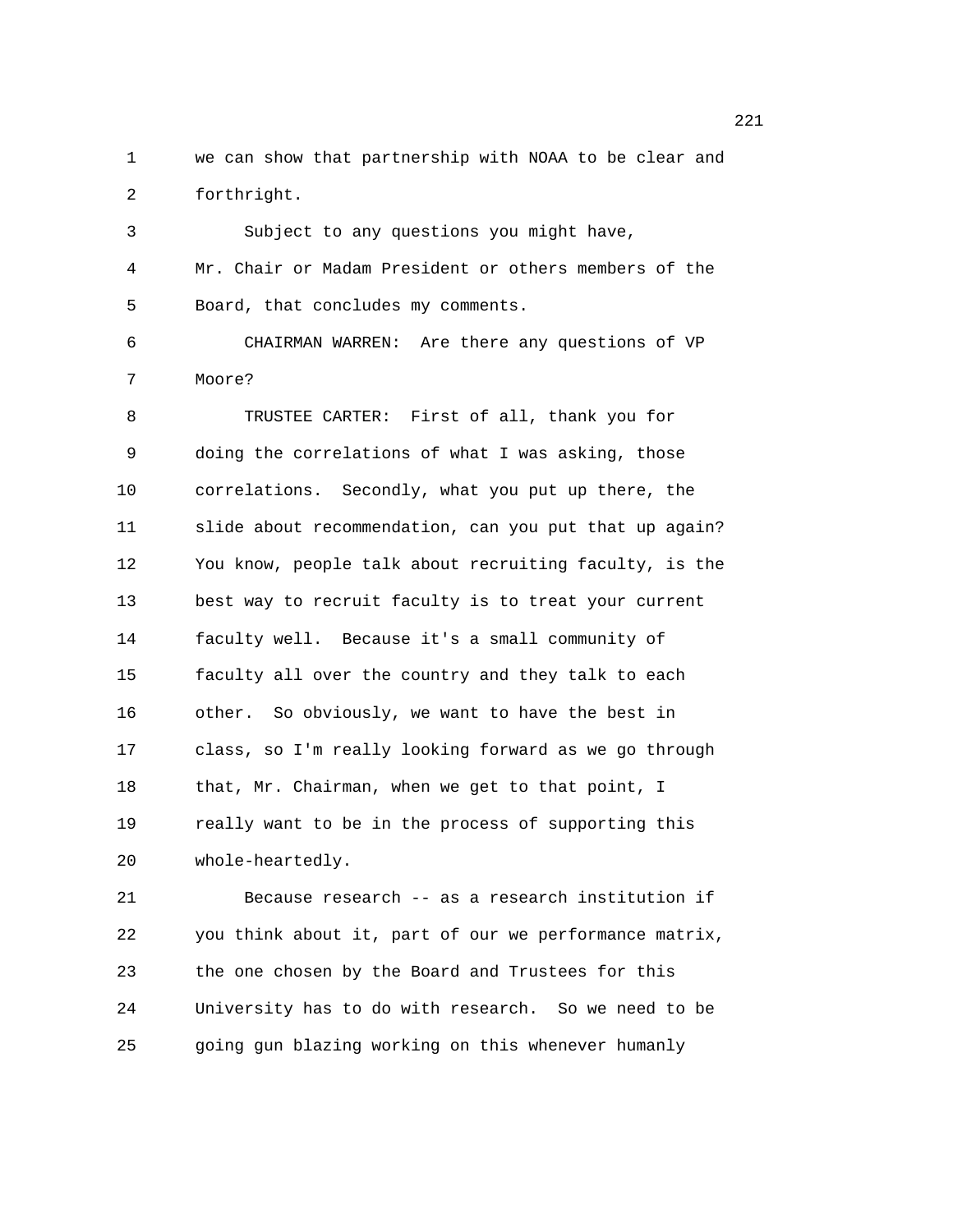we can show that partnership with NOAA to be clear and forthright.

Subject to any questions you might have, Mr. Chair or Madam President or others members of the Board, that concludes my comments.

CHAIRMAN WARREN: Are there any questions of VP Moore?

TRUSTEE CARTER: First of all, thank you for doing the correlations of what I was asking, those correlations. Secondly, what you put up there, the slide about recommendation, can you put that up again? You know, people talk about recruiting faculty, is the best way to recruit faculty is to treat your current faculty well. Because it's a small community of faculty all over the country and they talk to each other. So obviously, we want to have the best in class, so I'm really looking forward as we go through that, Mr. Chairman, when we get to that point, I really want to be in the process of supporting this whole-heartedly.

Because research -- as a research institution if you think about it, part of our we performance matrix, the one chosen by the Board and Trustees for this University has to do with research. So we need to be going gun blazing working on this whenever humanly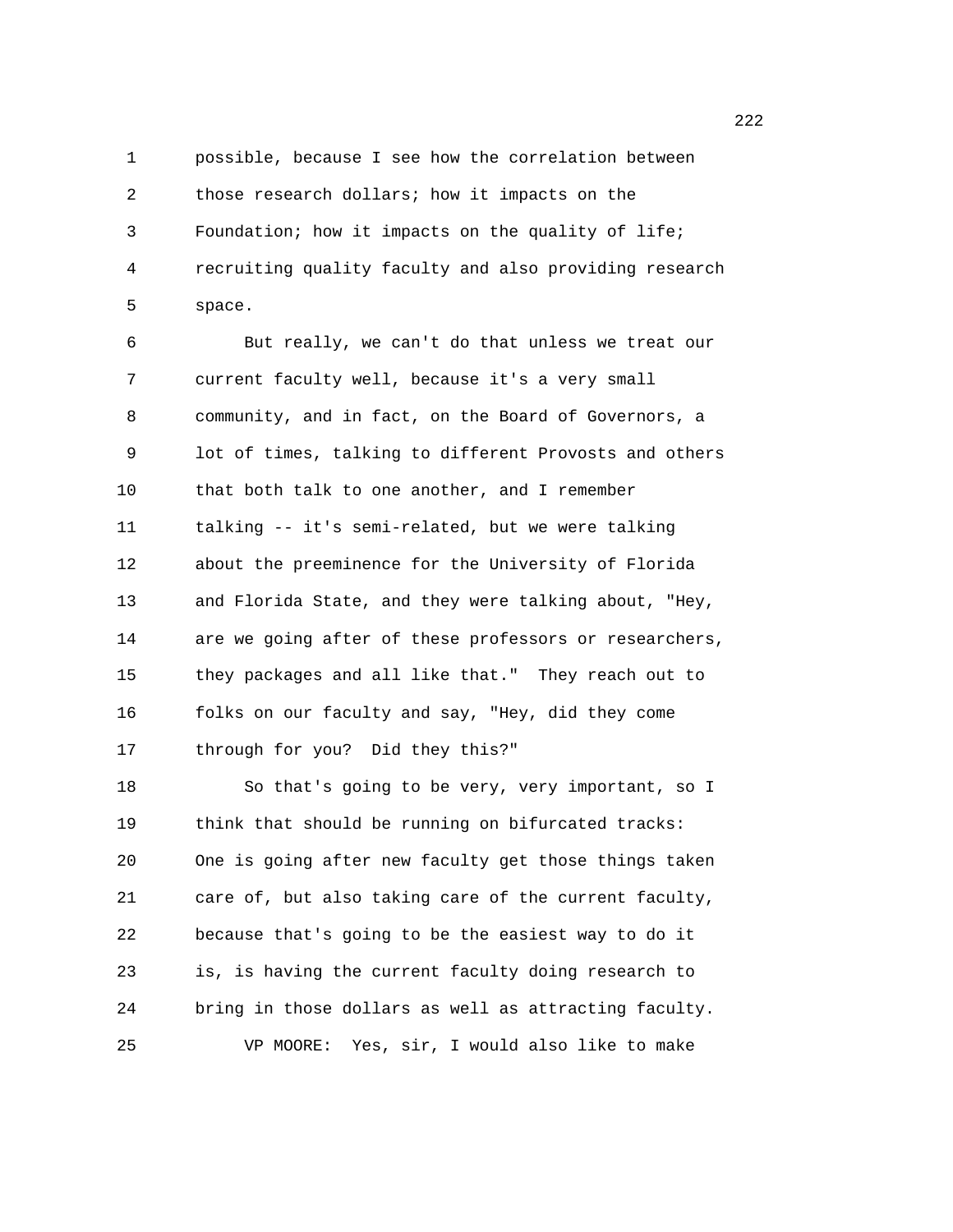possible, because I see how the correlation between those research dollars; how it impacts on the Foundation; how it impacts on the quality of life; recruiting quality faculty and also providing research space.

But really, we can't do that unless we treat our current faculty well, because it's a very small community, and in fact, on the Board of Governors, a lot of times, talking to different Provosts and others that both talk to one another, and I remember talking -- it's semi-related, but we were talking about the preeminence for the University of Florida and Florida State, and they were talking about, "Hey, are we going after of these professors or researchers, they packages and all like that." They reach out to folks on our faculty and say, "Hey, did they come through for you? Did they this?"

So that's going to be very, very important, so I think that should be running on bifurcated tracks: One is going after new faculty get those things taken care of, but also taking care of the current faculty, because that's going to be the easiest way to do it is, is having the current faculty doing research to bring in those dollars as well as attracting faculty.

VP MOORE: Yes, sir, I would also like to make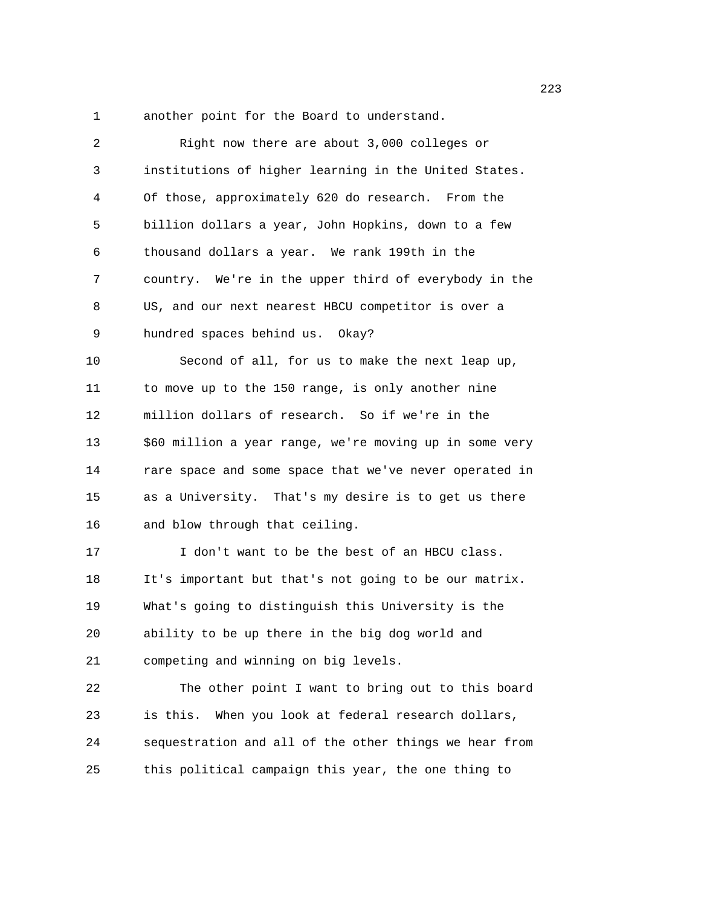another point for the Board to understand.

Right now there are about 3,000 colleges or institutions of higher learning in the United States. Of those, approximately 620 do research. From the billion dollars a year, John Hopkins, down to a few thousand dollars a year. We rank 199th in the country. We're in the upper third of everybody in the US, and our next nearest HBCU competitor is over a hundred spaces behind us. Okay?

Second of all, for us to make the next leap up, to move up to the 150 range, is only another nine million dollars of research. So if we're in the $60 million a year range, we're moving up in some very rare space and some space that we've never operated in as a University. That's my desire is to get us there and blow through that ceiling.

I don't want to be the best of an HBCU class. It's important but that's not going to be our matrix. What's going to distinguish this University is the ability to be up there in the big dog world and competing and winning on big levels.

The other point I want to bring out to this board is this. When you look at federal research dollars, sequestration and all of the other things we hear from this political campaign this year, the one thing to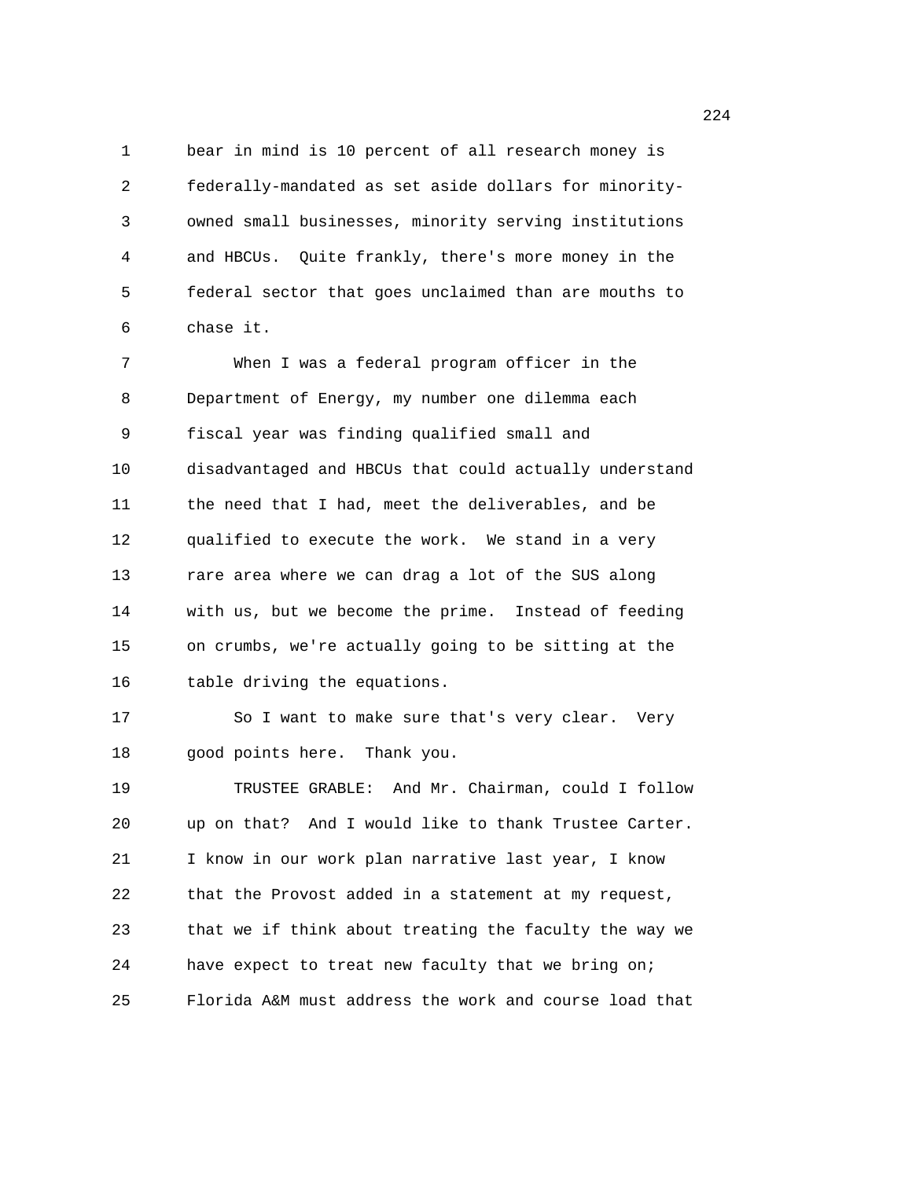bear in mind is 10 percent of all research money is federally-mandated as set aside dollars for minority-owned small businesses, minority serving institutions and HBCUs. Quite frankly, there's more money in the federal sector that goes unclaimed than are mouths to chase it.

When I was a federal program officer in the Department of Energy, my number one dilemma each fiscal year was finding qualified small and disadvantaged and HBCUs that could actually understand the need that I had, meet the deliverables, and be qualified to execute the work. We stand in a very rare area where we can drag a lot of the SUS along with us, but we become the prime. Instead of feeding on crumbs, we're actually going to be sitting at the table driving the equations.

So I want to make sure that's very clear. Very good points here. Thank you.

TRUSTEE GRABLE: And Mr. Chairman, could I follow up on that? And I would like to thank Trustee Carter. I know in our work plan narrative last year, I know that the Provost added in a statement at my request, that we if think about treating the faculty the way we have expect to treat new faculty that we bring on; Florida A&M must address the work and course load that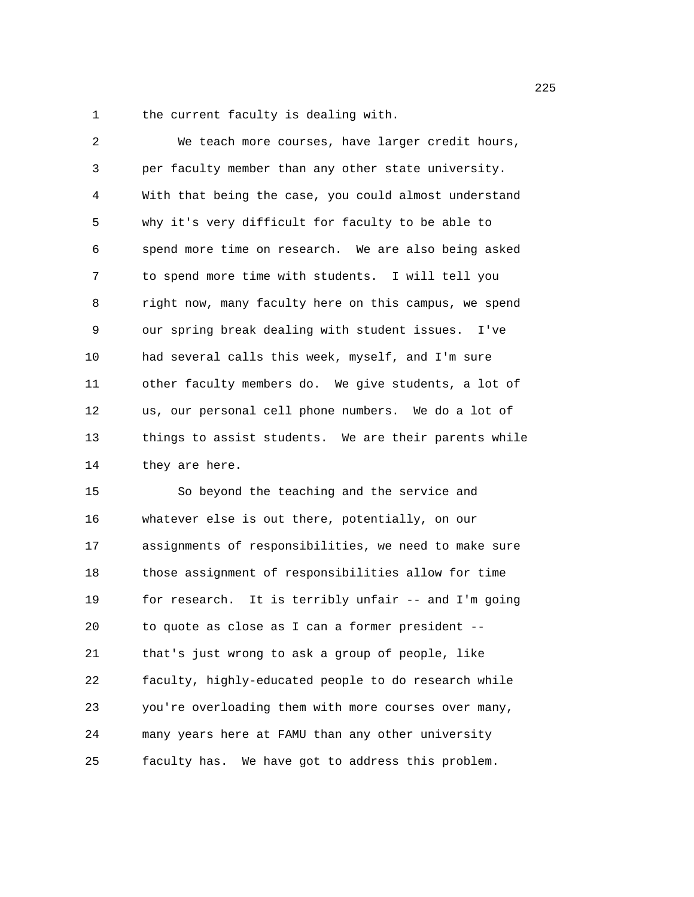the current faculty is dealing with.

We teach more courses, have larger credit hours, per faculty member than any other state university. With that being the case, you could almost understand why it's very difficult for faculty to be able to spend more time on research. We are also being asked to spend more time with students. I will tell you right now, many faculty here on this campus, we spend our spring break dealing with student issues. I've had several calls this week, myself, and I'm sure other faculty members do. We give students, a lot of us, our personal cell phone numbers. We do a lot of things to assist students. We are their parents while they are here.

So beyond the teaching and the service and whatever else is out there, potentially, on our assignments of responsibilities, we need to make sure those assignment of responsibilities allow for time for research. It is terribly unfair -- and I'm going to quote as close as I can a former president -- that's just wrong to ask a group of people, like faculty, highly-educated people to do research while you're overloading them with more courses over many, many years here at FAMU than any other university faculty has. We have got to address this problem.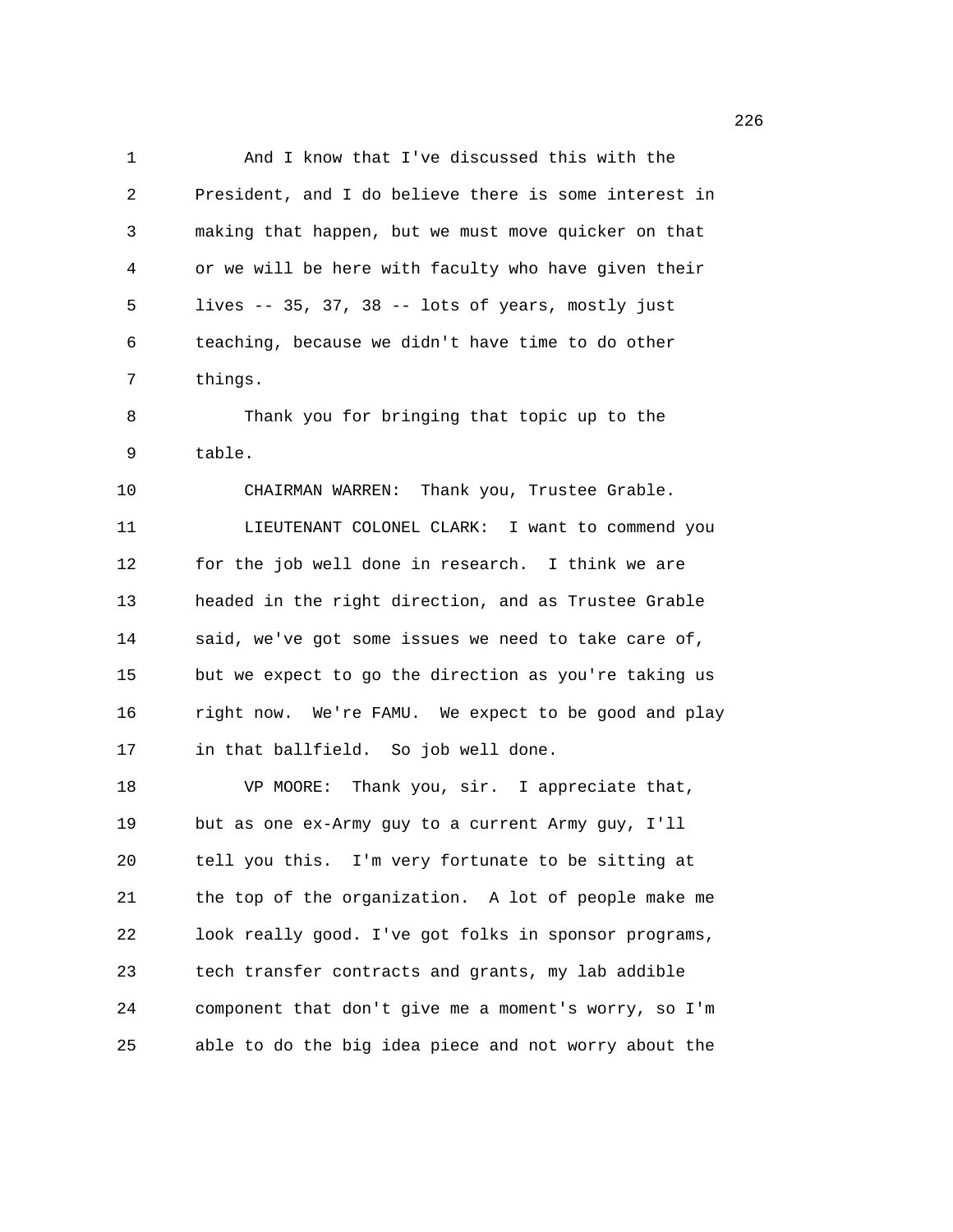And I know that I've discussed this with the President, and I do believe there is some interest in making that happen, but we must move quicker on that or we will be here with faculty who have given their lives -- 35, 37, 38 -- lots of years, mostly just teaching, because we didn't have time to do other things.

Thank you for bringing that topic up to the table.

CHAIRMAN WARREN: Thank you, Trustee Grable.

LIEUTENANT COLONEL CLARK: I want to commend you for the job well done in research. I think we are headed in the right direction, and as Trustee Grable said, we've got some issues we need to take care of, but we expect to go the direction as you're taking us right now. We're FAMU. We expect to be good and play in that ballfield. So job well done.

VP MOORE: Thank you, sir. I appreciate that, but as one ex-Army guy to a current Army guy, I'll tell you this. I'm very fortunate to be sitting at the top of the organization. A lot of people make me look really good. I've got folks in sponsor programs, tech transfer contracts and grants, my lab addible component that don't give me a moment's worry, so I'm able to do the big idea piece and not worry about the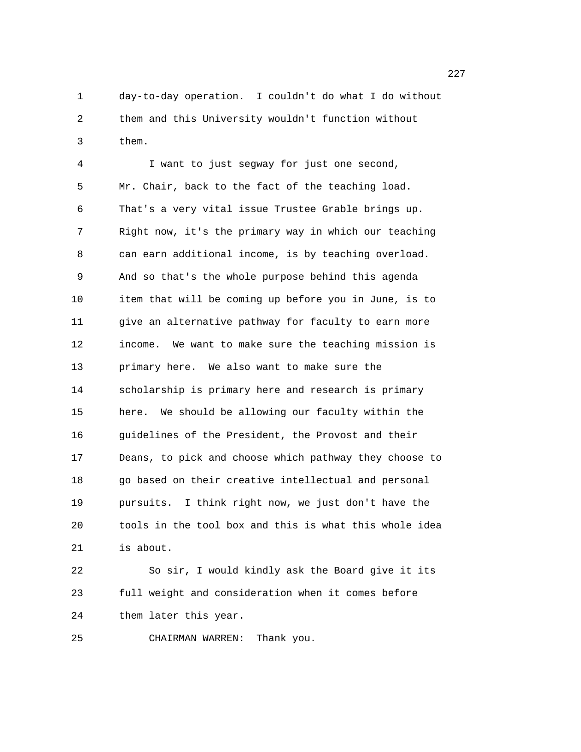day-to-day operation. I couldn't do what I do without them and this University wouldn't function without them.

I want to just segway for just one second, Mr. Chair, back to the fact of the teaching load. That's a very vital issue Trustee Grable brings up. Right now, it's the primary way in which our teaching can earn additional income, is by teaching overload. And so that's the whole purpose behind this agenda item that will be coming up before you in June, is to give an alternative pathway for faculty to earn more income. We want to make sure the teaching mission is primary here. We also want to make sure the scholarship is primary here and research is primary here. We should be allowing our faculty within the guidelines of the President, the Provost and their Deans, to pick and choose which pathway they choose to go based on their creative intellectual and personal pursuits. I think right now, we just don't have the tools in the tool box and this is what this whole idea is about.

So sir, I would kindly ask the Board give it its full weight and consideration when it comes before them later this year.

CHAIRMAN WARREN: Thank you.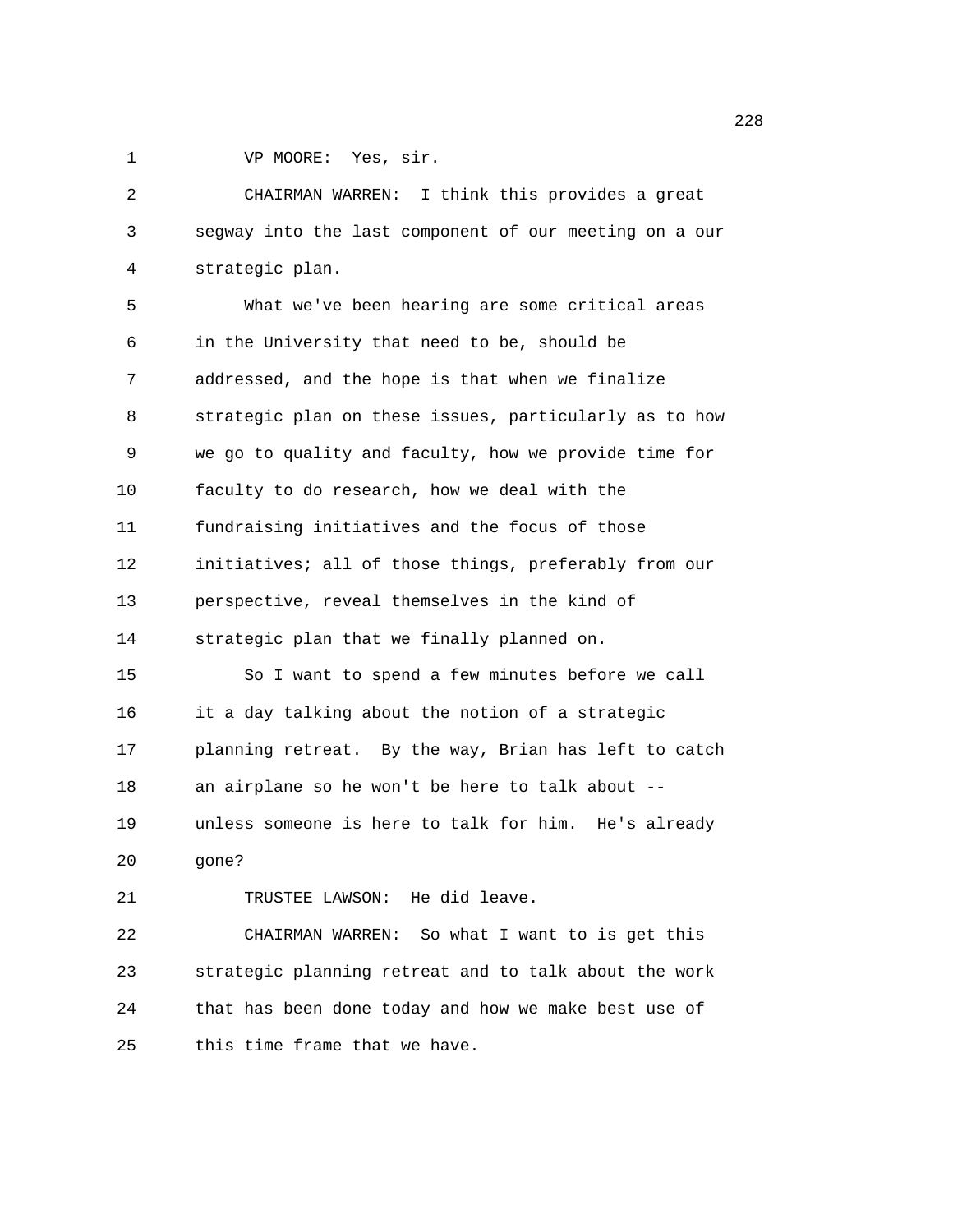VP MOORE: Yes, sir.

CHAIRMAN WARREN: I think this provides a great segway into the last component of our meeting on a our strategic plan.

What we've been hearing are some critical areas in the University that need to be, should be addressed, and the hope is that when we finalize strategic plan on these issues, particularly as to how we go to quality and faculty, how we provide time for faculty to do research, how we deal with the fundraising initiatives and the focus of those initiatives; all of those things, preferably from our perspective, reveal themselves in the kind of strategic plan that we finally planned on.

So I want to spend a few minutes before we call it a day talking about the notion of a strategic planning retreat. By the way, Brian has left to catch an airplane so he won't be here to talk about -- unless someone is here to talk for him. He's already gone?

TRUSTEE LAWSON: He did leave.

CHAIRMAN WARREN: So what I want to is get this strategic planning retreat and to talk about the work that has been done today and how we make best use of this time frame that we have.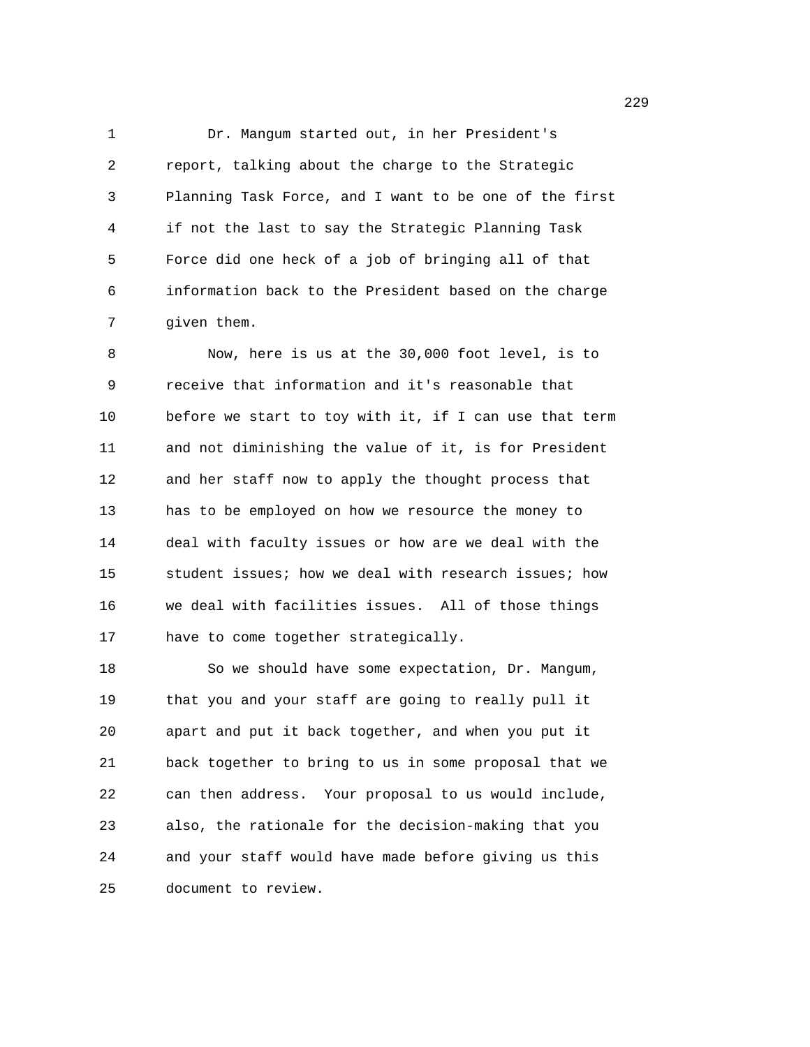Dr. Mangum started out, in her President's report, talking about the charge to the Strategic Planning Task Force, and I want to be one of the first if not the last to say the Strategic Planning Task Force did one heck of a job of bringing all of that information back to the President based on the charge given them.

Now, here is us at the 30,000 foot level, is to receive that information and it's reasonable that before we start to toy with it, if I can use that term and not diminishing the value of it, is for President and her staff now to apply the thought process that has to be employed on how we resource the money to deal with faculty issues or how are we deal with the student issues; how we deal with research issues; how we deal with facilities issues. All of those things have to come together strategically.

So we should have some expectation, Dr. Mangum, that you and your staff are going to really pull it apart and put it back together, and when you put it back together to bring to us in some proposal that we can then address. Your proposal to us would include, also, the rationale for the decision-making that you and your staff would have made before giving us this document to review.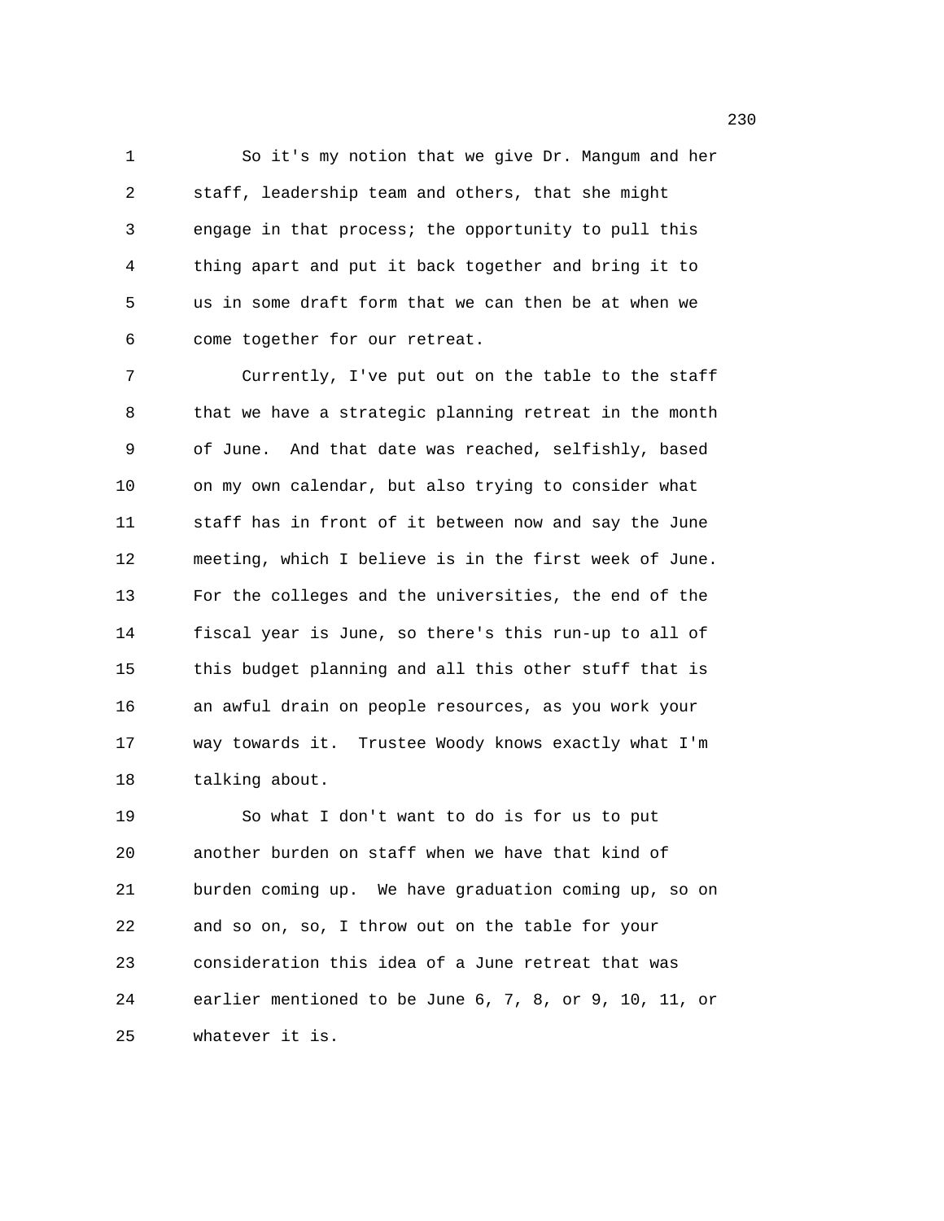So it's my notion that we give Dr. Mangum and her staff, leadership team and others, that she might engage in that process; the opportunity to pull this thing apart and put it back together and bring it to us in some draft form that we can then be at when we come together for our retreat.

Currently, I've put out on the table to the staff that we have a strategic planning retreat in the month of June. And that date was reached, selfishly, based on my own calendar, but also trying to consider what staff has in front of it between now and say the June meeting, which I believe is in the first week of June. For the colleges and the universities, the end of the fiscal year is June, so there's this run-up to all of this budget planning and all this other stuff that is an awful drain on people resources, as you work your way towards it. Trustee Woody knows exactly what I'm talking about.

So what I don't want to do is for us to put another burden on staff when we have that kind of burden coming up. We have graduation coming up, so on and so on, so, I throw out on the table for your consideration this idea of a June retreat that was earlier mentioned to be June 6, 7, 8, or 9, 10, 11, or whatever it is.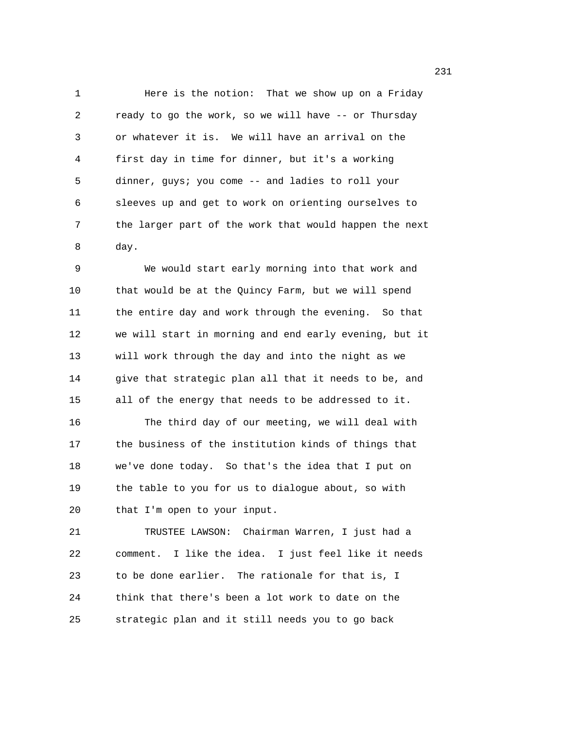Here is the notion: That we show up on a Friday ready to go the work, so we will have -- or Thursday or whatever it is. We will have an arrival on the first day in time for dinner, but it's a working dinner, guys; you come -- and ladies to roll your sleeves up and get to work on orienting ourselves to the larger part of the work that would happen the next day.

We would start early morning into that work and that would be at the Quincy Farm, but we will spend the entire day and work through the evening. So that we will start in morning and end early evening, but it will work through the day and into the night as we give that strategic plan all that it needs to be, and all of the energy that needs to be addressed to it.

The third day of our meeting, we will deal with the business of the institution kinds of things that we've done today. So that's the idea that I put on the table to you for us to dialogue about, so with that I'm open to your input.

TRUSTEE LAWSON: Chairman Warren, I just had a comment. I like the idea. I just feel like it needs to be done earlier. The rationale for that is, I think that there's been a lot work to date on the strategic plan and it still needs you to go back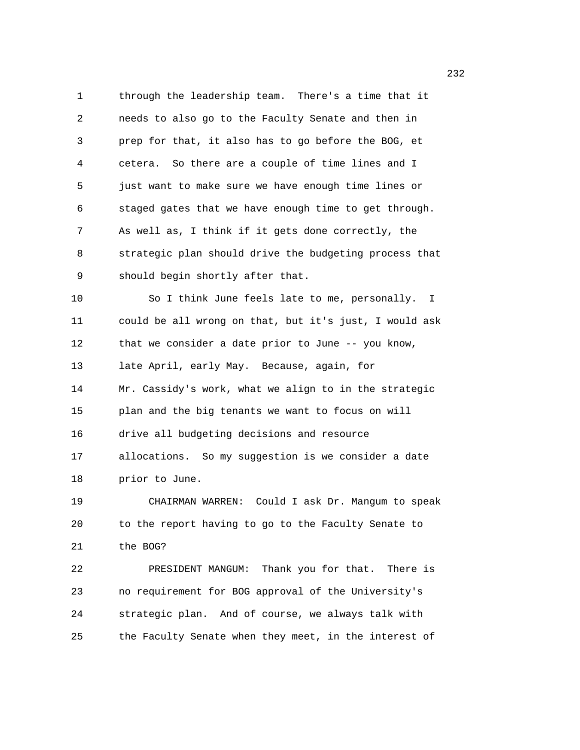through the leadership team. There's a time that it needs to also go to the Faculty Senate and then in prep for that, it also has to go before the BOG, et cetera. So there are a couple of time lines and I just want to make sure we have enough time lines or staged gates that we have enough time to get through. As well as, I think if it gets done correctly, the strategic plan should drive the budgeting process that should begin shortly after that.

So I think June feels late to me, personally. I could be all wrong on that, but it's just, I would ask that we consider a date prior to June -- you know, late April, early May. Because, again, for Mr. Cassidy's work, what we align to in the strategic plan and the big tenants we want to focus on will drive all budgeting decisions and resource allocations. So my suggestion is we consider a date prior to June.

CHAIRMAN WARREN: Could I ask Dr. Mangum to speak to the report having to go to the Faculty Senate to the BOG?

PRESIDENT MANGUM: Thank you for that. There is no requirement for BOG approval of the University's strategic plan. And of course, we always talk with the Faculty Senate when they meet, in the interest of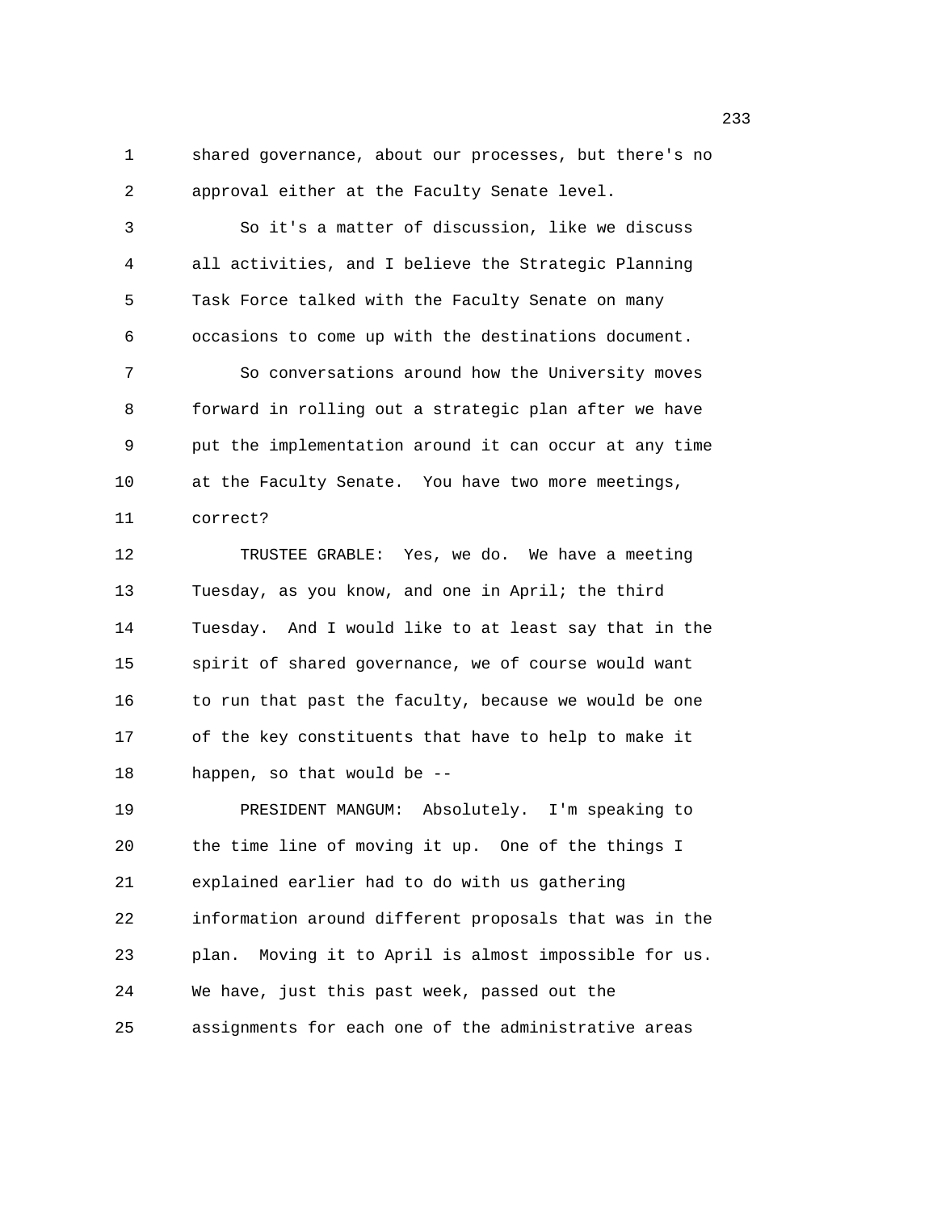shared governance, about our processes, but there's no approval either at the Faculty Senate level.

So it's a matter of discussion, like we discuss all activities, and I believe the Strategic Planning Task Force talked with the Faculty Senate on many occasions to come up with the destinations document.

So conversations around how the University moves forward in rolling out a strategic plan after we have put the implementation around it can occur at any time at the Faculty Senate. You have two more meetings, correct?

TRUSTEE GRABLE: Yes, we do. We have a meeting Tuesday, as you know, and one in April; the third Tuesday. And I would like to at least say that in the spirit of shared governance, we of course would want to run that past the faculty, because we would be one of the key constituents that have to help to make it happen, so that would be --

PRESIDENT MANGUM: Absolutely. I'm speaking to the time line of moving it up. One of the things I explained earlier had to do with us gathering information around different proposals that was in the plan. Moving it to April is almost impossible for us. We have, just this past week, passed out the assignments for each one of the administrative areas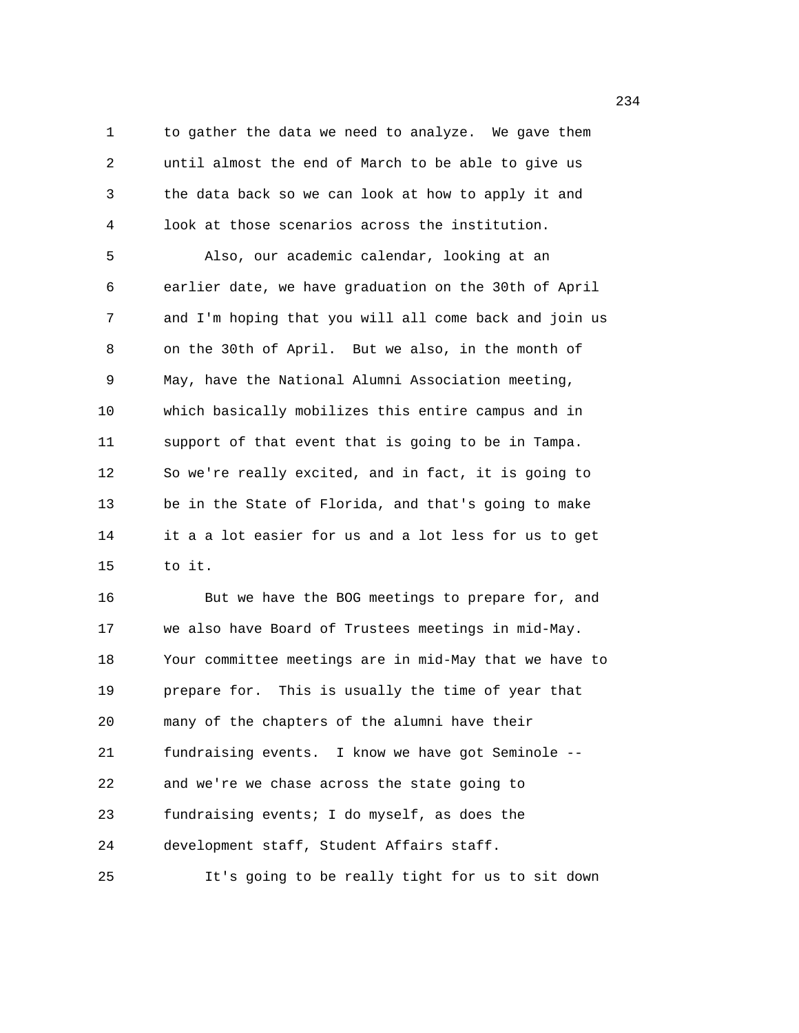to gather the data we need to analyze. We gave them until almost the end of March to be able to give us the data back so we can look at how to apply it and look at those scenarios across the institution.

Also, our academic calendar, looking at an earlier date, we have graduation on the 30th of April and I'm hoping that you will all come back and join us on the 30th of April. But we also, in the month of May, have the National Alumni Association meeting, which basically mobilizes this entire campus and in support of that event that is going to be in Tampa. So we're really excited, and in fact, it is going to be in the State of Florida, and that's going to make it a a lot easier for us and a lot less for us to get to it.

But we have the BOG meetings to prepare for, and we also have Board of Trustees meetings in mid-May. Your committee meetings are in mid-May that we have to prepare for. This is usually the time of year that many of the chapters of the alumni have their fundraising events. I know we have got Seminole -- and we're we chase across the state going to fundraising events; I do myself, as does the development staff, Student Affairs staff.

It's going to be really tight for us to sit down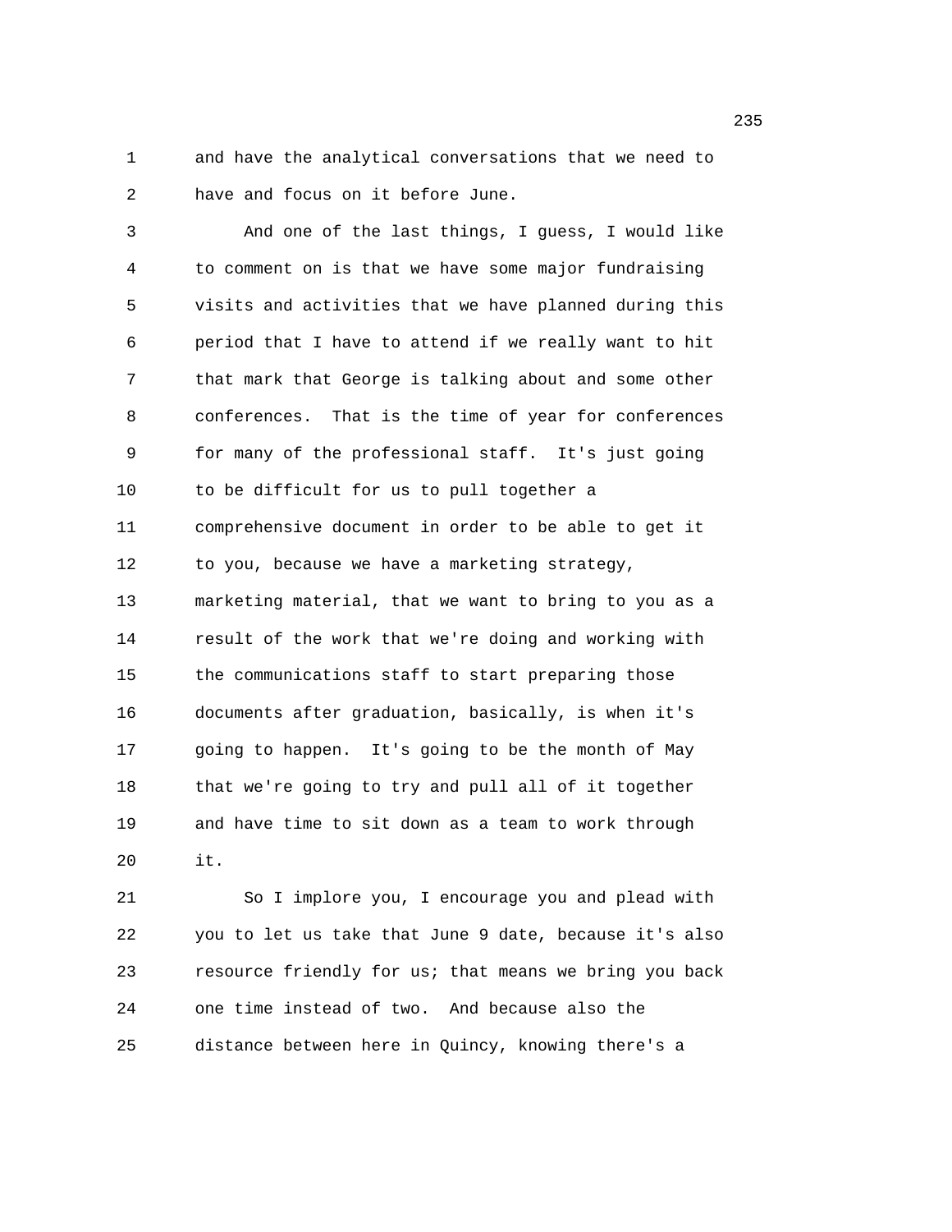and have the analytical conversations that we need to have and focus on it before June.

And one of the last things, I guess, I would like to comment on is that we have some major fundraising visits and activities that we have planned during this period that I have to attend if we really want to hit that mark that George is talking about and some other conferences. That is the time of year for conferences for many of the professional staff. It's just going to be difficult for us to pull together a comprehensive document in order to be able to get it to you, because we have a marketing strategy, marketing material, that we want to bring to you as a result of the work that we're doing and working with the communications staff to start preparing those documents after graduation, basically, is when it's going to happen. It's going to be the month of May that we're going to try and pull all of it together and have time to sit down as a team to work through it.

So I implore you, I encourage you and plead with you to let us take that June 9 date, because it's also resource friendly for us; that means we bring you back one time instead of two. And because also the distance between here in Quincy, knowing there's a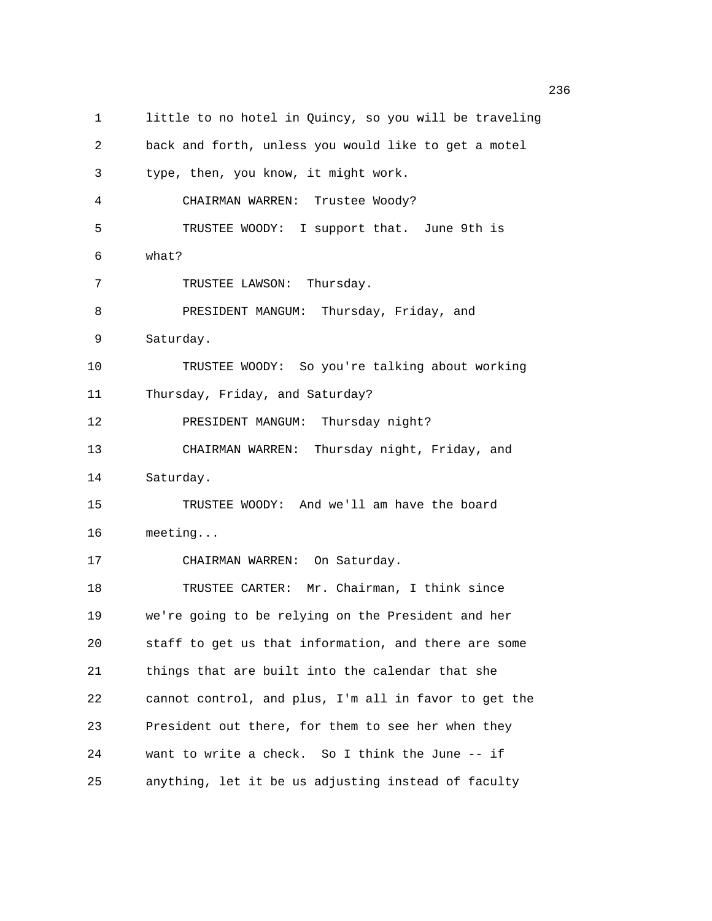little to no hotel in Quincy, so you will be traveling back and forth, unless you would like to get a motel type, then, you know, it might work.

CHAIRMAN WARREN: Trustee Woody?

TRUSTEE WOODY: I support that. June 9th is what?

TRUSTEE LAWSON: Thursday.

PRESIDENT MANGUM: Thursday, Friday, and Saturday.

TRUSTEE WOODY: So you're talking about working Thursday, Friday, and Saturday?

PRESIDENT MANGUM: Thursday night?

CHAIRMAN WARREN: Thursday night, Friday, and Saturday.

TRUSTEE WOODY: And we'll am have the board meeting...

CHAIRMAN WARREN: On Saturday.

TRUSTEE CARTER: Mr. Chairman, I think since we're going to be relying on the President and her staff to get us that information, and there are some things that are built into the calendar that she cannot control, and plus, I'm all in favor to get the President out there, for them to see her when they want to write a check. So I think the June -- if anything, let it be us adjusting instead of faculty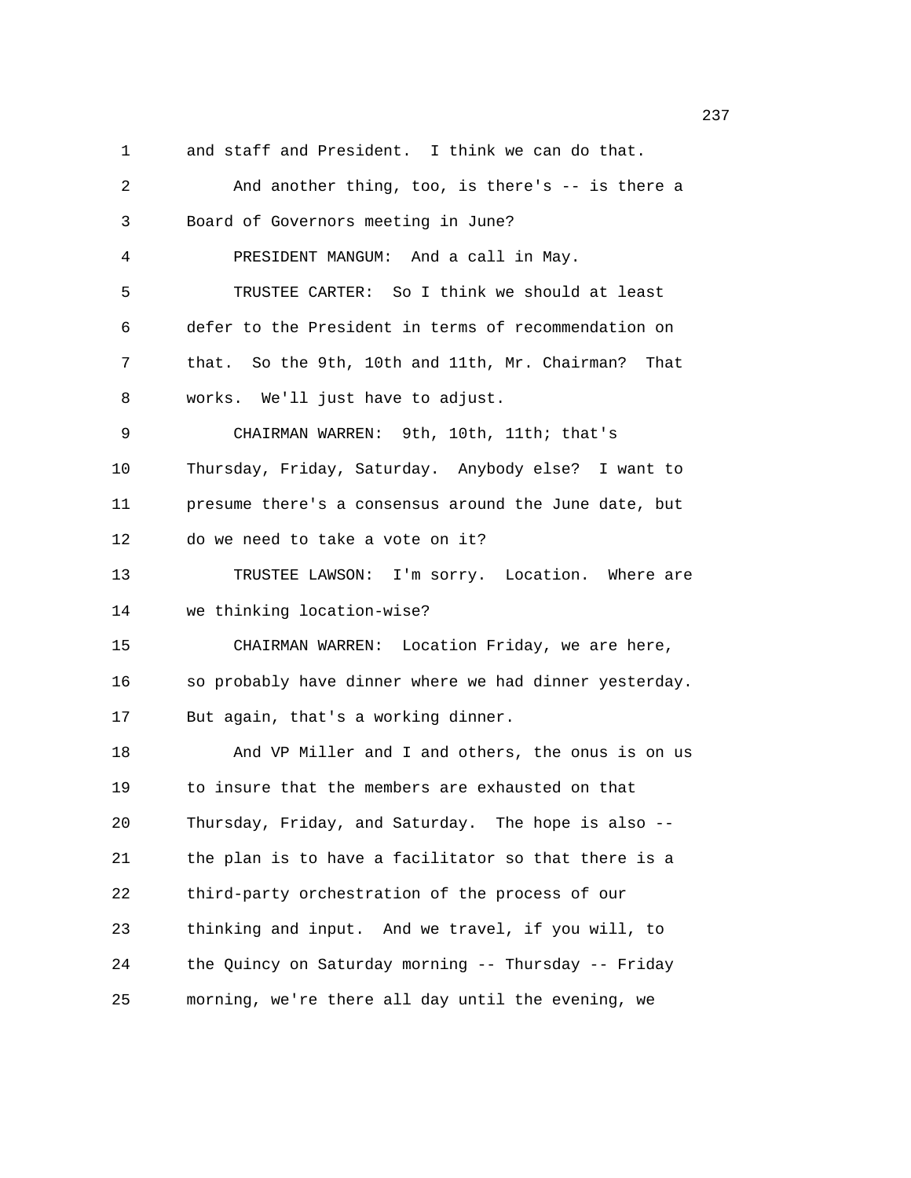and staff and President. I think we can do that.

And another thing, too, is there's -- is there a Board of Governors meeting in June?

PRESIDENT MANGUM: And a call in May.

TRUSTEE CARTER: So I think we should at least defer to the President in terms of recommendation on that. So the 9th, 10th and 11th, Mr. Chairman? That works. We'll just have to adjust.

CHAIRMAN WARREN: 9th, 10th, 11th; that's Thursday, Friday, Saturday. Anybody else? I want to presume there's a consensus around the June date, but do we need to take a vote on it?

TRUSTEE LAWSON: I'm sorry. Location. Where are we thinking location-wise?

CHAIRMAN WARREN: Location Friday, we are here, so probably have dinner where we had dinner yesterday. But again, that's a working dinner.

And VP Miller and I and others, the onus is on us to insure that the members are exhausted on that Thursday, Friday, and Saturday. The hope is also -- the plan is to have a facilitator so that there is a third-party orchestration of the process of our thinking and input. And we travel, if you will, to the Quincy on Saturday morning -- Thursday -- Friday morning, we're there all day until the evening, we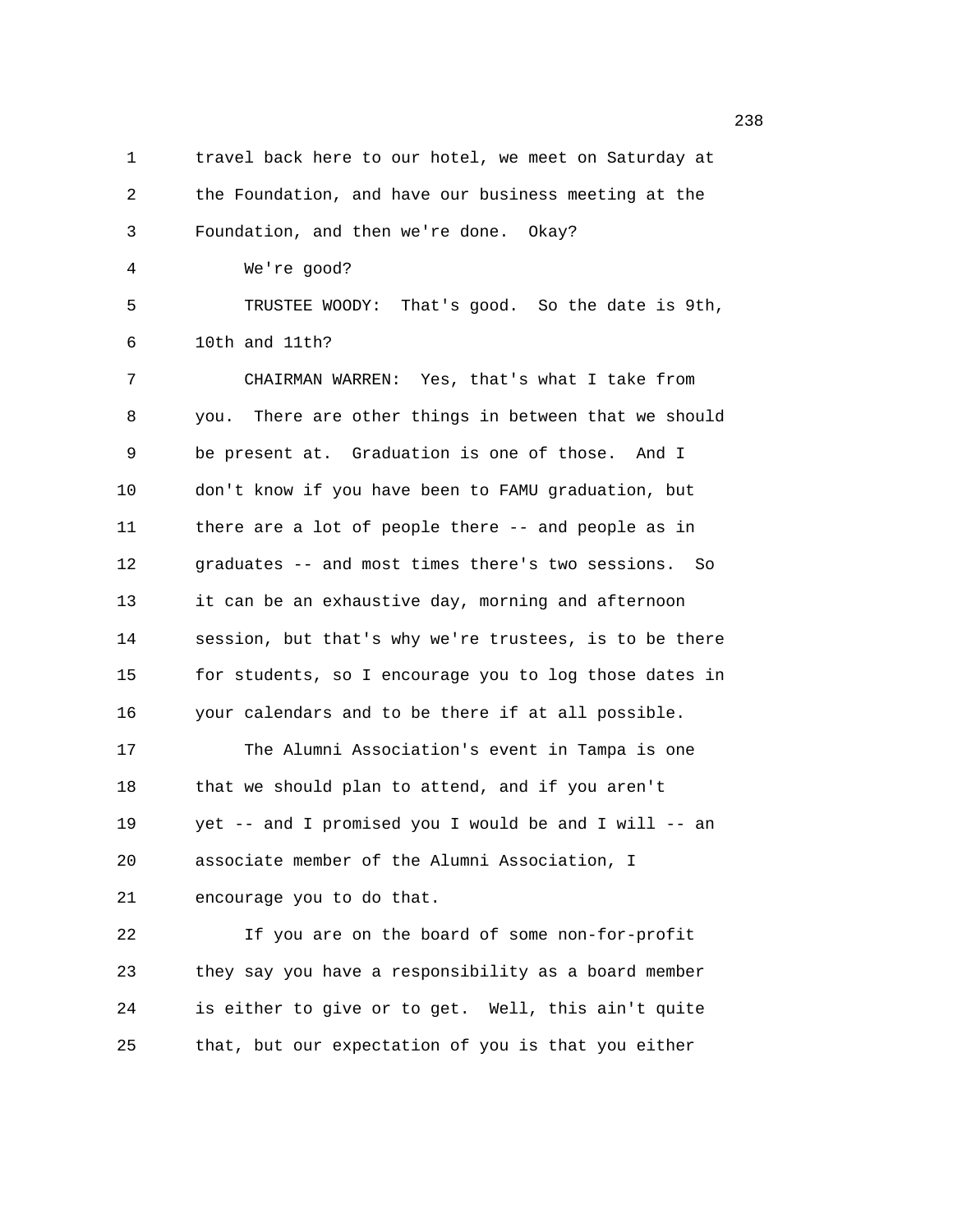travel back here to our hotel, we meet on Saturday at the Foundation, and have our business meeting at the Foundation, and then we're done. Okay?

We're good?

TRUSTEE WOODY: That's good. So the date is 9th, 10th and 11th?

CHAIRMAN WARREN: Yes, that's what I take from you. There are other things in between that we should be present at. Graduation is one of those. And I don't know if you have been to FAMU graduation, but there are a lot of people there -- and people as in graduates -- and most times there's two sessions. So it can be an exhaustive day, morning and afternoon session, but that's why we're trustees, is to be there for students, so I encourage you to log those dates in your calendars and to be there if at all possible.

The Alumni Association's event in Tampa is one that we should plan to attend, and if you aren't yet -- and I promised you I would be and I will -- an associate member of the Alumni Association, I encourage you to do that.

If you are on the board of some non-for-profit they say you have a responsibility as a board member is either to give or to get. Well, this ain't quite that, but our expectation of you is that you either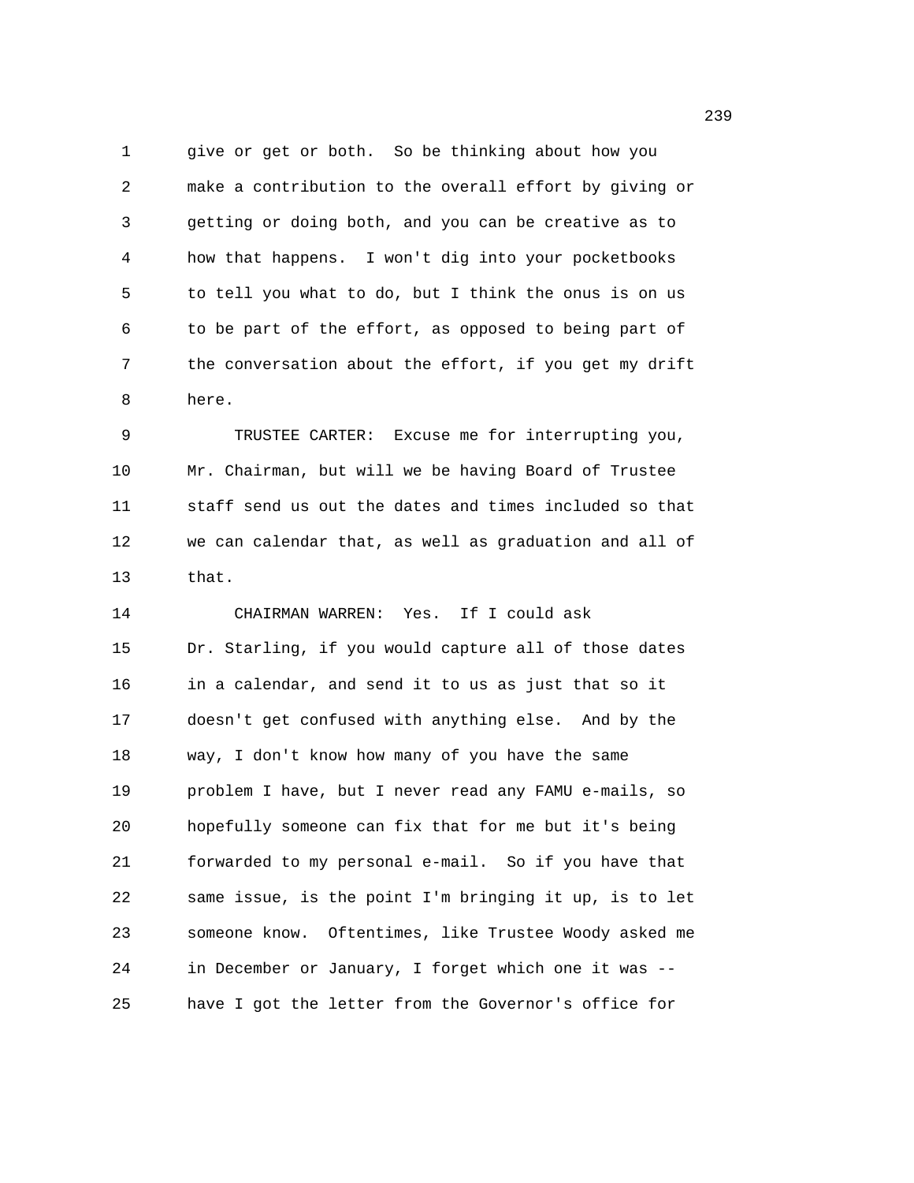give or get or both. So be thinking about how you make a contribution to the overall effort by giving or getting or doing both, and you can be creative as to how that happens. I won't dig into your pocketbooks to tell you what to do, but I think the onus is on us to be part of the effort, as opposed to being part of the conversation about the effort, if you get my drift here.

TRUSTEE CARTER: Excuse me for interrupting you, Mr. Chairman, but will we be having Board of Trustee staff send us out the dates and times included so that we can calendar that, as well as graduation and all of that.

CHAIRMAN WARREN: Yes. If I could ask Dr. Starling, if you would capture all of those dates in a calendar, and send it to us as just that so it doesn't get confused with anything else. And by the way, I don't know how many of you have the same problem I have, but I never read any FAMU e-mails, so hopefully someone can fix that for me but it's being forwarded to my personal e-mail. So if you have that same issue, is the point I'm bringing it up, is to let someone know. Oftentimes, like Trustee Woody asked me in December or January, I forget which one it was -- have I got the letter from the Governor's office for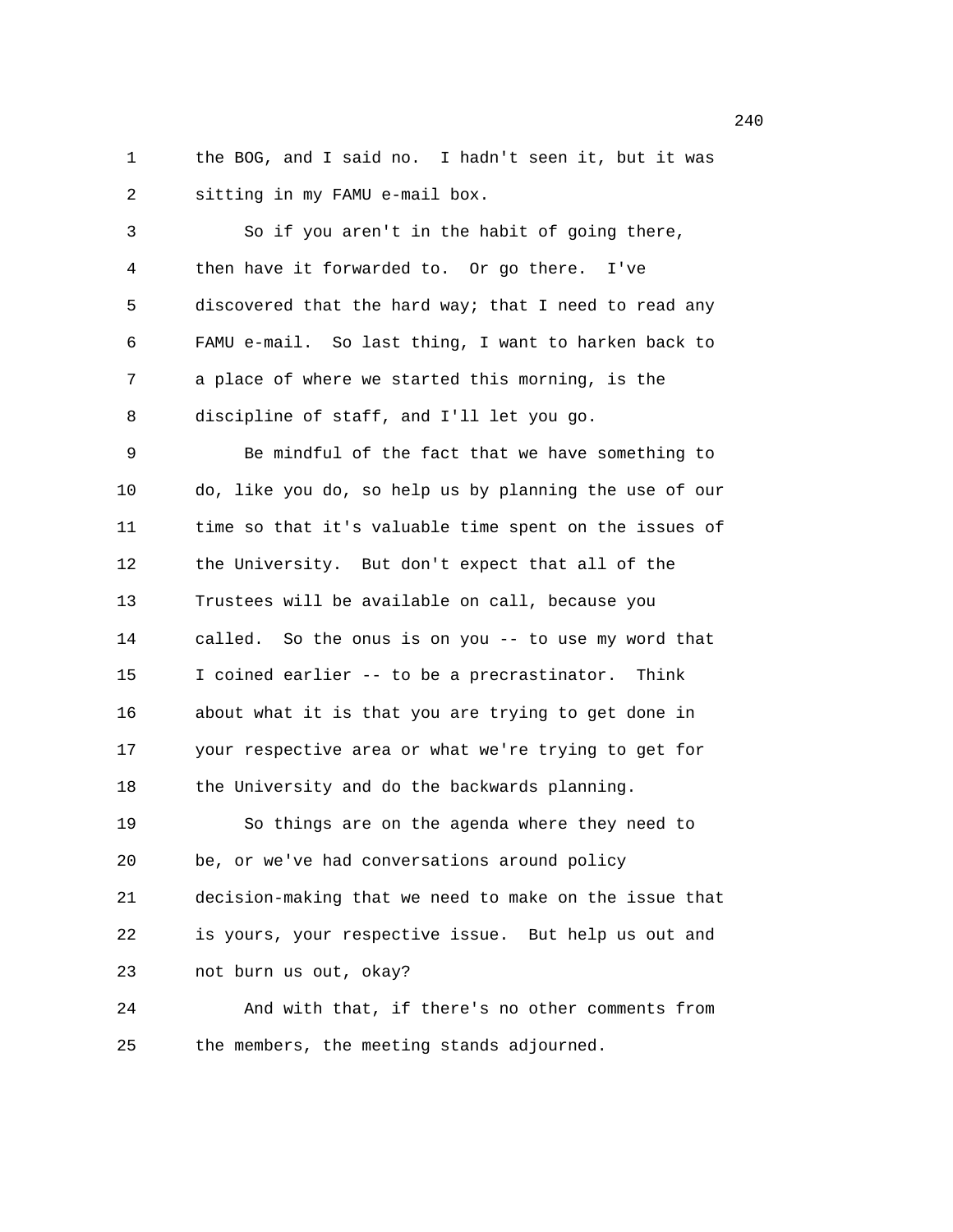the BOG, and I said no. I hadn't seen it, but it was sitting in my FAMU e-mail box.

So if you aren't in the habit of going there, then have it forwarded to. Or go there. I've discovered that the hard way; that I need to read any FAMU e-mail. So last thing, I want to harken back to a place of where we started this morning, is the discipline of staff, and I'll let you go.

Be mindful of the fact that we have something to do, like you do, so help us by planning the use of our time so that it's valuable time spent on the issues of the University. But don't expect that all of the Trustees will be available on call, because you called. So the onus is on you -- to use my word that I coined earlier -- to be a precrastinator. Think about what it is that you are trying to get done in your respective area or what we're trying to get for the University and do the backwards planning.

So things are on the agenda where they need to be, or we've had conversations around policy decision-making that we need to make on the issue that is yours, your respective issue. But help us out and not burn us out, okay?

And with that, if there's no other comments from the members, the meeting stands adjourned.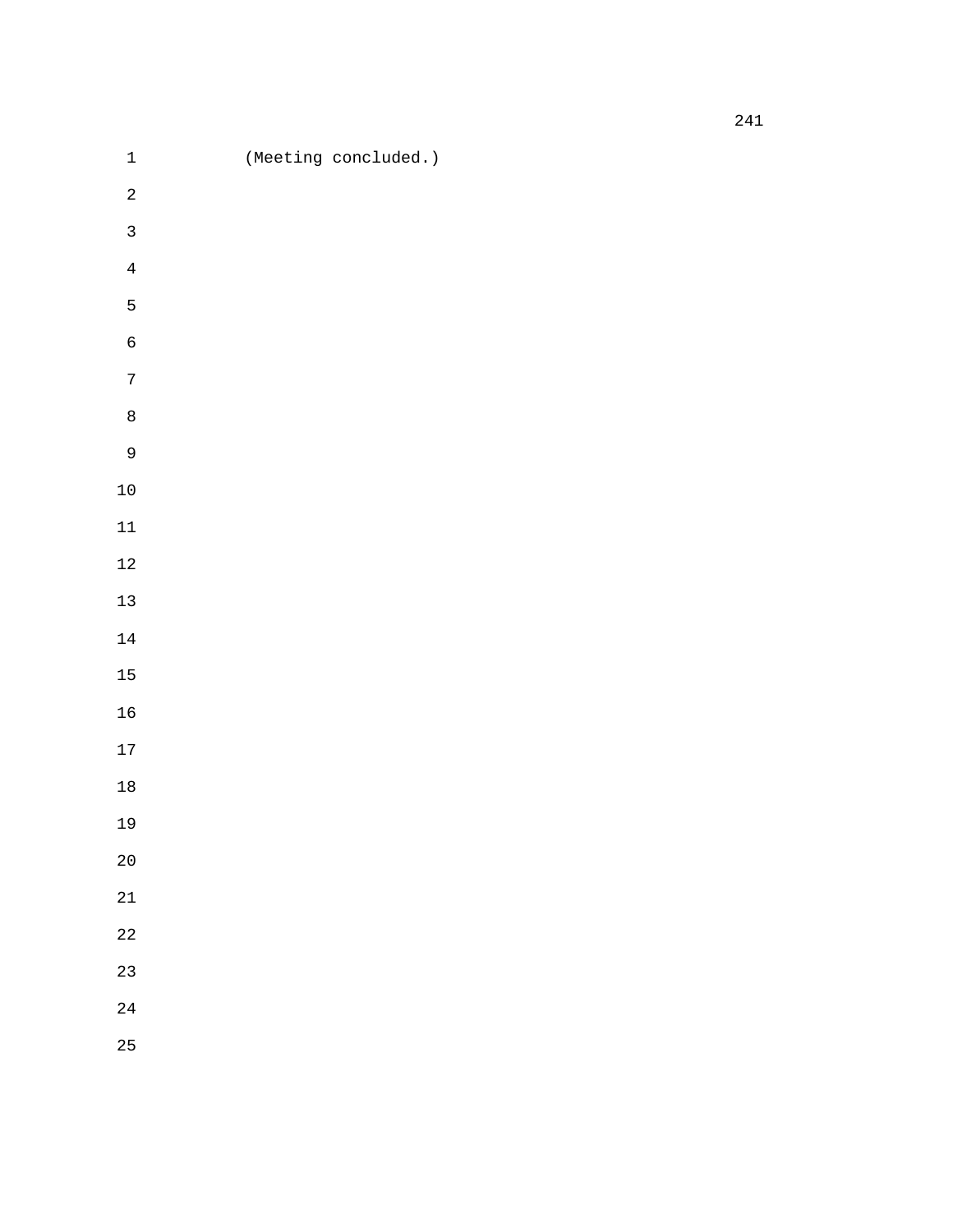(Meeting concluded.)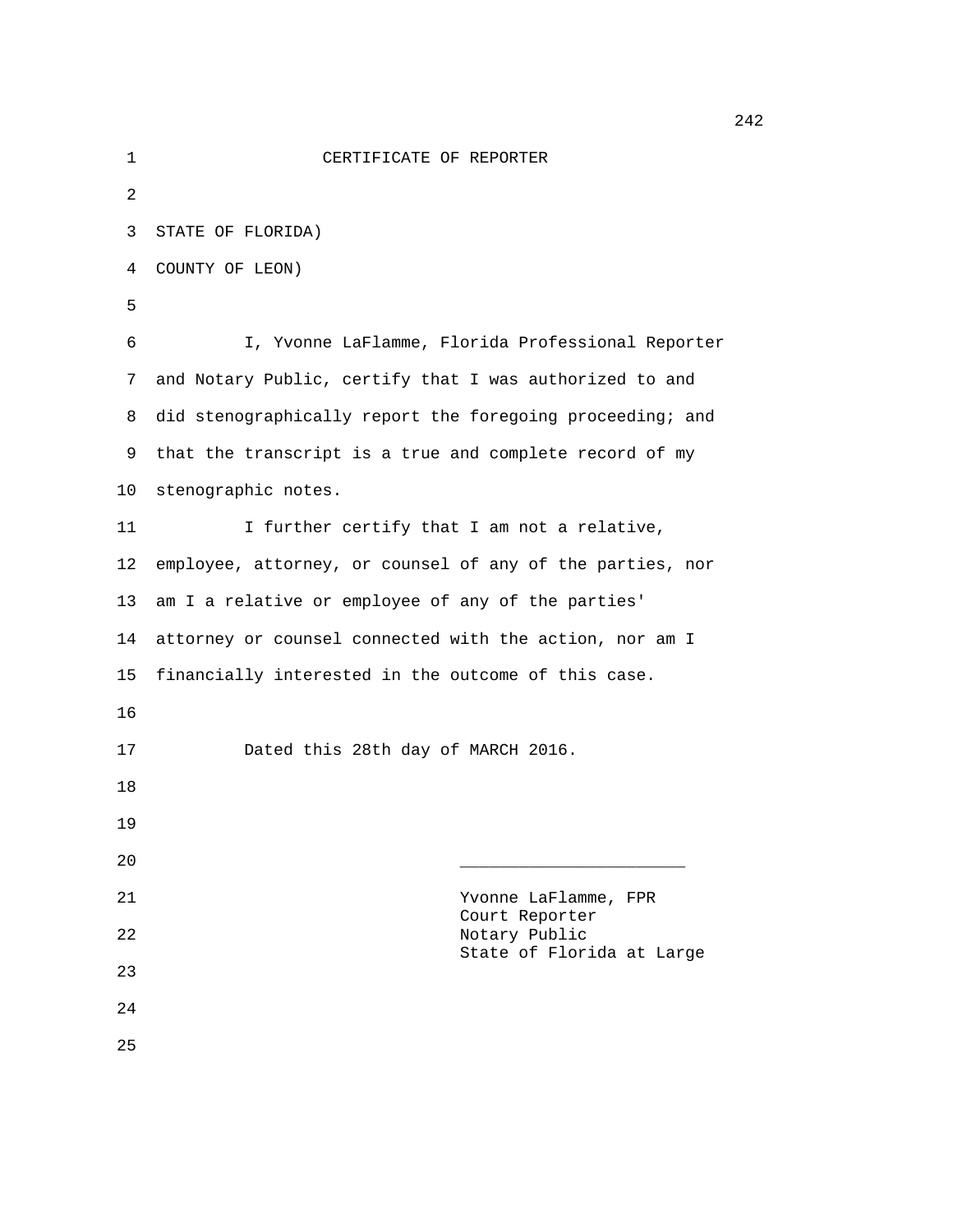# CERTIFICATE OF REPORTER

STATE OF FLORIDA)
COUNTY OF LEON)

I, Yvonne LaFlamme, Florida Professional Reporter and Notary Public, certify that I was authorized to and did stenographically report the foregoing proceeding; and that the transcript is a true and complete record of my stenographic notes.

I further certify that I am not a relative, employee, attorney, or counsel of any of the parties, nor am I a relative or employee of any of the parties' attorney or counsel connected with the action, nor am I financially interested in the outcome of this case.

Dated this 28th day of MARCH 2016.

______________________

Yvonne LaFlamme, FPR
Court Reporter
Notary Public
State of Florida at Large